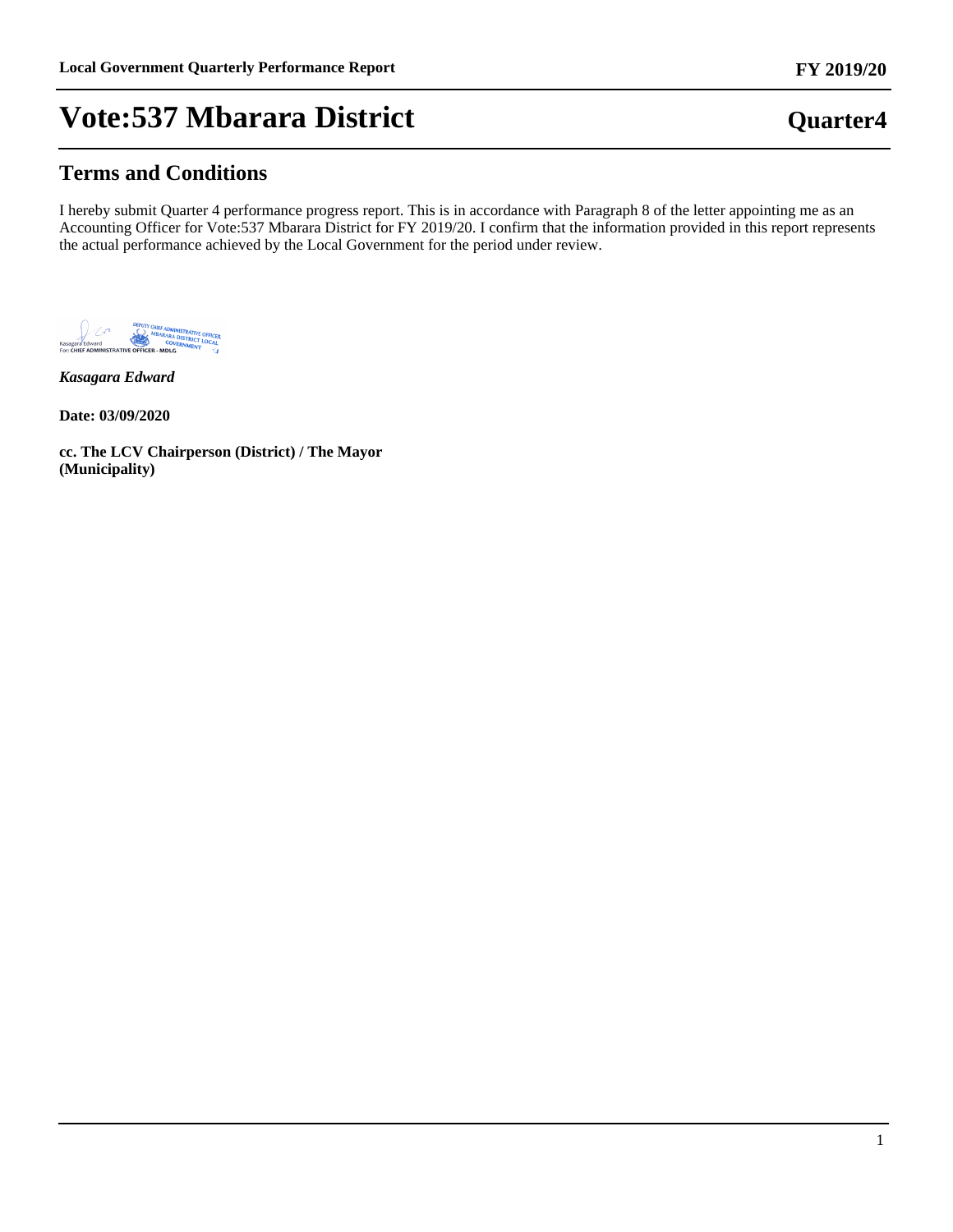# Vote:537 Mbarara District

**Quarter4**

## Terms and Conditions

I hereby submit Quarter 4 performance progress report. This is in accordance with Paragraph 8 of the letter appointing me as an Accounting Officer for Vote:537 Mbarara District for FY 2019/20. I confirm that the information provided in this report represents the actual performance achieved by the Local Government for the period under review.

Kasagara Edward
For: CHIEF ADMINISTRATIVE OFFICER - MDLG

DEPUTY CHIEF ADMINISTRATIVE OFFICER
MBARARA DISTRICT LOCAL GOVERNMENT

***Kasagara Edward***

**Date: 03/09/2020**

**cc. The LCV Chairperson (District) / The Mayor (Municipality)**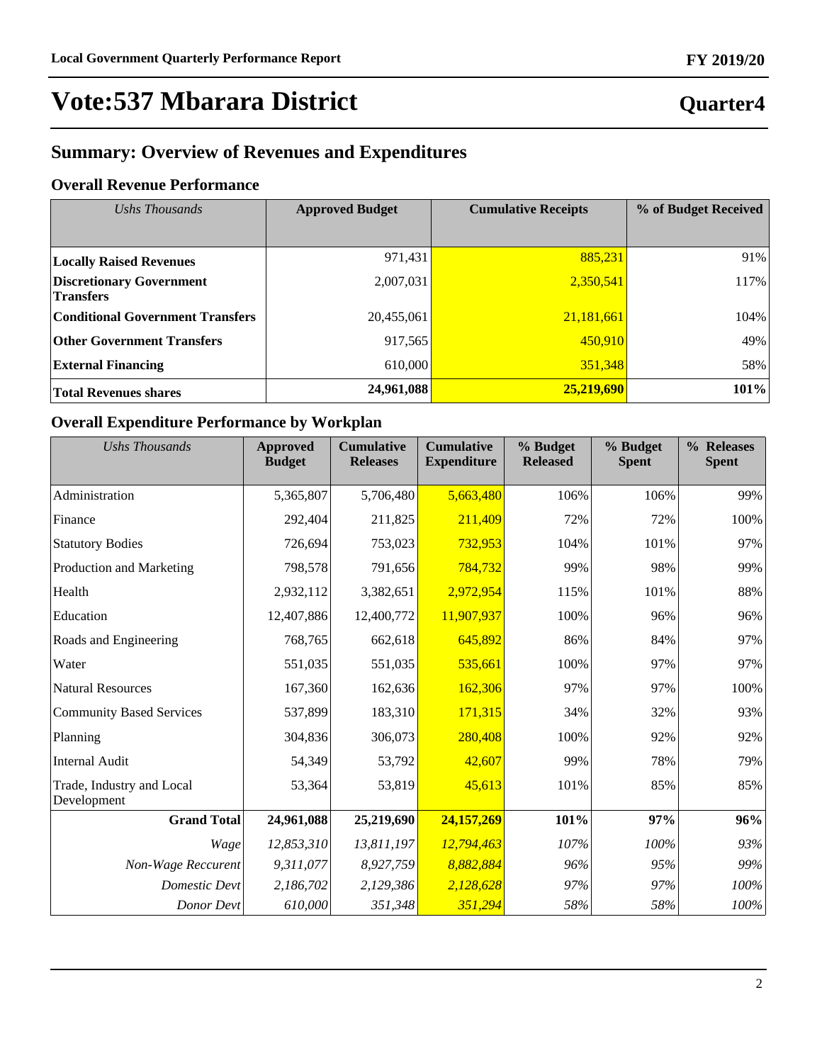# Vote:537 Mbarara District

## Quarter4

## Summary: Overview of Revenues and Expenditures

### Overall Revenue Performance

| *Ushs Thousands* | **Approved Budget** | **Cumulative Receipts** | **% of Budget Received** |
|---|---|---|---|
| **Locally Raised Revenues** | 971,431 | 885,231 | 91% |
| **Discretionary Government Transfers** | 2,007,031 | 2,350,541 | 117% |
| **Conditional Government Transfers** | 20,455,061 | 21,181,661 | 104% |
| **Other Government Transfers** | 917,565 | 450,910 | 49% |
| **External Financing** | 610,000 | 351,348 | 58% |
| **Total Revenues shares** | **24,961,088** | **25,219,690** | **101%** |

### Overall Expenditure Performance by Workplan

| *Ushs Thousands* | **Approved Budget** | **Cumulative Releases** | **Cumulative Expenditure** | **% Budget Released** | **% Budget Spent** | **% Releases Spent** |
|---|---|---|---|---|---|---|
| Administration | 5,365,807 | 5,706,480 | 5,663,480 | 106% | 106% | 99% |
| Finance | 292,404 | 211,825 | 211,409 | 72% | 72% | 100% |
| Statutory Bodies | 726,694 | 753,023 | 732,953 | 104% | 101% | 97% |
| Production and Marketing | 798,578 | 791,656 | 784,732 | 99% | 98% | 99% |
| Health | 2,932,112 | 3,382,651 | 2,972,954 | 115% | 101% | 88% |
| Education | 12,407,886 | 12,400,772 | 11,907,937 | 100% | 96% | 96% |
| Roads and Engineering | 768,765 | 662,618 | 645,892 | 86% | 84% | 97% |
| Water | 551,035 | 551,035 | 535,661 | 100% | 97% | 97% |
| Natural Resources | 167,360 | 162,636 | 162,306 | 97% | 97% | 100% |
| Community Based Services | 537,899 | 183,310 | 171,315 | 34% | 32% | 93% |
| Planning | 304,836 | 306,073 | 280,408 | 100% | 92% | 92% |
| Internal Audit | 54,349 | 53,792 | 42,607 | 99% | 78% | 79% |
| Trade, Industry and Local Development | 53,364 | 53,819 | 45,613 | 101% | 85% | 85% |
| **Grand Total** | **24,961,088** | **25,219,690** | **24,157,269** | **101%** | **97%** | **96%** |
| *Wage* | *12,853,310* | *13,811,197* | *12,794,463* | *107%* | *100%* | *93%* |
| *Non-Wage Reccurent* | *9,311,077* | *8,927,759* | *8,882,884* | *96%* | *95%* | *99%* |
| *Domestic Devt* | *2,186,702* | *2,129,386* | *2,128,628* | *97%* | *97%* | *100%* |
| *Donor Devt* | *610,000* | *351,348* | *351,294* | *58%* | *58%* | *100%* |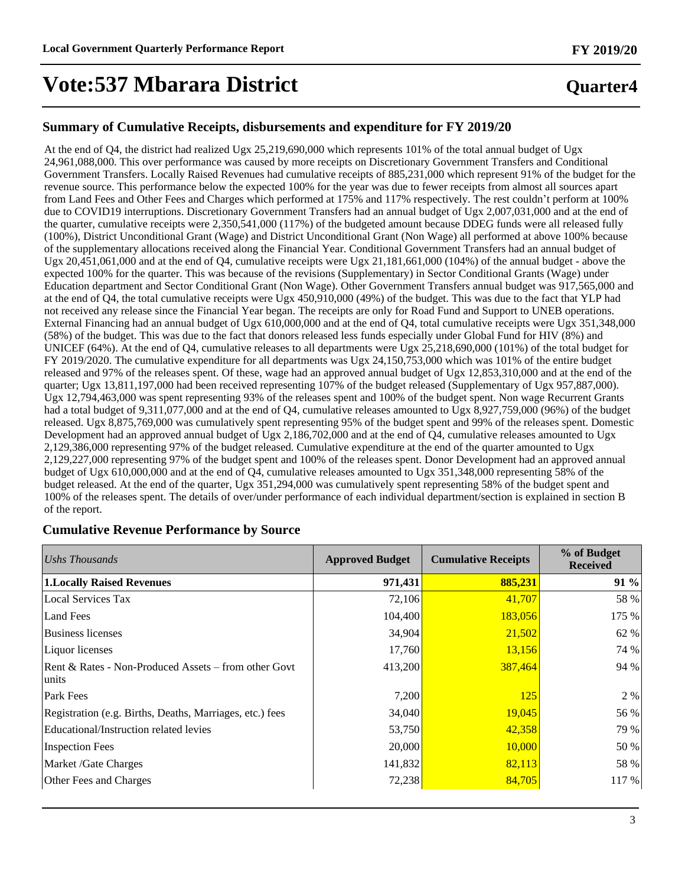Local Government Quarterly Performance Report FY 2019/20

# Vote:537 Mbarara District Quarter4

## Summary of Cumulative Receipts, disbursements and expenditure for FY 2019/20

At the end of Q4, the district had realized Ugx 25,219,690,000 which represents 101% of the total annual budget of Ugx 24,961,088,000. This over performance was caused by more receipts on Discretionary Government Transfers and Conditional Government Transfers. Locally Raised Revenues had cumulative receipts of 885,231,000 which represent 91% of the budget for the revenue source. This performance below the expected 100% for the year was due to fewer receipts from almost all sources apart from Land Fees and Other Fees and Charges which performed at 175% and 117% respectively. The rest couldn't perform at 100% due to COVID19 interruptions. Discretionary Government Transfers had an annual budget of Ugx 2,007,031,000 and at the end of the quarter, cumulative receipts were 2,350,541,000 (117%) of the budgeted amount because DDEG funds were all released fully (100%), District Unconditional Grant (Wage) and District Unconditional Grant (Non Wage) all performed at above 100% because of the supplementary allocations received along the Financial Year. Conditional Government Transfers had an annual budget of Ugx 20,451,061,000 and at the end of Q4, cumulative receipts were Ugx 21,181,661,000 (104%) of the annual budget - above the expected 100% for the quarter. This was because of the revisions (Supplementary) in Sector Conditional Grants (Wage) under Education department and Sector Conditional Grant (Non Wage). Other Government Transfers annual budget was 917,565,000 and at the end of Q4, the total cumulative receipts were Ugx 450,910,000 (49%) of the budget. This was due to the fact that YLP had not received any release since the Financial Year began. The receipts are only for Road Fund and Support to UNEB operations. External Financing had an annual budget of Ugx 610,000,000 and at the end of Q4, total cumulative receipts were Ugx 351,348,000 (58%) of the budget. This was due to the fact that donors released less funds especially under Global Fund for HIV (8%) and UNICEF (64%). At the end of Q4, cumulative releases to all departments were Ugx 25,218,690,000 (101%) of the total budget for FY 2019/2020. The cumulative expenditure for all departments was Ugx 24,150,753,000 which was 101% of the entire budget released and 97% of the releases spent. Of these, wage had an approved annual budget of Ugx 12,853,310,000 and at the end of the quarter; Ugx 13,811,197,000 had been received representing 107% of the budget released (Supplementary of Ugx 957,887,000). Ugx 12,794,463,000 was spent representing 93% of the releases spent and 100% of the budget spent. Non wage Recurrent Grants had a total budget of 9,311,077,000 and at the end of Q4, cumulative releases amounted to Ugx 8,927,759,000 (96%) of the budget released. Ugx 8,875,769,000 was cumulatively spent representing 95% of the budget spent and 99% of the releases spent. Domestic Development had an approved annual budget of Ugx 2,186,702,000 and at the end of Q4, cumulative releases amounted to Ugx 2,129,386,000 representing 97% of the budget released. Cumulative expenditure at the end of the quarter amounted to Ugx 2,129,227,000 representing 97% of the budget spent and 100% of the releases spent. Donor Development had an approved annual budget of Ugx 610,000,000 and at the end of Q4, cumulative releases amounted to Ugx 351,348,000 representing 58% of the budget released. At the end of the quarter, Ugx 351,294,000 was cumulatively spent representing 58% of the budget spent and 100% of the releases spent. The details of over/under performance of each individual department/section is explained in section B of the report.

## Cumulative Revenue Performance by Source

| *Ushs Thousands* | Approved Budget | Cumulative Receipts | % of Budget Received |
|---|---|---|---|
| **1.Locally Raised Revenues** | **971,431** | **885,231** | **91 %** |
| Local Services Tax | 72,106 | 41,707 | 58 % |
| Land Fees | 104,400 | 183,056 | 175 % |
| Business licenses | 34,904 | 21,502 | 62 % |
| Liquor licenses | 17,760 | 13,156 | 74 % |
| Rent & Rates - Non-Produced Assets – from other Govt units | 413,200 | 387,464 | 94 % |
| Park Fees | 7,200 | 125 | 2 % |
| Registration (e.g. Births, Deaths, Marriages, etc.) fees | 34,040 | 19,045 | 56 % |
| Educational/Instruction related levies | 53,750 | 42,358 | 79 % |
| Inspection Fees | 20,000 | 10,000 | 50 % |
| Market /Gate Charges | 141,832 | 82,113 | 58 % |
| Other Fees and Charges | 72,238 | 84,705 | 117 % |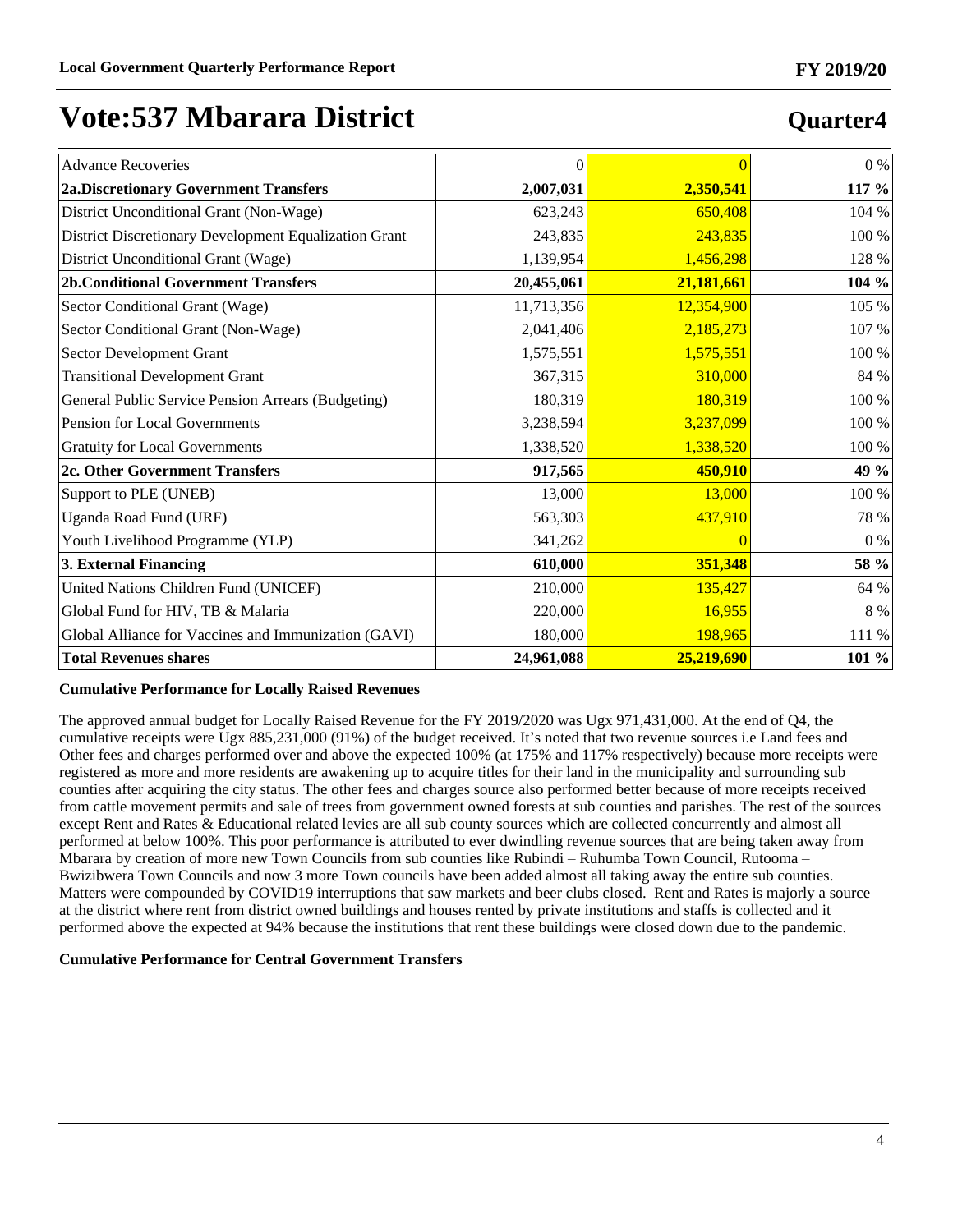# Vote:537 Mbarara District

## Quarter4

| | | | |
|---|---|---|---|
| Advance Recoveries | 0 | 0 | 0 % |
| **2a.Discretionary Government Transfers** | **2,007,031** | **2,350,541** | **117 %** |
| District Unconditional Grant (Non-Wage) | 623,243 | 650,408 | 104 % |
| District Discretionary Development Equalization Grant | 243,835 | 243,835 | 100 % |
| District Unconditional Grant (Wage) | 1,139,954 | 1,456,298 | 128 % |
| **2b.Conditional Government Transfers** | **20,455,061** | **21,181,661** | **104 %** |
| Sector Conditional Grant (Wage) | 11,713,356 | 12,354,900 | 105 % |
| Sector Conditional Grant (Non-Wage) | 2,041,406 | 2,185,273 | 107 % |
| Sector Development Grant | 1,575,551 | 1,575,551 | 100 % |
| Transitional Development Grant | 367,315 | 310,000 | 84 % |
| General Public Service Pension Arrears (Budgeting) | 180,319 | 180,319 | 100 % |
| Pension for Local Governments | 3,238,594 | 3,237,099 | 100 % |
| Gratuity for Local Governments | 1,338,520 | 1,338,520 | 100 % |
| **2c. Other Government Transfers** | **917,565** | **450,910** | **49 %** |
| Support to PLE (UNEB) | 13,000 | 13,000 | 100 % |
| Uganda Road Fund (URF) | 563,303 | 437,910 | 78 % |
| Youth Livelihood Programme (YLP) | 341,262 | 0 | 0 % |
| **3. External Financing** | **610,000** | **351,348** | **58 %** |
| United Nations Children Fund (UNICEF) | 210,000 | 135,427 | 64 % |
| Global Fund for HIV, TB & Malaria | 220,000 | 16,955 | 8 % |
| Global Alliance for Vaccines and Immunization (GAVI) | 180,000 | 198,965 | 111 % |
| **Total Revenues shares** | **24,961,088** | **25,219,690** | **101 %** |

**Cumulative Performance for Locally Raised Revenues**

The approved annual budget for Locally Raised Revenue for the FY 2019/2020 was Ugx 971,431,000. At the end of Q4, the cumulative receipts were Ugx 885,231,000 (91%) of the budget received. It's noted that two revenue sources i.e Land fees and Other fees and charges performed over and above the expected 100% (at 175% and 117% respectively) because more receipts were registered as more and more residents are awakening up to acquire titles for their land in the municipality and surrounding sub counties after acquiring the city status. The other fees and charges source also performed better because of more receipts received from cattle movement permits and sale of trees from government owned forests at sub counties and parishes. The rest of the sources except Rent and Rates & Educational related levies are all sub county sources which are collected concurrently and almost all performed at below 100%. This poor performance is attributed to ever dwindling revenue sources that are being taken away from Mbarara by creation of more new Town Councils from sub counties like Rubindi – Ruhumba Town Council, Rutooma – Bwizibwera Town Councils and now 3 more Town councils have been added almost all taking away the entire sub counties. Matters were compounded by COVID19 interruptions that saw markets and beer clubs closed. Rent and Rates is majorly a source at the district where rent from district owned buildings and houses rented by private institutions and staffs is collected and it performed above the expected at 94% because the institutions that rent these buildings were closed down due to the pandemic.

**Cumulative Performance for Central Government Transfers**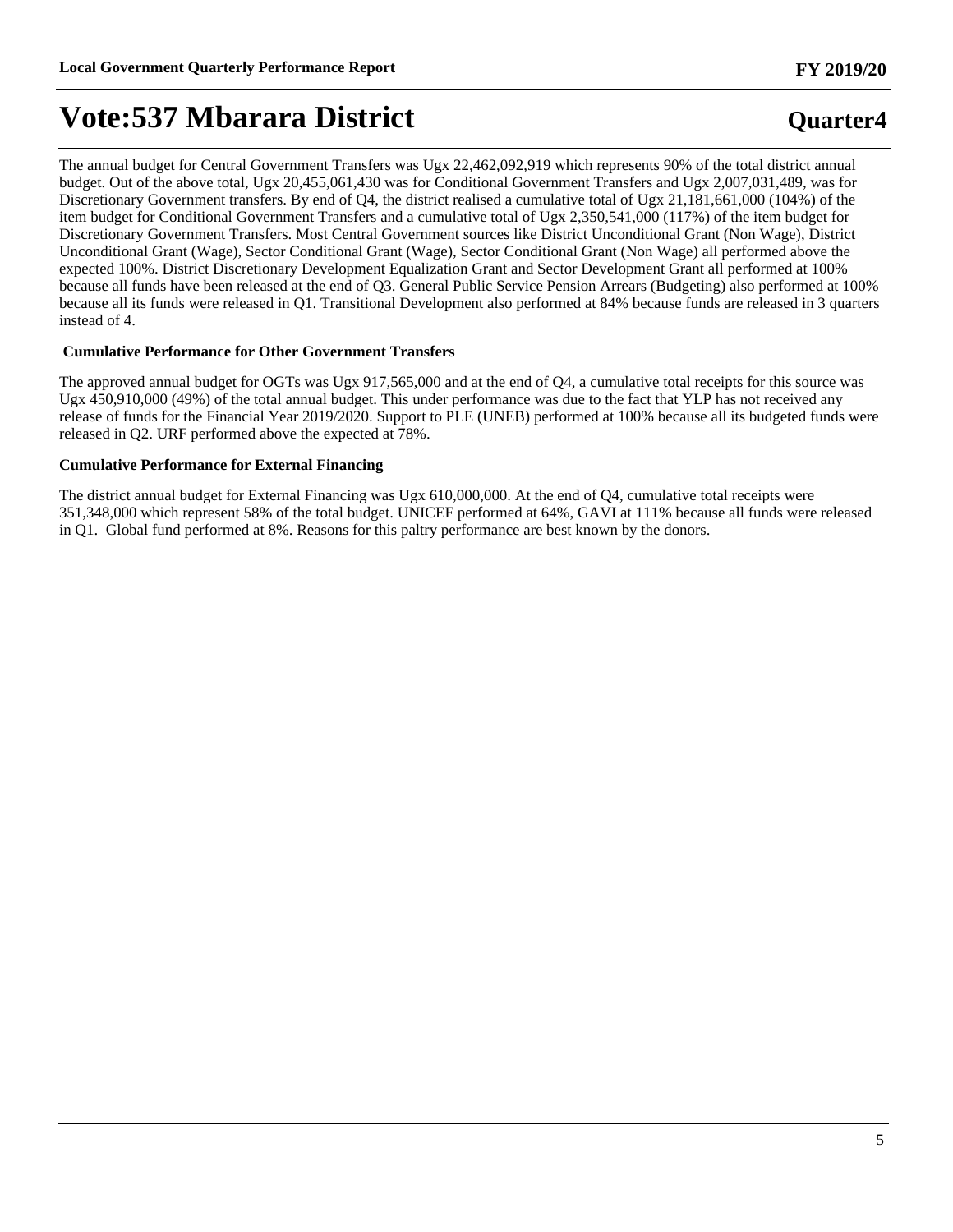The annual budget for Central Government Transfers was Ugx 22,462,092,919 which represents 90% of the total district annual budget. Out of the above total, Ugx 20,455,061,430 was for Conditional Government Transfers and Ugx 2,007,031,489, was for Discretionary Government transfers. By end of Q4, the district realised a cumulative total of Ugx 21,181,661,000 (104%) of the item budget for Conditional Government Transfers and a cumulative total of Ugx 2,350,541,000 (117%) of the item budget for Discretionary Government Transfers. Most Central Government sources like District Unconditional Grant (Non Wage), District Unconditional Grant (Wage), Sector Conditional Grant (Wage), Sector Conditional Grant (Non Wage) all performed above the expected 100%. District Discretionary Development Equalization Grant and Sector Development Grant all performed at 100% because all funds have been released at the end of Q3. General Public Service Pension Arrears (Budgeting) also performed at 100% because all its funds were released in Q1. Transitional Development also performed at 84% because funds are released in 3 quarters instead of 4.

**Cumulative Performance for Other Government Transfers**

The approved annual budget for OGTs was Ugx 917,565,000 and at the end of Q4, a cumulative total receipts for this source was Ugx 450,910,000 (49%) of the total annual budget. This under performance was due to the fact that YLP has not received any release of funds for the Financial Year 2019/2020. Support to PLE (UNEB) performed at 100% because all its budgeted funds were released in Q2. URF performed above the expected at 78%.

**Cumulative Performance for External Financing**

The district annual budget for External Financing was Ugx 610,000,000. At the end of Q4, cumulative total receipts were 351,348,000 which represent 58% of the total budget. UNICEF performed at 64%, GAVI at 111% because all funds were released in Q1. Global fund performed at 8%. Reasons for this paltry performance are best known by the donors.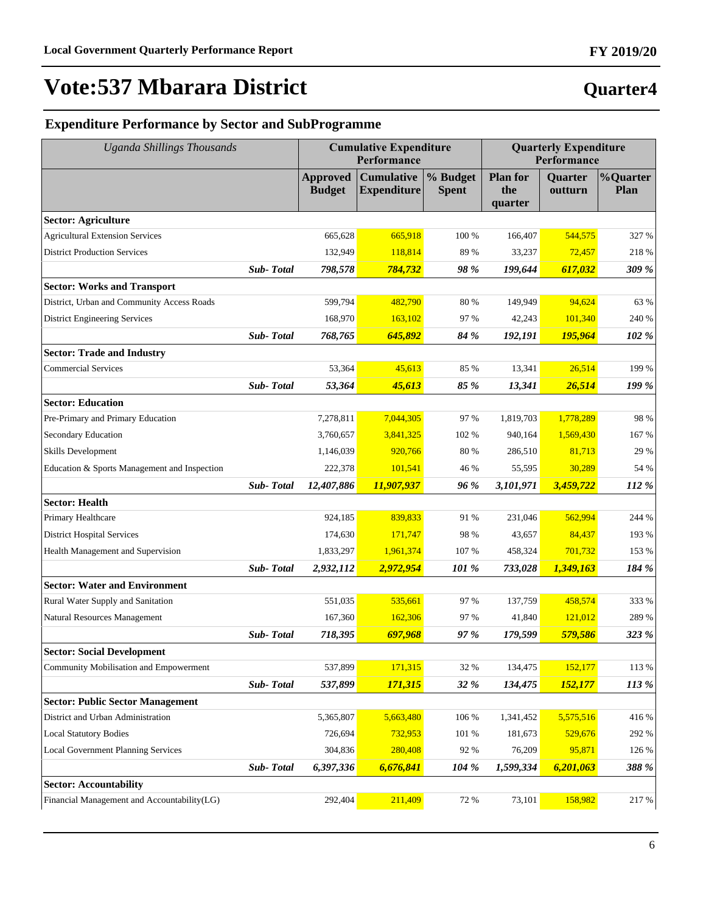# Vote:537 Mbarara District

## Quarter4

### Expenditure Performance by Sector and SubProgramme

| *Uganda Shillings Thousands* | | Cumulative Expenditure Performance | | | Quarterly Expenditure Performance | | |
|---|---|---|---|---|---|---|---|
| | | **Approved Budget** | **Cumulative Expenditure** | **% Budget Spent** | **Plan for the quarter** | **Quarter outturn** | **%Quarter Plan** |
| **Sector: Agriculture** | | | | | | | |
| Agricultural Extension Services | | 665,628 | 665,918 | 100 % | 166,407 | 544,575 | 327 % |
| District Production Services | | 132,949 | 118,814 | 89 % | 33,237 | 72,457 | 218 % |
| | ***Sub- Total*** | ***798,578*** | ***784,732*** | ***98 %*** | ***199,644*** | ***617,032*** | ***309 %*** |
| **Sector: Works and Transport** | | | | | | | |
| District, Urban and Community Access Roads | | 599,794 | 482,790 | 80 % | 149,949 | 94,624 | 63 % |
| District Engineering Services | | 168,970 | 163,102 | 97 % | 42,243 | 101,340 | 240 % |
| | ***Sub- Total*** | ***768,765*** | ***645,892*** | ***84 %*** | ***192,191*** | ***195,964*** | ***102 %*** |
| **Sector: Trade and Industry** | | | | | | | |
| Commercial Services | | 53,364 | 45,613 | 85 % | 13,341 | 26,514 | 199 % |
| | ***Sub- Total*** | ***53,364*** | ***45,613*** | ***85 %*** | ***13,341*** | ***26,514*** | ***199 %*** |
| **Sector: Education** | | | | | | | |
| Pre-Primary and Primary Education | | 7,278,811 | 7,044,305 | 97 % | 1,819,703 | 1,778,289 | 98 % |
| Secondary Education | | 3,760,657 | 3,841,325 | 102 % | 940,164 | 1,569,430 | 167 % |
| Skills Development | | 1,146,039 | 920,766 | 80 % | 286,510 | 81,713 | 29 % |
| Education & Sports Management and Inspection | | 222,378 | 101,541 | 46 % | 55,595 | 30,289 | 54 % |
| | ***Sub- Total*** | ***12,407,886*** | ***11,907,937*** | ***96 %*** | ***3,101,971*** | ***3,459,722*** | ***112 %*** |
| **Sector: Health** | | | | | | | |
| Primary Healthcare | | 924,185 | 839,833 | 91 % | 231,046 | 562,994 | 244 % |
| District Hospital Services | | 174,630 | 171,747 | 98 % | 43,657 | 84,437 | 193 % |
| Health Management and Supervision | | 1,833,297 | 1,961,374 | 107 % | 458,324 | 701,732 | 153 % |
| | ***Sub- Total*** | ***2,932,112*** | ***2,972,954*** | ***101 %*** | ***733,028*** | ***1,349,163*** | ***184 %*** |
| **Sector: Water and Environment** | | | | | | | |
| Rural Water Supply and Sanitation | | 551,035 | 535,661 | 97 % | 137,759 | 458,574 | 333 % |
| Natural Resources Management | | 167,360 | 162,306 | 97 % | 41,840 | 121,012 | 289 % |
| | ***Sub- Total*** | ***718,395*** | ***697,968*** | ***97 %*** | ***179,599*** | ***579,586*** | ***323 %*** |
| **Sector: Social Development** | | | | | | | |
| Community Mobilisation and Empowerment | | 537,899 | 171,315 | 32 % | 134,475 | 152,177 | 113 % |
| | ***Sub- Total*** | ***537,899*** | ***171,315*** | ***32 %*** | ***134,475*** | ***152,177*** | ***113 %*** |
| **Sector: Public Sector Management** | | | | | | | |
| District and Urban Administration | | 5,365,807 | 5,663,480 | 106 % | 1,341,452 | 5,575,516 | 416 % |
| Local Statutory Bodies | | 726,694 | 732,953 | 101 % | 181,673 | 529,676 | 292 % |
| Local Government Planning Services | | 304,836 | 280,408 | 92 % | 76,209 | 95,871 | 126 % |
| | ***Sub- Total*** | ***6,397,336*** | ***6,676,841*** | ***104 %*** | ***1,599,334*** | ***6,201,063*** | ***388 %*** |
| **Sector: Accountability** | | | | | | | |
| Financial Management and Accountability(LG) | | 292,404 | 211,409 | 72 % | 73,101 | 158,982 | 217 % |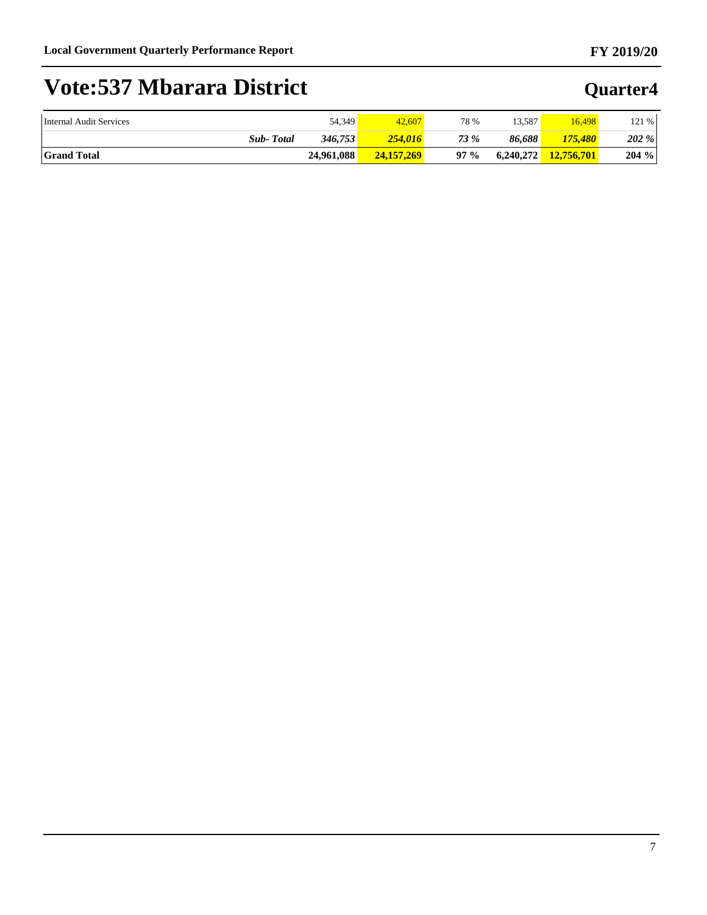# Vote:537 Mbarara District

## Quarter4

| | | | | | | | |
|---|---|---|---|---|---|---|---|
| Internal Audit Services | | 54,349 | 42,607 | 78 % | 13,587 | 16,498 | 121 % |
| | ***Sub- Total*** | ***346,753*** | ***254,016*** | ***73 %*** | ***86,688*** | ***175,480*** | ***202 %*** |
| **Grand Total** | | **24,961,088** | **24,157,269** | **97 %** | **6,240,272** | **12,756,701** | **204 %** |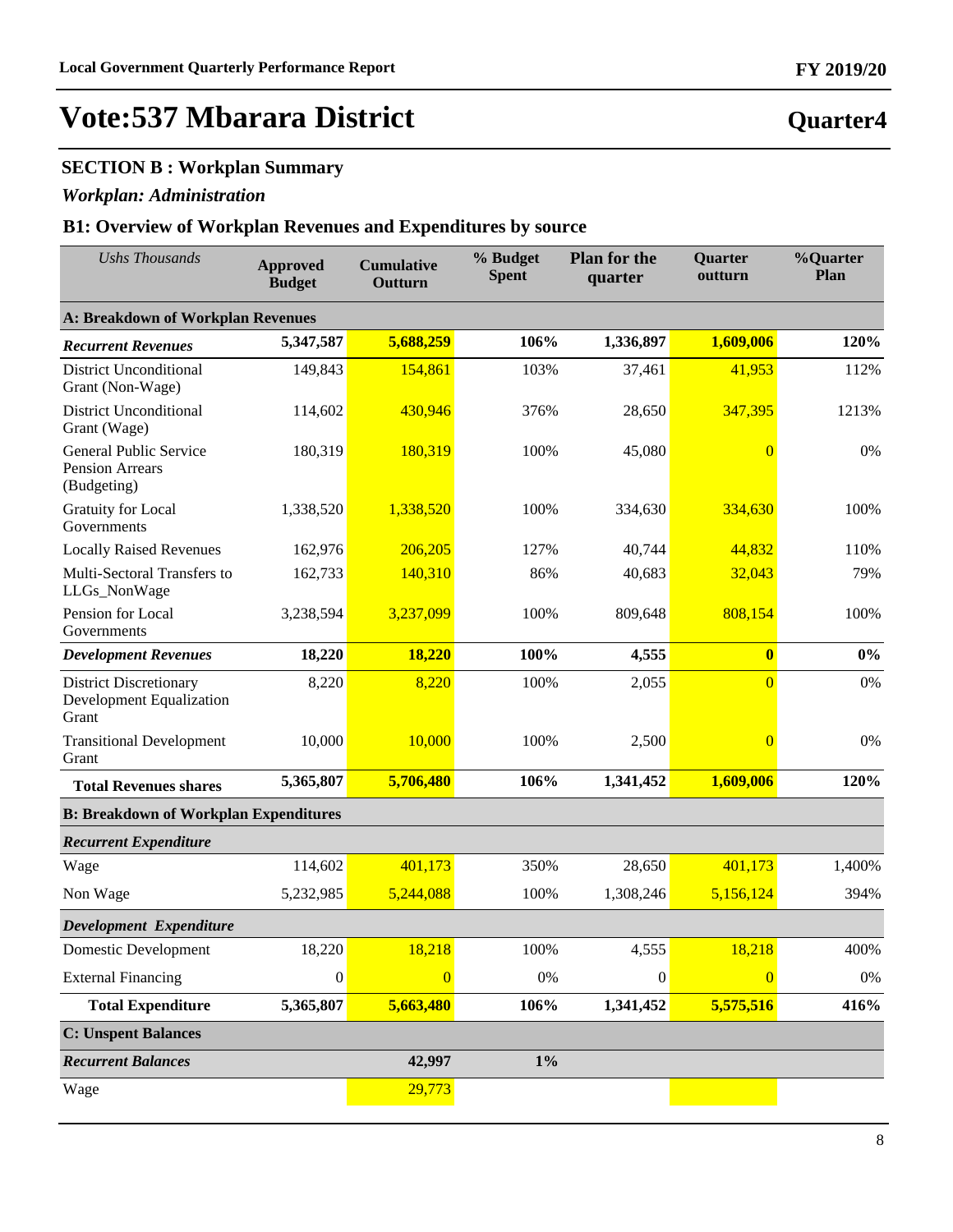# Vote:537 Mbarara District

**Quarter4**

## SECTION B : Workplan Summary

### *Workplan: Administration*

### B1: Overview of Workplan Revenues and Expenditures by source

| *Ushs Thousands* | Approved Budget | Cumulative Outturn | % Budget Spent | Plan for the quarter | Quarter outturn | %Quarter Plan |
|---|---|---|---|---|---|---|
| **A: Breakdown of Workplan Revenues** | | | | | | |
| ***Recurrent Revenues*** | **5,347,587** | **5,688,259** | **106%** | **1,336,897** | **1,609,006** | **120%** |
| District Unconditional Grant (Non-Wage) | 149,843 | 154,861 | 103% | 37,461 | 41,953 | 112% |
| District Unconditional Grant (Wage) | 114,602 | 430,946 | 376% | 28,650 | 347,395 | 1213% |
| General Public Service Pension Arrears (Budgeting) | 180,319 | 180,319 | 100% | 45,080 | 0 | 0% |
| Gratuity for Local Governments | 1,338,520 | 1,338,520 | 100% | 334,630 | 334,630 | 100% |
| Locally Raised Revenues | 162,976 | 206,205 | 127% | 40,744 | 44,832 | 110% |
| Multi-Sectoral Transfers to LLGs_NonWage | 162,733 | 140,310 | 86% | 40,683 | 32,043 | 79% |
| Pension for Local Governments | 3,238,594 | 3,237,099 | 100% | 809,648 | 808,154 | 100% |
| ***Development Revenues*** | **18,220** | **18,220** | **100%** | **4,555** | **0** | **0%** |
| District Discretionary Development Equalization Grant | 8,220 | 8,220 | 100% | 2,055 | 0 | 0% |
| Transitional Development Grant | 10,000 | 10,000 | 100% | 2,500 | 0 | 0% |
| **Total Revenues shares** | **5,365,807** | **5,706,480** | **106%** | **1,341,452** | **1,609,006** | **120%** |
| **B: Breakdown of Workplan Expenditures** | | | | | | |
| ***Recurrent Expenditure*** | | | | | | |
| Wage | 114,602 | 401,173 | 350% | 28,650 | 401,173 | 1,400% |
| Non Wage | 5,232,985 | 5,244,088 | 100% | 1,308,246 | 5,156,124 | 394% |
| ***Development Expenditure*** | | | | | | |
| Domestic Development | 18,220 | 18,218 | 100% | 4,555 | 18,218 | 400% |
| External Financing | 0 | 0 | 0% | 0 | 0 | 0% |
| **Total Expenditure** | **5,365,807** | **5,663,480** | **106%** | **1,341,452** | **5,575,516** | **416%** |
| **C: Unspent Balances** | | | | | | |
| ***Recurrent Balances*** | | **42,997** | **1%** | | | |
| Wage | | 29,773 | | | | |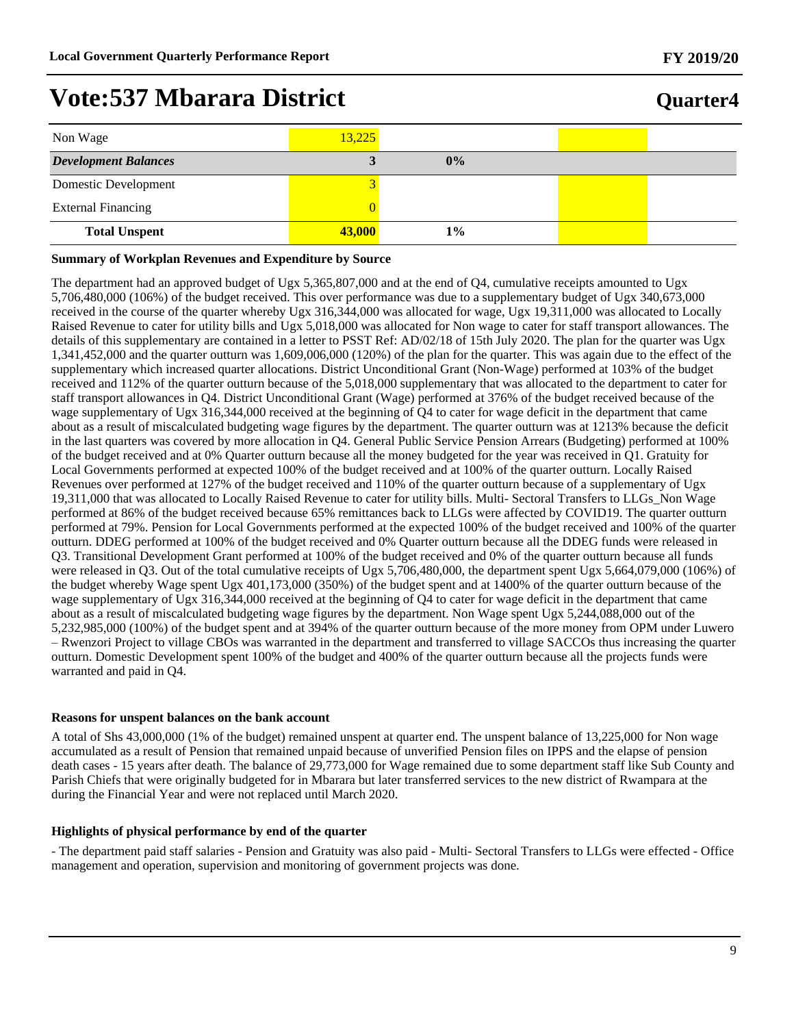# Vote:537 Mbarara District

## Quarter4

| | | | | |
|---|---|---|---|---|
| Non Wage | 13,225 | | | |
| ***Development Balances*** | **3** | **0%** | | |
| Domestic Development | 3 | | | |
| External Financing | 0 | | | |
| **Total Unspent** | **43,000** | **1%** | | |

**Summary of Workplan Revenues and Expenditure by Source**

The department had an approved budget of Ugx 5,365,807,000 and at the end of Q4, cumulative receipts amounted to Ugx 5,706,480,000 (106%) of the budget received. This over performance was due to a supplementary budget of Ugx 340,673,000 received in the course of the quarter whereby Ugx 316,344,000 was allocated for wage, Ugx 19,311,000 was allocated to Locally Raised Revenue to cater for utility bills and Ugx 5,018,000 was allocated for Non wage to cater for staff transport allowances. The details of this supplementary are contained in a letter to PSST Ref: AD/02/18 of 15th July 2020. The plan for the quarter was Ugx 1,341,452,000 and the quarter outturn was 1,609,006,000 (120%) of the plan for the quarter. This was again due to the effect of the supplementary which increased quarter allocations. District Unconditional Grant (Non-Wage) performed at 103% of the budget received and 112% of the quarter outturn because of the 5,018,000 supplementary that was allocated to the department to cater for staff transport allowances in Q4. District Unconditional Grant (Wage) performed at 376% of the budget received because of the wage supplementary of Ugx 316,344,000 received at the beginning of Q4 to cater for wage deficit in the department that came about as a result of miscalculated budgeting wage figures by the department. The quarter outturn was at 1213% because the deficit in the last quarters was covered by more allocation in Q4. General Public Service Pension Arrears (Budgeting) performed at 100% of the budget received and at 0% Quarter outturn because all the money budgeted for the year was received in Q1. Gratuity for Local Governments performed at expected 100% of the budget received and at 100% of the quarter outturn. Locally Raised Revenues over performed at 127% of the budget received and 110% of the quarter outturn because of a supplementary of Ugx 19,311,000 that was allocated to Locally Raised Revenue to cater for utility bills. Multi- Sectoral Transfers to LLGs_Non Wage performed at 86% of the budget received because 65% remittances back to LLGs were affected by COVID19. The quarter outturn performed at 79%. Pension for Local Governments performed at the expected 100% of the budget received and 100% of the quarter outturn. DDEG performed at 100% of the budget received and 0% Quarter outturn because all the DDEG funds were released in Q3. Transitional Development Grant performed at 100% of the budget received and 0% of the quarter outturn because all funds were released in Q3. Out of the total cumulative receipts of Ugx 5,706,480,000, the department spent Ugx 5,664,079,000 (106%) of the budget whereby Wage spent Ugx 401,173,000 (350%) of the budget spent and at 1400% of the quarter outturn because of the wage supplementary of Ugx 316,344,000 received at the beginning of Q4 to cater for wage deficit in the department that came about as a result of miscalculated budgeting wage figures by the department. Non Wage spent Ugx 5,244,088,000 out of the 5,232,985,000 (100%) of the budget spent and at 394% of the quarter outturn because of the more money from OPM under Luwero – Rwenzori Project to village CBOs was warranted in the department and transferred to village SACCOs thus increasing the quarter outturn. Domestic Development spent 100% of the budget and 400% of the quarter outturn because all the projects funds were warranted and paid in Q4.

**Reasons for unspent balances on the bank account**

A total of Shs 43,000,000 (1% of the budget) remained unspent at quarter end. The unspent balance of 13,225,000 for Non wage accumulated as a result of Pension that remained unpaid because of unverified Pension files on IPPS and the elapse of pension death cases - 15 years after death. The balance of 29,773,000 for Wage remained due to some department staff like Sub County and Parish Chiefs that were originally budgeted for in Mbarara but later transferred services to the new district of Rwampara at the during the Financial Year and were not replaced until March 2020.

**Highlights of physical performance by end of the quarter**

- The department paid staff salaries - Pension and Gratuity was also paid - Multi- Sectoral Transfers to LLGs were effected - Office management and operation, supervision and monitoring of government projects was done.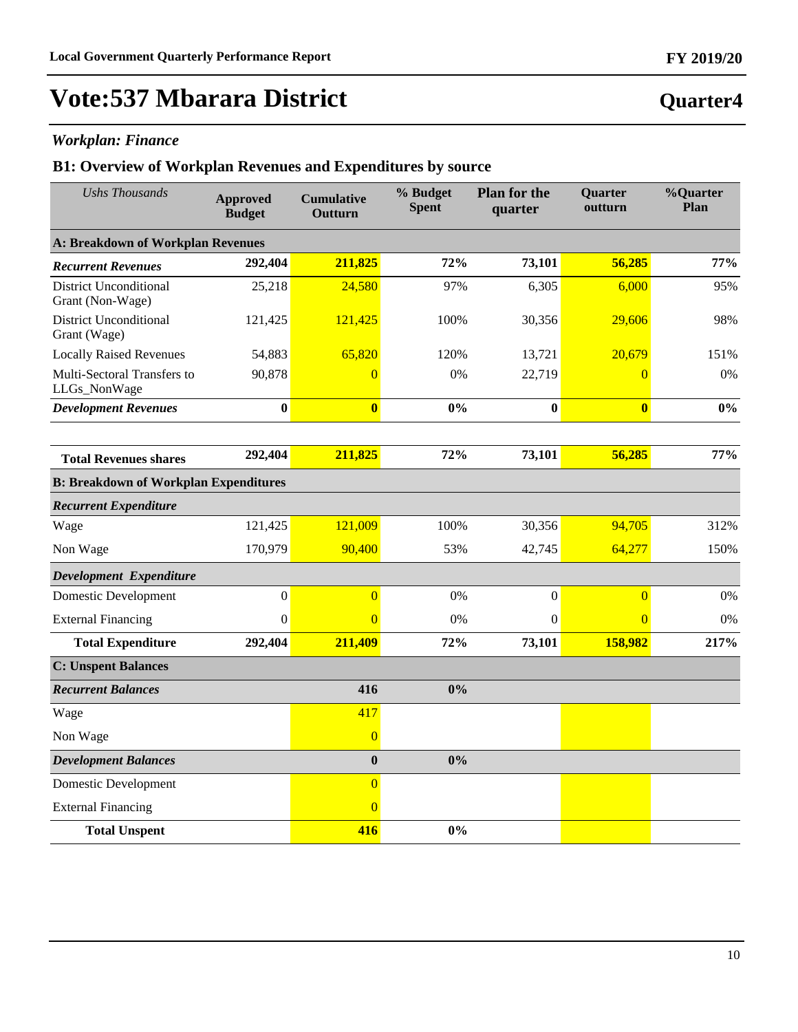# Vote:537 Mbarara District

## Quarter4

### *Workplan: Finance*

### B1: Overview of Workplan Revenues and Expenditures by source

| *Ushs Thousands* | Approved Budget | Cumulative Outturn | % Budget Spent | Plan for the quarter | Quarter outturn | %Quarter Plan |
|---|---|---|---|---|---|---|
| **A: Breakdown of Workplan Revenues** | | | | | | |
| ***Recurrent Revenues*** | **292,404** | **211,825** | **72%** | **73,101** | **56,285** | **77%** |
| District Unconditional Grant (Non-Wage) | 25,218 | 24,580 | 97% | 6,305 | 6,000 | 95% |
| District Unconditional Grant (Wage) | 121,425 | 121,425 | 100% | 30,356 | 29,606 | 98% |
| Locally Raised Revenues | 54,883 | 65,820 | 120% | 13,721 | 20,679 | 151% |
| Multi-Sectoral Transfers to LLGs_NonWage | 90,878 | 0 | 0% | 22,719 | 0 | 0% |
| ***Development Revenues*** | **0** | **0** | **0%** | **0** | **0** | **0%** |
| **Total Revenues shares** | **292,404** | **211,825** | **72%** | **73,101** | **56,285** | **77%** |
| **B: Breakdown of Workplan Expenditures** | | | | | | |
| ***Recurrent Expenditure*** | | | | | | |
| Wage | 121,425 | 121,009 | 100% | 30,356 | 94,705 | 312% |
| Non Wage | 170,979 | 90,400 | 53% | 42,745 | 64,277 | 150% |
| ***Development Expenditure*** | | | | | | |
| Domestic Development | 0 | 0 | 0% | 0 | 0 | 0% |
| External Financing | 0 | 0 | 0% | 0 | 0 | 0% |
| **Total Expenditure** | **292,404** | **211,409** | **72%** | **73,101** | **158,982** | **217%** |
| **C: Unspent Balances** | | | | | | |
| ***Recurrent Balances*** | | **416** | **0%** | | | |
| Wage | | 417 | | | | |
| Non Wage | | 0 | | | | |
| ***Development Balances*** | | **0** | **0%** | | | |
| Domestic Development | | 0 | | | | |
| External Financing | | 0 | | | | |
| **Total Unspent** | | **416** | **0%** | | | |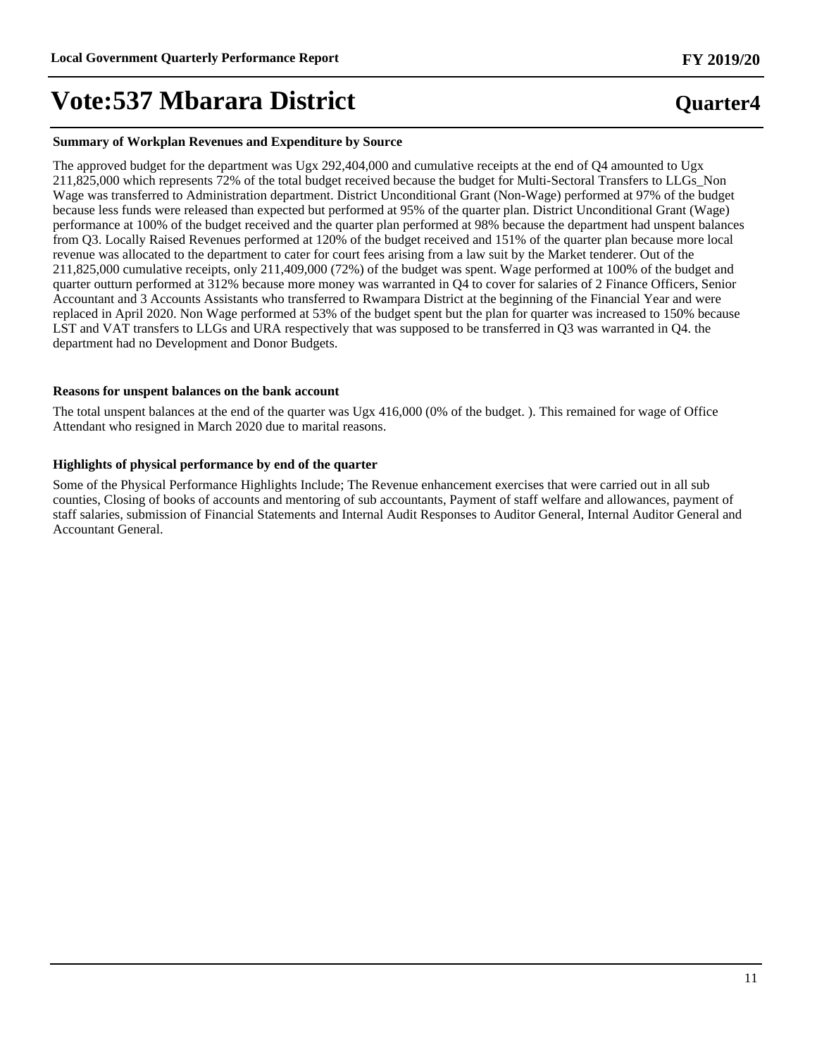# Vote:537 Mbarara District

**Quarter4**

#### Summary of Workplan Revenues and Expenditure by Source

The approved budget for the department was Ugx 292,404,000 and cumulative receipts at the end of Q4 amounted to Ugx 211,825,000 which represents 72% of the total budget received because the budget for Multi-Sectoral Transfers to LLGs_Non Wage was transferred to Administration department. District Unconditional Grant (Non-Wage) performed at 97% of the budget because less funds were released than expected but performed at 95% of the quarter plan. District Unconditional Grant (Wage) performance at 100% of the budget received and the quarter plan performed at 98% because the department had unspent balances from Q3. Locally Raised Revenues performed at 120% of the budget received and 151% of the quarter plan because more local revenue was allocated to the department to cater for court fees arising from a law suit by the Market tenderer. Out of the 211,825,000 cumulative receipts, only 211,409,000 (72%) of the budget was spent. Wage performed at 100% of the budget and quarter outturn performed at 312% because more money was warranted in Q4 to cover for salaries of 2 Finance Officers, Senior Accountant and 3 Accounts Assistants who transferred to Rwampara District at the beginning of the Financial Year and were replaced in April 2020. Non Wage performed at 53% of the budget spent but the plan for quarter was increased to 150% because LST and VAT transfers to LLGs and URA respectively that was supposed to be transferred in Q3 was warranted in Q4. the department had no Development and Donor Budgets.

#### Reasons for unspent balances on the bank account

The total unspent balances at the end of the quarter was Ugx 416,000 (0% of the budget. ). This remained for wage of Office Attendant who resigned in March 2020 due to marital reasons.

#### Highlights of physical performance by end of the quarter

Some of the Physical Performance Highlights Include; The Revenue enhancement exercises that were carried out in all sub counties, Closing of books of accounts and mentoring of sub accountants, Payment of staff welfare and allowances, payment of staff salaries, submission of Financial Statements and Internal Audit Responses to Auditor General, Internal Auditor General and Accountant General.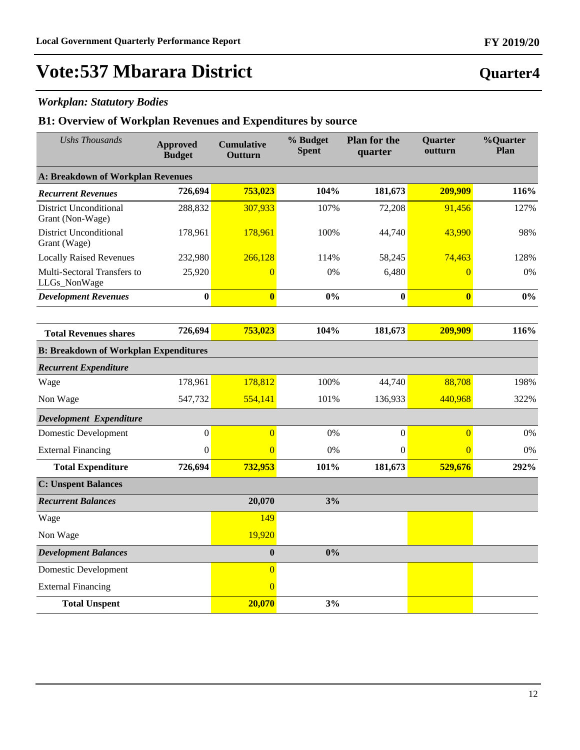# Vote:537 Mbarara District

**Quarter4**

### *Workplan: Statutory Bodies*

## B1: Overview of Workplan Revenues and Expenditures by source

| *Ushs Thousands* | **Approved Budget** | **Cumulative Outturn** | **% Budget Spent** | **Plan for the quarter** | **Quarter outturn** | **%Quarter Plan** |
|---|---|---|---|---|---|---|
| **A: Breakdown of Workplan Revenues** | | | | | | |
| ***Recurrent Revenues*** | **726,694** | **753,023** | **104%** | **181,673** | **209,909** | **116%** |
| District Unconditional Grant (Non-Wage) | 288,832 | 307,933 | 107% | 72,208 | 91,456 | 127% |
| District Unconditional Grant (Wage) | 178,961 | 178,961 | 100% | 44,740 | 43,990 | 98% |
| Locally Raised Revenues | 232,980 | 266,128 | 114% | 58,245 | 74,463 | 128% |
| Multi-Sectoral Transfers to LLGs_NonWage | 25,920 | 0 | 0% | 6,480 | 0 | 0% |
| ***Development Revenues*** | **0** | **0** | **0%** | **0** | **0** | **0%** |
| **Total Revenues shares** | **726,694** | **753,023** | **104%** | **181,673** | **209,909** | **116%** |
| **B: Breakdown of Workplan Expenditures** | | | | | | |
| ***Recurrent Expenditure*** | | | | | | |
| Wage | 178,961 | 178,812 | 100% | 44,740 | 88,708 | 198% |
| Non Wage | 547,732 | 554,141 | 101% | 136,933 | 440,968 | 322% |
| ***Development Expenditure*** | | | | | | |
| Domestic Development | 0 | 0 | 0% | 0 | 0 | 0% |
| External Financing | 0 | 0 | 0% | 0 | 0 | 0% |
| **Total Expenditure** | **726,694** | **732,953** | **101%** | **181,673** | **529,676** | **292%** |
| **C: Unspent Balances** | | | | | | |
| ***Recurrent Balances*** | | **20,070** | **3%** | | | |
| Wage | | 149 | | | | |
| Non Wage | | 19,920 | | | | |
| ***Development Balances*** | | **0** | **0%** | | | |
| Domestic Development | | 0 | | | | |
| External Financing | | 0 | | | | |
| **Total Unspent** | | **20,070** | **3%** | | | |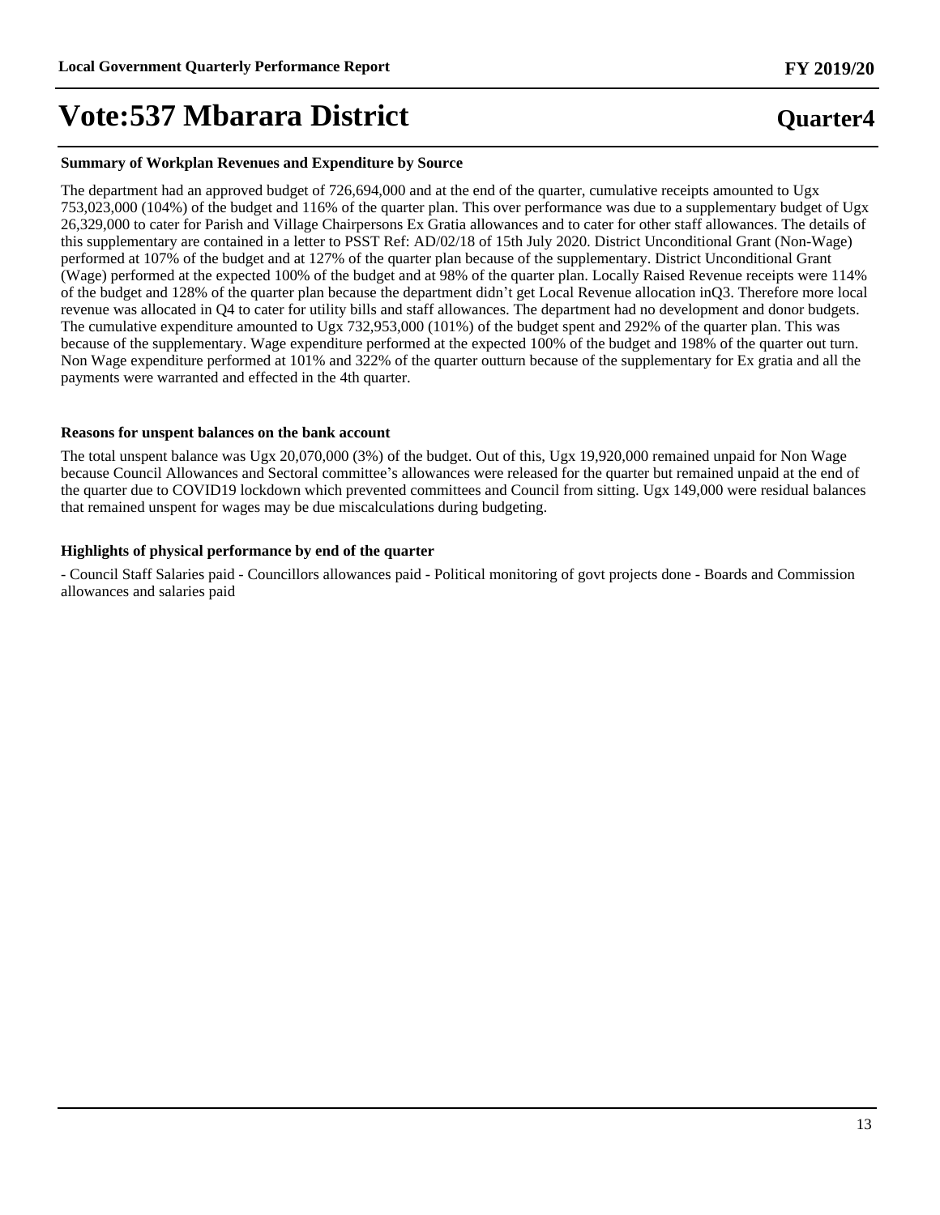# Vote:537 Mbarara District

**Quarter4**

### Summary of Workplan Revenues and Expenditure by Source

The department had an approved budget of 726,694,000 and at the end of the quarter, cumulative receipts amounted to Ugx 753,023,000 (104%) of the budget and 116% of the quarter plan. This over performance was due to a supplementary budget of Ugx 26,329,000 to cater for Parish and Village Chairpersons Ex Gratia allowances and to cater for other staff allowances. The details of this supplementary are contained in a letter to PSST Ref: AD/02/18 of 15th July 2020. District Unconditional Grant (Non-Wage) performed at 107% of the budget and at 127% of the quarter plan because of the supplementary. District Unconditional Grant (Wage) performed at the expected 100% of the budget and at 98% of the quarter plan. Locally Raised Revenue receipts were 114% of the budget and 128% of the quarter plan because the department didn't get Local Revenue allocation inQ3. Therefore more local revenue was allocated in Q4 to cater for utility bills and staff allowances. The department had no development and donor budgets. The cumulative expenditure amounted to Ugx 732,953,000 (101%) of the budget spent and 292% of the quarter plan. This was because of the supplementary. Wage expenditure performed at the expected 100% of the budget and 198% of the quarter out turn. Non Wage expenditure performed at 101% and 322% of the quarter outturn because of the supplementary for Ex gratia and all the payments were warranted and effected in the 4th quarter.

### Reasons for unspent balances on the bank account

The total unspent balance was Ugx 20,070,000 (3%) of the budget. Out of this, Ugx 19,920,000 remained unpaid for Non Wage because Council Allowances and Sectoral committee's allowances were released for the quarter but remained unpaid at the end of the quarter due to COVID19 lockdown which prevented committees and Council from sitting. Ugx 149,000 were residual balances that remained unspent for wages may be due miscalculations during budgeting.

### Highlights of physical performance by end of the quarter

- Council Staff Salaries paid - Councillors allowances paid - Political monitoring of govt projects done - Boards and Commission allowances and salaries paid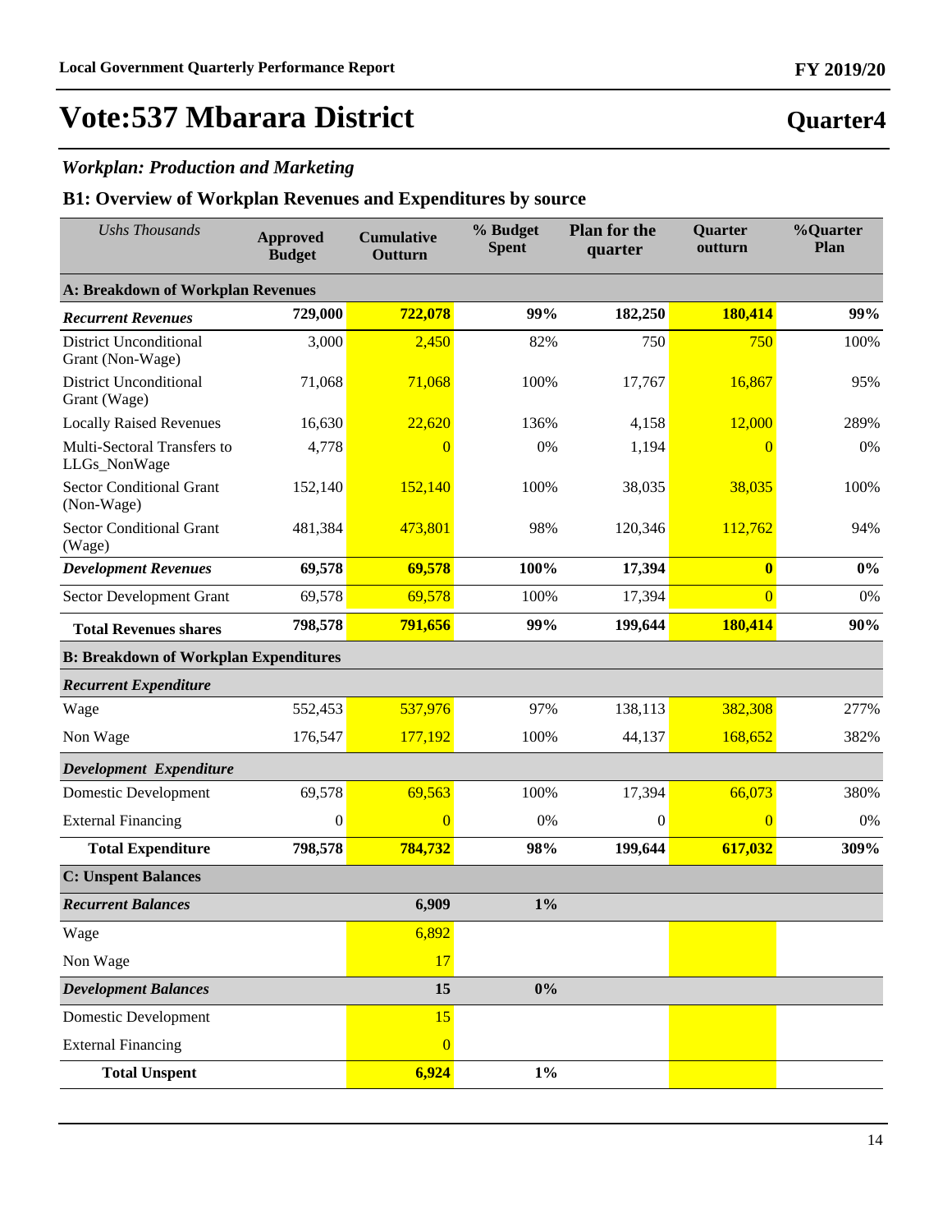# Vote:537 Mbarara District

## Quarter4

### *Workplan: Production and Marketing*

### B1: Overview of Workplan Revenues and Expenditures by source

| *Ushs Thousands* | Approved Budget | Cumulative Outturn | % Budget Spent | Plan for the quarter | Quarter outturn | %Quarter Plan |
|---|---|---|---|---|---|---|
| **A: Breakdown of Workplan Revenues** | | | | | | |
| ***Recurrent Revenues*** | **729,000** | **722,078** | **99%** | **182,250** | **180,414** | **99%** |
| District Unconditional Grant (Non-Wage) | 3,000 | 2,450 | 82% | 750 | 750 | 100% |
| District Unconditional Grant (Wage) | 71,068 | 71,068 | 100% | 17,767 | 16,867 | 95% |
| Locally Raised Revenues | 16,630 | 22,620 | 136% | 4,158 | 12,000 | 289% |
| Multi-Sectoral Transfers to LLGs_NonWage | 4,778 | 0 | 0% | 1,194 | 0 | 0% |
| Sector Conditional Grant (Non-Wage) | 152,140 | 152,140 | 100% | 38,035 | 38,035 | 100% |
| Sector Conditional Grant (Wage) | 481,384 | 473,801 | 98% | 120,346 | 112,762 | 94% |
| ***Development Revenues*** | **69,578** | **69,578** | **100%** | **17,394** | **0** | **0%** |
| Sector Development Grant | 69,578 | 69,578 | 100% | 17,394 | 0 | 0% |
| **Total Revenues shares** | **798,578** | **791,656** | **99%** | **199,644** | **180,414** | **90%** |
| **B: Breakdown of Workplan Expenditures** | | | | | | |
| ***Recurrent Expenditure*** | | | | | | |
| Wage | 552,453 | 537,976 | 97% | 138,113 | 382,308 | 277% |
| Non Wage | 176,547 | 177,192 | 100% | 44,137 | 168,652 | 382% |
| ***Development Expenditure*** | | | | | | |
| Domestic Development | 69,578 | 69,563 | 100% | 17,394 | 66,073 | 380% |
| External Financing | 0 | 0 | 0% | 0 | 0 | 0% |
| **Total Expenditure** | **798,578** | **784,732** | **98%** | **199,644** | **617,032** | **309%** |
| **C: Unspent Balances** | | | | | | |
| ***Recurrent Balances*** | | **6,909** | **1%** | | | |
| Wage | | 6,892 | | | | |
| Non Wage | | 17 | | | | |
| ***Development Balances*** | | **15** | **0%** | | | |
| Domestic Development | | 15 | | | | |
| External Financing | | 0 | | | | |
| **Total Unspent** | | **6,924** | **1%** | | | |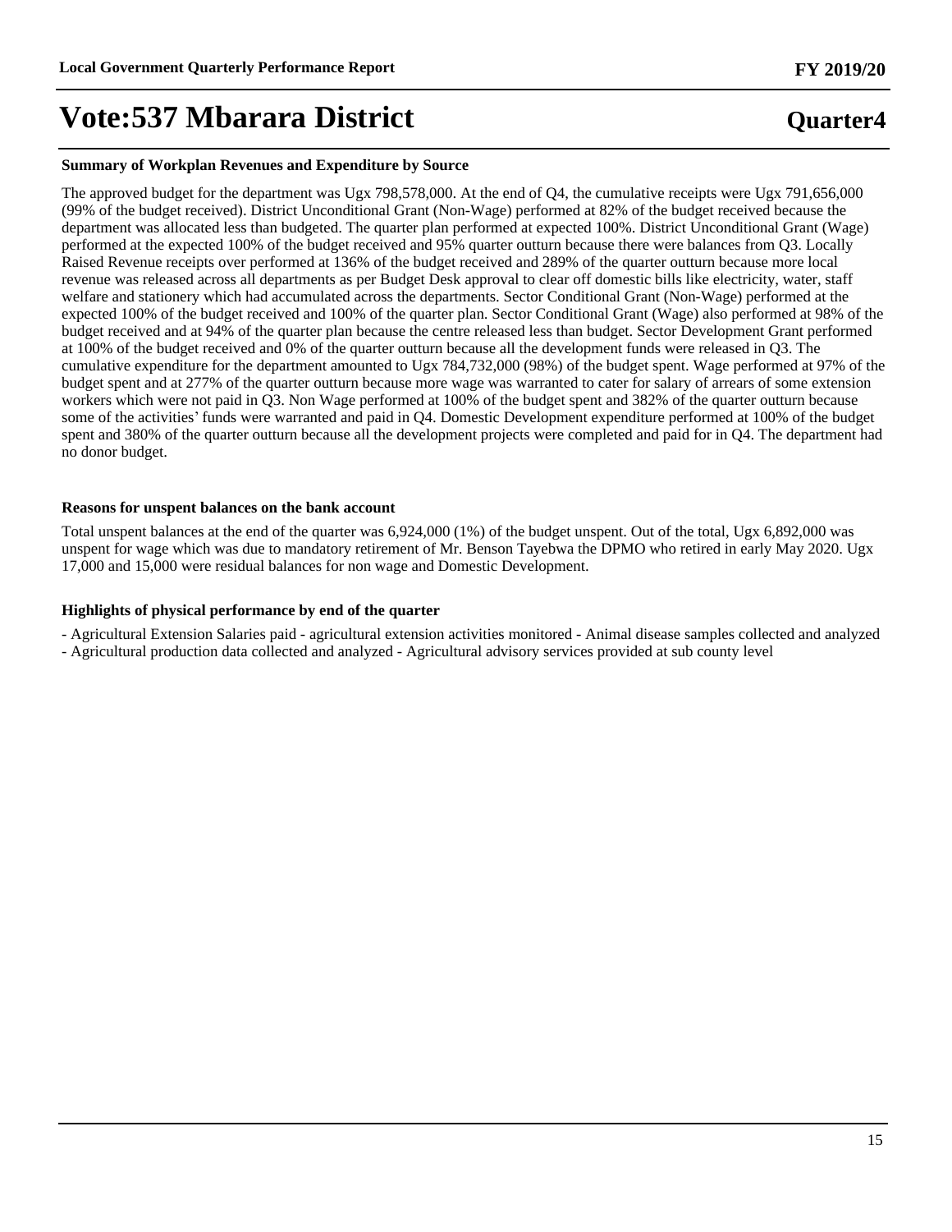# Vote:537 Mbarara District

**Quarter4**

**Summary of Workplan Revenues and Expenditure by Source**

The approved budget for the department was Ugx 798,578,000. At the end of Q4, the cumulative receipts were Ugx 791,656,000 (99% of the budget received). District Unconditional Grant (Non-Wage) performed at 82% of the budget received because the department was allocated less than budgeted. The quarter plan performed at expected 100%. District Unconditional Grant (Wage) performed at the expected 100% of the budget received and 95% quarter outturn because there were balances from Q3. Locally Raised Revenue receipts over performed at 136% of the budget received and 289% of the quarter outturn because more local revenue was released across all departments as per Budget Desk approval to clear off domestic bills like electricity, water, staff welfare and stationery which had accumulated across the departments. Sector Conditional Grant (Non-Wage) performed at the expected 100% of the budget received and 100% of the quarter plan. Sector Conditional Grant (Wage) also performed at 98% of the budget received and at 94% of the quarter plan because the centre released less than budget. Sector Development Grant performed at 100% of the budget received and 0% of the quarter outturn because all the development funds were released in Q3. The cumulative expenditure for the department amounted to Ugx 784,732,000 (98%) of the budget spent. Wage performed at 97% of the budget spent and at 277% of the quarter outturn because more wage was warranted to cater for salary of arrears of some extension workers which were not paid in Q3. Non Wage performed at 100% of the budget spent and 382% of the quarter outturn because some of the activities' funds were warranted and paid in Q4. Domestic Development expenditure performed at 100% of the budget spent and 380% of the quarter outturn because all the development projects were completed and paid for in Q4. The department had no donor budget.

**Reasons for unspent balances on the bank account**

Total unspent balances at the end of the quarter was 6,924,000 (1%) of the budget unspent. Out of the total, Ugx 6,892,000 was unspent for wage which was due to mandatory retirement of Mr. Benson Tayebwa the DPMO who retired in early May 2020. Ugx 17,000 and 15,000 were residual balances for non wage and Domestic Development.

**Highlights of physical performance by end of the quarter**

- Agricultural Extension Salaries paid - agricultural extension activities monitored - Animal disease samples collected and analyzed
- Agricultural production data collected and analyzed - Agricultural advisory services provided at sub county level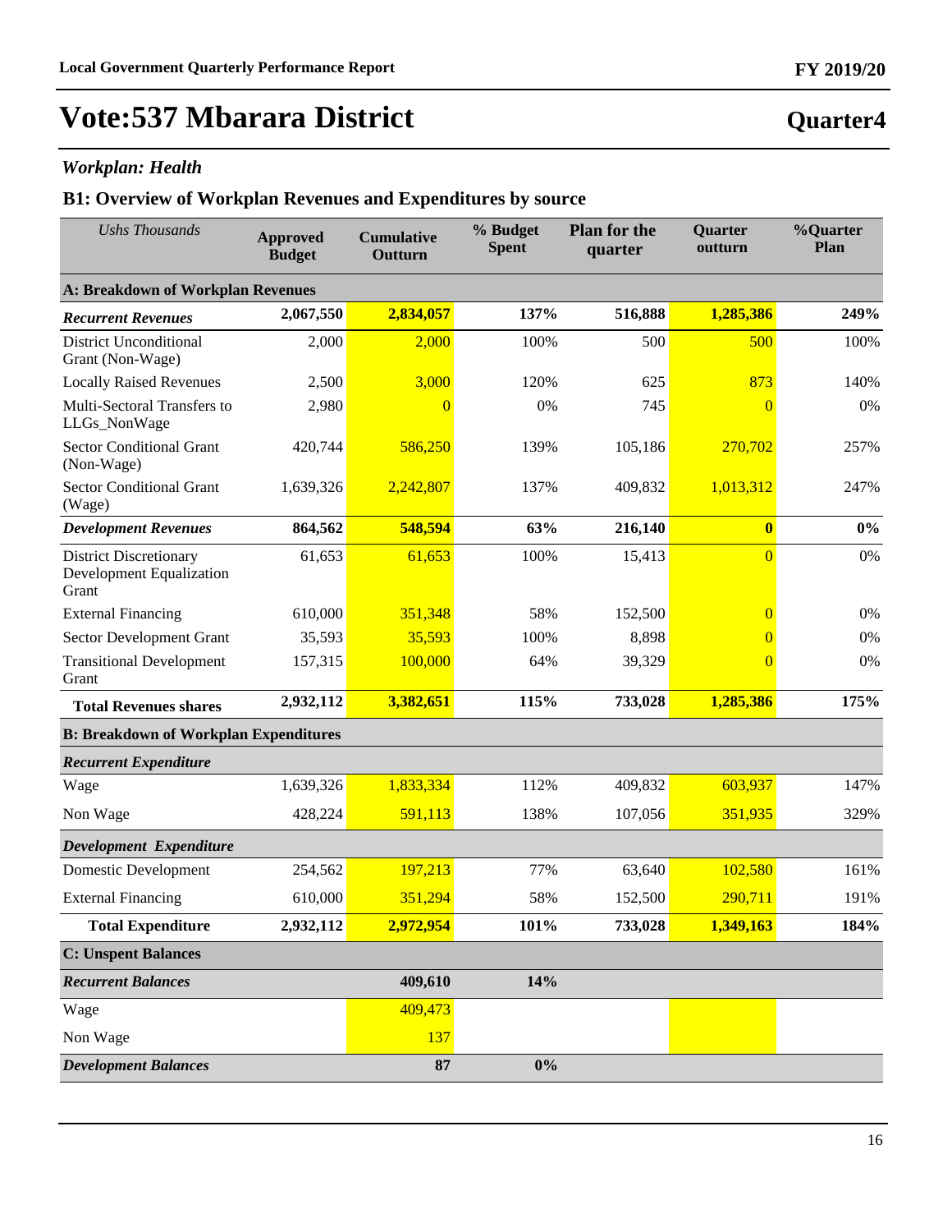# Vote:537 Mbarara District

## Quarter4

### *Workplan: Health*

### B1: Overview of Workplan Revenues and Expenditures by source

| *Ushs Thousands* | Approved Budget | Cumulative Outturn | % Budget Spent | Plan for the quarter | Quarter outturn | %Quarter Plan |
|---|---|---|---|---|---|---|
| **A: Breakdown of Workplan Revenues** | | | | | | |
| ***Recurrent Revenues*** | **2,067,550** | **2,834,057** | **137%** | **516,888** | **1,285,386** | **249%** |
| District Unconditional Grant (Non-Wage) | 2,000 | 2,000 | 100% | 500 | 500 | 100% |
| Locally Raised Revenues | 2,500 | 3,000 | 120% | 625 | 873 | 140% |
| Multi-Sectoral Transfers to LLGs_NonWage | 2,980 | 0 | 0% | 745 | 0 | 0% |
| Sector Conditional Grant (Non-Wage) | 420,744 | 586,250 | 139% | 105,186 | 270,702 | 257% |
| Sector Conditional Grant (Wage) | 1,639,326 | 2,242,807 | 137% | 409,832 | 1,013,312 | 247% |
| ***Development Revenues*** | **864,562** | **548,594** | **63%** | **216,140** | **0** | **0%** |
| District Discretionary Development Equalization Grant | 61,653 | 61,653 | 100% | 15,413 | 0 | 0% |
| External Financing | 610,000 | 351,348 | 58% | 152,500 | 0 | 0% |
| Sector Development Grant | 35,593 | 35,593 | 100% | 8,898 | 0 | 0% |
| Transitional Development Grant | 157,315 | 100,000 | 64% | 39,329 | 0 | 0% |
| **Total Revenues shares** | **2,932,112** | **3,382,651** | **115%** | **733,028** | **1,285,386** | **175%** |
| **B: Breakdown of Workplan Expenditures** | | | | | | |
| ***Recurrent Expenditure*** | | | | | | |
| Wage | 1,639,326 | 1,833,334 | 112% | 409,832 | 603,937 | 147% |
| Non Wage | 428,224 | 591,113 | 138% | 107,056 | 351,935 | 329% |
| ***Development Expenditure*** | | | | | | |
| Domestic Development | 254,562 | 197,213 | 77% | 63,640 | 102,580 | 161% |
| External Financing | 610,000 | 351,294 | 58% | 152,500 | 290,711 | 191% |
| **Total Expenditure** | **2,932,112** | **2,972,954** | **101%** | **733,028** | **1,349,163** | **184%** |
| **C: Unspent Balances** | | | | | | |
| ***Recurrent Balances*** | | **409,610** | **14%** | | | |
| Wage | | 409,473 | | | | |
| Non Wage | | 137 | | | | |
| ***Development Balances*** | | **87** | **0%** | | | |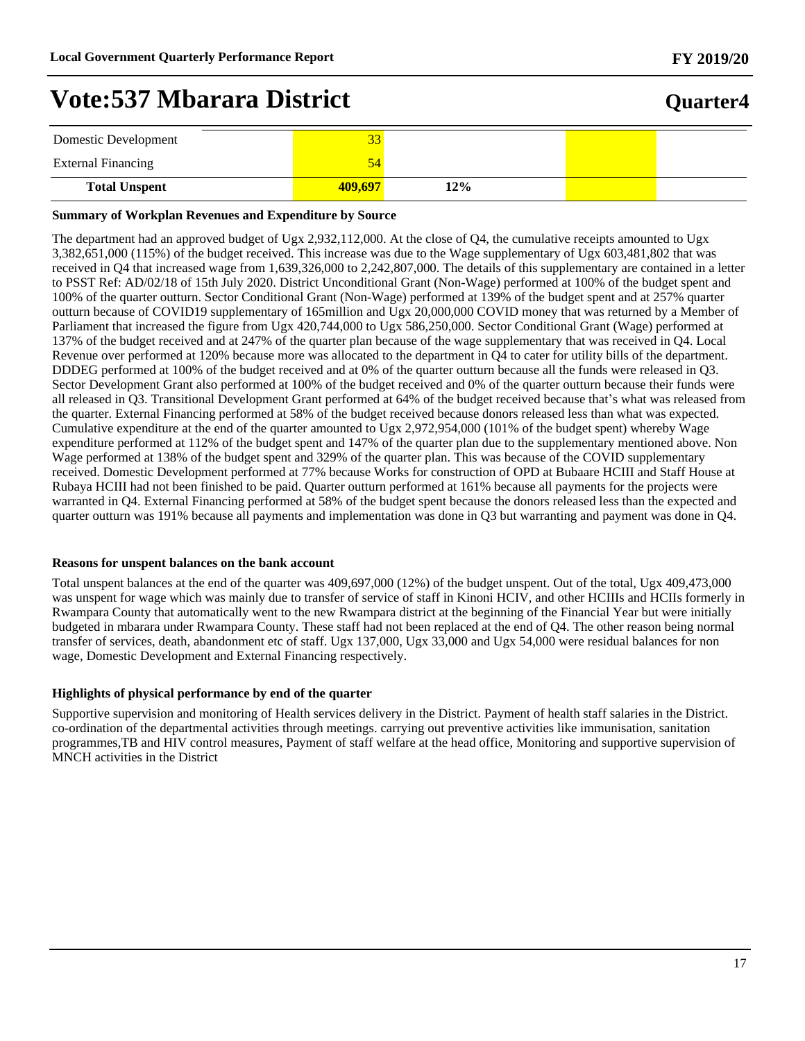# Vote:537 Mbarara District

## Quarter4

| | | | | |
|---|---|---|---|---|
| Domestic Development | 33 | | | |
| External Financing | 54 | | | |
| **Total Unspent** | **409,697** | **12%** | | |

**Summary of Workplan Revenues and Expenditure by Source**

The department had an approved budget of Ugx 2,932,112,000. At the close of Q4, the cumulative receipts amounted to Ugx 3,382,651,000 (115%) of the budget received. This increase was due to the Wage supplementary of Ugx 603,481,802 that was received in Q4 that increased wage from 1,639,326,000 to 2,242,807,000. The details of this supplementary are contained in a letter to PSST Ref: AD/02/18 of 15th July 2020. District Unconditional Grant (Non-Wage) performed at 100% of the budget spent and 100% of the quarter outturn. Sector Conditional Grant (Non-Wage) performed at 139% of the budget spent and at 257% quarter outturn because of COVID19 supplementary of 165million and Ugx 20,000,000 COVID money that was returned by a Member of Parliament that increased the figure from Ugx 420,744,000 to Ugx 586,250,000. Sector Conditional Grant (Wage) performed at 137% of the budget received and at 247% of the quarter plan because of the wage supplementary that was received in Q4. Local Revenue over performed at 120% because more was allocated to the department in Q4 to cater for utility bills of the department. DDDEG performed at 100% of the budget received and at 0% of the quarter outturn because all the funds were released in Q3. Sector Development Grant also performed at 100% of the budget received and 0% of the quarter outturn because their funds were all released in Q3. Transitional Development Grant performed at 64% of the budget received because that's what was released from the quarter. External Financing performed at 58% of the budget received because donors released less than what was expected. Cumulative expenditure at the end of the quarter amounted to Ugx 2,972,954,000 (101% of the budget spent) whereby Wage expenditure performed at 112% of the budget spent and 147% of the quarter plan due to the supplementary mentioned above. Non Wage performed at 138% of the budget spent and 329% of the quarter plan. This was because of the COVID supplementary received. Domestic Development performed at 77% because Works for construction of OPD at Bubaare HCIII and Staff House at Rubaya HCIII had not been finished to be paid. Quarter outturn performed at 161% because all payments for the projects were warranted in Q4. External Financing performed at 58% of the budget spent because the donors released less than the expected and quarter outturn was 191% because all payments and implementation was done in Q3 but warranting and payment was done in Q4.

**Reasons for unspent balances on the bank account**

Total unspent balances at the end of the quarter was 409,697,000 (12%) of the budget unspent. Out of the total, Ugx 409,473,000 was unspent for wage which was mainly due to transfer of service of staff in Kinoni HCIV, and other HCIIIs and HCIIs formerly in Rwampara County that automatically went to the new Rwampara district at the beginning of the Financial Year but were initially budgeted in mbarara under Rwampara County. These staff had not been replaced at the end of Q4. The other reason being normal transfer of services, death, abandonment etc of staff. Ugx 137,000, Ugx 33,000 and Ugx 54,000 were residual balances for non wage, Domestic Development and External Financing respectively.

**Highlights of physical performance by end of the quarter**

Supportive supervision and monitoring of Health services delivery in the District. Payment of health staff salaries in the District. co-ordination of the departmental activities through meetings. carrying out preventive activities like immunisation, sanitation programmes,TB and HIV control measures, Payment of staff welfare at the head office, Monitoring and supportive supervision of MNCH activities in the District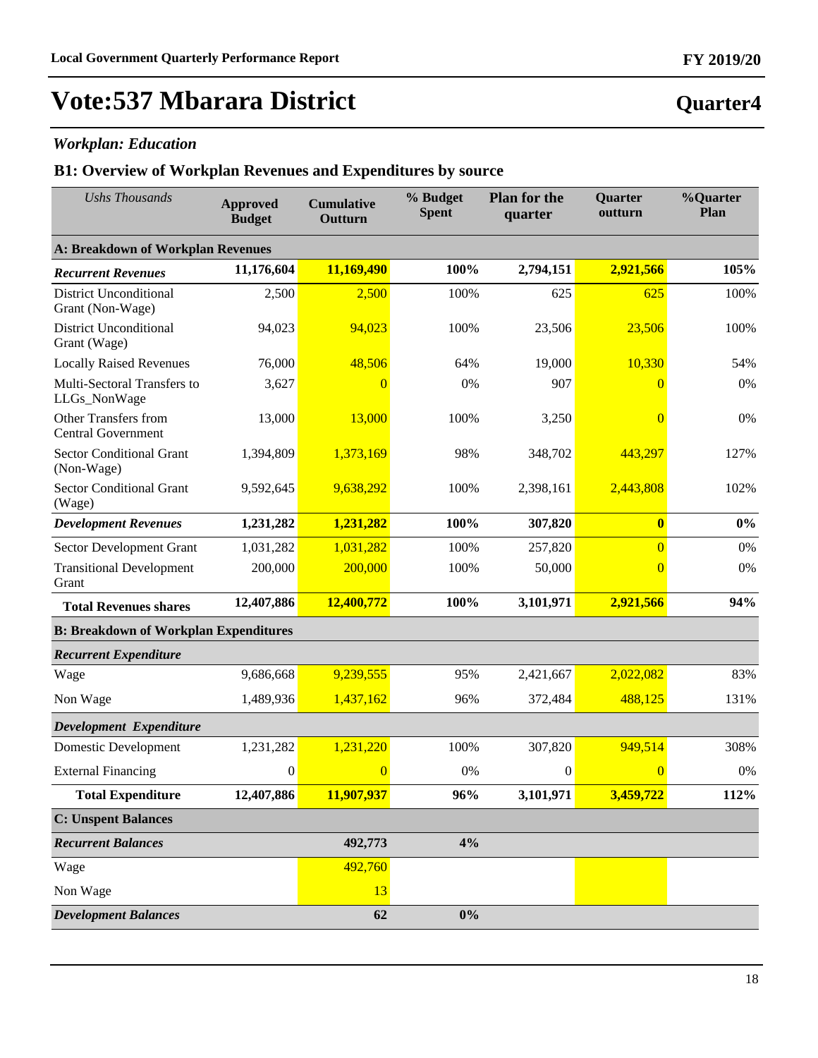# Vote:537 Mbarara District

## Quarter4

### *Workplan: Education*

### B1: Overview of Workplan Revenues and Expenditures by source

| *Ushs Thousands* | Approved Budget | Cumulative Outturn | % Budget Spent | Plan for the quarter | Quarter outturn | %Quarter Plan |
|---|---|---|---|---|---|---|
| **A: Breakdown of Workplan Revenues** | | | | | | |
| ***Recurrent Revenues*** | **11,176,604** | **11,169,490** | **100%** | **2,794,151** | **2,921,566** | **105%** |
| District Unconditional Grant (Non-Wage) | 2,500 | 2,500 | 100% | 625 | 625 | 100% |
| District Unconditional Grant (Wage) | 94,023 | 94,023 | 100% | 23,506 | 23,506 | 100% |
| Locally Raised Revenues | 76,000 | 48,506 | 64% | 19,000 | 10,330 | 54% |
| Multi-Sectoral Transfers to LLGs_NonWage | 3,627 | 0 | 0% | 907 | 0 | 0% |
| Other Transfers from Central Government | 13,000 | 13,000 | 100% | 3,250 | 0 | 0% |
| Sector Conditional Grant (Non-Wage) | 1,394,809 | 1,373,169 | 98% | 348,702 | 443,297 | 127% |
| Sector Conditional Grant (Wage) | 9,592,645 | 9,638,292 | 100% | 2,398,161 | 2,443,808 | 102% |
| ***Development Revenues*** | **1,231,282** | **1,231,282** | **100%** | **307,820** | **0** | **0%** |
| Sector Development Grant | 1,031,282 | 1,031,282 | 100% | 257,820 | 0 | 0% |
| Transitional Development Grant | 200,000 | 200,000 | 100% | 50,000 | 0 | 0% |
| **Total Revenues shares** | **12,407,886** | **12,400,772** | **100%** | **3,101,971** | **2,921,566** | **94%** |
| **B: Breakdown of Workplan Expenditures** | | | | | | |
| ***Recurrent Expenditure*** | | | | | | |
| Wage | 9,686,668 | 9,239,555 | 95% | 2,421,667 | 2,022,082 | 83% |
| Non Wage | 1,489,936 | 1,437,162 | 96% | 372,484 | 488,125 | 131% |
| ***Development Expenditure*** | | | | | | |
| Domestic Development | 1,231,282 | 1,231,220 | 100% | 307,820 | 949,514 | 308% |
| External Financing | 0 | 0 | 0% | 0 | 0 | 0% |
| **Total Expenditure** | **12,407,886** | **11,907,937** | **96%** | **3,101,971** | **3,459,722** | **112%** |
| **C: Unspent Balances** | | | | | | |
| ***Recurrent Balances*** | | **492,773** | **4%** | | | |
| Wage | | 492,760 | | | | |
| Non Wage | | 13 | | | | |
| ***Development Balances*** | | **62** | **0%** | | | |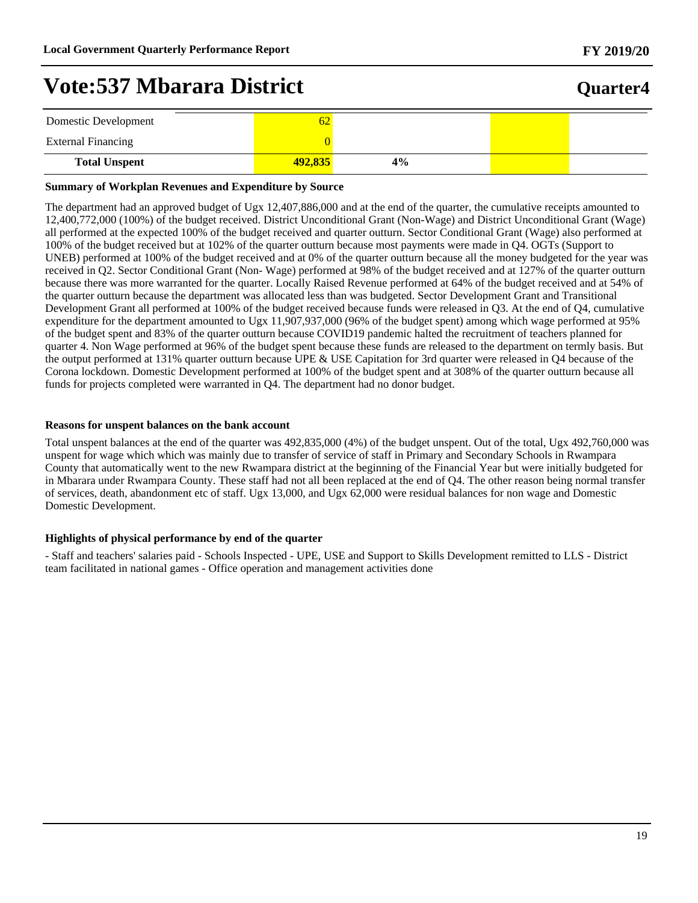# Vote:537 Mbarara District

| | | | | |
|---|---|---|---|---|
| Domestic Development | 62 | | | |
| External Financing | 0 | | | |
| **Total Unspent** | **492,835** | **4%** | | |

**Summary of Workplan Revenues and Expenditure by Source**

The department had an approved budget of Ugx 12,407,886,000 and at the end of the quarter, the cumulative receipts amounted to 12,400,772,000 (100%) of the budget received. District Unconditional Grant (Non-Wage) and District Unconditional Grant (Wage) all performed at the expected 100% of the budget received and quarter outturn. Sector Conditional Grant (Wage) also performed at 100% of the budget received but at 102% of the quarter outturn because most payments were made in Q4. OGTs (Support to UNEB) performed at 100% of the budget received and at 0% of the quarter outturn because all the money budgeted for the year was received in Q2. Sector Conditional Grant (Non- Wage) performed at 98% of the budget received and at 127% of the quarter outturn because there was more warranted for the quarter. Locally Raised Revenue performed at 64% of the budget received and at 54% of the quarter outturn because the department was allocated less than was budgeted. Sector Development Grant and Transitional Development Grant all performed at 100% of the budget received because funds were released in Q3. At the end of Q4, cumulative expenditure for the department amounted to Ugx 11,907,937,000 (96% of the budget spent) among which wage performed at 95% of the budget spent and 83% of the quarter outturn because COVID19 pandemic halted the recruitment of teachers planned for quarter 4. Non Wage performed at 96% of the budget spent because these funds are released to the department on termly basis. But the output performed at 131% quarter outturn because UPE & USE Capitation for 3rd quarter were released in Q4 because of the Corona lockdown. Domestic Development performed at 100% of the budget spent and at 308% of the quarter outturn because all funds for projects completed were warranted in Q4. The department had no donor budget.

**Reasons for unspent balances on the bank account**

Total unspent balances at the end of the quarter was 492,835,000 (4%) of the budget unspent. Out of the total, Ugx 492,760,000 was unspent for wage which which was mainly due to transfer of service of staff in Primary and Secondary Schools in Rwampara County that automatically went to the new Rwampara district at the beginning of the Financial Year but were initially budgeted for in Mbarara under Rwampara County. These staff had not all been replaced at the end of Q4. The other reason being normal transfer of services, death, abandonment etc of staff. Ugx 13,000, and Ugx 62,000 were residual balances for non wage and Domestic Domestic Development.

**Highlights of physical performance by end of the quarter**

- Staff and teachers' salaries paid - Schools Inspected - UPE, USE and Support to Skills Development remitted to LLS - District team facilitated in national games - Office operation and management activities done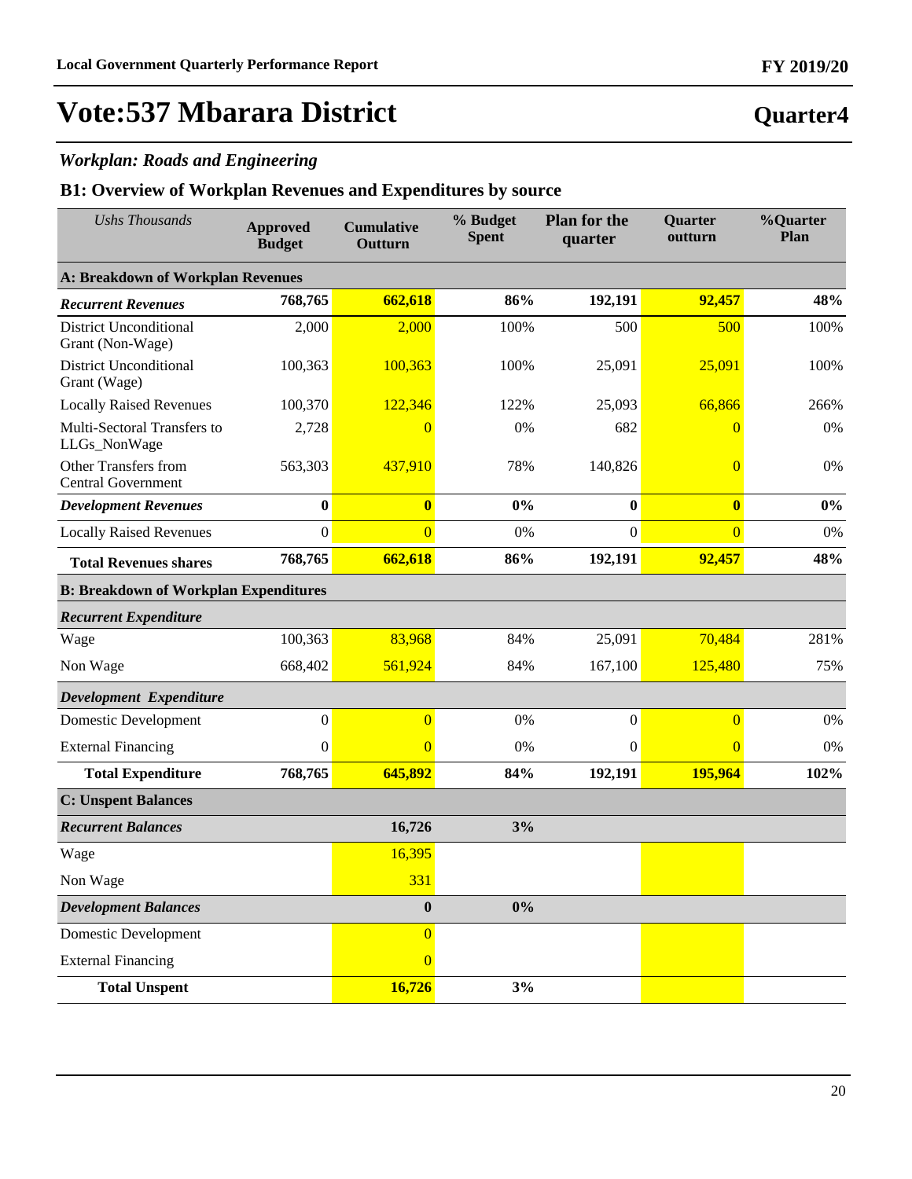# Vote:537 Mbarara District

## Quarter4

### *Workplan: Roads and Engineering*

### B1: Overview of Workplan Revenues and Expenditures by source

| *Ushs Thousands* | Approved Budget | Cumulative Outturn | % Budget Spent | Plan for the quarter | Quarter outturn | %Quarter Plan |
|---|---|---|---|---|---|---|
| **A: Breakdown of Workplan Revenues** | | | | | | |
| ***Recurrent Revenues*** | **768,765** | **662,618** | **86%** | **192,191** | **92,457** | **48%** |
| District Unconditional Grant (Non-Wage) | 2,000 | 2,000 | 100% | 500 | 500 | 100% |
| District Unconditional Grant (Wage) | 100,363 | 100,363 | 100% | 25,091 | 25,091 | 100% |
| Locally Raised Revenues | 100,370 | 122,346 | 122% | 25,093 | 66,866 | 266% |
| Multi-Sectoral Transfers to LLGs_NonWage | 2,728 | 0 | 0% | 682 | 0 | 0% |
| Other Transfers from Central Government | 563,303 | 437,910 | 78% | 140,826 | 0 | 0% |
| ***Development Revenues*** | **0** | **0** | **0%** | **0** | **0** | **0%** |
| Locally Raised Revenues | 0 | 0 | 0% | 0 | 0 | 0% |
| **Total Revenues shares** | **768,765** | **662,618** | **86%** | **192,191** | **92,457** | **48%** |
| **B: Breakdown of Workplan Expenditures** | | | | | | |
| ***Recurrent Expenditure*** | | | | | | |
| Wage | 100,363 | 83,968 | 84% | 25,091 | 70,484 | 281% |
| Non Wage | 668,402 | 561,924 | 84% | 167,100 | 125,480 | 75% |
| ***Development Expenditure*** | | | | | | |
| Domestic Development | 0 | 0 | 0% | 0 | 0 | 0% |
| External Financing | 0 | 0 | 0% | 0 | 0 | 0% |
| **Total Expenditure** | **768,765** | **645,892** | **84%** | **192,191** | **195,964** | **102%** |
| **C: Unspent Balances** | | | | | | |
| ***Recurrent Balances*** | | **16,726** | **3%** | | | |
| Wage | | 16,395 | | | | |
| Non Wage | | 331 | | | | |
| ***Development Balances*** | | **0** | **0%** | | | |
| Domestic Development | | 0 | | | | |
| External Financing | | 0 | | | | |
| **Total Unspent** | | **16,726** | **3%** | | | |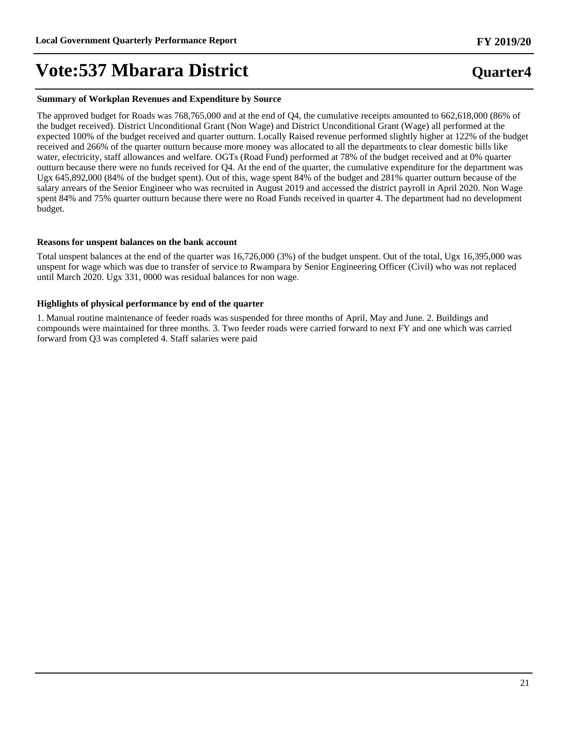# Vote:537 Mbarara District

**Quarter4**

### Summary of Workplan Revenues and Expenditure by Source

The approved budget for Roads was 768,765,000 and at the end of Q4, the cumulative receipts amounted to 662,618,000 (86% of the budget received). District Unconditional Grant (Non Wage) and District Unconditional Grant (Wage) all performed at the expected 100% of the budget received and quarter outturn. Locally Raised revenue performed slightly higher at 122% of the budget received and 266% of the quarter outturn because more money was allocated to all the departments to clear domestic bills like water, electricity, staff allowances and welfare. OGTs (Road Fund) performed at 78% of the budget received and at 0% quarter outturn because there were no funds received for Q4. At the end of the quarter, the cumulative expenditure for the department was Ugx 645,892,000 (84% of the budget spent). Out of this, wage spent 84% of the budget and 281% quarter outturn because of the salary arrears of the Senior Engineer who was recruited in August 2019 and accessed the district payroll in April 2020. Non Wage spent 84% and 75% quarter outturn because there were no Road Funds received in quarter 4. The department had no development budget.

### Reasons for unspent balances on the bank account

Total unspent balances at the end of the quarter was 16,726,000 (3%) of the budget unspent. Out of the total, Ugx 16,395,000 was unspent for wage which was due to transfer of service to Rwampara by Senior Engineering Officer (Civil) who was not replaced until March 2020. Ugx 331, 0000 was residual balances for non wage.

### Highlights of physical performance by end of the quarter

1. Manual routine maintenance of feeder roads was suspended for three months of April, May and June. 2. Buildings and compounds were maintained for three months. 3. Two feeder roads were carried forward to next FY and one which was carried forward from Q3 was completed 4. Staff salaries were paid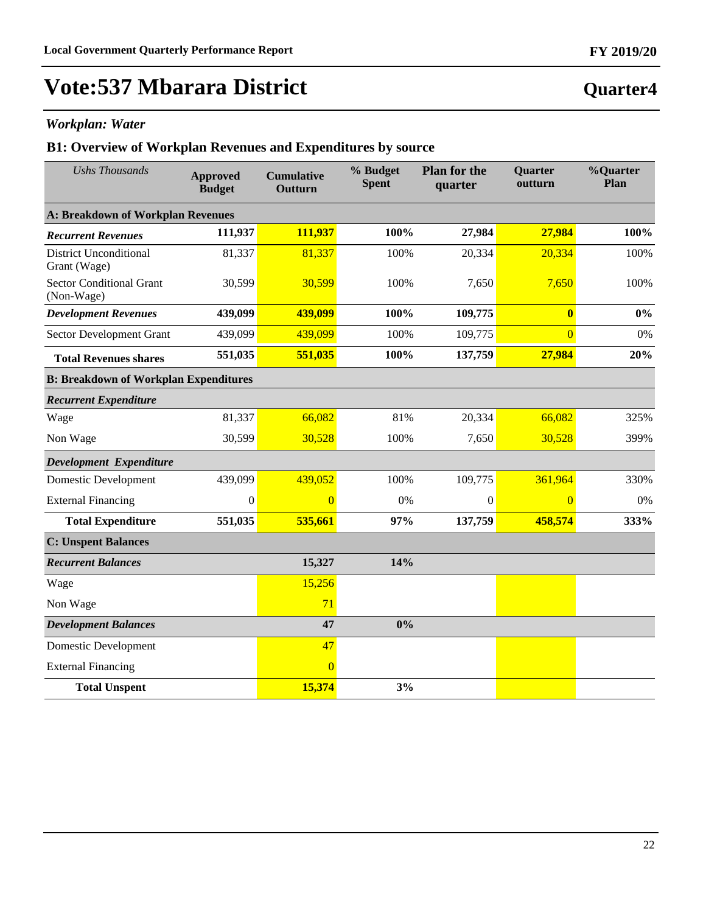# Vote:537 Mbarara District

## Quarter4

### *Workplan: Water*

### B1: Overview of Workplan Revenues and Expenditures by source

| *Ushs Thousands* | Approved Budget | Cumulative Outturn | % Budget Spent | Plan for the quarter | Quarter outturn | %Quarter Plan |
|---|---|---|---|---|---|---|
| **A: Breakdown of Workplan Revenues** | | | | | | |
| ***Recurrent Revenues*** | **111,937** | **111,937** | **100%** | **27,984** | **27,984** | **100%** |
| District Unconditional Grant (Wage) | 81,337 | 81,337 | 100% | 20,334 | 20,334 | 100% |
| Sector Conditional Grant (Non-Wage) | 30,599 | 30,599 | 100% | 7,650 | 7,650 | 100% |
| ***Development Revenues*** | **439,099** | **439,099** | **100%** | **109,775** | **0** | **0%** |
| Sector Development Grant | 439,099 | 439,099 | 100% | 109,775 | 0 | 0% |
| **Total Revenues shares** | **551,035** | **551,035** | **100%** | **137,759** | **27,984** | **20%** |
| **B: Breakdown of Workplan Expenditures** | | | | | | |
| ***Recurrent Expenditure*** | | | | | | |
| Wage | 81,337 | 66,082 | 81% | 20,334 | 66,082 | 325% |
| Non Wage | 30,599 | 30,528 | 100% | 7,650 | 30,528 | 399% |
| ***Development Expenditure*** | | | | | | |
| Domestic Development | 439,099 | 439,052 | 100% | 109,775 | 361,964 | 330% |
| External Financing | 0 | 0 | 0% | 0 | 0 | 0% |
| **Total Expenditure** | **551,035** | **535,661** | **97%** | **137,759** | **458,574** | **333%** |
| **C: Unspent Balances** | | | | | | |
| ***Recurrent Balances*** | | **15,327** | **14%** | | | |
| Wage | | 15,256 | | | | |
| Non Wage | | 71 | | | | |
| ***Development Balances*** | | **47** | **0%** | | | |
| Domestic Development | | 47 | | | | |
| External Financing | | 0 | | | | |
| **Total Unspent** | | **15,374** | **3%** | | | |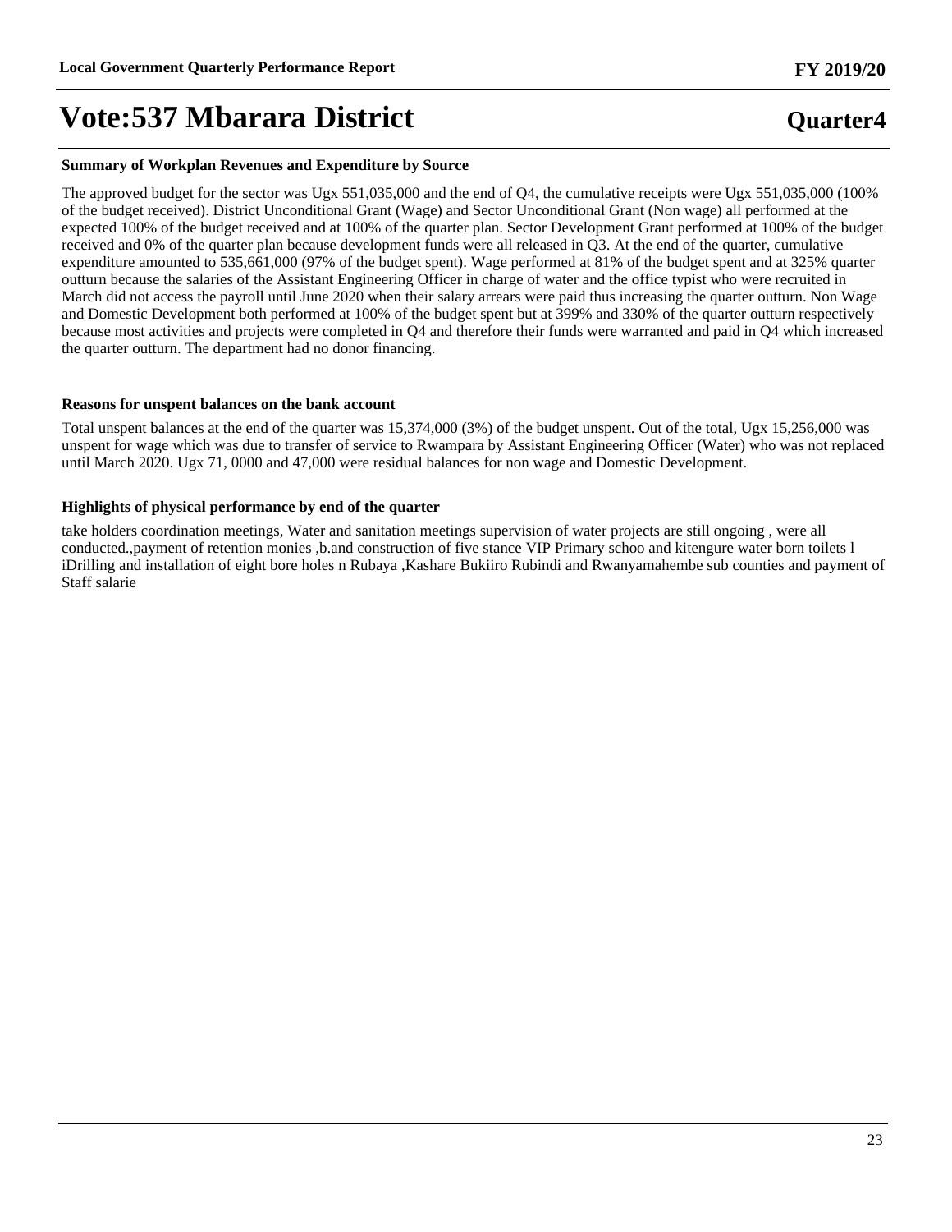# Vote:537 Mbarara District

**Quarter4**

**Summary of Workplan Revenues and Expenditure by Source**

The approved budget for the sector was Ugx 551,035,000 and the end of Q4, the cumulative receipts were Ugx 551,035,000 (100% of the budget received). District Unconditional Grant (Wage) and Sector Unconditional Grant (Non wage) all performed at the expected 100% of the budget received and at 100% of the quarter plan. Sector Development Grant performed at 100% of the budget received and 0% of the quarter plan because development funds were all released in Q3. At the end of the quarter, cumulative expenditure amounted to 535,661,000 (97% of the budget spent). Wage performed at 81% of the budget spent and at 325% quarter outturn because the salaries of the Assistant Engineering Officer in charge of water and the office typist who were recruited in March did not access the payroll until June 2020 when their salary arrears were paid thus increasing the quarter outturn. Non Wage and Domestic Development both performed at 100% of the budget spent but at 399% and 330% of the quarter outturn respectively because most activities and projects were completed in Q4 and therefore their funds were warranted and paid in Q4 which increased the quarter outturn. The department had no donor financing.

**Reasons for unspent balances on the bank account**

Total unspent balances at the end of the quarter was 15,374,000 (3%) of the budget unspent. Out of the total, Ugx 15,256,000 was unspent for wage which was due to transfer of service to Rwampara by Assistant Engineering Officer (Water) who was not replaced until March 2020. Ugx 71, 0000 and 47,000 were residual balances for non wage and Domestic Development.

**Highlights of physical performance by end of the quarter**

take holders coordination meetings, Water and sanitation meetings supervision of water projects are still ongoing , were all conducted.,payment of retention monies ,b.and construction of five stance VIP Primary schoo and kitengure water born toilets l iDrilling and installation of eight bore holes n Rubaya ,Kashare Bukiiro Rubindi and Rwanyamahembe sub counties and payment of Staff salarie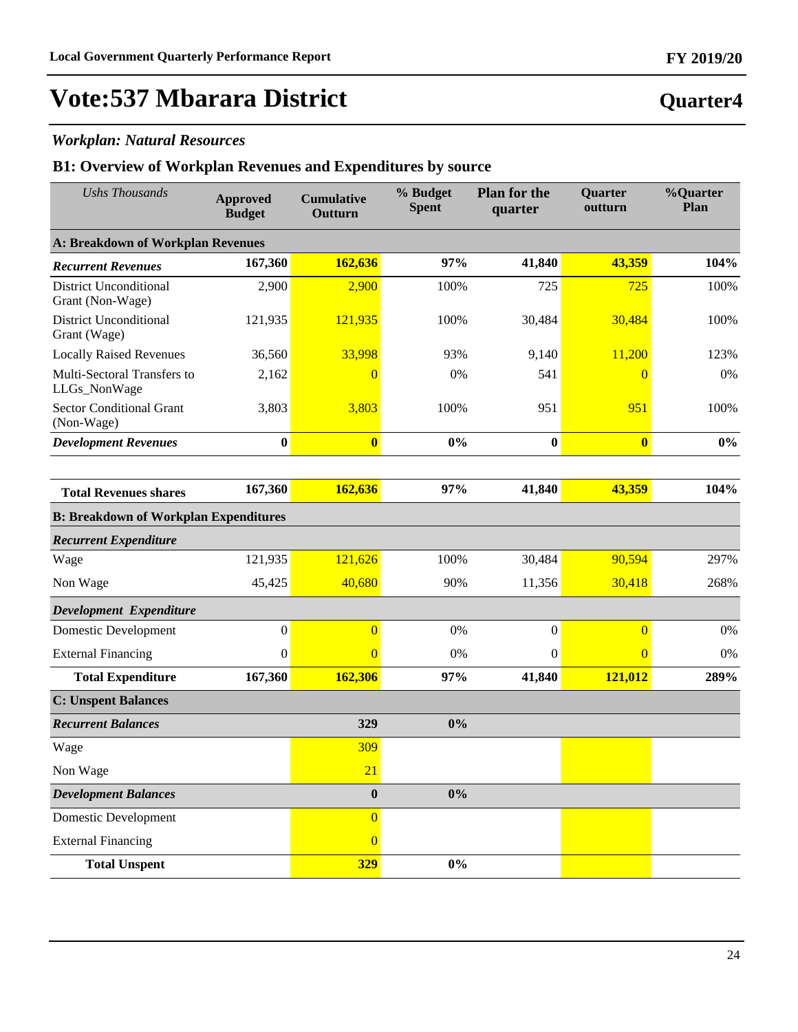# Vote:537 Mbarara District

## Quarter4

### *Workplan: Natural Resources*

### B1: Overview of Workplan Revenues and Expenditures by source

| *Ushs Thousands* | Approved Budget | Cumulative Outturn | % Budget Spent | Plan for the quarter | Quarter outturn | %Quarter Plan |
|---|---|---|---|---|---|---|
| **A: Breakdown of Workplan Revenues** | | | | | | |
| ***Recurrent Revenues*** | **167,360** | **162,636** | **97%** | **41,840** | **43,359** | **104%** |
| District Unconditional Grant (Non-Wage) | 2,900 | 2,900 | 100% | 725 | 725 | 100% |
| District Unconditional Grant (Wage) | 121,935 | 121,935 | 100% | 30,484 | 30,484 | 100% |
| Locally Raised Revenues | 36,560 | 33,998 | 93% | 9,140 | 11,200 | 123% |
| Multi-Sectoral Transfers to LLGs_NonWage | 2,162 | 0 | 0% | 541 | 0 | 0% |
| Sector Conditional Grant (Non-Wage) | 3,803 | 3,803 | 100% | 951 | 951 | 100% |
| ***Development Revenues*** | **0** | **0** | **0%** | **0** | **0** | **0%** |
| **Total Revenues shares** | **167,360** | **162,636** | **97%** | **41,840** | **43,359** | **104%** |
| **B: Breakdown of Workplan Expenditures** | | | | | | |
| ***Recurrent Expenditure*** | | | | | | |
| Wage | 121,935 | 121,626 | 100% | 30,484 | 90,594 | 297% |
| Non Wage | 45,425 | 40,680 | 90% | 11,356 | 30,418 | 268% |
| ***Development Expenditure*** | | | | | | |
| Domestic Development | 0 | 0 | 0% | 0 | 0 | 0% |
| External Financing | 0 | 0 | 0% | 0 | 0 | 0% |
| **Total Expenditure** | **167,360** | **162,306** | **97%** | **41,840** | **121,012** | **289%** |
| **C: Unspent Balances** | | | | | | |
| ***Recurrent Balances*** | | **329** | **0%** | | | |
| Wage | | 309 | | | | |
| Non Wage | | 21 | | | | |
| ***Development Balances*** | | **0** | **0%** | | | |
| Domestic Development | | 0 | | | | |
| External Financing | | 0 | | | | |
| **Total Unspent** | | **329** | **0%** | | | |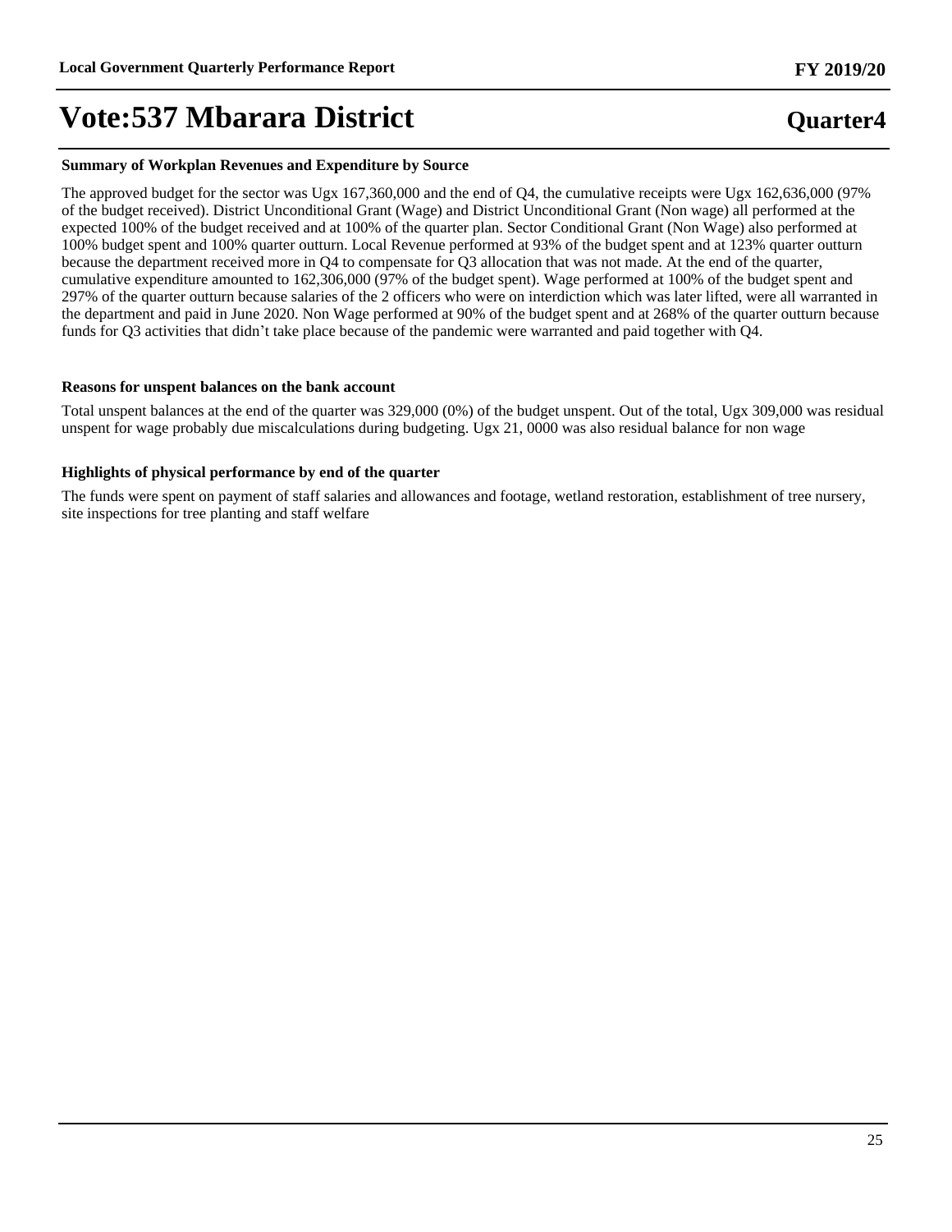**Summary of Workplan Revenues and Expenditure by Source**

The approved budget for the sector was Ugx 167,360,000 and the end of Q4, the cumulative receipts were Ugx 162,636,000 (97% of the budget received). District Unconditional Grant (Wage) and District Unconditional Grant (Non wage) all performed at the expected 100% of the budget received and at 100% of the quarter plan. Sector Conditional Grant (Non Wage) also performed at 100% budget spent and 100% quarter outturn. Local Revenue performed at 93% of the budget spent and at 123% quarter outturn because the department received more in Q4 to compensate for Q3 allocation that was not made. At the end of the quarter, cumulative expenditure amounted to 162,306,000 (97% of the budget spent). Wage performed at 100% of the budget spent and 297% of the quarter outturn because salaries of the 2 officers who were on interdiction which was later lifted, were all warranted in the department and paid in June 2020. Non Wage performed at 90% of the budget spent and at 268% of the quarter outturn because funds for Q3 activities that didn't take place because of the pandemic were warranted and paid together with Q4.

**Reasons for unspent balances on the bank account**

Total unspent balances at the end of the quarter was 329,000 (0%) of the budget unspent. Out of the total, Ugx 309,000 was residual unspent for wage probably due miscalculations during budgeting. Ugx 21, 0000 was also residual balance for non wage

**Highlights of physical performance by end of the quarter**

The funds were spent on payment of staff salaries and allowances and footage, wetland restoration, establishment of tree nursery, site inspections for tree planting and staff welfare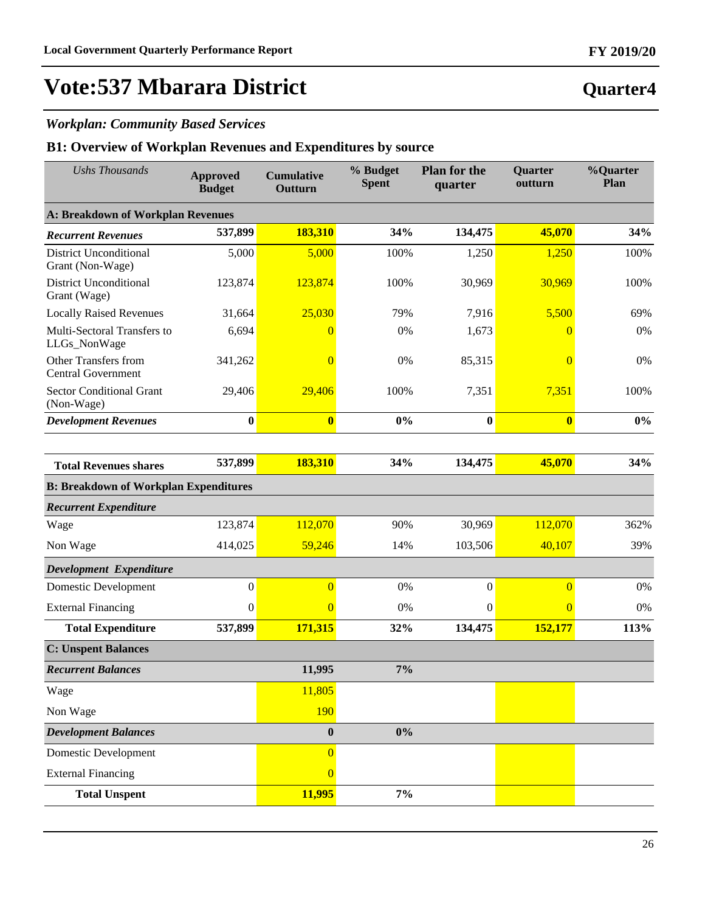# Vote:537 Mbarara District

## Quarter4

### *Workplan: Community Based Services*

### B1: Overview of Workplan Revenues and Expenditures by source

| *Ushs Thousands* | **Approved Budget** | **Cumulative Outturn** | **% Budget Spent** | **Plan for the quarter** | **Quarter outturn** | **%Quarter Plan** |
|---|---|---|---|---|---|---|
| **A: Breakdown of Workplan Revenues** | | | | | | |
| ***Recurrent Revenues*** | **537,899** | **183,310** | **34%** | **134,475** | **45,070** | **34%** |
| District Unconditional Grant (Non-Wage) | 5,000 | 5,000 | 100% | 1,250 | 1,250 | 100% |
| District Unconditional Grant (Wage) | 123,874 | 123,874 | 100% | 30,969 | 30,969 | 100% |
| Locally Raised Revenues | 31,664 | 25,030 | 79% | 7,916 | 5,500 | 69% |
| Multi-Sectoral Transfers to LLGs_NonWage | 6,694 | 0 | 0% | 1,673 | 0 | 0% |
| Other Transfers from Central Government | 341,262 | 0 | 0% | 85,315 | 0 | 0% |
| Sector Conditional Grant (Non-Wage) | 29,406 | 29,406 | 100% | 7,351 | 7,351 | 100% |
| ***Development Revenues*** | **0** | **0** | **0%** | **0** | **0** | **0%** |
| **Total Revenues shares** | **537,899** | **183,310** | **34%** | **134,475** | **45,070** | **34%** |
| **B: Breakdown of Workplan Expenditures** | | | | | | |
| ***Recurrent Expenditure*** | | | | | | |
| Wage | 123,874 | 112,070 | 90% | 30,969 | 112,070 | 362% |
| Non Wage | 414,025 | 59,246 | 14% | 103,506 | 40,107 | 39% |
| ***Development Expenditure*** | | | | | | |
| Domestic Development | 0 | 0 | 0% | 0 | 0 | 0% |
| External Financing | 0 | 0 | 0% | 0 | 0 | 0% |
| **Total Expenditure** | **537,899** | **171,315** | **32%** | **134,475** | **152,177** | **113%** |
| **C: Unspent Balances** | | | | | | |
| ***Recurrent Balances*** | | **11,995** | **7%** | | | |
| Wage | | 11,805 | | | | |
| Non Wage | | 190 | | | | |
| ***Development Balances*** | | **0** | **0%** | | | |
| Domestic Development | | 0 | | | | |
| External Financing | | 0 | | | | |
| **Total Unspent** | | **11,995** | **7%** | | | |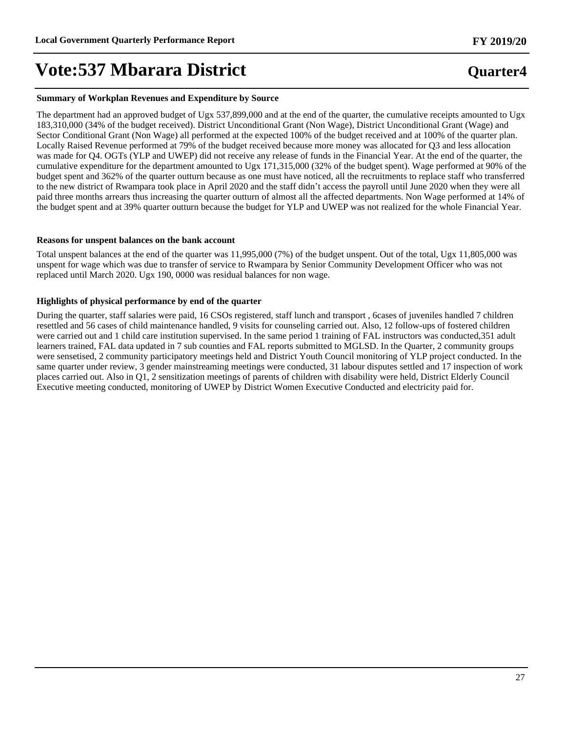# Vote:537 Mbarara District

**Quarter4**

**Summary of Workplan Revenues and Expenditure by Source**

The department had an approved budget of Ugx 537,899,000 and at the end of the quarter, the cumulative receipts amounted to Ugx 183,310,000 (34% of the budget received). District Unconditional Grant (Non Wage), District Unconditional Grant (Wage) and Sector Conditional Grant (Non Wage) all performed at the expected 100% of the budget received and at 100% of the quarter plan. Locally Raised Revenue performed at 79% of the budget received because more money was allocated for Q3 and less allocation was made for Q4. OGTs (YLP and UWEP) did not receive any release of funds in the Financial Year. At the end of the quarter, the cumulative expenditure for the department amounted to Ugx 171,315,000 (32% of the budget spent). Wage performed at 90% of the budget spent and 362% of the quarter outturn because as one must have noticed, all the recruitments to replace staff who transferred to the new district of Rwampara took place in April 2020 and the staff didn't access the payroll until June 2020 when they were all paid three months arrears thus increasing the quarter outturn of almost all the affected departments. Non Wage performed at 14% of the budget spent and at 39% quarter outturn because the budget for YLP and UWEP was not realized for the whole Financial Year.

**Reasons for unspent balances on the bank account**

Total unspent balances at the end of the quarter was 11,995,000 (7%) of the budget unspent. Out of the total, Ugx 11,805,000 was unspent for wage which was due to transfer of service to Rwampara by Senior Community Development Officer who was not replaced until March 2020. Ugx 190, 0000 was residual balances for non wage.

**Highlights of physical performance by end of the quarter**

During the quarter, staff salaries were paid, 16 CSOs registered, staff lunch and transport , 6cases of juveniles handled 7 children resettled and 56 cases of child maintenance handled, 9 visits for counseling carried out. Also, 12 follow-ups of fostered children were carried out and 1 child care institution supervised. In the same period 1 training of FAL instructors was conducted,351 adult learners trained, FAL data updated in 7 sub counties and FAL reports submitted to MGLSD. In the Quarter, 2 community groups were sensetised, 2 community participatory meetings held and District Youth Council monitoring of YLP project conducted. In the same quarter under review, 3 gender mainstreaming meetings were conducted, 31 labour disputes settled and 17 inspection of work places carried out. Also in Q1, 2 sensitization meetings of parents of children with disability were held, District Elderly Council Executive meeting conducted, monitoring of UWEP by District Women Executive Conducted and electricity paid for.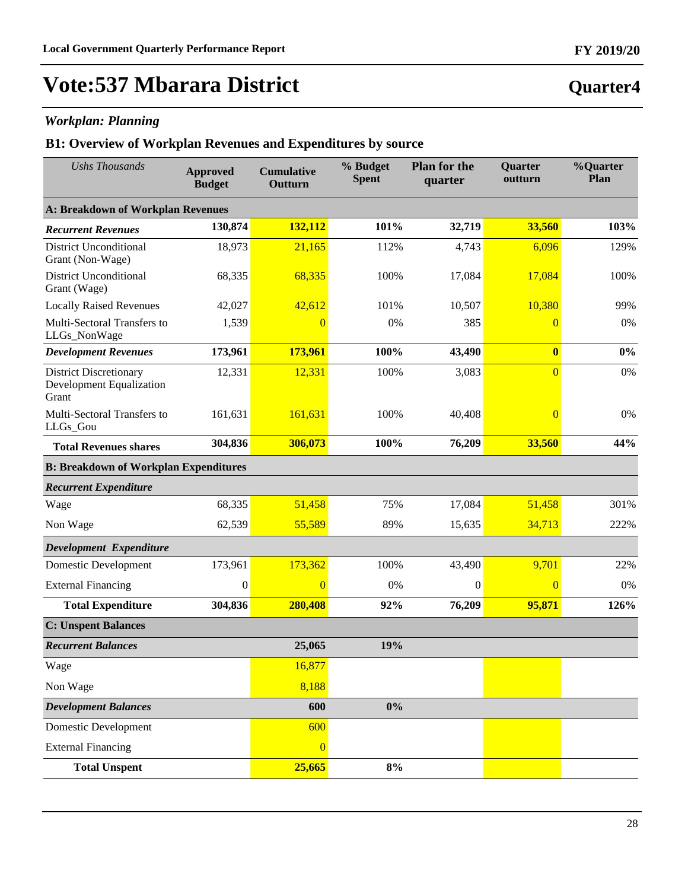# Vote:537 Mbarara District

**Quarter4**

### *Workplan: Planning*

## B1: Overview of Workplan Revenues and Expenditures by source

| *Ushs Thousands* | Approved Budget | Cumulative Outturn | % Budget Spent | Plan for the quarter | Quarter outturn | %Quarter Plan |
|---|---|---|---|---|---|---|
| **A: Breakdown of Workplan Revenues** | | | | | | |
| ***Recurrent Revenues*** | **130,874** | **132,112** | **101%** | **32,719** | **33,560** | **103%** |
| District Unconditional Grant (Non-Wage) | 18,973 | 21,165 | 112% | 4,743 | 6,096 | 129% |
| District Unconditional Grant (Wage) | 68,335 | 68,335 | 100% | 17,084 | 17,084 | 100% |
| Locally Raised Revenues | 42,027 | 42,612 | 101% | 10,507 | 10,380 | 99% |
| Multi-Sectoral Transfers to LLGs_NonWage | 1,539 | 0 | 0% | 385 | 0 | 0% |
| ***Development Revenues*** | **173,961** | **173,961** | **100%** | **43,490** | **0** | **0%** |
| District Discretionary Development Equalization Grant | 12,331 | 12,331 | 100% | 3,083 | 0 | 0% |
| Multi-Sectoral Transfers to LLGs_Gou | 161,631 | 161,631 | 100% | 40,408 | 0 | 0% |
| **Total Revenues shares** | **304,836** | **306,073** | **100%** | **76,209** | **33,560** | **44%** |
| **B: Breakdown of Workplan Expenditures** | | | | | | |
| ***Recurrent Expenditure*** | | | | | | |
| Wage | 68,335 | 51,458 | 75% | 17,084 | 51,458 | 301% |
| Non Wage | 62,539 | 55,589 | 89% | 15,635 | 34,713 | 222% |
| ***Development Expenditure*** | | | | | | |
| Domestic Development | 173,961 | 173,362 | 100% | 43,490 | 9,701 | 22% |
| External Financing | 0 | 0 | 0% | 0 | 0 | 0% |
| **Total Expenditure** | **304,836** | **280,408** | **92%** | **76,209** | **95,871** | **126%** |
| **C: Unspent Balances** | | | | | | |
| ***Recurrent Balances*** | | **25,065** | **19%** | | | |
| Wage | | 16,877 | | | | |
| Non Wage | | 8,188 | | | | |
| ***Development Balances*** | | **600** | **0%** | | | |
| Domestic Development | | 600 | | | | |
| External Financing | | 0 | | | | |
| **Total Unspent** | | **25,665** | **8%** | | | |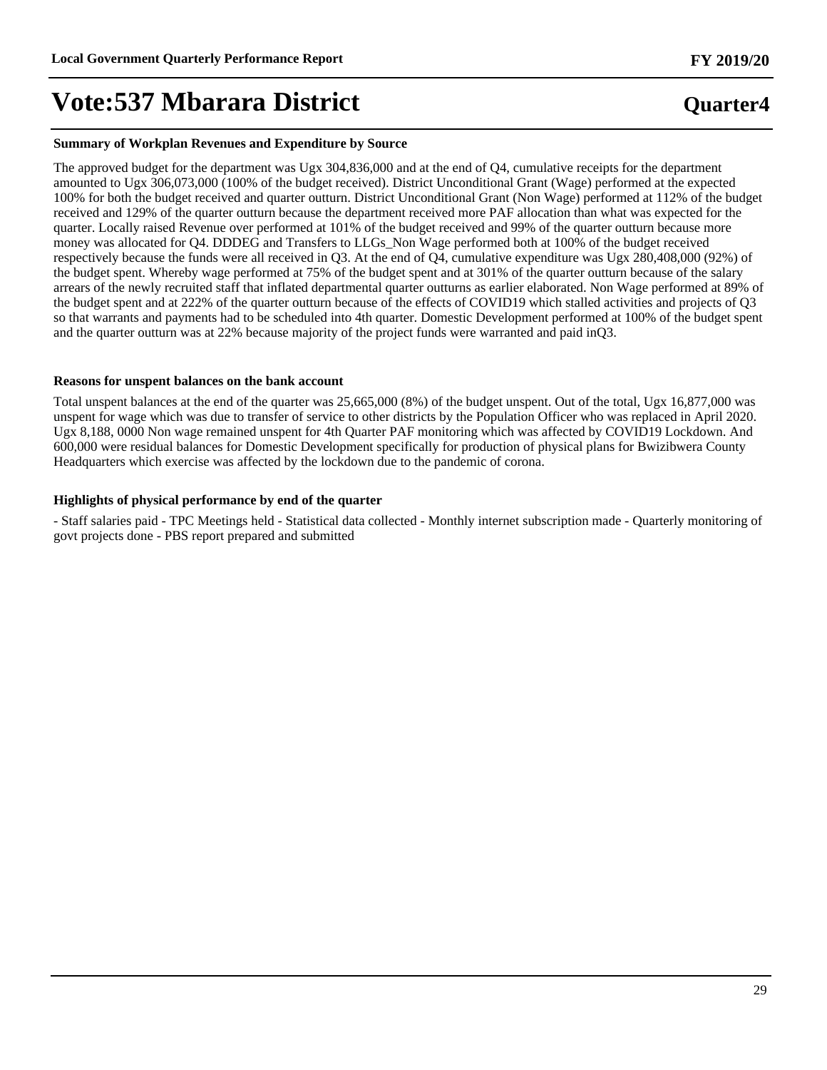# Vote:537 Mbarara District

**Quarter4**

#### Summary of Workplan Revenues and Expenditure by Source

The approved budget for the department was Ugx 304,836,000 and at the end of Q4, cumulative receipts for the department amounted to Ugx 306,073,000 (100% of the budget received). District Unconditional Grant (Wage) performed at the expected 100% for both the budget received and quarter outturn. District Unconditional Grant (Non Wage) performed at 112% of the budget received and 129% of the quarter outturn because the department received more PAF allocation than what was expected for the quarter. Locally raised Revenue over performed at 101% of the budget received and 99% of the quarter outturn because more money was allocated for Q4. DDDEG and Transfers to LLGs_Non Wage performed both at 100% of the budget received respectively because the funds were all received in Q3. At the end of Q4, cumulative expenditure was Ugx 280,408,000 (92%) of the budget spent. Whereby wage performed at 75% of the budget spent and at 301% of the quarter outturn because of the salary arrears of the newly recruited staff that inflated departmental quarter outturns as earlier elaborated. Non Wage performed at 89% of the budget spent and at 222% of the quarter outturn because of the effects of COVID19 which stalled activities and projects of Q3 so that warrants and payments had to be scheduled into 4th quarter. Domestic Development performed at 100% of the budget spent and the quarter outturn was at 22% because majority of the project funds were warranted and paid inQ3.

#### Reasons for unspent balances on the bank account

Total unspent balances at the end of the quarter was 25,665,000 (8%) of the budget unspent. Out of the total, Ugx 16,877,000 was unspent for wage which was due to transfer of service to other districts by the Population Officer who was replaced in April 2020. Ugx 8,188, 0000 Non wage remained unspent for 4th Quarter PAF monitoring which was affected by COVID19 Lockdown. And 600,000 were residual balances for Domestic Development specifically for production of physical plans for Bwizibwera County Headquarters which exercise was affected by the lockdown due to the pandemic of corona.

#### Highlights of physical performance by end of the quarter

- Staff salaries paid - TPC Meetings held - Statistical data collected - Monthly internet subscription made - Quarterly monitoring of govt projects done - PBS report prepared and submitted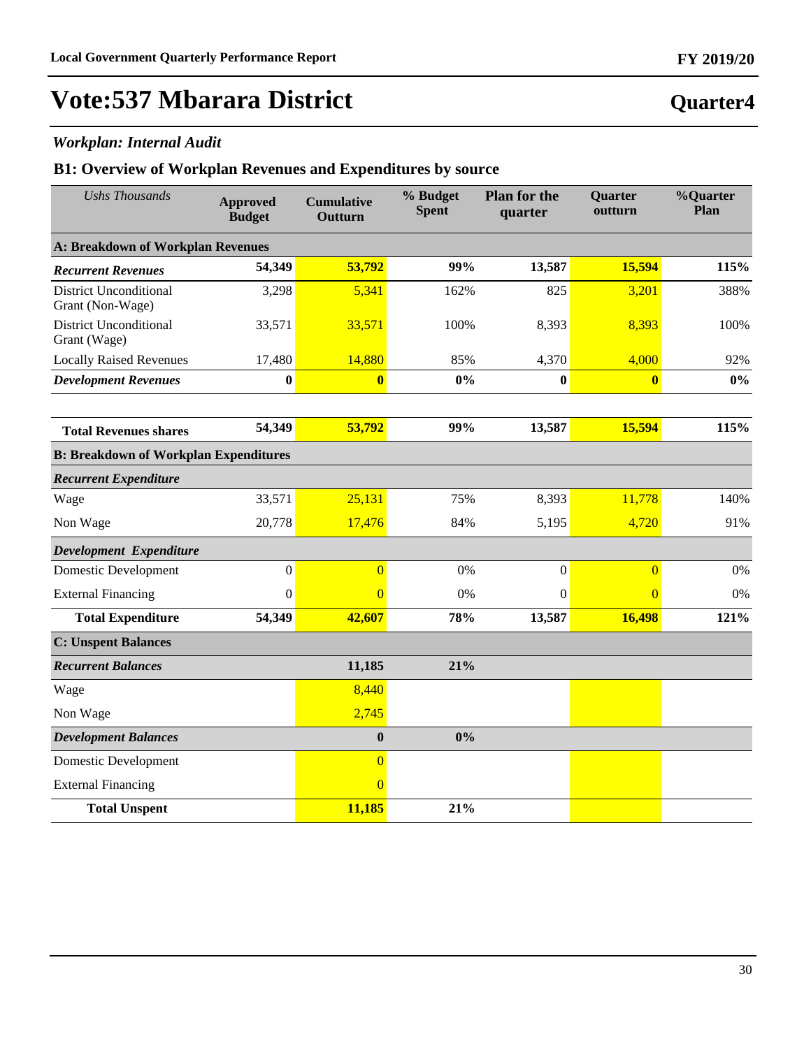# Vote:537 Mbarara District

**Quarter4**

### *Workplan: Internal Audit*

## B1: Overview of Workplan Revenues and Expenditures by source

| *Ushs Thousands* | Approved Budget | Cumulative Outturn | % Budget Spent | Plan for the quarter | Quarter outturn | %Quarter Plan |
|---|---|---|---|---|---|---|
| **A: Breakdown of Workplan Revenues** | | | | | | |
| ***Recurrent Revenues*** | **54,349** | **53,792** | **99%** | **13,587** | **15,594** | **115%** |
| District Unconditional Grant (Non-Wage) | 3,298 | 5,341 | 162% | 825 | 3,201 | 388% |
| District Unconditional Grant (Wage) | 33,571 | 33,571 | 100% | 8,393 | 8,393 | 100% |
| Locally Raised Revenues | 17,480 | 14,880 | 85% | 4,370 | 4,000 | 92% |
| ***Development Revenues*** | **0** | **0** | **0%** | **0** | **0** | **0%** |
| **Total Revenues shares** | **54,349** | **53,792** | **99%** | **13,587** | **15,594** | **115%** |
| **B: Breakdown of Workplan Expenditures** | | | | | | |
| ***Recurrent Expenditure*** | | | | | | |
| Wage | 33,571 | 25,131 | 75% | 8,393 | 11,778 | 140% |
| Non Wage | 20,778 | 17,476 | 84% | 5,195 | 4,720 | 91% |
| ***Development Expenditure*** | | | | | | |
| Domestic Development | 0 | 0 | 0% | 0 | 0 | 0% |
| External Financing | 0 | 0 | 0% | 0 | 0 | 0% |
| **Total Expenditure** | **54,349** | **42,607** | **78%** | **13,587** | **16,498** | **121%** |
| **C: Unspent Balances** | | | | | | |
| ***Recurrent Balances*** | | **11,185** | **21%** | | | |
| Wage | | 8,440 | | | | |
| Non Wage | | 2,745 | | | | |
| ***Development Balances*** | | **0** | **0%** | | | |
| Domestic Development | | 0 | | | | |
| External Financing | | 0 | | | | |
| **Total Unspent** | | **11,185** | **21%** | | | |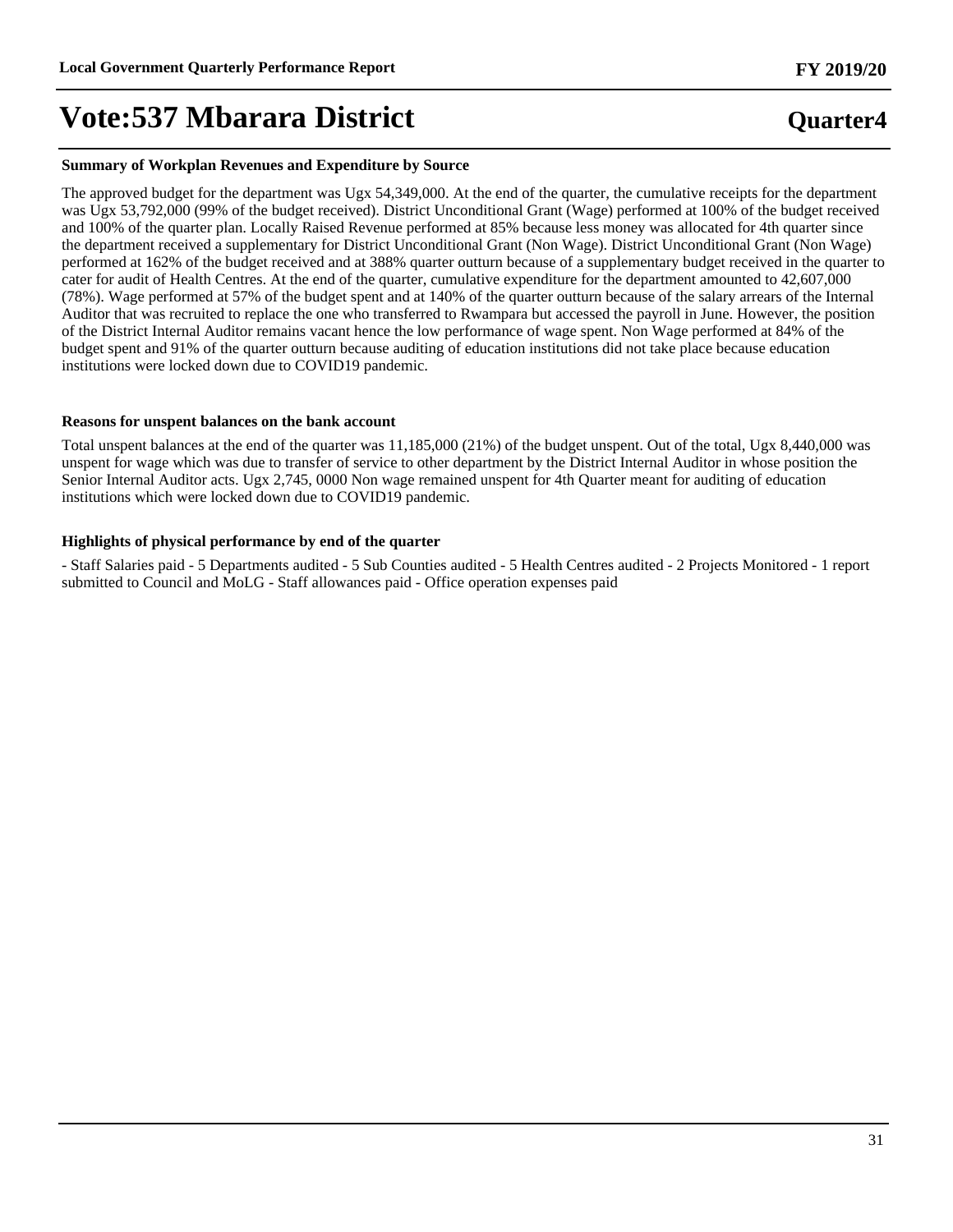# Vote:537 Mbarara District

**Quarter4**

### Summary of Workplan Revenues and Expenditure by Source

The approved budget for the department was Ugx 54,349,000. At the end of the quarter, the cumulative receipts for the department was Ugx 53,792,000 (99% of the budget received). District Unconditional Grant (Wage) performed at 100% of the budget received and 100% of the quarter plan. Locally Raised Revenue performed at 85% because less money was allocated for 4th quarter since the department received a supplementary for District Unconditional Grant (Non Wage). District Unconditional Grant (Non Wage) performed at 162% of the budget received and at 388% quarter outturn because of a supplementary budget received in the quarter to cater for audit of Health Centres. At the end of the quarter, cumulative expenditure for the department amounted to 42,607,000 (78%). Wage performed at 57% of the budget spent and at 140% of the quarter outturn because of the salary arrears of the Internal Auditor that was recruited to replace the one who transferred to Rwampara but accessed the payroll in June. However, the position of the District Internal Auditor remains vacant hence the low performance of wage spent. Non Wage performed at 84% of the budget spent and 91% of the quarter outturn because auditing of education institutions did not take place because education institutions were locked down due to COVID19 pandemic.

### Reasons for unspent balances on the bank account

Total unspent balances at the end of the quarter was 11,185,000 (21%) of the budget unspent. Out of the total, Ugx 8,440,000 was unspent for wage which was due to transfer of service to other department by the District Internal Auditor in whose position the Senior Internal Auditor acts. Ugx 2,745, 0000 Non wage remained unspent for 4th Quarter meant for auditing of education institutions which were locked down due to COVID19 pandemic.

### Highlights of physical performance by end of the quarter

- Staff Salaries paid - 5 Departments audited - 5 Sub Counties audited - 5 Health Centres audited - 2 Projects Monitored - 1 report submitted to Council and MoLG - Staff allowances paid - Office operation expenses paid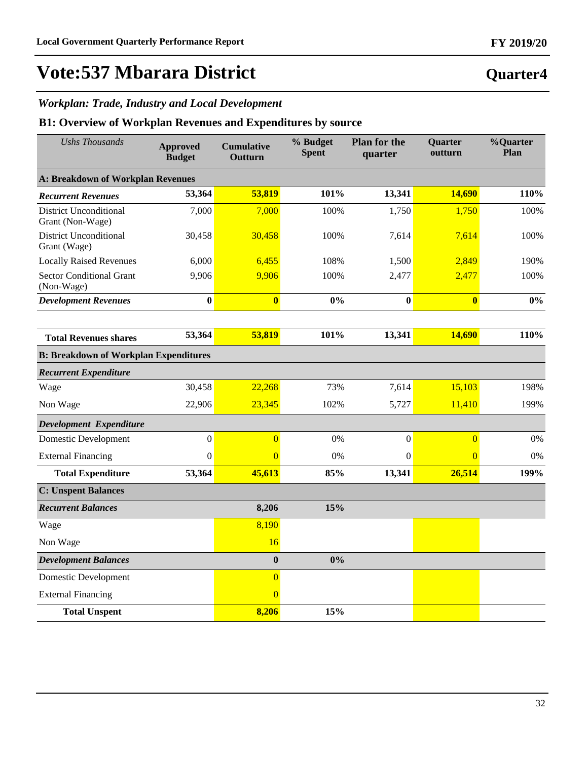# Vote:537 Mbarara District

## Quarter4

### *Workplan: Trade, Industry and Local Development*

### B1: Overview of Workplan Revenues and Expenditures by source

| *Ushs Thousands* | Approved Budget | Cumulative Outturn | % Budget Spent | Plan for the quarter | Quarter outturn | %Quarter Plan |
|---|---|---|---|---|---|---|
| **A: Breakdown of Workplan Revenues** | | | | | | |
| ***Recurrent Revenues*** | **53,364** | **53,819** | **101%** | **13,341** | **14,690** | **110%** |
| District Unconditional Grant (Non-Wage) | 7,000 | 7,000 | 100% | 1,750 | 1,750 | 100% |
| District Unconditional Grant (Wage) | 30,458 | 30,458 | 100% | 7,614 | 7,614 | 100% |
| Locally Raised Revenues | 6,000 | 6,455 | 108% | 1,500 | 2,849 | 190% |
| Sector Conditional Grant (Non-Wage) | 9,906 | 9,906 | 100% | 2,477 | 2,477 | 100% |
| ***Development Revenues*** | **0** | **0** | **0%** | **0** | **0** | **0%** |
| **Total Revenues shares** | **53,364** | **53,819** | **101%** | **13,341** | **14,690** | **110%** |
| **B: Breakdown of Workplan Expenditures** | | | | | | |
| ***Recurrent Expenditure*** | | | | | | |
| Wage | 30,458 | 22,268 | 73% | 7,614 | 15,103 | 198% |
| Non Wage | 22,906 | 23,345 | 102% | 5,727 | 11,410 | 199% |
| ***Development Expenditure*** | | | | | | |
| Domestic Development | 0 | 0 | 0% | 0 | 0 | 0% |
| External Financing | 0 | 0 | 0% | 0 | 0 | 0% |
| **Total Expenditure** | **53,364** | **45,613** | **85%** | **13,341** | **26,514** | **199%** |
| **C: Unspent Balances** | | | | | | |
| ***Recurrent Balances*** | | **8,206** | **15%** | | | |
| Wage | | 8,190 | | | | |
| Non Wage | | 16 | | | | |
| ***Development Balances*** | | **0** | **0%** | | | |
| Domestic Development | | 0 | | | | |
| External Financing | | 0 | | | | |
| **Total Unspent** | | **8,206** | **15%** | | | |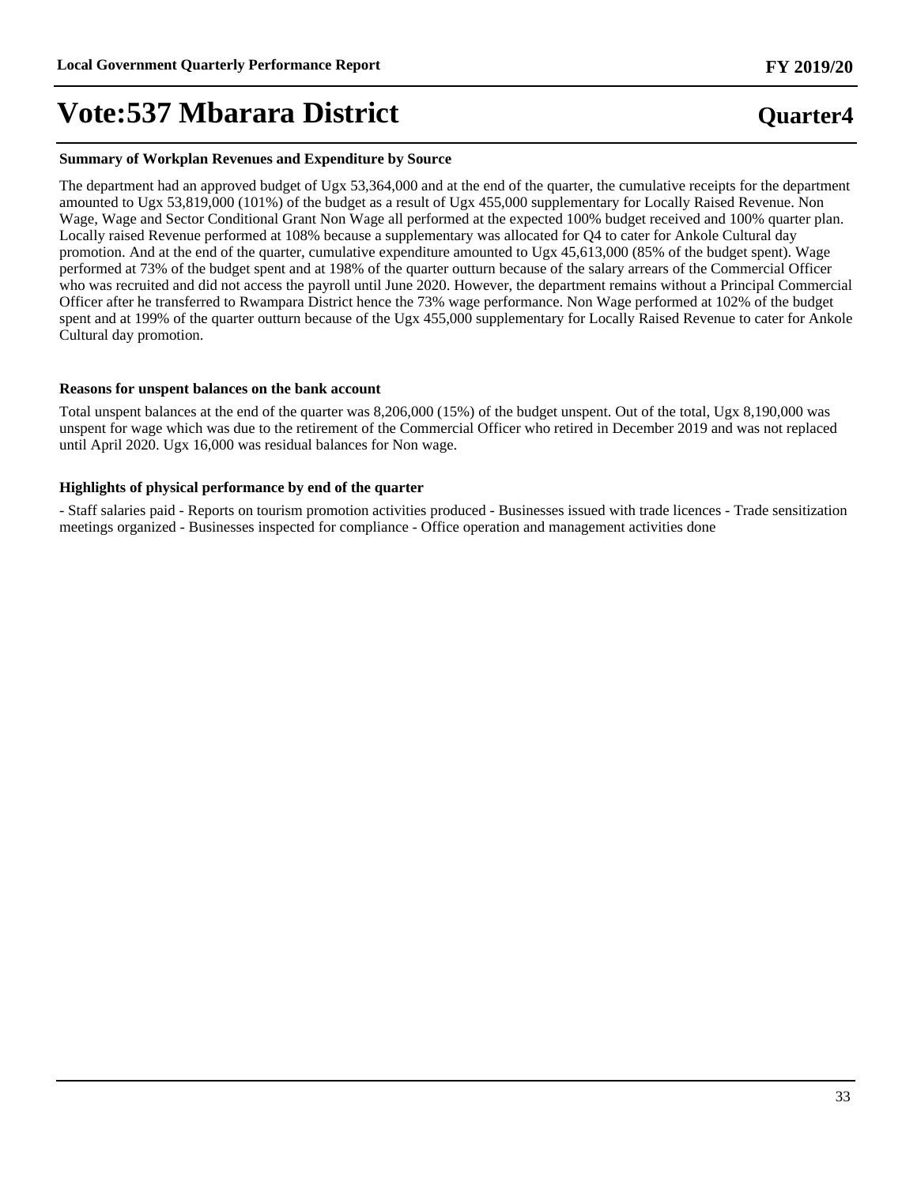# Vote:537 Mbarara District

**Quarter4**

### Summary of Workplan Revenues and Expenditure by Source

The department had an approved budget of Ugx 53,364,000 and at the end of the quarter, the cumulative receipts for the department amounted to Ugx 53,819,000 (101%) of the budget as a result of Ugx 455,000 supplementary for Locally Raised Revenue. Non Wage, Wage and Sector Conditional Grant Non Wage all performed at the expected 100% budget received and 100% quarter plan. Locally raised Revenue performed at 108% because a supplementary was allocated for Q4 to cater for Ankole Cultural day promotion. And at the end of the quarter, cumulative expenditure amounted to Ugx 45,613,000 (85% of the budget spent). Wage performed at 73% of the budget spent and at 198% of the quarter outturn because of the salary arrears of the Commercial Officer who was recruited and did not access the payroll until June 2020. However, the department remains without a Principal Commercial Officer after he transferred to Rwampara District hence the 73% wage performance. Non Wage performed at 102% of the budget spent and at 199% of the quarter outturn because of the Ugx 455,000 supplementary for Locally Raised Revenue to cater for Ankole Cultural day promotion.

### Reasons for unspent balances on the bank account

Total unspent balances at the end of the quarter was 8,206,000 (15%) of the budget unspent. Out of the total, Ugx 8,190,000 was unspent for wage which was due to the retirement of the Commercial Officer who retired in December 2019 and was not replaced until April 2020. Ugx 16,000 was residual balances for Non wage.

### Highlights of physical performance by end of the quarter

- Staff salaries paid - Reports on tourism promotion activities produced - Businesses issued with trade licences - Trade sensitization meetings organized - Businesses inspected for compliance - Office operation and management activities done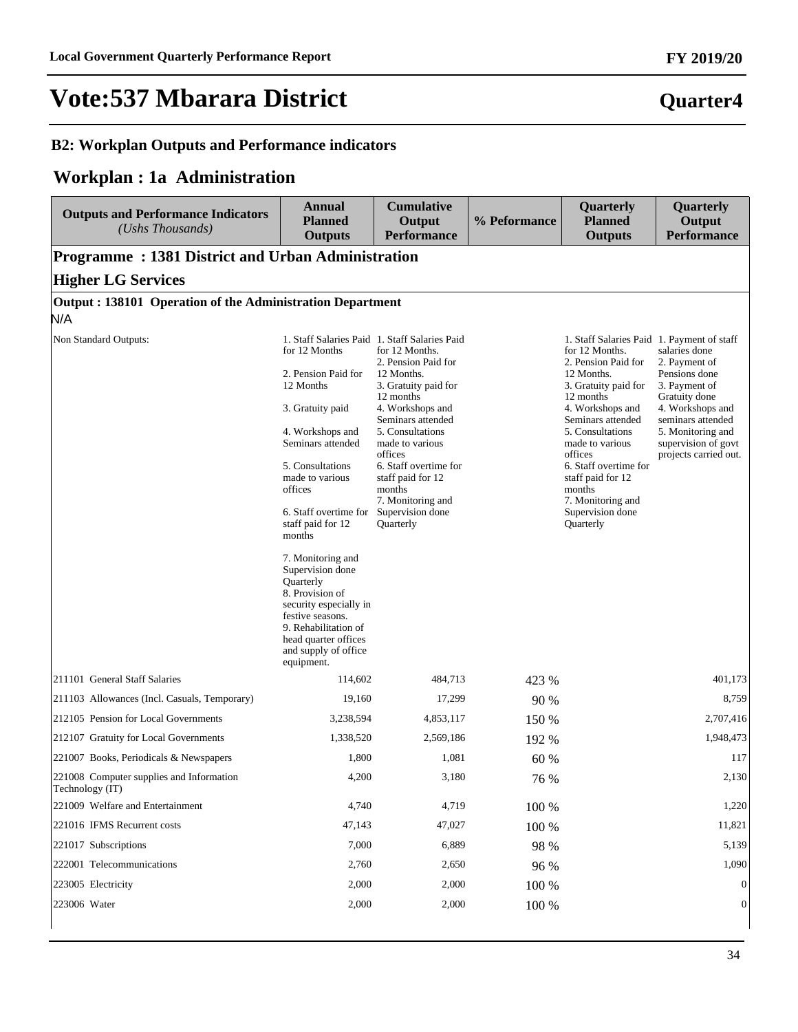# Vote:537 Mbarara District

**Quarter4**

## B2: Workplan Outputs and Performance indicators

## Workplan : 1a Administration

| Outputs and Performance Indicators *(Ushs Thousands)* | Annual Planned Outputs | Cumulative Output Performance | % Peformance | Quarterly Planned Outputs | Quarterly Output Performance |
|---|---|---|---|---|---|
| **Programme : 1381 District and Urban Administration** | | | | | |
| **Higher LG Services** | | | | | |
| **Output : 138101 Operation of the Administration Department** | | | | | |
| N/A | | | | | |
| Non Standard Outputs: | 1. Staff Salaries Paid for 12 Months<br><br>2. Pension Paid for 12 Months<br><br>3. Gratuity paid<br><br>4. Workshops and Seminars attended<br><br>5. Consultations made to various offices<br><br>6. Staff overtime for staff paid for 12 months<br><br>7. Monitoring and Supervision done Quarterly<br>8. Provision of security especially in festive seasons.<br>9. Rehabilitation of head quarter offices and supply of office equipment. | 1. Staff Salaries Paid for 12 Months.<br>2. Pension Paid for 12 Months.<br>3. Gratuity paid for 12 months<br>4. Workshops and Seminars attended<br>5. Consultations made to various offices<br>6. Staff overtime for staff paid for 12 months<br>7. Monitoring and Supervision done Quarterly | | 1. Staff Salaries Paid for 12 Months.<br>2. Pension Paid for 12 Months.<br>3. Gratuity paid for 12 months<br>4. Workshops and Seminars attended<br>5. Consultations made to various offices<br>6. Staff overtime for staff paid for 12 months<br>7. Monitoring and Supervision done Quarterly | 1. Payment of staff salaries done<br>2. Payment of Pensions done<br>3. Payment of Gratuity done<br>4. Workshops and seminars attended<br>5. Monitoring and supervision of govt projects carried out. |
| 211101 General Staff Salaries | 114,602 | 484,713 | 423 % | | 401,173 |
| 211103 Allowances (Incl. Casuals, Temporary) | 19,160 | 17,299 | 90 % | | 8,759 |
| 212105 Pension for Local Governments | 3,238,594 | 4,853,117 | 150 % | | 2,707,416 |
| 212107 Gratuity for Local Governments | 1,338,520 | 2,569,186 | 192 % | | 1,948,473 |
| 221007 Books, Periodicals & Newspapers | 1,800 | 1,081 | 60 % | | 117 |
| 221008 Computer supplies and Information Technology (IT) | 4,200 | 3,180 | 76 % | | 2,130 |
| 221009 Welfare and Entertainment | 4,740 | 4,719 | 100 % | | 1,220 |
| 221016 IFMS Recurrent costs | 47,143 | 47,027 | 100 % | | 11,821 |
| 221017 Subscriptions | 7,000 | 6,889 | 98 % | | 5,139 |
| 222001 Telecommunications | 2,760 | 2,650 | 96 % | | 1,090 |
| 223005 Electricity | 2,000 | 2,000 | 100 % | | 0 |
| 223006 Water | 2,000 | 2,000 | 100 % | | 0 |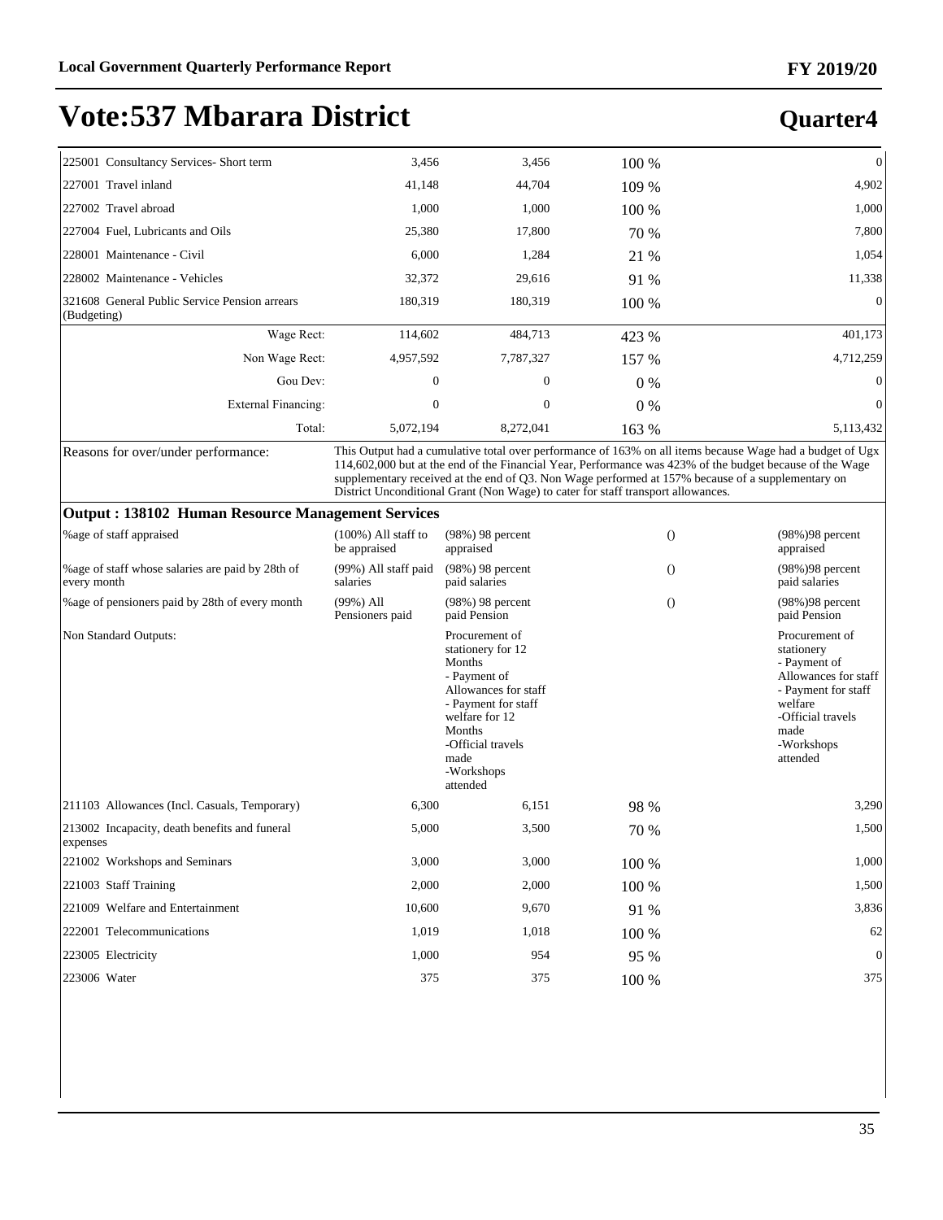# Vote:537 Mbarara District

## Quarter4

| | | | | |
|---|---|---|---|---|
| 225001 Consultancy Services- Short term | 3,456 | 3,456 | 100 % | 0 |
| 227001 Travel inland | 41,148 | 44,704 | 109 % | 4,902 |
| 227002 Travel abroad | 1,000 | 1,000 | 100 % | 1,000 |
| 227004 Fuel, Lubricants and Oils | 25,380 | 17,800 | 70 % | 7,800 |
| 228001 Maintenance - Civil | 6,000 | 1,284 | 21 % | 1,054 |
| 228002 Maintenance - Vehicles | 32,372 | 29,616 | 91 % | 11,338 |
| 321608 General Public Service Pension arrears (Budgeting) | 180,319 | 180,319 | 100 % | 0 |
| Wage Rect: | 114,602 | 484,713 | 423 % | 401,173 |
| Non Wage Rect: | 4,957,592 | 7,787,327 | 157 % | 4,712,259 |
| Gou Dev: | 0 | 0 | 0 % | 0 |
| External Financing: | 0 | 0 | 0 % | 0 |
| Total: | 5,072,194 | 8,272,041 | 163 % | 5,113,432 |

Reasons for over/under performance: This Output had a cumulative total over performance of 163% on all items because Wage had a budget of Ugx 114,602,000 but at the end of the Financial Year, Performance was 423% of the budget because of the Wage supplementary received at the end of Q3. Non Wage performed at 157% because of a supplementary on District Unconditional Grant (Non Wage) to cater for staff transport allowances.

**Output : 138102 Human Resource Management Services**

| | | | | |
|---|---|---|---|---|
| %age of staff appraised | (100%) All staff to be appraised | (98%) 98 percent appraised | () | (98%)98 percent appraised |
| %age of staff whose salaries are paid by 28th of every month | (99%) All staff paid salaries | (98%) 98 percent paid salaries | () | (98%)98 percent paid salaries |
| %age of pensioners paid by 28th of every month | (99%) All Pensioners paid | (98%) 98 percent paid Pension | () | (98%)98 percent paid Pension |
| Non Standard Outputs: | | Procurement of stationery for 12 Months<br>- Payment of Allowances for staff<br>- Payment for staff welfare for 12 Months<br>-Official travels made<br>-Workshops attended | | Procurement of stationery<br>- Payment of Allowances for staff<br>- Payment for staff welfare<br>-Official travels made<br>-Workshops attended |
| 211103 Allowances (Incl. Casuals, Temporary) | 6,300 | 6,151 | 98 % | 3,290 |
| 213002 Incapacity, death benefits and funeral expenses | 5,000 | 3,500 | 70 % | 1,500 |
| 221002 Workshops and Seminars | 3,000 | 3,000 | 100 % | 1,000 |
| 221003 Staff Training | 2,000 | 2,000 | 100 % | 1,500 |
| 221009 Welfare and Entertainment | 10,600 | 9,670 | 91 % | 3,836 |
| 222001 Telecommunications | 1,019 | 1,018 | 100 % | 62 |
| 223005 Electricity | 1,000 | 954 | 95 % | 0 |
| 223006 Water | 375 | 375 | 100 % | 375 |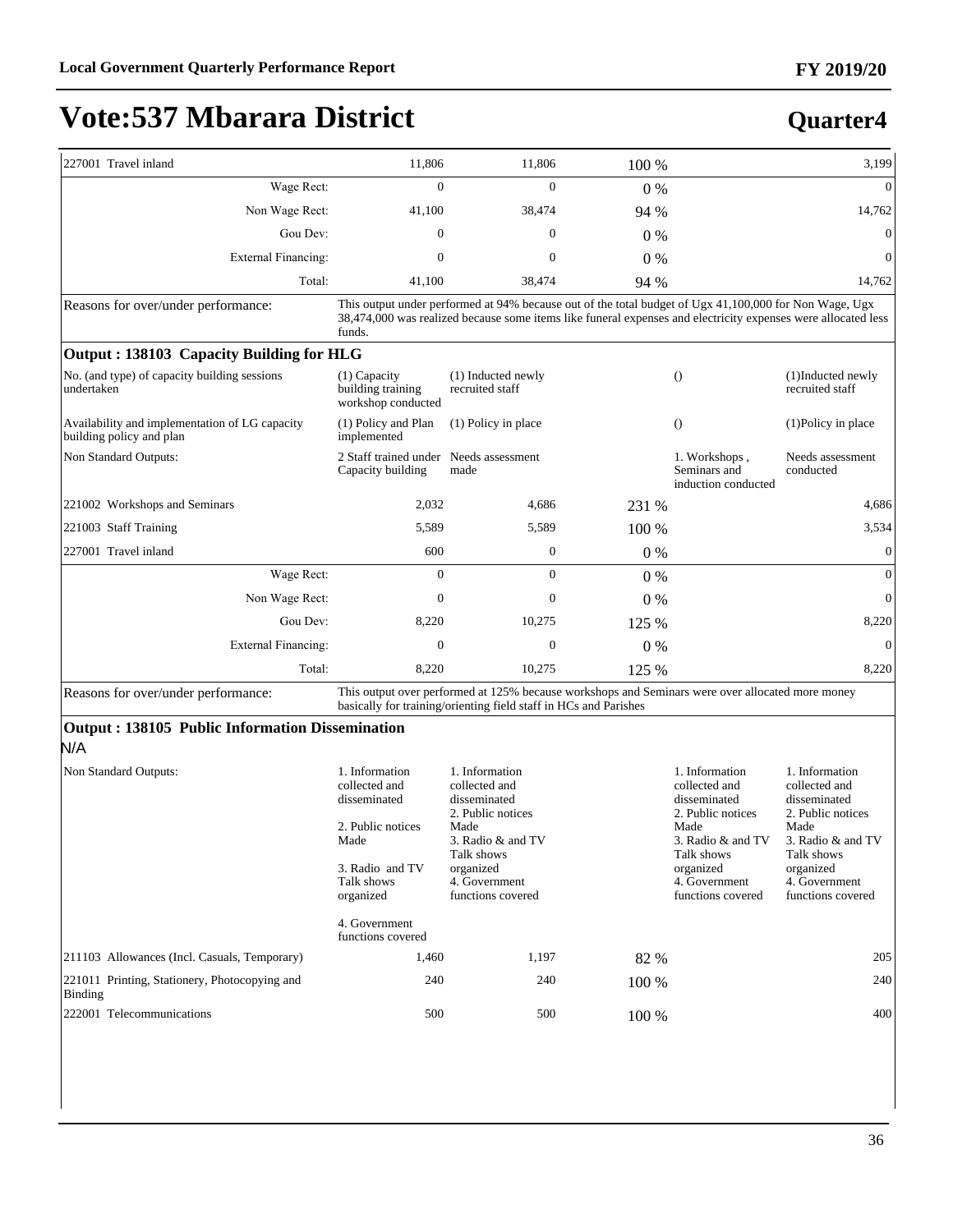# Vote:537 Mbarara District

## Quarter4

| | | | | | |
|---|---|---|---|---|---|
| 227001 Travel inland | 11,806 | 11,806 | 100 % | | 3,199 |
| Wage Rect: | 0 | 0 | 0 % | | 0 |
| Non Wage Rect: | 41,100 | 38,474 | 94 % | | 14,762 |
| Gou Dev: | 0 | 0 | 0 % | | 0 |
| External Financing: | 0 | 0 | 0 % | | 0 |
| Total: | 41,100 | 38,474 | 94 % | | 14,762 |

Reasons for over/under performance: This output under performed at 94% because out of the total budget of Ugx 41,100,000 for Non Wage, Ugx 38,474,000 was realized because some items like funeral expenses and electricity expenses were allocated less funds.

### Output : 138103 Capacity Building for HLG

| | | | | | |
|---|---|---|---|---|---|
| No. (and type) of capacity building sessions undertaken | (1) Capacity building training workshop conducted | (1) Inducted newly recruited staff | | () | (1)Inducted newly recruited staff |
| Availability and implementation of LG capacity building policy and plan | (1) Policy and Plan implemented | (1) Policy in place | | () | (1)Policy in place |
| Non Standard Outputs: | 2 Staff trained under Capacity building | Needs assessment made | | 1. Workshops , Seminars and induction conducted | Needs assessment conducted |
| 221002 Workshops and Seminars | 2,032 | 4,686 | 231 % | | 4,686 |
| 221003 Staff Training | 5,589 | 5,589 | 100 % | | 3,534 |
| 227001 Travel inland | 600 | 0 | 0 % | | 0 |
| Wage Rect: | 0 | 0 | 0 % | | 0 |
| Non Wage Rect: | 0 | 0 | 0 % | | 0 |
| Gou Dev: | 8,220 | 10,275 | 125 % | | 8,220 |
| External Financing: | 0 | 0 | 0 % | | 0 |
| Total: | 8,220 | 10,275 | 125 % | | 8,220 |

Reasons for over/under performance: This output over performed at 125% because workshops and Seminars were over allocated more money basically for training/orienting field staff in HCs and Parishes

### Output : 138105 Public Information Dissemination

N/A

| | | | | | |
|---|---|---|---|---|---|
| Non Standard Outputs: | 1. Information collected and disseminated<br><br>2. Public notices Made<br><br>3. Radio and TV Talk shows organized<br><br>4. Government functions covered | 1. Information collected and disseminated<br>2. Public notices Made<br>3. Radio & and TV Talk shows organized<br>4. Government functions covered | | 1. Information collected and disseminated<br>2. Public notices Made<br>3. Radio & and TV Talk shows organized<br>4. Government functions covered | 1. Information collected and disseminated<br>2. Public notices Made<br>3. Radio & and TV Talk shows organized<br>4. Government functions covered |
| 211103 Allowances (Incl. Casuals, Temporary) | 1,460 | 1,197 | 82 % | | 205 |
| 221011 Printing, Stationery, Photocopying and Binding | 240 | 240 | 100 % | | 240 |
| 222001 Telecommunications | 500 | 500 | 100 % | | 400 |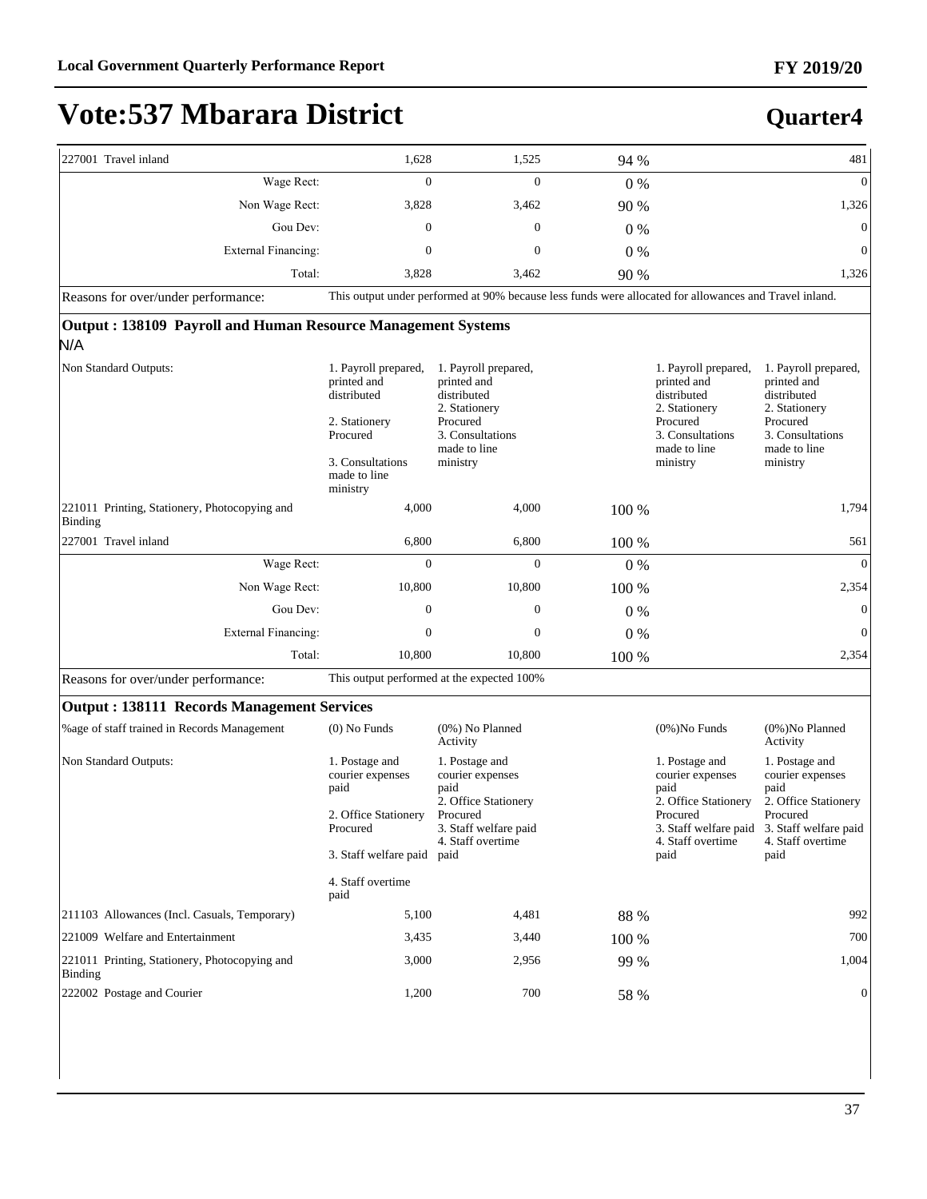# Vote:537 Mbarara District

## Quarter4

| | | | | | |
|---|---|---|---|---|---|
| 227001 Travel inland | 1,628 | 1,525 | 94 % | | 481 |
| Wage Rect: | 0 | 0 | 0 % | | 0 |
| Non Wage Rect: | 3,828 | 3,462 | 90 % | | 1,326 |
| Gou Dev: | 0 | 0 | 0 % | | 0 |
| External Financing: | 0 | 0 | 0 % | | 0 |
| Total: | 3,828 | 3,462 | 90 % | | 1,326 |
| Reasons for over/under performance: | This output under performed at 90% because less funds were allocated for allowances and Travel inland. | | | | |

### Output : 138109 Payroll and Human Resource Management Systems

N/A

| | | | | | |
|---|---|---|---|---|---|
| Non Standard Outputs: | 1. Payroll prepared, printed and distributed<br><br>2. Stationery Procured<br><br>3. Consultations made to line ministry | 1. Payroll prepared, printed and distributed<br>2. Stationery Procured<br>3. Consultations made to line ministry | | 1. Payroll prepared, printed and distributed<br>2. Stationery Procured<br>3. Consultations made to line ministry | 1. Payroll prepared, printed and distributed<br>2. Stationery Procured<br>3. Consultations made to line ministry |
| 221011 Printing, Stationery, Photocopying and Binding | 4,000 | 4,000 | 100 % | | 1,794 |
| 227001 Travel inland | 6,800 | 6,800 | 100 % | | 561 |
| Wage Rect: | 0 | 0 | 0 % | | 0 |
| Non Wage Rect: | 10,800 | 10,800 | 100 % | | 2,354 |
| Gou Dev: | 0 | 0 | 0 % | | 0 |
| External Financing: | 0 | 0 | 0 % | | 0 |
| Total: | 10,800 | 10,800 | 100 % | | 2,354 |
| Reasons for over/under performance: | This output performed at the expected 100% | | | | |

### Output : 138111 Records Management Services

| | | | | | |
|---|---|---|---|---|---|
| %age of staff trained in Records Management | (0) No Funds | (0%) No Planned Activity | | (0%)No Funds | (0%)No Planned Activity |
| Non Standard Outputs: | 1. Postage and courier expenses paid<br><br>2. Office Stationery Procured<br><br>3. Staff welfare paid<br><br>4. Staff overtime paid | 1. Postage and courier expenses paid<br>2. Office Stationery Procured<br>3. Staff welfare paid<br>4. Staff overtime paid | | 1. Postage and courier expenses paid<br>2. Office Stationery Procured<br>3. Staff welfare paid<br>4. Staff overtime paid | 1. Postage and courier expenses paid<br>2. Office Stationery Procured<br>3. Staff welfare paid<br>4. Staff overtime paid |
| 211103 Allowances (Incl. Casuals, Temporary) | 5,100 | 4,481 | 88 % | | 992 |
| 221009 Welfare and Entertainment | 3,435 | 3,440 | 100 % | | 700 |
| 221011 Printing, Stationery, Photocopying and Binding | 3,000 | 2,956 | 99 % | | 1,004 |
| 222002 Postage and Courier | 1,200 | 700 | 58 % | | 0 |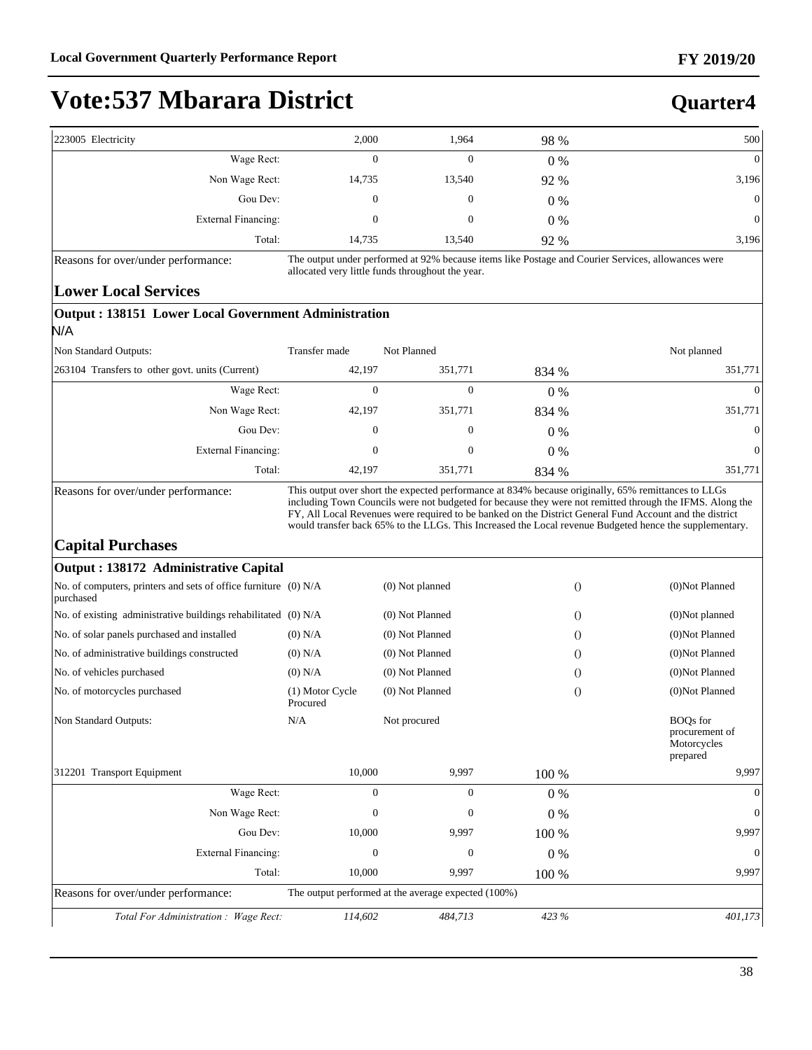# Vote:537 Mbarara District

## Quarter4

| | | | | |
|---|---|---|---|---|
| 223005 Electricity | 2,000 | 1,964 | 98 % | 500 |
| Wage Rect: | 0 | 0 | 0 % | 0 |
| Non Wage Rect: | 14,735 | 13,540 | 92 % | 3,196 |
| Gou Dev: | 0 | 0 | 0 % | 0 |
| External Financing: | 0 | 0 | 0 % | 0 |
| Total: | 14,735 | 13,540 | 92 % | 3,196 |

Reasons for over/under performance: The output under performed at 92% because items like Postage and Courier Services, allowances were allocated very little funds throughout the year.

### Lower Local Services

**Output : 138151 Lower Local Government Administration**

N/A

| | | | | |
|---|---|---|---|---|
| Non Standard Outputs: | Transfer made | Not Planned | | Not planned |
| 263104 Transfers to other govt. units (Current) | 42,197 | 351,771 | 834 % | 351,771 |
| Wage Rect: | 0 | 0 | 0 % | 0 |
| Non Wage Rect: | 42,197 | 351,771 | 834 % | 351,771 |
| Gou Dev: | 0 | 0 | 0 % | 0 |
| External Financing: | 0 | 0 | 0 % | 0 |
| Total: | 42,197 | 351,771 | 834 % | 351,771 |

Reasons for over/under performance: This output over short the expected performance at 834% because originally, 65% remittances to LLGs including Town Councils were not budgeted for because they were not remitted through the IFMS. Along the FY, All Local Revenues were required to be banked on the District General Fund Account and the district would transfer back 65% to the LLGs. This Increased the Local revenue Budgeted hence the supplementary.

### Capital Purchases

**Output : 138172 Administrative Capital**

| | | | | |
|---|---|---|---|---|
| No. of computers, printers and sets of office furniture purchased | (0) N/A | (0) Not planned | () | (0)Not Planned |
| No. of existing administrative buildings rehabilitated | (0) N/A | (0) Not Planned | () | (0)Not planned |
| No. of solar panels purchased and installed | (0) N/A | (0) Not Planned | () | (0)Not Planned |
| No. of administrative buildings constructed | (0) N/A | (0) Not Planned | () | (0)Not Planned |
| No. of vehicles purchased | (0) N/A | (0) Not Planned | () | (0)Not Planned |
| No. of motorcycles purchased | (1) Motor Cycle Procured | (0) Not Planned | () | (0)Not Planned |
| Non Standard Outputs: | N/A | Not procured | | BOQs for procurement of Motorcycles prepared |
| 312201 Transport Equipment | 10,000 | 9,997 | 100 % | 9,997 |
| Wage Rect: | 0 | 0 | 0 % | 0 |
| Non Wage Rect: | 0 | 0 | 0 % | 0 |
| Gou Dev: | 10,000 | 9,997 | 100 % | 9,997 |
| External Financing: | 0 | 0 | 0 % | 0 |
| Total: | 10,000 | 9,997 | 100 % | 9,997 |

Reasons for over/under performance: The output performed at the average expected (100%)

| | | | | |
|---|---|---|---|---|
| *Total For Administration : Wage Rect:* | *114,602* | *484,713* | *423 %* | *401,173* |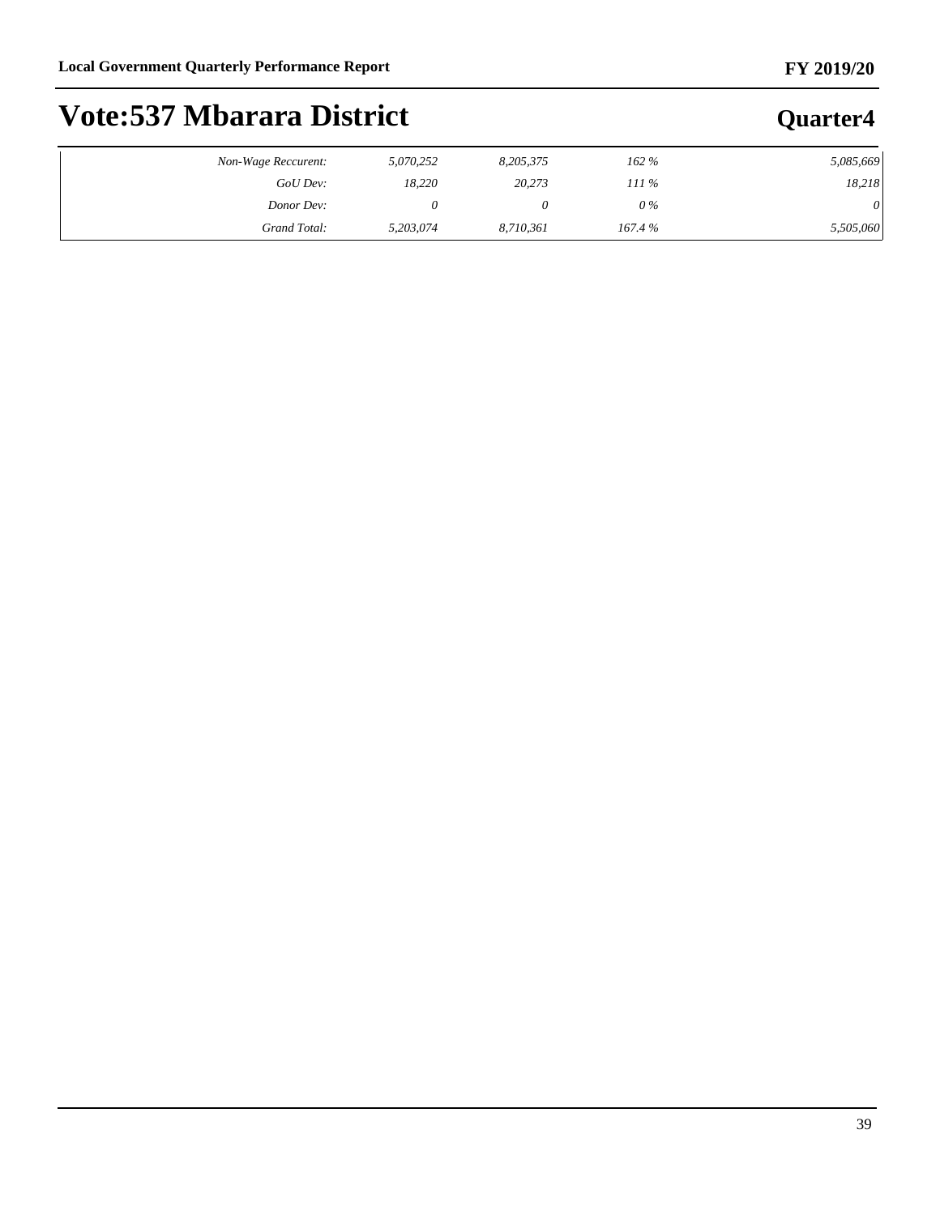# Vote:537 Mbarara District

| | | | | |
|---|---|---|---|---|
| *Non-Wage Reccurent:* | *5,070,252* | *8,205,375* | *162 %* | *5,085,669* |
| *GoU Dev:* | *18,220* | *20,273* | *111 %* | *18,218* |
| *Donor Dev:* | *0* | *0* | *0 %* | *0* |
| *Grand Total:* | *5,203,074* | *8,710,361* | *167.4 %* | *5,505,060* |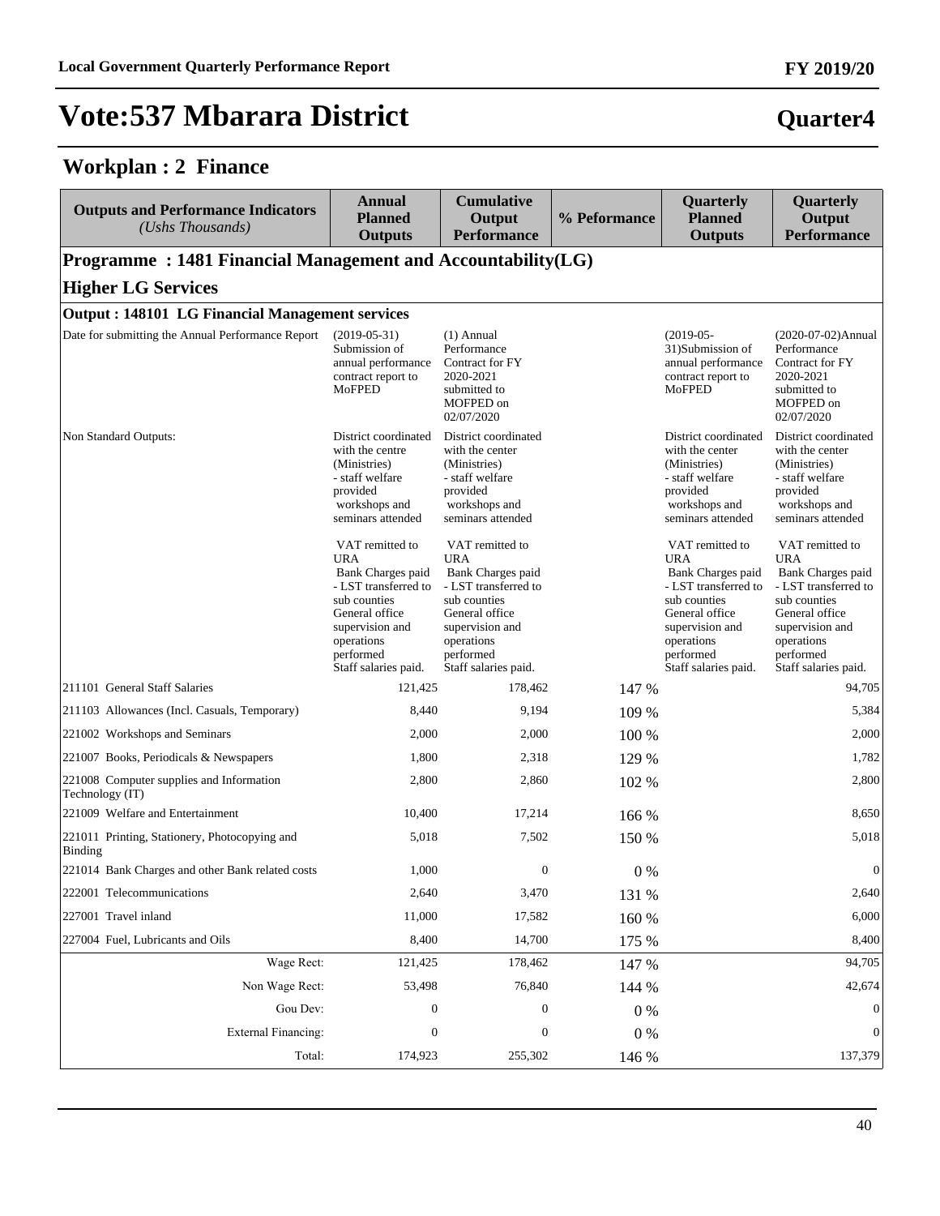# Vote:537 Mbarara District

## Quarter4

## Workplan : 2 Finance

| Outputs and Performance Indicators *(Ushs Thousands)* | Annual Planned Outputs | Cumulative Output Performance | % Peformance | Quarterly Planned Outputs | Quarterly Output Performance |
|---|---|---|---|---|---|
| **Programme : 1481 Financial Management and Accountability(LG)** | | | | | |
| **Higher LG Services** | | | | | |
| **Output : 148101 LG Financial Management services** | | | | | |
| Date for submitting the Annual Performance Report | (2019-05-31) Submission of annual performance contract report to MoFPED | (1) Annual Performance Contract for FY 2020-2021 submitted to MOFPED on 02/07/2020 | | (2019-05-31)Submission of annual performance contract report to MoFPED | (2020-07-02)Annual Performance Contract for FY 2020-2021 submitted to MOFPED on 02/07/2020 |
| Non Standard Outputs: | District coordinated with the centre (Ministries) - staff welfare provided workshops and seminars attended VAT remitted to URA Bank Charges paid - LST transferred to sub counties General office supervision and operations performed Staff salaries paid. | District coordinated with the center (Ministries) - staff welfare provided workshops and seminars attended VAT remitted to URA Bank Charges paid - LST transferred to sub counties General office supervision and operations performed Staff salaries paid. | | District coordinated with the center (Ministries) - staff welfare provided workshops and seminars attended VAT remitted to URA Bank Charges paid - LST transferred to sub counties General office supervision and operations performed Staff salaries paid. | District coordinated with the center (Ministries) - staff welfare provided workshops and seminars attended VAT remitted to URA Bank Charges paid - LST transferred to sub counties General office supervision and operations performed Staff salaries paid. |
| 211101 General Staff Salaries | 121,425 | 178,462 | 147 % | | 94,705 |
| 211103 Allowances (Incl. Casuals, Temporary) | 8,440 | 9,194 | 109 % | | 5,384 |
| 221002 Workshops and Seminars | 2,000 | 2,000 | 100 % | | 2,000 |
| 221007 Books, Periodicals & Newspapers | 1,800 | 2,318 | 129 % | | 1,782 |
| 221008 Computer supplies and Information Technology (IT) | 2,800 | 2,860 | 102 % | | 2,800 |
| 221009 Welfare and Entertainment | 10,400 | 17,214 | 166 % | | 8,650 |
| 221011 Printing, Stationery, Photocopying and Binding | 5,018 | 7,502 | 150 % | | 5,018 |
| 221014 Bank Charges and other Bank related costs | 1,000 | 0 | 0 % | | 0 |
| 222001 Telecommunications | 2,640 | 3,470 | 131 % | | 2,640 |
| 227001 Travel inland | 11,000 | 17,582 | 160 % | | 6,000 |
| 227004 Fuel, Lubricants and Oils | 8,400 | 14,700 | 175 % | | 8,400 |
| Wage Rect: | 121,425 | 178,462 | 147 % | | 94,705 |
| Non Wage Rect: | 53,498 | 76,840 | 144 % | | 42,674 |
| Gou Dev: | 0 | 0 | 0 % | | 0 |
| External Financing: | 0 | 0 | 0 % | | 0 |
| Total: | 174,923 | 255,302 | 146 % | | 137,379 |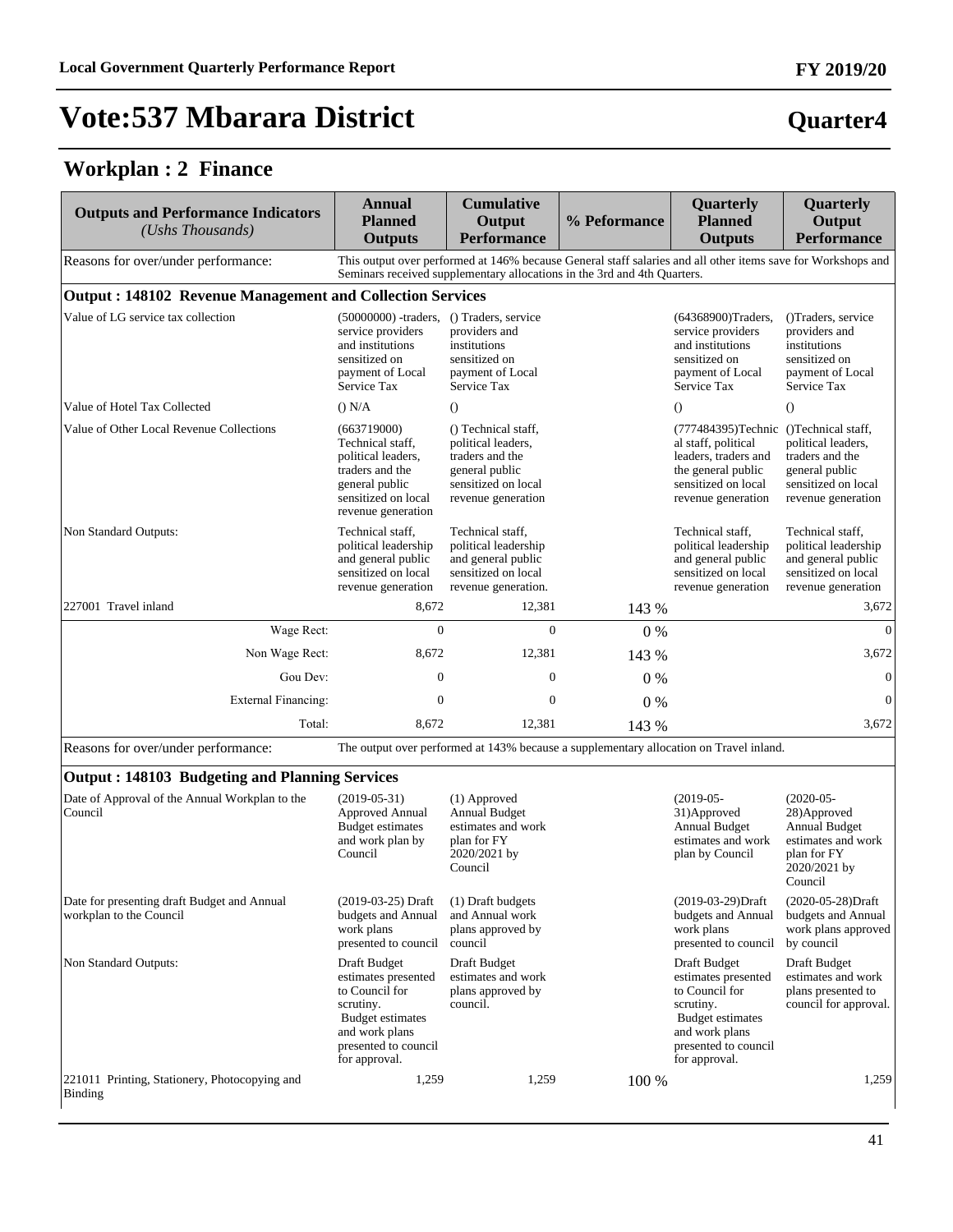# Vote:537 Mbarara District

## Quarter4

### Workplan : 2 Finance

| Outputs and Performance Indicators *(Ushs Thousands)* | Annual Planned Outputs | Cumulative Output Performance | % Peformance | Quarterly Planned Outputs | Quarterly Output Performance |
|---|---|---|---|---|---|
| Reasons for over/under performance: | This output over performed at 146% because General staff salaries and all other items save for Workshops and Seminars received supplementary allocations in the 3rd and 4th Quarters. | | | | |
| **Output : 148102 Revenue Management and Collection Services** | | | | | |
| Value of LG service tax collection | (50000000) -traders, service providers and institutions sensitized on payment of Local Service Tax | () Traders, service providers and institutions sensitized on payment of Local Service Tax | | (64368900)Traders, service providers and institutions sensitized on payment of Local Service Tax | ()Traders, service providers and institutions sensitized on payment of Local Service Tax |
| Value of Hotel Tax Collected | () N/A | () | | () | () |
| Value of Other Local Revenue Collections | (663719000) Technical staff, political leaders, traders and the general public sensitized on local revenue generation | () Technical staff, political leaders, traders and the general public sensitized on local revenue generation | | (777484395)Technical staff, political leaders, traders and the general public sensitized on local revenue generation | ()Technical staff, political leaders, traders and the general public sensitized on local revenue generation |
| Non Standard Outputs: | Technical staff, political leadership and general public sensitized on local revenue generation | Technical staff, political leadership and general public sensitized on local revenue generation. | | Technical staff, political leadership and general public sensitized on local revenue generation | Technical staff, political leadership and general public sensitized on local revenue generation |
| 227001 Travel inland | 8,672 | 12,381 | 143 % | | 3,672 |
| Wage Rect: | 0 | 0 | 0 % | | 0 |
| Non Wage Rect: | 8,672 | 12,381 | 143 % | | 3,672 |
| Gou Dev: | 0 | 0 | 0 % | | 0 |
| External Financing: | 0 | 0 | 0 % | | 0 |
| Total: | 8,672 | 12,381 | 143 % | | 3,672 |
| Reasons for over/under performance: | The output over performed at 143% because a supplementary allocation on Travel inland. | | | | |
| **Output : 148103 Budgeting and Planning Services** | | | | | |
| Date of Approval of the Annual Workplan to the Council | (2019-05-31) Approved Annual Budget estimates and work plan by Council | (1) Approved Annual Budget estimates and work plan for FY 2020/2021 by Council | | (2019-05-31)Approved Annual Budget estimates and work plan by Council | (2020-05-28)Approved Annual Budget estimates and work plan for FY 2020/2021 by Council |
| Date for presenting draft Budget and Annual workplan to the Council | (2019-03-25) Draft budgets and Annual work plans presented to council | (1) Draft budgets and Annual work plans approved by council | | (2019-03-29)Draft budgets and Annual work plans presented to council | (2020-05-28)Draft budgets and Annual work plans approved by council |
| Non Standard Outputs: | Draft Budget estimates presented to Council for scrutiny. Budget estimates and work plans presented to council for approval. | Draft Budget estimates and work plans approved by council. | | Draft Budget estimates presented to Council for scrutiny. Budget estimates and work plans presented to council for approval. | Draft Budget estimates and work plans presented to council for approval. |
| 221011 Printing, Stationery, Photocopying and Binding | 1,259 | 1,259 | 100 % | | 1,259 |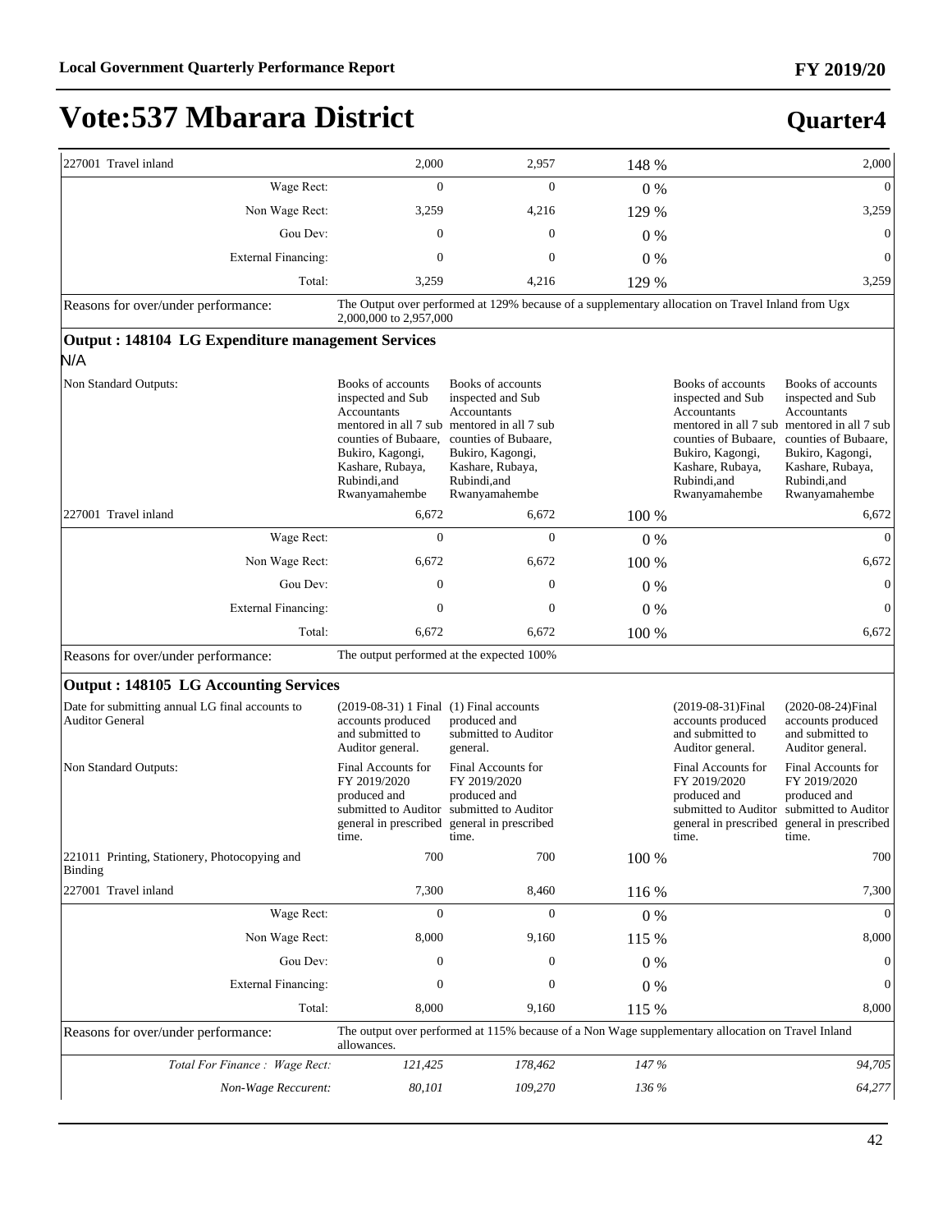# Vote:537 Mbarara District

## Quarter4

| | | | | | |
|---|---|---|---|---|---|
| 227001 Travel inland | 2,000 | 2,957 | 148 % | | 2,000 |
| Wage Rect: | 0 | 0 | 0 % | | 0 |
| Non Wage Rect: | 3,259 | 4,216 | 129 % | | 3,259 |
| Gou Dev: | 0 | 0 | 0 % | | 0 |
| External Financing: | 0 | 0 | 0 % | | 0 |
| Total: | 3,259 | 4,216 | 129 % | | 3,259 |
| Reasons for over/under performance: | The Output over performed at 129% because of a supplementary allocation on Travel Inland from Ugx 2,000,000 to 2,957,000 | | | | |

### Output : 148104 LG Expenditure management Services

N/A

| | | | | | |
|---|---|---|---|---|---|
| Non Standard Outputs: | Books of accounts inspected and Sub Accountants mentored in all 7 sub counties of Bubaare, Bukiro, Kagongi, Kashare, Rubaya, Rubindi,and Rwanyamahembe | Books of accounts inspected and Sub Accountants mentored in all 7 sub counties of Bubaare, Bukiro, Kagongi, Kashare, Rubaya, Rubindi,and Rwanyamahembe | | Books of accounts inspected and Sub Accountants mentored in all 7 sub counties of Bubaare, Bukiro, Kagongi, Kashare, Rubaya, Rubindi,and Rwanyamahembe | Books of accounts inspected and Sub Accountants mentored in all 7 sub counties of Bubaare, Bukiro, Kagongi, Kashare, Rubaya, Rubindi,and Rwanyamahembe |
| 227001 Travel inland | 6,672 | 6,672 | 100 % | | 6,672 |
| Wage Rect: | 0 | 0 | 0 % | | 0 |
| Non Wage Rect: | 6,672 | 6,672 | 100 % | | 6,672 |
| Gou Dev: | 0 | 0 | 0 % | | 0 |
| External Financing: | 0 | 0 | 0 % | | 0 |
| Total: | 6,672 | 6,672 | 100 % | | 6,672 |
| Reasons for over/under performance: | The output performed at the expected 100% | | | | |

### Output : 148105 LG Accounting Services

| | | | | | |
|---|---|---|---|---|---|
| Date for submitting annual LG final accounts to Auditor General | (2019-08-31) 1 Final accounts produced and submitted to Auditor general. | (1) Final accounts produced and submitted to Auditor general. | | (2019-08-31)Final accounts produced and submitted to Auditor general. | (2020-08-24)Final accounts produced and submitted to Auditor general. |
| Non Standard Outputs: | Final Accounts for FY 2019/2020 produced and submitted to Auditor general in prescribed time. | Final Accounts for FY 2019/2020 produced and submitted to Auditor general in prescribed time. | | Final Accounts for FY 2019/2020 produced and submitted to Auditor general in prescribed time. | Final Accounts for FY 2019/2020 produced and submitted to Auditor general in prescribed time. |
| 221011 Printing, Stationery, Photocopying and Binding | 700 | 700 | 100 % | | 700 |
| 227001 Travel inland | 7,300 | 8,460 | 116 % | | 7,300 |
| Wage Rect: | 0 | 0 | 0 % | | 0 |
| Non Wage Rect: | 8,000 | 9,160 | 115 % | | 8,000 |
| Gou Dev: | 0 | 0 | 0 % | | 0 |
| External Financing: | 0 | 0 | 0 % | | 0 |
| Total: | 8,000 | 9,160 | 115 % | | 8,000 |
| Reasons for over/under performance: | The output over performed at 115% because of a Non Wage supplementary allocation on Travel Inland allowances. | | | | |
| *Total For Finance : Wage Rect:* | *121,425* | *178,462* | *147 %* | | *94,705* |
| *Non-Wage Reccurent:* | *80,101* | *109,270* | *136 %* | | *64,277* |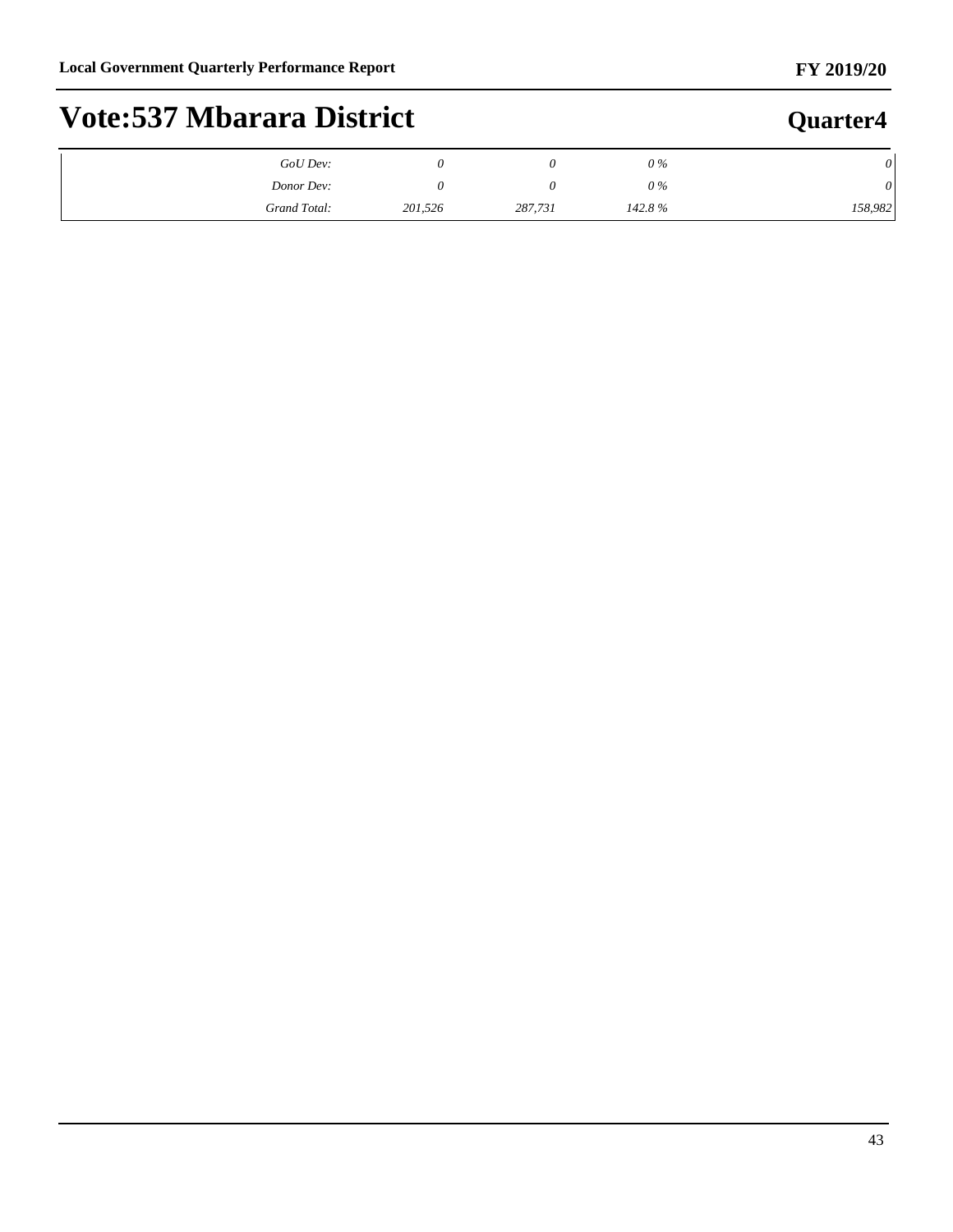| | | | | |
|---|---|---|---|---|
| *GoU Dev:* | *0* | *0* | *0 %* | *0* |
| *Donor Dev:* | *0* | *0* | *0 %* | *0* |
| *Grand Total:* | *201,526* | *287,731* | *142.8 %* | *158,982* |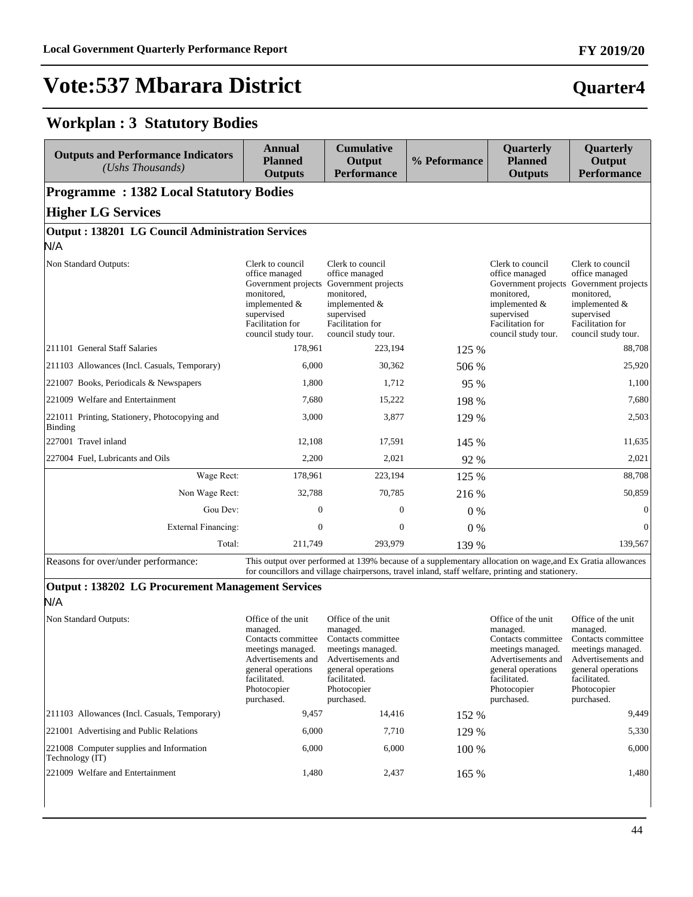# Vote:537 Mbarara District

**Quarter4**

## Workplan : 3 Statutory Bodies

| Outputs and Performance Indicators *(Ushs Thousands)* | Annual Planned Outputs | Cumulative Output Performance | % Peformance | Quarterly Planned Outputs | Quarterly Output Performance |
|---|---|---|---|---|---|
| **Programme : 1382 Local Statutory Bodies** | | | | | |
| **Higher LG Services** | | | | | |
| **Output : 138201 LG Council Administration Services** | | | | | |
| N/A | | | | | |
| Non Standard Outputs: | Clerk to council office managed Government projects monitored, implemented & supervised Facilitation for council study tour. | Clerk to council office managed Government projects monitored, implemented & supervised Facilitation for council study tour. | | Clerk to council office managed Government projects monitored, implemented & supervised Facilitation for council study tour. | Clerk to council office managed Government projects monitored, implemented & supervised Facilitation for council study tour. |
| 211101 General Staff Salaries | 178,961 | 223,194 | 125 % | | 88,708 |
| 211103 Allowances (Incl. Casuals, Temporary) | 6,000 | 30,362 | 506 % | | 25,920 |
| 221007 Books, Periodicals & Newspapers | 1,800 | 1,712 | 95 % | | 1,100 |
| 221009 Welfare and Entertainment | 7,680 | 15,222 | 198 % | | 7,680 |
| 221011 Printing, Stationery, Photocopying and Binding | 3,000 | 3,877 | 129 % | | 2,503 |
| 227001 Travel inland | 12,108 | 17,591 | 145 % | | 11,635 |
| 227004 Fuel, Lubricants and Oils | 2,200 | 2,021 | 92 % | | 2,021 |
| Wage Rect: | 178,961 | 223,194 | 125 % | | 88,708 |
| Non Wage Rect: | 32,788 | 70,785 | 216 % | | 50,859 |
| Gou Dev: | 0 | 0 | 0 % | | 0 |
| External Financing: | 0 | 0 | 0 % | | 0 |
| Total: | 211,749 | 293,979 | 139 % | | 139,567 |
| Reasons for over/under performance: | This output over performed at 139% because of a supplementary allocation on wage,and Ex Gratia allowances for councillors and village chairpersons, travel inland, staff welfare, printing and stationery. | | | | |
| **Output : 138202 LG Procurement Management Services** | | | | | |
| N/A | | | | | |
| Non Standard Outputs: | Office of the unit managed. Contacts committee meetings managed. Advertisements and general operations facilitated. Photocopier purchased. | Office of the unit managed. Contacts committee meetings managed. Advertisements and general operations facilitated. Photocopier purchased. | | Office of the unit managed. Contacts committee meetings managed. Advertisements and general operations facilitated. Photocopier purchased. | Office of the unit managed. Contacts committee meetings managed. Advertisements and general operations facilitated. Photocopier purchased. |
| 211103 Allowances (Incl. Casuals, Temporary) | 9,457 | 14,416 | 152 % | | 9,449 |
| 221001 Advertising and Public Relations | 6,000 | 7,710 | 129 % | | 5,330 |
| 221008 Computer supplies and Information Technology (IT) | 6,000 | 6,000 | 100 % | | 6,000 |
| 221009 Welfare and Entertainment | 1,480 | 2,437 | 165 % | | 1,480 |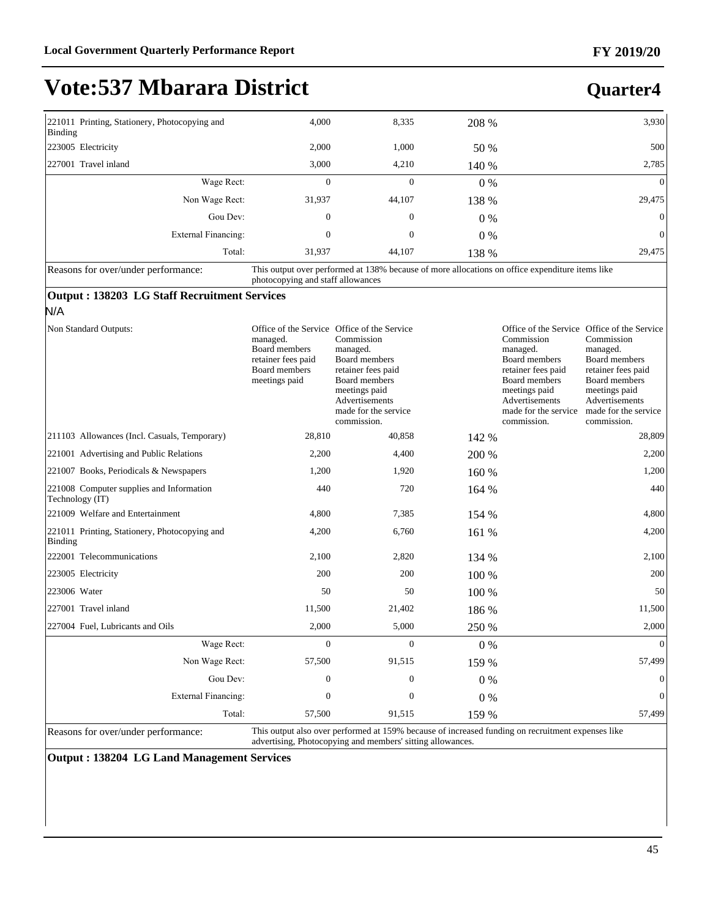# Vote:537 Mbarara District

## Quarter4

| | | | | | |
|---|---|---|---|---|---|
| 221011 Printing, Stationery, Photocopying and Binding | 4,000 | 8,335 | 208 % | | 3,930 |
| 223005 Electricity | 2,000 | 1,000 | 50 % | | 500 |
| 227001 Travel inland | 3,000 | 4,210 | 140 % | | 2,785 |
| Wage Rect: | 0 | 0 | 0 % | | 0 |
| Non Wage Rect: | 31,937 | 44,107 | 138 % | | 29,475 |
| Gou Dev: | 0 | 0 | 0 % | | 0 |
| External Financing: | 0 | 0 | 0 % | | 0 |
| Total: | 31,937 | 44,107 | 138 % | | 29,475 |

Reasons for over/under performance: This output over performed at 138% because of more allocations on office expenditure items like photocopying and staff allowances

**Output : 138203 LG Staff Recruitment Services**

N/A

| | | | | | |
|---|---|---|---|---|---|
| Non Standard Outputs: | Office of the Service managed. Board members retainer fees paid Board members meetings paid | Office of the Service Commission managed. Board members retainer fees paid Board members meetings paid Advertisements made for the service commission. | | Office of the Service Commission managed. Board members retainer fees paid Board members meetings paid Advertisements made for the service commission. | Office of the Service Commission managed. Board members retainer fees paid Board members meetings paid Advertisements made for the service commission. |
| 211103 Allowances (Incl. Casuals, Temporary) | 28,810 | 40,858 | 142 % | | 28,809 |
| 221001 Advertising and Public Relations | 2,200 | 4,400 | 200 % | | 2,200 |
| 221007 Books, Periodicals & Newspapers | 1,200 | 1,920 | 160 % | | 1,200 |
| 221008 Computer supplies and Information Technology (IT) | 440 | 720 | 164 % | | 440 |
| 221009 Welfare and Entertainment | 4,800 | 7,385 | 154 % | | 4,800 |
| 221011 Printing, Stationery, Photocopying and Binding | 4,200 | 6,760 | 161 % | | 4,200 |
| 222001 Telecommunications | 2,100 | 2,820 | 134 % | | 2,100 |
| 223005 Electricity | 200 | 200 | 100 % | | 200 |
| 223006 Water | 50 | 50 | 100 % | | 50 |
| 227001 Travel inland | 11,500 | 21,402 | 186 % | | 11,500 |
| 227004 Fuel, Lubricants and Oils | 2,000 | 5,000 | 250 % | | 2,000 |
| Wage Rect: | 0 | 0 | 0 % | | 0 |
| Non Wage Rect: | 57,500 | 91,515 | 159 % | | 57,499 |
| Gou Dev: | 0 | 0 | 0 % | | 0 |
| External Financing: | 0 | 0 | 0 % | | 0 |
| Total: | 57,500 | 91,515 | 159 % | | 57,499 |

Reasons for over/under performance: This output also over performed at 159% because of increased funding on recruitment expenses like advertising, Photocopying and members' sitting allowances.

**Output : 138204 LG Land Management Services**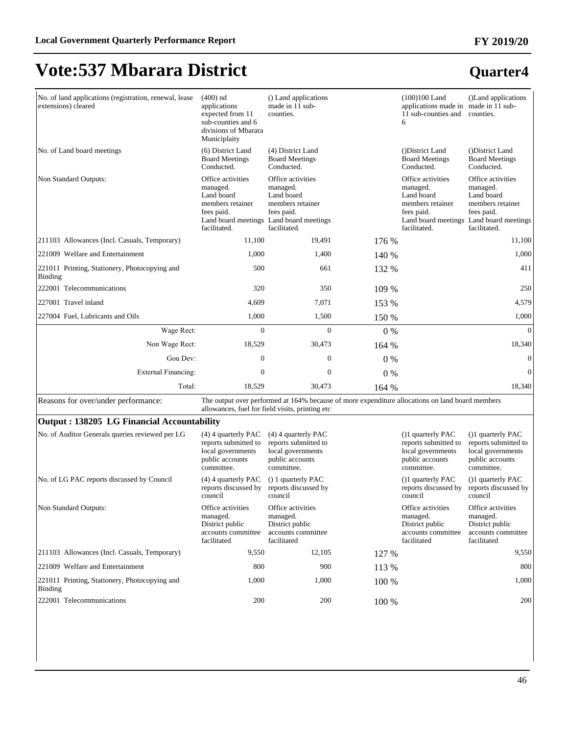# Vote:537 Mbarara District

## Quarter4

| | | | | | |
|---|---|---|---|---|---|
| No. of land applications (registration, renewal, lease extensions) cleared | (400) nd applications expected from 11 sub-counties and 6 divisions of Mbarara Municiplaity | () Land applications made in 11 sub-counties. | | (100)100 Land applications made in 11 sub-counties and 6 | ()Land applications made in 11 sub-counties. |
| No. of Land board meetings | (6) District Land Board Meetings Conducted. | (4) District Land Board Meetings Conducted. | | ()District Land Board Meetings Conducted. | ()District Land Board Meetings Conducted. |
| Non Standard Outputs: | Office activities managed.<br>Land board members retainer fees paid.<br>Land board meetings facilitated. | Office activities managed.<br>Land board members retainer fees paid.<br>Land board meetings facilitated. | | Office activities managed.<br>Land board members retainer fees paid.<br>Land board meetings facilitated. | Office activities managed.<br>Land board members retainer fees paid.<br>Land board meetings facilitated. |
| 211103 Allowances (Incl. Casuals, Temporary) | 11,100 | 19,491 | 176 % | | 11,100 |
| 221009 Welfare and Entertainment | 1,000 | 1,400 | 140 % | | 1,000 |
| 221011 Printing, Stationery, Photocopying and Binding | 500 | 661 | 132 % | | 411 |
| 222001 Telecommunications | 320 | 350 | 109 % | | 250 |
| 227001 Travel inland | 4,609 | 7,071 | 153 % | | 4,579 |
| 227004 Fuel, Lubricants and Oils | 1,000 | 1,500 | 150 % | | 1,000 |
| Wage Rect: | 0 | 0 | 0 % | | 0 |
| Non Wage Rect: | 18,529 | 30,473 | 164 % | | 18,340 |
| Gou Dev: | 0 | 0 | 0 % | | 0 |
| External Financing: | 0 | 0 | 0 % | | 0 |
| Total: | 18,529 | 30,473 | 164 % | | 18,340 |
| Reasons for over/under performance: | The output over performed at 164% because of more expenditure allocations on land board members allowances, fuel for field visits, printing etc | | | | |

### Output : 138205 LG Financial Accountability

| | | | | | |
|---|---|---|---|---|---|
| No. of Auditor Generals queries reviewed per LG | (4) 4 quarterly PAC reports submitted to local governments public accounts committee. | (4) 4 quarterly PAC reports submitted to local governments public accounts committee. | | ()1 quarterly PAC reports submitted to local governments public accounts committee. | ()1 quarterly PAC reports submitted to local governments public accounts committee. |
| No. of LG PAC reports discussed by Council | (4) 4 quarterly PAC reports discussed by council | () 1 quarterly PAC reports discussed by council | | ()1 quarterly PAC reports discussed by council | ()1 quarterly PAC reports discussed by council |
| Non Standard Outputs: | Office activities managed.<br>District public accounts committee facilitated | Office activities managed.<br>District public accounts committee facilitated | | Office activities managed.<br>District public accounts committee facilitated | Office activities managed.<br>District public accounts committee facilitated |
| 211103 Allowances (Incl. Casuals, Temporary) | 9,550 | 12,105 | 127 % | | 9,550 |
| 221009 Welfare and Entertainment | 800 | 900 | 113 % | | 800 |
| 221011 Printing, Stationery, Photocopying and Binding | 1,000 | 1,000 | 100 % | | 1,000 |
| 222001 Telecommunications | 200 | 200 | 100 % | | 200 |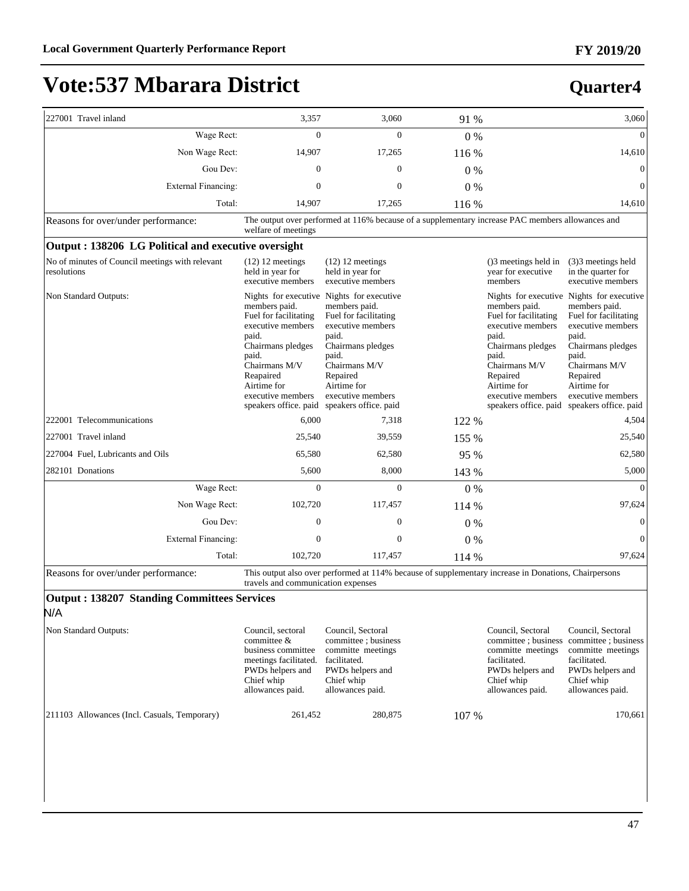# Vote:537 Mbarara District

## Quarter4

| | | | | | |
|---|---|---|---|---|---|
| 227001 Travel inland | 3,357 | 3,060 | 91 % | | 3,060 |
| Wage Rect: | 0 | 0 | 0 % | | 0 |
| Non Wage Rect: | 14,907 | 17,265 | 116 % | | 14,610 |
| Gou Dev: | 0 | 0 | 0 % | | 0 |
| External Financing: | 0 | 0 | 0 % | | 0 |
| Total: | 14,907 | 17,265 | 116 % | | 14,610 |

Reasons for over/under performance: The output over performed at 116% because of a supplementary increase PAC members allowances and welfare of meetings

### Output : 138206 LG Political and executive oversight

| | | | | | |
|---|---|---|---|---|---|
| No of minutes of Council meetings with relevant resolutions | (12) 12 meetings held in year for executive members | (12) 12 meetings held in year for executive members | | ()3 meetings held in year for executive members | (3)3 meetings held in the quarter for executive members |
| Non Standard Outputs: | Nights for executive members paid. Fuel for facilitating executive members paid. Chairmans pledges paid. Chairmans M/V Reapaired Airtime for executive members speakers office. paid | Nights for executive members paid. Fuel for facilitating executive members paid. Chairmans pledges paid. Chairmans M/V Repaired Airtime for executive members speakers office. paid | | Nights for executive members paid. Fuel for facilitating executive members paid. Chairmans pledges paid. Chairmans M/V Repaired Airtime for executive members speakers office. paid | Nights for executive members paid. Fuel for facilitating executive members paid. Chairmans pledges paid. Chairmans M/V Repaired Airtime for executive members speakers office. paid |
| 222001 Telecommunications | 6,000 | 7,318 | 122 % | | 4,504 |
| 227001 Travel inland | 25,540 | 39,559 | 155 % | | 25,540 |
| 227004 Fuel, Lubricants and Oils | 65,580 | 62,580 | 95 % | | 62,580 |
| 282101 Donations | 5,600 | 8,000 | 143 % | | 5,000 |
| Wage Rect: | 0 | 0 | 0 % | | 0 |
| Non Wage Rect: | 102,720 | 117,457 | 114 % | | 97,624 |
| Gou Dev: | 0 | 0 | 0 % | | 0 |
| External Financing: | 0 | 0 | 0 % | | 0 |
| Total: | 102,720 | 117,457 | 114 % | | 97,624 |

Reasons for over/under performance: This output also over performed at 114% because of supplementary increase in Donations, Chairpersons travels and communication expenses

### Output : 138207 Standing Committees Services

N/A

| | | | | | |
|---|---|---|---|---|---|
| Non Standard Outputs: | Council, sectoral committee & business committee meetings facilitated. PWDs helpers and Chief whip allowances paid. | Council, Sectoral committee ; business committe meetings facilitated. PWDs helpers and Chief whip allowances paid. | | Council, Sectoral committee ; business committe meetings facilitated. PWDs helpers and Chief whip allowances paid. | Council, Sectoral committee ; business committe meetings facilitated. PWDs helpers and Chief whip allowances paid. |
| 211103 Allowances (Incl. Casuals, Temporary) | 261,452 | 280,875 | 107 % | | 170,661 |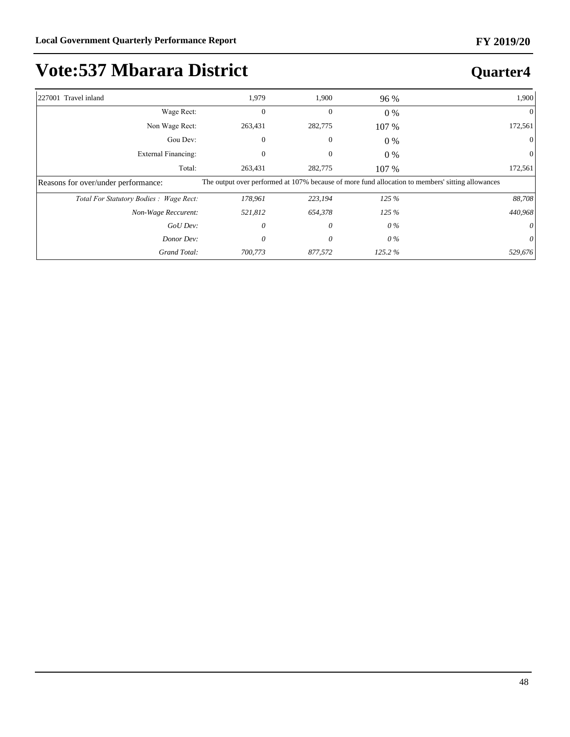# Vote:537 Mbarara District

## Quarter4

| | | | | |
|---|---|---|---|---|
| 227001 Travel inland | 1,979 | 1,900 | 96 % | 1,900 |
| Wage Rect: | 0 | 0 | 0 % | 0 |
| Non Wage Rect: | 263,431 | 282,775 | 107 % | 172,561 |
| Gou Dev: | 0 | 0 | 0 % | 0 |
| External Financing: | 0 | 0 | 0 % | 0 |
| Total: | 263,431 | 282,775 | 107 % | 172,561 |
| Reasons for over/under performance: | The output over performed at 107% because of more fund allocation to members' sitting allowances | | | |
| *Total For Statutory Bodies : Wage Rect:* | *178,961* | *223,194* | *125 %* | *88,708* |
| *Non-Wage Reccurent:* | *521,812* | *654,378* | *125 %* | *440,968* |
| *GoU Dev:* | *0* | *0* | *0 %* | *0* |
| *Donor Dev:* | *0* | *0* | *0 %* | *0* |
| *Grand Total:* | *700,773* | *877,572* | *125.2 %* | *529,676* |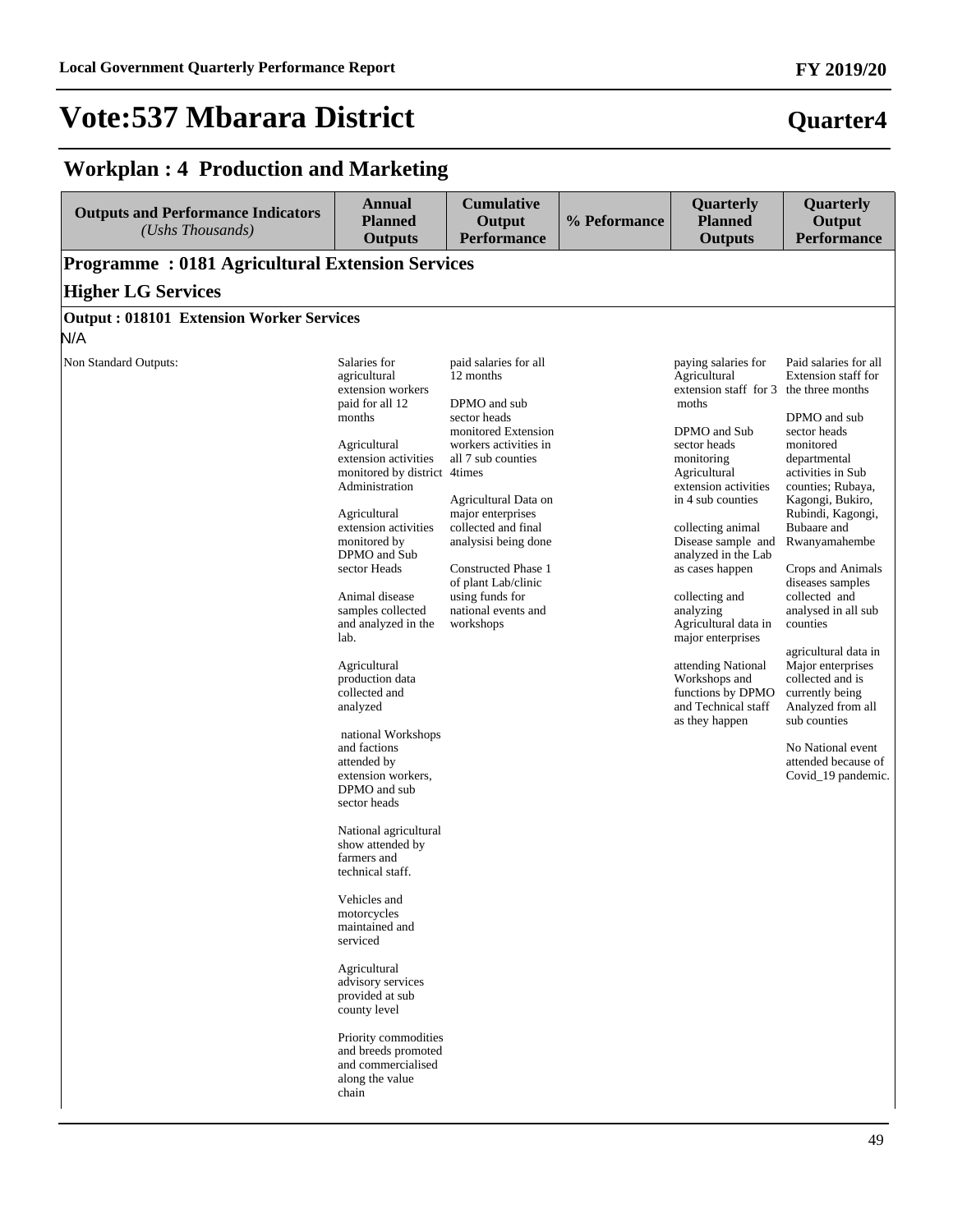# Vote:537 Mbarara District

**Quarter4**

## Workplan : 4 Production and Marketing

| Outputs and Performance Indicators *(Ushs Thousands)* | Annual Planned Outputs | Cumulative Output Performance | % Peformance | Quarterly Planned Outputs | Quarterly Output Performance |
|---|---|---|---|---|---|
| **Programme : 0181 Agricultural Extension Services** | | | | | |
| **Higher LG Services** | | | | | |
| **Output : 018101 Extension Worker Services** | | | | | |
| N/A | | | | | |
| Non Standard Outputs: | Salaries for agricultural extension workers paid for all 12 months<br><br>Agricultural extension activities monitored by district Administration<br><br>Agricultural extension activities monitored by DPMO and Sub sector Heads<br><br>Animal disease samples collected and analyzed in the lab.<br><br>Agricultural production data collected and analyzed<br><br>national Workshops and factions attended by extension workers, DPMO and sub sector heads<br><br>National agricultural show attended by farmers and technical staff.<br><br>Vehicles and motorcycles maintained and serviced<br><br>Agricultural advisory services provided at sub county level<br><br>Priority commodities and breeds promoted and commercialised along the value chain | paid salaries for all 12 months<br><br>DPMO and sub sector heads monitored Extension workers activities in all 7 sub counties 4times<br><br>Agricultural Data on major enterprises collected and final analysisi being done<br><br>Constructed Phase 1 of plant Lab/clinic using funds for national events and workshops | | paying salaries for Agricultural extension staff for 3 moths<br><br>DPMO and Sub sector heads monitoring Agricultural extension activities in 4 sub counties<br><br>collecting animal Disease sample and analyzed in the Lab as cases happen<br><br>collecting and analyzing Agricultural data in major enterprises<br><br>attending National Workshops and functions by DPMO and Technical staff as they happen | Paid salaries for all Extension staff for the three months<br><br>DPMO and sub sector heads monitored departmental activities in Sub counties; Rubaya, Kagongi, Bukiro, Rubindi, Kagongi, Bubaare and Rwanyamahembe<br><br>Crops and Animals diseases samples collected and analysed in all sub counties<br><br>agricultural data in Major enterprises collected and is currently being Analyzed from all sub counties<br><br>No National event attended because of Covid_19 pandemic. |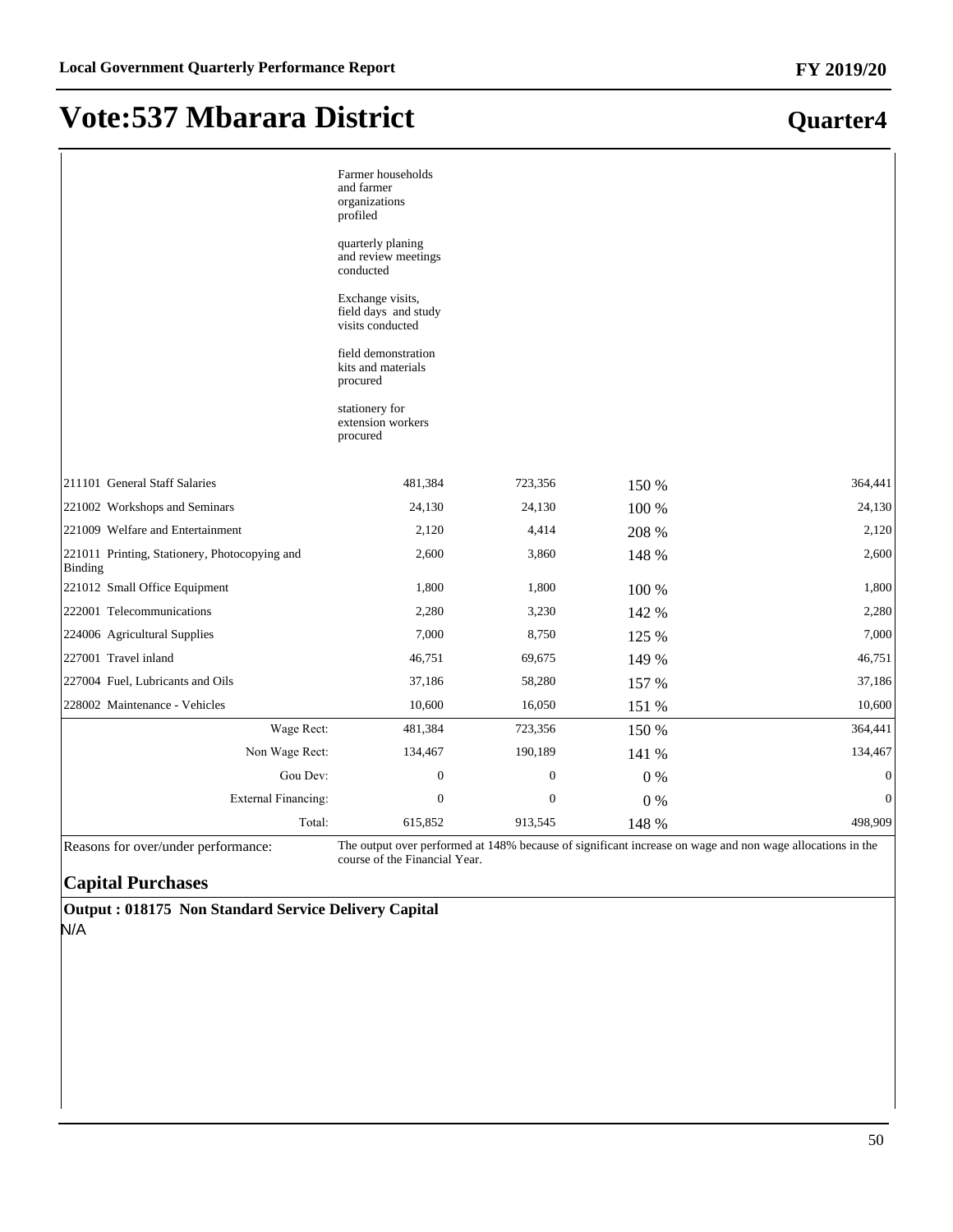# Vote:537 Mbarara District

## Quarter4

| | | | | |
|---|---|---|---|---|
| | Farmer households and farmer organizations profiled<br><br>quarterly planing and review meetings conducted<br><br>Exchange visits, field days and study visits conducted<br><br>field demonstration kits and materials procured<br><br>stationery for extension workers procured | | | |
| 211101 General Staff Salaries | 481,384 | 723,356 | 150 % | 364,441 |
| 221002 Workshops and Seminars | 24,130 | 24,130 | 100 % | 24,130 |
| 221009 Welfare and Entertainment | 2,120 | 4,414 | 208 % | 2,120 |
| 221011 Printing, Stationery, Photocopying and Binding | 2,600 | 3,860 | 148 % | 2,600 |
| 221012 Small Office Equipment | 1,800 | 1,800 | 100 % | 1,800 |
| 222001 Telecommunications | 2,280 | 3,230 | 142 % | 2,280 |
| 224006 Agricultural Supplies | 7,000 | 8,750 | 125 % | 7,000 |
| 227001 Travel inland | 46,751 | 69,675 | 149 % | 46,751 |
| 227004 Fuel, Lubricants and Oils | 37,186 | 58,280 | 157 % | 37,186 |
| 228002 Maintenance - Vehicles | 10,600 | 16,050 | 151 % | 10,600 |
| Wage Rect: | 481,384 | 723,356 | 150 % | 364,441 |
| Non Wage Rect: | 134,467 | 190,189 | 141 % | 134,467 |
| Gou Dev: | 0 | 0 | 0 % | 0 |
| External Financing: | 0 | 0 | 0 % | 0 |
| Total: | 615,852 | 913,545 | 148 % | 498,909 |
| Reasons for over/under performance: | The output over performed at 148% because of significant increase on wage and non wage allocations in the course of the Financial Year. | | | |

### Capital Purchases

**Output : 018175 Non Standard Service Delivery Capital**

N/A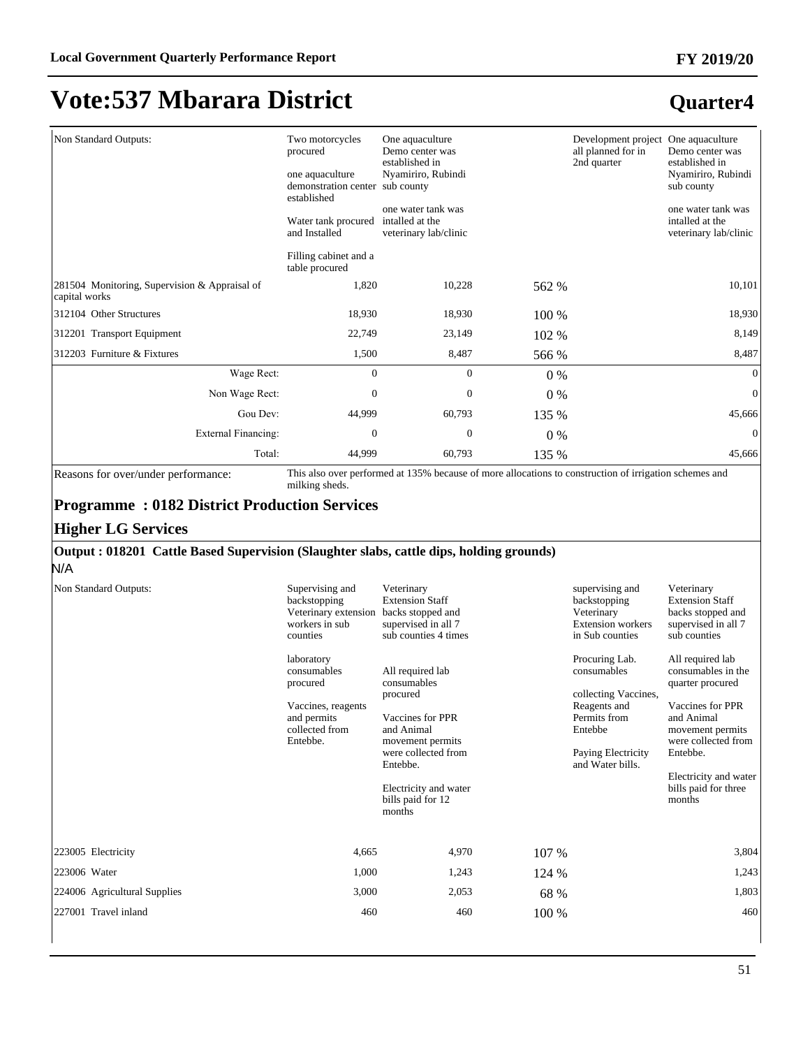# Vote:537 Mbarara District

## Quarter4

| | | | | | |
|---|---|---|---|---|---|
| Non Standard Outputs: | Two motorcycles procured<br><br>one aquaculture demonstration center established<br><br>Water tank procured and Installed<br><br>Filling cabinet and a table procured | One aquaculture Demo center was established in Nyamiriro, Rubindi sub county<br><br>one water tank was intalled at the veterinary lab/clinic | | Development project all planned for in 2nd quarter | One aquaculture Demo center was established in Nyamiriro, Rubindi sub county<br><br>one water tank was intalled at the veterinary lab/clinic |
| 281504 Monitoring, Supervision & Appraisal of capital works | 1,820 | 10,228 | 562 % | | 10,101 |
| 312104 Other Structures | 18,930 | 18,930 | 100 % | | 18,930 |
| 312201 Transport Equipment | 22,749 | 23,149 | 102 % | | 8,149 |
| 312203 Furniture & Fixtures | 1,500 | 8,487 | 566 % | | 8,487 |
| Wage Rect: | 0 | 0 | 0 % | | 0 |
| Non Wage Rect: | 0 | 0 | 0 % | | 0 |
| Gou Dev: | 44,999 | 60,793 | 135 % | | 45,666 |
| External Financing: | 0 | 0 | 0 % | | 0 |
| Total: | 44,999 | 60,793 | 135 % | | 45,666 |

Reasons for over/under performance: This also over performed at 135% because of more allocations to construction of irrigation schemes and milking sheds.

### Programme : 0182 District Production Services

### Higher LG Services

**Output : 018201 Cattle Based Supervision (Slaughter slabs, cattle dips, holding grounds)**

N/A

| | | | | | |
|---|---|---|---|---|---|
| Non Standard Outputs: | Supervising and backstopping Veterinary extension workers in sub counties<br><br>laboratory consumables procured<br><br>Vaccines, reagents and permits collected from Entebbe. | Veterinary Extension Staff backs stopped and supervised in all 7 sub counties 4 times<br><br>All required lab consumables procured<br><br>Vaccines for PPR and Animal movement permits were collected from Entebbe.<br><br>Electricity and water bills paid for 12 months | | supervising and backstopping Veterinary Extension workers in Sub counties<br><br>Procuring Lab. consumables<br><br>collecting Vaccines, Reagents and Permits from Entebbe<br><br>Paying Electricity and Water bills. | Veterinary Extension Staff backs stopped and supervised in all 7 sub counties<br><br>All required lab consumables in the quarter procured<br><br>Vaccines for PPR and Animal movement permits were collected from Entebbe.<br><br>Electricity and water bills paid for three months |
| 223005 Electricity | 4,665 | 4,970 | 107 % | | 3,804 |
| 223006 Water | 1,000 | 1,243 | 124 % | | 1,243 |
| 224006 Agricultural Supplies | 3,000 | 2,053 | 68 % | | 1,803 |
| 227001 Travel inland | 460 | 460 | 100 % | | 460 |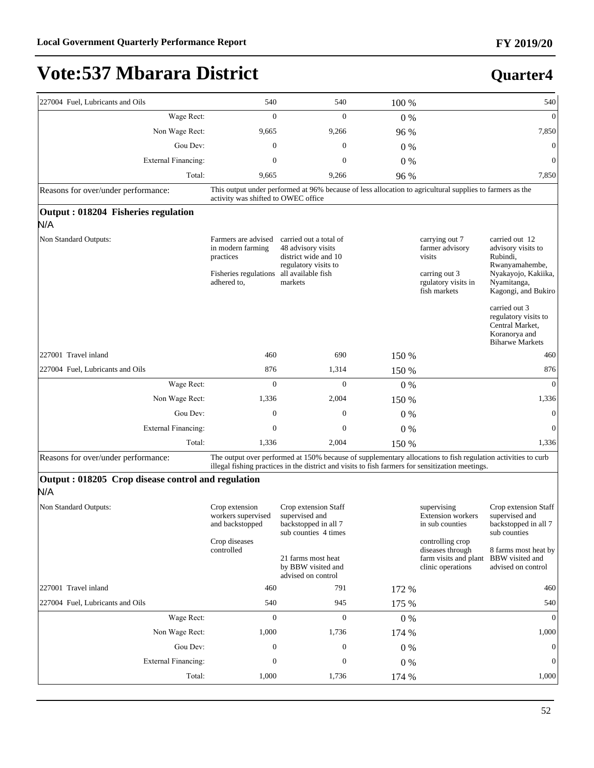# Vote:537 Mbarara District

## Quarter4

| | | | | | |
|---|---|---|---|---|---|
| 227004 Fuel, Lubricants and Oils | 540 | 540 | 100 % | | 540 |
| Wage Rect: | 0 | 0 | 0 % | | 0 |
| Non Wage Rect: | 9,665 | 9,266 | 96 % | | 7,850 |
| Gou Dev: | 0 | 0 | 0 % | | 0 |
| External Financing: | 0 | 0 | 0 % | | 0 |
| Total: | 9,665 | 9,266 | 96 % | | 7,850 |
| Reasons for over/under performance: | This output under performed at 96% because of less allocation to agricultural supplies to farmers as the activity was shifted to OWEC office | | | | |

**Output : 018204 Fisheries regulation**

N/A

| | | | | | |
|---|---|---|---|---|---|
| Non Standard Outputs: | Farmers are advised in modern farming practices<br><br>Fisheries regulations adhered to, | carried out a total of 48 advisory visits district wide and 10 regulatory visits to all available fish markets | | carrying out 7 farmer advisory visits<br><br>carring out 3 rgulatory visits in fish markets | carried out 12 advisory visits to Rubindi, Rwanyamahembe, Nyakayojo, Kakiika, Nyamitanga, Kagongi, and Bukiro<br><br>carried out 3 regulatory visits to Central Market, Koranorya and Biharwe Markets |
| 227001 Travel inland | 460 | 690 | 150 % | | 460 |
| 227004 Fuel, Lubricants and Oils | 876 | 1,314 | 150 % | | 876 |
| Wage Rect: | 0 | 0 | 0 % | | 0 |
| Non Wage Rect: | 1,336 | 2,004 | 150 % | | 1,336 |
| Gou Dev: | 0 | 0 | 0 % | | 0 |
| External Financing: | 0 | 0 | 0 % | | 0 |
| Total: | 1,336 | 2,004 | 150 % | | 1,336 |
| Reasons for over/under performance: | The output over performed at 150% because of supplementary allocations to fish regulation activities to curb illegal fishing practices in the district and visits to fish farmers for sensitization meetings. | | | | |

**Output : 018205 Crop disease control and regulation**

N/A

| | | | | | |
|---|---|---|---|---|---|
| Non Standard Outputs: | Crop extension workers supervised and backstopped<br><br>Crop diseases controlled | Crop extension Staff supervised and backstopped in all 7 sub counties 4 times<br><br>21 farms most heat by BBW visited and advised on control | | supervising Extension workers in sub counties<br><br>controlling crop diseases through farm visits and plant clinic operations | Crop extension Staff supervised and backstopped in all 7 sub counties<br><br>8 farms most heat by BBW visited and advised on control |
| 227001 Travel inland | 460 | 791 | 172 % | | 460 |
| 227004 Fuel, Lubricants and Oils | 540 | 945 | 175 % | | 540 |
| Wage Rect: | 0 | 0 | 0 % | | 0 |
| Non Wage Rect: | 1,000 | 1,736 | 174 % | | 1,000 |
| Gou Dev: | 0 | 0 | 0 % | | 0 |
| External Financing: | 0 | 0 | 0 % | | 0 |
| Total: | 1,000 | 1,736 | 174 % | | 1,000 |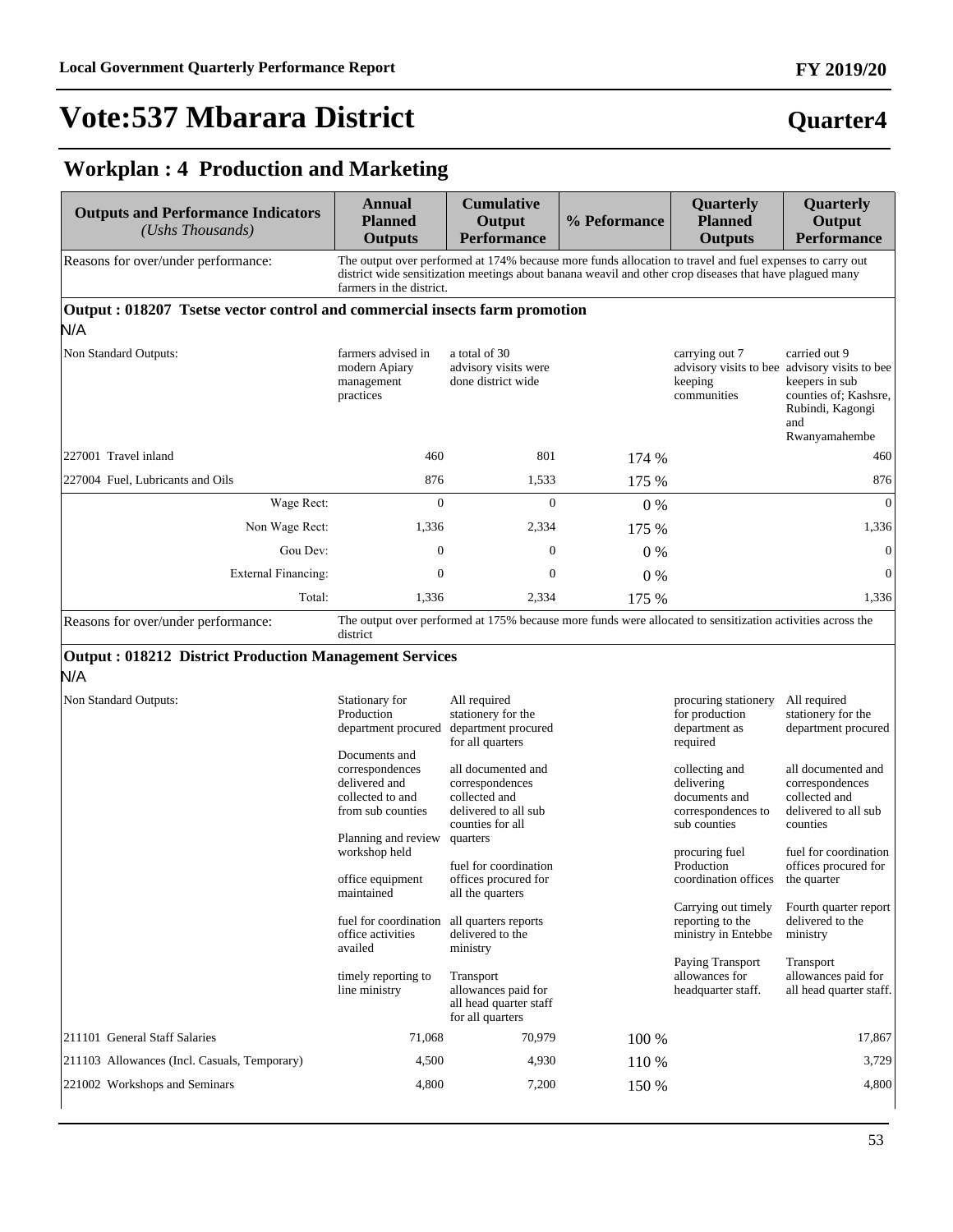# Vote:537 Mbarara District

**Quarter4**

## Workplan : 4 Production and Marketing

| Outputs and Performance Indicators *(Ushs Thousands)* | Annual Planned Outputs | Cumulative Output Performance | % Peformance | Quarterly Planned Outputs | Quarterly Output Performance |
|---|---|---|---|---|---|
| Reasons for over/under performance: | The output over performed at 174% because more funds allocation to travel and fuel expenses to carry out district wide sensitization meetings about banana weavil and other crop diseases that have plagued many farmers in the district. | | | | |
| **Output : 018207 Tsetse vector control and commercial insects farm promotion** | | | | | |
| N/A | | | | | |
| Non Standard Outputs: | farmers advised in modern Apiary management practices | a total of 30 advisory visits were done district wide | | carrying out 7 advisory visits to bee keeping communities | carried out 9 advisory visits to bee keepers in sub counties of; Kashsre, Rubindi, Kagongi and Rwanyamahembe |
| 227001 Travel inland | 460 | 801 | 174 % | | 460 |
| 227004 Fuel, Lubricants and Oils | 876 | 1,533 | 175 % | | 876 |
| Wage Rect: | 0 | 0 | 0 % | | 0 |
| Non Wage Rect: | 1,336 | 2,334 | 175 % | | 1,336 |
| Gou Dev: | 0 | 0 | 0 % | | 0 |
| External Financing: | 0 | 0 | 0 % | | 0 |
| Total: | 1,336 | 2,334 | 175 % | | 1,336 |
| Reasons for over/under performance: | The output over performed at 175% because more funds were allocated to sensitization activities across the district | | | | |
| **Output : 018212 District Production Management Services** | | | | | |
| N/A | | | | | |
| Non Standard Outputs: | Stationary for Production department procured<br><br>Documents and correspondences delivered and collected to and from sub counties<br><br>Planning and review workshop held<br><br>office equipment maintained<br><br>fuel for coordination office activities availed<br><br>timely reporting to line ministry | All required stationery for the department procured for all quarters<br><br>all documented and correspondences collected and delivered to all sub counties for all quarters<br><br>fuel for coordination offices procured for all the quarters<br><br>all quarters reports delivered to the ministry<br><br>Transport allowances paid for all head quarter staff for all quarters | | procuring stationery for production department as required<br><br>collecting and delivering documents and correspondences to sub counties<br><br>procuring fuel Production coordination offices<br><br>Carrying out timely reporting to the ministry in Entebbe<br><br>Paying Transport allowances for headquarter staff. | All required stationery for the department procured<br><br>all documented and correspondences collected and delivered to all sub counties<br><br>fuel for coordination offices procured for the quarter<br><br>Fourth quarter report delivered to the ministry<br><br>Transport allowances paid for all head quarter staff. |
| 211101 General Staff Salaries | 71,068 | 70,979 | 100 % | | 17,867 |
| 211103 Allowances (Incl. Casuals, Temporary) | 4,500 | 4,930 | 110 % | | 3,729 |
| 221002 Workshops and Seminars | 4,800 | 7,200 | 150 % | | 4,800 |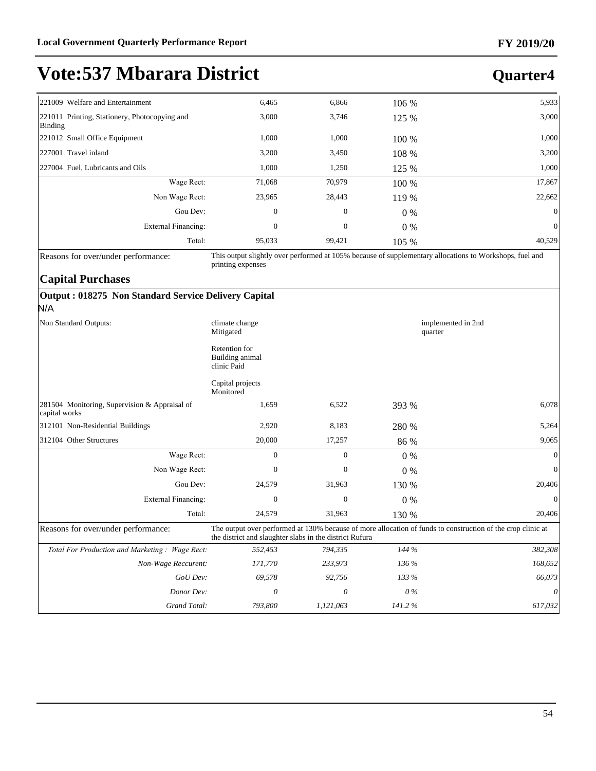# Vote:537 Mbarara District

## Quarter4

| | | | | |
|---|---|---|---|---|
| 221009 Welfare and Entertainment | 6,465 | 6,866 | 106 % | 5,933 |
| 221011 Printing, Stationery, Photocopying and Binding | 3,000 | 3,746 | 125 % | 3,000 |
| 221012 Small Office Equipment | 1,000 | 1,000 | 100 % | 1,000 |
| 227001 Travel inland | 3,200 | 3,450 | 108 % | 3,200 |
| 227004 Fuel, Lubricants and Oils | 1,000 | 1,250 | 125 % | 1,000 |
| Wage Rect: | 71,068 | 70,979 | 100 % | 17,867 |
| Non Wage Rect: | 23,965 | 28,443 | 119 % | 22,662 |
| Gou Dev: | 0 | 0 | 0 % | 0 |
| External Financing: | 0 | 0 | 0 % | 0 |
| Total: | 95,033 | 99,421 | 105 % | 40,529 |
| Reasons for over/under performance: | This output slightly over performed at 105% because of supplementary allocations to Workshops, fuel and printing expenses | | | |

### Capital Purchases

**Output : 018275 Non Standard Service Delivery Capital**

N/A

| | | | | |
|---|---|---|---|---|
| Non Standard Outputs: | climate change Mitigated<br><br>Retention for Building animal clinic Paid<br><br>Capital projects Monitored | | | implemented in 2nd quarter |
| 281504 Monitoring, Supervision & Appraisal of capital works | 1,659 | 6,522 | 393 % | 6,078 |
| 312101 Non-Residential Buildings | 2,920 | 8,183 | 280 % | 5,264 |
| 312104 Other Structures | 20,000 | 17,257 | 86 % | 9,065 |
| Wage Rect: | 0 | 0 | 0 % | 0 |
| Non Wage Rect: | 0 | 0 | 0 % | 0 |
| Gou Dev: | 24,579 | 31,963 | 130 % | 20,406 |
| External Financing: | 0 | 0 | 0 % | 0 |
| Total: | 24,579 | 31,963 | 130 % | 20,406 |
| Reasons for over/under performance: | The output over performed at 130% because of more allocation of funds to construction of the crop clinic at the district and slaughter slabs in the district Rufura | | | |
| *Total For Production and Marketing : Wage Rect:* | *552,453* | *794,335* | *144 %* | *382,308* |
| *Non-Wage Reccurent:* | *171,770* | *233,973* | *136 %* | *168,652* |
| *GoU Dev:* | *69,578* | *92,756* | *133 %* | *66,073* |
| *Donor Dev:* | *0* | *0* | *0 %* | *0* |
| *Grand Total:* | *793,800* | *1,121,063* | *141.2 %* | *617,032* |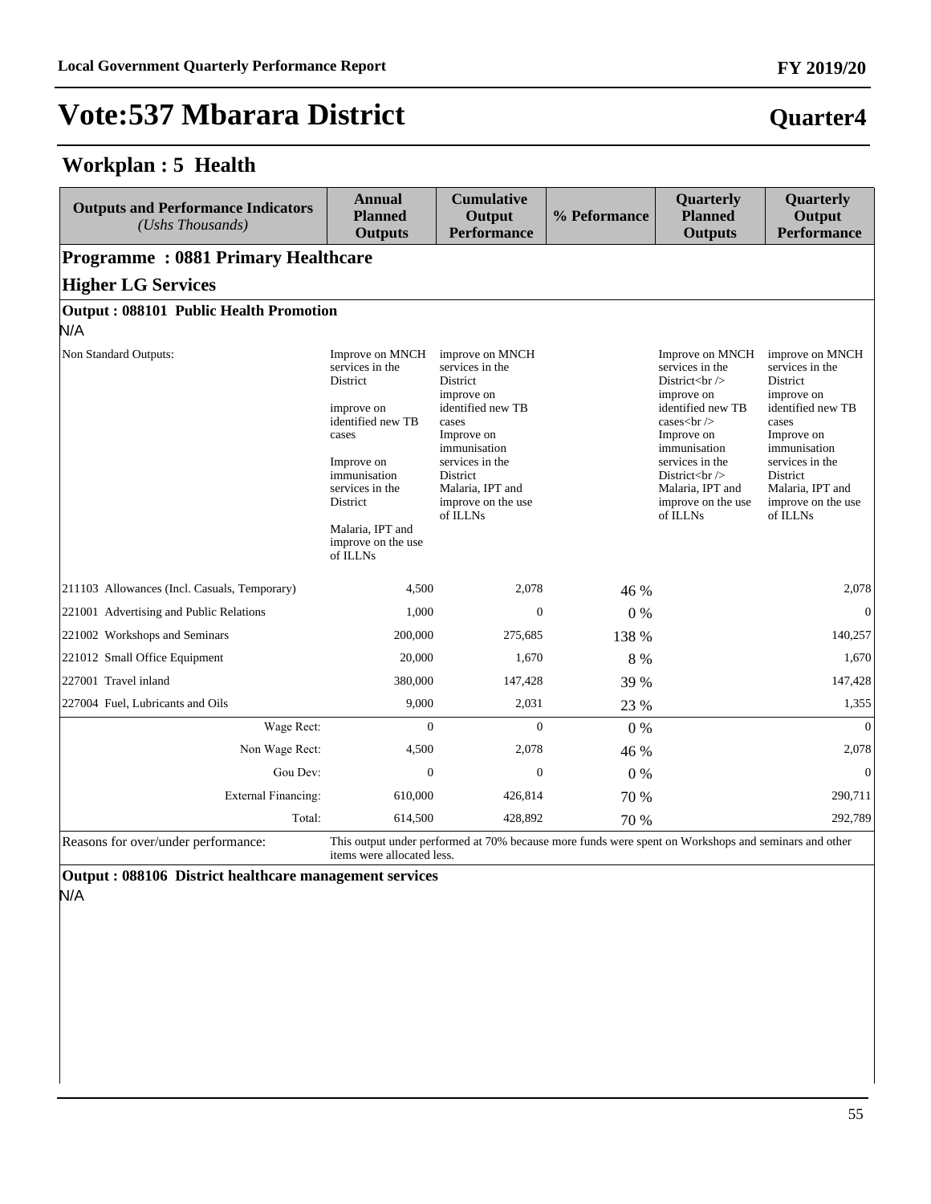# Vote:537 Mbarara District

**Quarter4**

## Workplan : 5 Health

| Outputs and Performance Indicators *(Ushs Thousands)* | Annual Planned Outputs | Cumulative Output Performance | % Peformance | Quarterly Planned Outputs | Quarterly Output Performance |
|---|---|---|---|---|---|
| **Programme : 0881 Primary Healthcare** | | | | | |
| **Higher LG Services** | | | | | |
| **Output : 088101 Public Health Promotion** | | | | | |
| N/A | | | | | |
| Non Standard Outputs: | Improve on MNCH services in the District<br><br>improve on identified new TB cases<br><br>Improve on immunisation services in the District<br><br>Malaria, IPT and improve on the use of ILLNs | improve on MNCH services in the District improve on identified new TB cases Improve on immunisation services in the District Malaria, IPT and improve on the use of ILLNs | | Improve on MNCH services in the District<br /> improve on identified new TB cases<br /> Improve on immunisation services in the District<br /> Malaria, IPT and improve on the use of ILLNs | improve on MNCH services in the District improve on identified new TB cases Improve on immunisation services in the District Malaria, IPT and improve on the use of ILLNs |
| 211103 Allowances (Incl. Casuals, Temporary) | 4,500 | 2,078 | 46 % | | 2,078 |
| 221001 Advertising and Public Relations | 1,000 | 0 | 0 % | | 0 |
| 221002 Workshops and Seminars | 200,000 | 275,685 | 138 % | | 140,257 |
| 221012 Small Office Equipment | 20,000 | 1,670 | 8 % | | 1,670 |
| 227001 Travel inland | 380,000 | 147,428 | 39 % | | 147,428 |
| 227004 Fuel, Lubricants and Oils | 9,000 | 2,031 | 23 % | | 1,355 |
| Wage Rect: | 0 | 0 | 0 % | | 0 |
| Non Wage Rect: | 4,500 | 2,078 | 46 % | | 2,078 |
| Gou Dev: | 0 | 0 | 0 % | | 0 |
| External Financing: | 610,000 | 426,814 | 70 % | | 290,711 |
| Total: | 614,500 | 428,892 | 70 % | | 292,789 |
| Reasons for over/under performance: | This output under performed at 70% because more funds were spent on Workshops and seminars and other items were allocated less. | | | | |
| **Output : 088106 District healthcare management services** | | | | | |
| N/A | | | | | |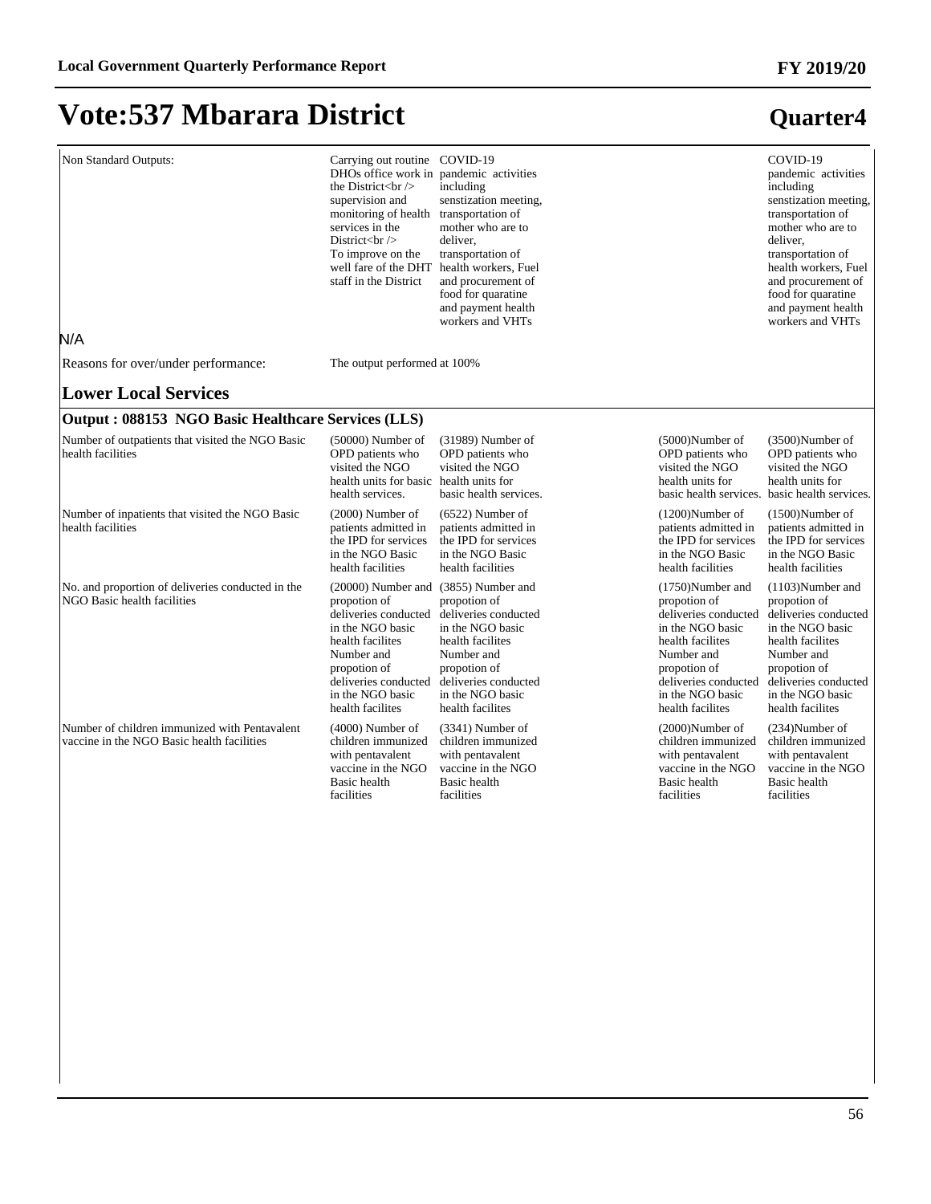# Vote:537 Mbarara District

## Quarter4

| | | | | | |
|---|---|---|---|---|---|
| Non Standard Outputs: | Carrying out routine DHOs office work in the District<br />supervision and monitoring of health services in the District<br />To improve on the well fare of the DHT staff in the District | COVID-19 pandemic activities including senstization meeting, transportation of mother who are to deliver, transportation of health workers, Fuel and procurement of food for quaratine and payment health workers and VHTs | | | COVID-19 pandemic activities including senstization meeting, transportation of mother who are to deliver, transportation of health workers, Fuel and procurement of food for quaratine and payment health workers and VHTs |

N/A

| | |
|---|---|
| Reasons for over/under performance: | The output performed at 100% |

### Lower Local Services

**Output : 088153 NGO Basic Healthcare Services (LLS)**

| | | | | | |
|---|---|---|---|---|---|
| Number of outpatients that visited the NGO Basic health facilities | (50000) Number of OPD patients who visited the NGO health units for basic health services. | (31989) Number of OPD patients who visited the NGO health units for basic health services. | | (5000)Number of OPD patients who visited the NGO health units for basic health services. | (3500)Number of OPD patients who visited the NGO health units for basic health services. |
| Number of inpatients that visited the NGO Basic health facilities | (2000) Number of patients admitted in the IPD for services in the NGO Basic health facilities | (6522) Number of patients admitted in the IPD for services in the NGO Basic health facilities | | (1200)Number of patients admitted in the IPD for services in the NGO Basic health facilities | (1500)Number of patients admitted in the IPD for services in the NGO Basic health facilities |
| No. and proportion of deliveries conducted in the NGO Basic health facilities | (20000) Number and propotion of deliveries conducted in the NGO basic health facilites Number and propotion of deliveries conducted in the NGO basic health facilites | (3855) Number and propotion of deliveries conducted in the NGO basic health facilites Number and propotion of deliveries conducted in the NGO basic health facilites | | (1750)Number and propotion of deliveries conducted in the NGO basic health facilites Number and propotion of deliveries conducted in the NGO basic health facilites | (1103)Number and propotion of deliveries conducted in the NGO basic health facilites Number and propotion of deliveries conducted in the NGO basic health facilites |
| Number of children immunized with Pentavalent vaccine in the NGO Basic health facilities | (4000) Number of children immunized with pentavalent vaccine in the NGO Basic health facilities | (3341) Number of children immunized with pentavalent vaccine in the NGO Basic health facilities | | (2000)Number of children immunized with pentavalent vaccine in the NGO Basic health facilities | (234)Number of children immunized with pentavalent vaccine in the NGO Basic health facilities |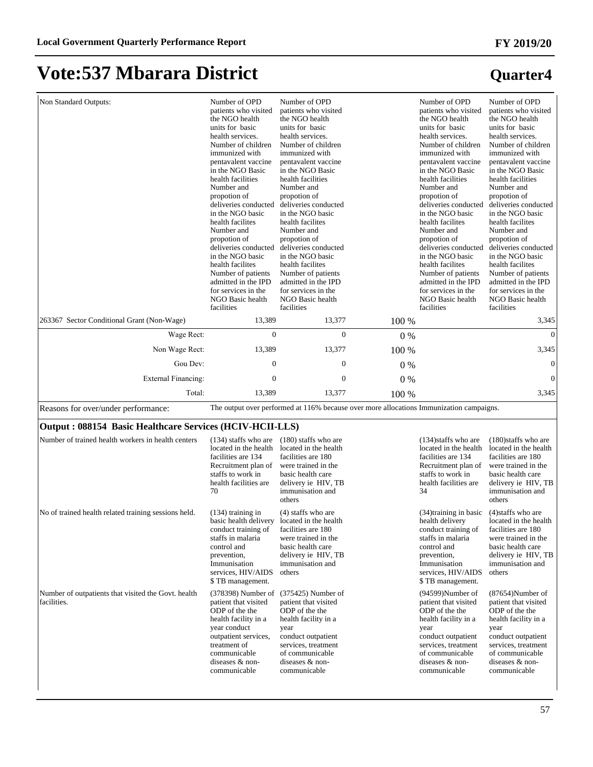# Vote:537 Mbarara District

## Quarter4

| | | | | | |
|---|---|---|---|---|---|
| Non Standard Outputs: | Number of OPD patients who visited the NGO health units for basic health services. Number of children immunized with pentavalent vaccine in the NGO Basic health facilities Number and propotion of deliveries conducted in the NGO basic health facilites Number and propotion of deliveries conducted in the NGO basic health facilites Number of patients admitted in the IPD for services in the NGO Basic health facilities | Number of OPD patients who visited the NGO health units for basic health services. Number of children immunized with pentavalent vaccine in the NGO Basic health facilities Number and propotion of deliveries conducted in the NGO basic health facilites Number and propotion of deliveries conducted in the NGO basic health facilites Number of patients admitted in the IPD for services in the NGO Basic health facilities | | Number of OPD patients who visited the NGO health units for basic health services. Number of children immunized with pentavalent vaccine in the NGO Basic health facilities Number and propotion of deliveries conducted in the NGO basic health facilites Number and propotion of deliveries conducted in the NGO basic health facilites Number of patients admitted in the IPD for services in the NGO Basic health facilities | Number of OPD patients who visited the NGO health units for basic health services. Number of children immunized with pentavalent vaccine in the NGO Basic health facilities Number and propotion of deliveries conducted in the NGO basic health facilites Number and propotion of deliveries conducted in the NGO basic health facilites Number of patients admitted in the IPD for services in the NGO Basic health facilities |
| 263367 Sector Conditional Grant (Non-Wage) | 13,389 | 13,377 | 100 % | | 3,345 |
| Wage Rect: | 0 | 0 | 0 % | | 0 |
| Non Wage Rect: | 13,389 | 13,377 | 100 % | | 3,345 |
| Gou Dev: | 0 | 0 | 0 % | | 0 |
| External Financing: | 0 | 0 | 0 % | | 0 |
| Total: | 13,389 | 13,377 | 100 % | | 3,345 |
| Reasons for over/under performance: | The output over performed at 116% because over more allocations Immunization campaigns. | | | | |

**Output : 088154 Basic Healthcare Services (HCIV-HCII-LLS)**

| | | | | | |
|---|---|---|---|---|---|
| Number of trained health workers in health centers | (134) staffs who are located in the health facilities are 134 Recruitment plan of staffs to work in health facilities are 70 | (180) staffs who are located in the health facilities are 180 were trained in the basic health care delivery ie HIV, TB immunisation and others | | (134)staffs who are located in the health facilities are 134 Recruitment plan of staffs to work in health facilities are 34 | (180)staffs who are located in the health facilities are 180 were trained in the basic health care delivery ie HIV, TB immunisation and others |
| No of trained health related training sessions held. | (134) training in basic health delivery conduct training of staffs in malaria control and prevention, Immunisation services, HIV/AIDS $ TB management. | (4) staffs who are located in the health facilities are 180 were trained in the basic health care delivery ie HIV, TB immunisation and others | | (34)training in basic health delivery conduct training of staffs in malaria control and prevention, Immunisation services, HIV/AIDS $ TB management. | (4)staffs who are located in the health facilities are 180 were trained in the basic health care delivery ie HIV, TB immunisation and others |
| Number of outpatients that visited the Govt. health facilities. | (378398) Number of patient that visited ODP of the the health facility in a year conduct outpatient services, treatment of communicable diseases & non-communicable | (375425) Number of patient that visited ODP of the the health facility in a year conduct outpatient services, treatment of communicable diseases & non-communicable | | (94599)Number of patient that visited ODP of the the health facility in a year conduct outpatient services, treatment of communicable diseases & non-communicable | (87654)Number of patient that visited ODP of the the health facility in a year conduct outpatient services, treatment of communicable diseases & non-communicable |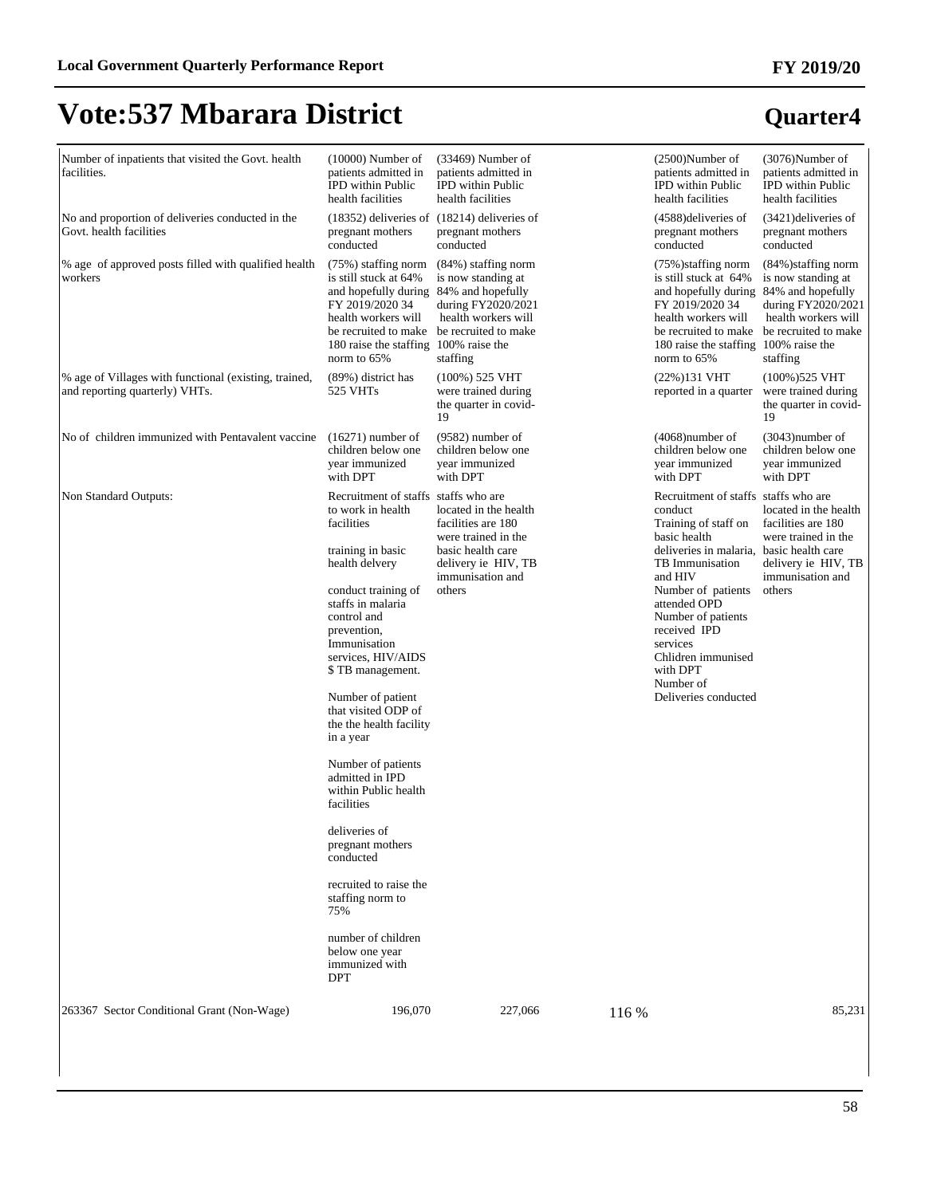# Vote:537 Mbarara District

## Quarter4

| | | | | | |
|---|---|---|---|---|---|
| Number of inpatients that visited the Govt. health facilities. | (10000) Number of patients admitted in IPD within Public health facilities | (33469) Number of patients admitted in IPD within Public health facilities | | (2500)Number of patients admitted in IPD within Public health facilities | (3076)Number of patients admitted in IPD within Public health facilities |
| No and proportion of deliveries conducted in the Govt. health facilities | (18352) deliveries of pregnant mothers conducted | (18214) deliveries of pregnant mothers conducted | | (4588)deliveries of pregnant mothers conducted | (3421)deliveries of pregnant mothers conducted |
| % age of approved posts filled with qualified health workers | (75%) staffing norm is still stuck at 64% and hopefully during FY 2019/2020 34 health workers will be recruited to make 180 raise the staffing norm to 65% | (84%) staffing norm is now standing at 84% and hopefully during FY2020/2021 health workers will be recruited to make 100% raise the staffing | | (75%)staffing norm is still stuck at 64% and hopefully during FY 2019/2020 34 health workers will be recruited to make 180 raise the staffing norm to 65% | (84%)staffing norm is now standing at 84% and hopefully during FY2020/2021 health workers will be recruited to make 100% raise the staffing |
| % age of Villages with functional (existing, trained, and reporting quarterly) VHTs. | (89%) district has 525 VHTs | (100%) 525 VHT were trained during the quarter in covid-19 | | (22%)131 VHT reported in a quarter | (100%)525 VHT were trained during the quarter in covid-19 |
| No of children immunized with Pentavalent vaccine | (16271) number of children below one year immunized with DPT | (9582) number of children below one year immunized with DPT | | (4068)number of children below one year immunized with DPT | (3043)number of children below one year immunized with DPT |
| Non Standard Outputs: | Recruitment of staffs to work in health facilities<br><br>training in basic health delvery<br><br>conduct training of staffs in malaria control and prevention, Immunisation services, HIV/AIDS $ TB management.<br><br>Number of patient that visited ODP of the the health facility in a year<br><br>Number of patients admitted in IPD within Public health facilities<br><br>deliveries of pregnant mothers conducted<br><br>recruited to raise the staffing norm to 75%<br><br>number of children below one year immunized with DPT | staffs who are located in the health facilities are 180 were trained in the basic health care delivery ie HIV, TB immunisation and others | | Recruitment of staffs conduct<br>Training of staff on basic health deliveries in malaria, TB Immunisation and HIV<br>Number of patients attended OPD<br>Number of patients received IPD services<br>Chlidren immunised with DPT<br>Number of Deliveries conducted | staffs who are located in the health facilities are 180 were trained in the basic health care delivery ie HIV, TB immunisation and others |
| 263367 Sector Conditional Grant (Non-Wage) | 196,070 | 227,066 | 116 % | | 85,231 |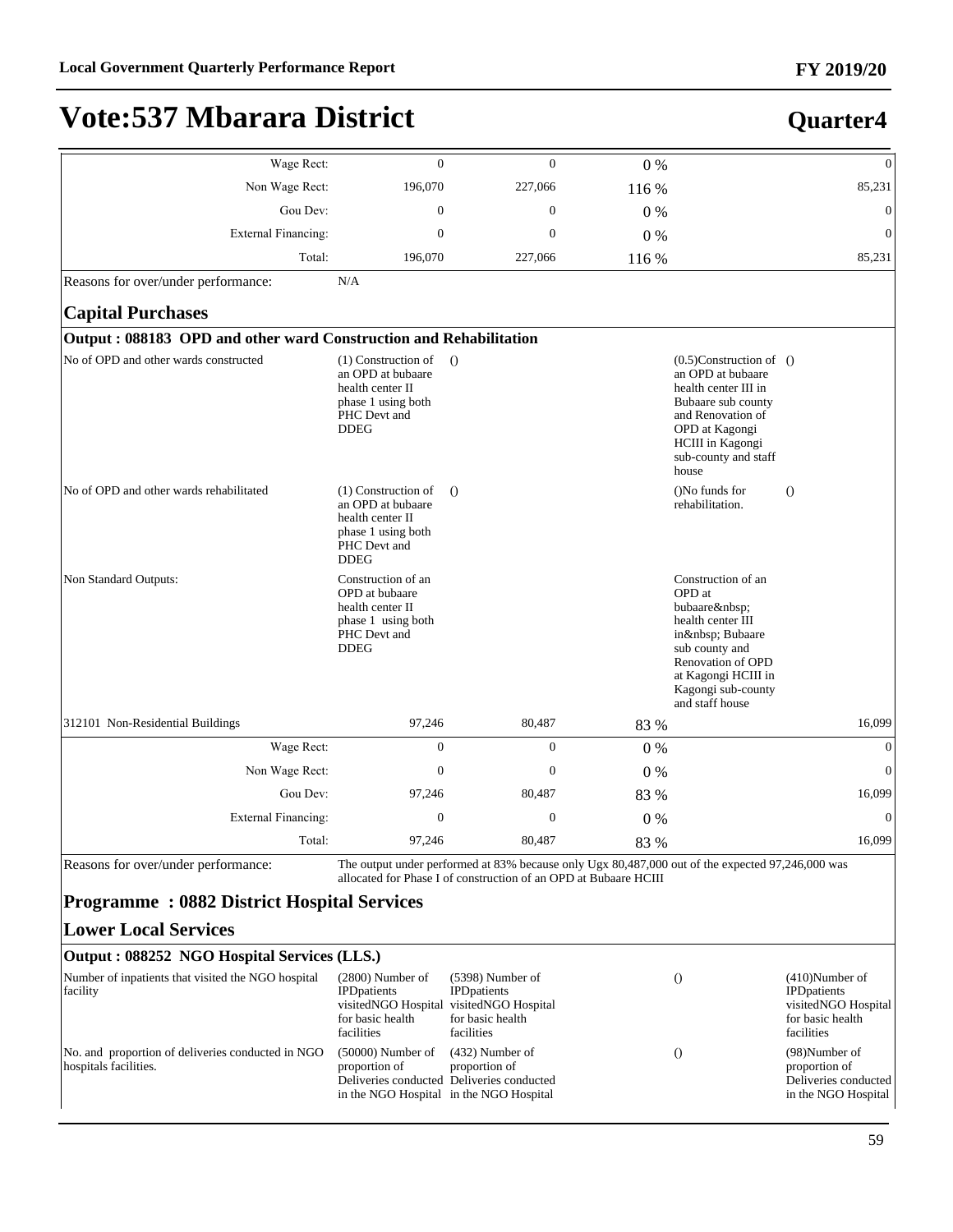# Vote:537 Mbarara District

## Quarter4

| | | | | | |
|---|---|---|---|---|---|
| Wage Rect: | 0 | 0 | 0 % | | 0 |
| Non Wage Rect: | 196,070 | 227,066 | 116 % | | 85,231 |
| Gou Dev: | 0 | 0 | 0 % | | 0 |
| External Financing: | 0 | 0 | 0 % | | 0 |
| Total: | 196,070 | 227,066 | 116 % | | 85,231 |

Reasons for over/under performance: N/A

### Capital Purchases

**Output : 088183 OPD and other ward Construction and Rehabilitation**

| | | | | | |
|---|---|---|---|---|---|
| No of OPD and other wards constructed | (1) Construction of an OPD at bubaare health center II phase 1 using both PHC Devt and DDEG | () | | (0.5)Construction of an OPD at bubaare health center III in Bubaare sub county and Renovation of OPD at Kagongi HCIII in Kagongi sub-county and staff house | () |
| No of OPD and other wards rehabilitated | (1) Construction of an OPD at bubaare health center II phase 1 using both PHC Devt and DDEG | () | | ()No funds for rehabilitation. | () |
| Non Standard Outputs: | Construction of an OPD at bubaare health center II phase 1 using both PHC Devt and DDEG | | | Construction of an OPD at bubaare&nbsp; health center III in&nbsp; Bubaare sub county and Renovation of OPD at Kagongi HCIII in Kagongi sub-county and staff house | |
| 312101 Non-Residential Buildings | 97,246 | 80,487 | 83 % | | 16,099 |
| Wage Rect: | 0 | 0 | 0 % | | 0 |
| Non Wage Rect: | 0 | 0 | 0 % | | 0 |
| Gou Dev: | 97,246 | 80,487 | 83 % | | 16,099 |
| External Financing: | 0 | 0 | 0 % | | 0 |
| Total: | 97,246 | 80,487 | 83 % | | 16,099 |

Reasons for over/under performance: The output under performed at 83% because only Ugx 80,487,000 out of the expected 97,246,000 was allocated for Phase I of construction of an OPD at Bubaare HCIII

### Programme : 0882 District Hospital Services

### Lower Local Services

**Output : 088252 NGO Hospital Services (LLS.)**

| | | | | | |
|---|---|---|---|---|---|
| Number of inpatients that visited the NGO hospital facility | (2800) Number of IPDpatients visitedNGO Hospital for basic health facilities | (5398) Number of IPDpatients visitedNGO Hospital for basic health facilities | | () | (410)Number of IPDpatients visitedNGO Hospital for basic health facilities |
| No. and proportion of deliveries conducted in NGO hospitals facilities. | (50000) Number of proportion of Deliveries conducted in the NGO Hospital | (432) Number of proportion of Deliveries conducted in the NGO Hospital | | () | (98)Number of proportion of Deliveries conducted in the NGO Hospital |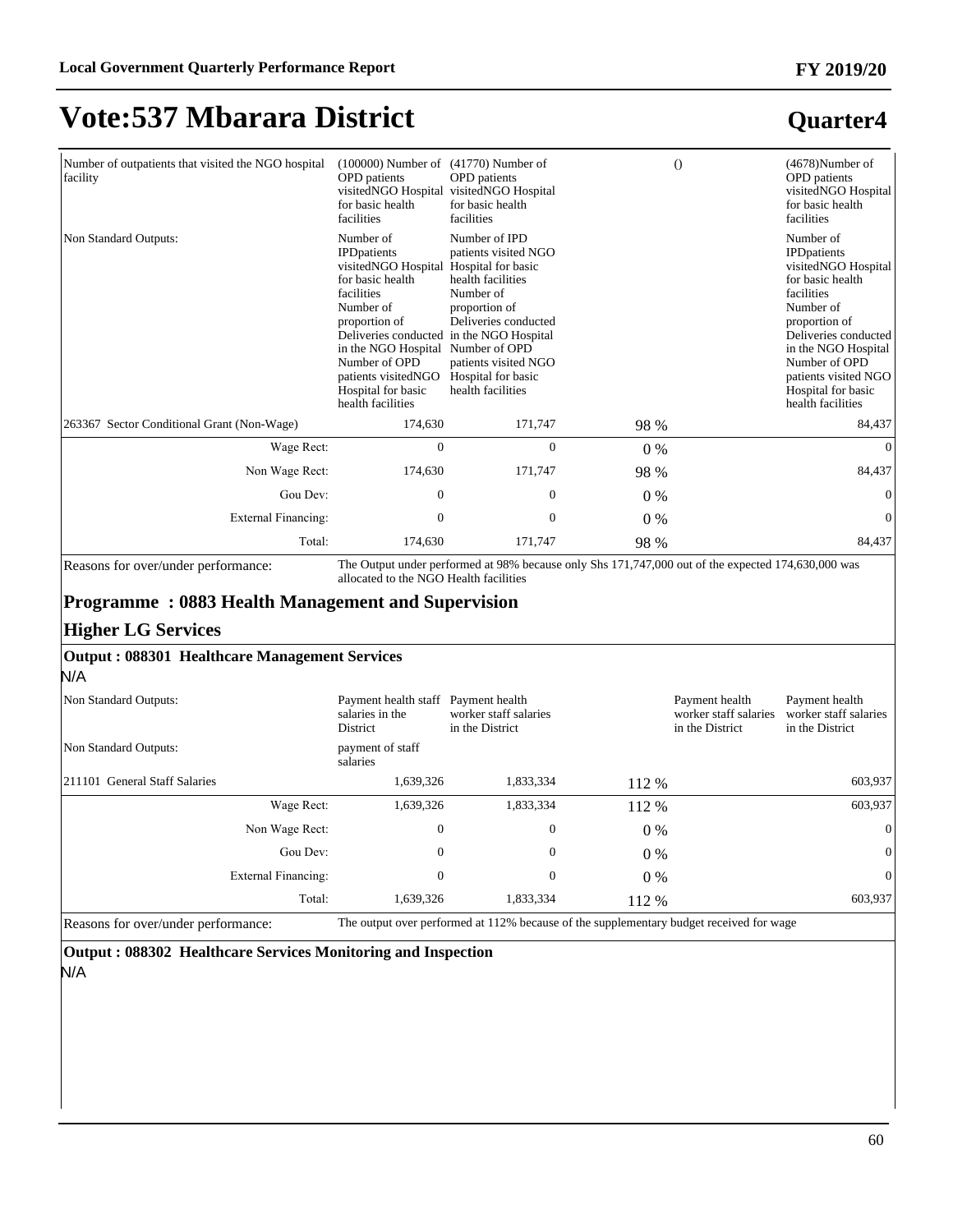# Vote:537 Mbarara District

## Quarter4

| | | | | | |
|---|---|---|---|---|---|
| Number of outpatients that visited the NGO hospital facility | (100000) Number of OPD patients visitedNGO Hospital for basic health facilities | (41770) Number of OPD patients visitedNGO Hospital for basic health facilities | | () | (4678)Number of OPD patients visitedNGO Hospital for basic health facilities |
| Non Standard Outputs: | Number of IPDpatients visitedNGO Hospital for basic health facilities Number of proportion of Deliveries conducted in the NGO Hospital Number of OPD patients visitedNGO Hospital for basic health facilities | Number of IPD patients visited NGO Hospital for basic health facilities Number of proportion of Deliveries conducted in the NGO Hospital Number of OPD patients visited NGO Hospital for basic health facilities | | | Number of IPDpatients visitedNGO Hospital for basic health facilities Number of proportion of Deliveries conducted in the NGO Hospital Number of OPD patients visited NGO Hospital for basic health facilities |
| 263367 Sector Conditional Grant (Non-Wage) | 174,630 | 171,747 | 98 % | | 84,437 |
| Wage Rect: | 0 | 0 | 0 % | | 0 |
| Non Wage Rect: | 174,630 | 171,747 | 98 % | | 84,437 |
| Gou Dev: | 0 | 0 | 0 % | | 0 |
| External Financing: | 0 | 0 | 0 % | | 0 |
| Total: | 174,630 | 171,747 | 98 % | | 84,437 |

Reasons for over/under performance: The Output under performed at 98% because only Shs 171,747,000 out of the expected 174,630,000 was allocated to the NGO Health facilities

### Programme : 0883 Health Management and Supervision

### Higher LG Services

#### Output : 088301 Healthcare Management Services

N/A

| | | | | | |
|---|---|---|---|---|---|
| Non Standard Outputs: | Payment health staff salaries in the District | Payment health worker staff salaries in the District | | Payment health worker staff salaries in the District | Payment health worker staff salaries in the District |
| Non Standard Outputs: | payment of staff salaries | | | | |
| 211101 General Staff Salaries | 1,639,326 | 1,833,334 | 112 % | | 603,937 |
| Wage Rect: | 1,639,326 | 1,833,334 | 112 % | | 603,937 |
| Non Wage Rect: | 0 | 0 | 0 % | | 0 |
| Gou Dev: | 0 | 0 | 0 % | | 0 |
| External Financing: | 0 | 0 | 0 % | | 0 |
| Total: | 1,639,326 | 1,833,334 | 112 % | | 603,937 |

Reasons for over/under performance: The output over performed at 112% because of the supplementary budget received for wage

#### Output : 088302 Healthcare Services Monitoring and Inspection

N/A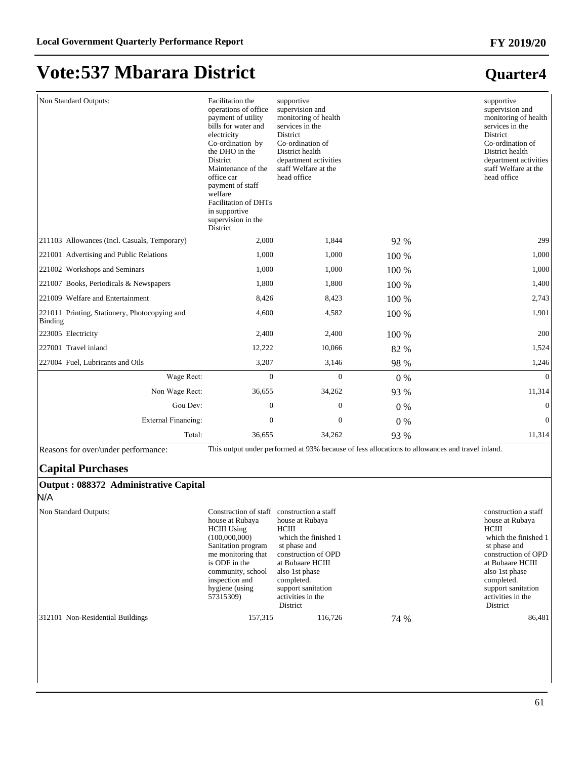# Vote:537 Mbarara District

## Quarter4

| | | | | |
|---|---|---|---|---|
| Non Standard Outputs: | Facilitation the operations of office payment of utility bills for water and electricity Co-ordination by the DHO in the District Maintenance of the office car payment of staff welfare Facilitation of DHTs in supportive supervision in the District | supportive supervision and monitoring of health services in the District Co-ordination of District health department activities staff Welfare at the head office | | supportive supervision and monitoring of health services in the District Co-ordination of District health department activities staff Welfare at the head office |
| 211103 Allowances (Incl. Casuals, Temporary) | 2,000 | 1,844 | 92 % | 299 |
| 221001 Advertising and Public Relations | 1,000 | 1,000 | 100 % | 1,000 |
| 221002 Workshops and Seminars | 1,000 | 1,000 | 100 % | 1,000 |
| 221007 Books, Periodicals & Newspapers | 1,800 | 1,800 | 100 % | 1,400 |
| 221009 Welfare and Entertainment | 8,426 | 8,423 | 100 % | 2,743 |
| 221011 Printing, Stationery, Photocopying and Binding | 4,600 | 4,582 | 100 % | 1,901 |
| 223005 Electricity | 2,400 | 2,400 | 100 % | 200 |
| 227001 Travel inland | 12,222 | 10,066 | 82 % | 1,524 |
| 227004 Fuel, Lubricants and Oils | 3,207 | 3,146 | 98 % | 1,246 |
| Wage Rect: | 0 | 0 | 0 % | 0 |
| Non Wage Rect: | 36,655 | 34,262 | 93 % | 11,314 |
| Gou Dev: | 0 | 0 | 0 % | 0 |
| External Financing: | 0 | 0 | 0 % | 0 |
| Total: | 36,655 | 34,262 | 93 % | 11,314 |

Reasons for over/under performance: This output under performed at 93% because of less allocations to allowances and travel inland.

### Capital Purchases

**Output : 088372 Administrative Capital**

N/A

| | | | | |
|---|---|---|---|---|
| Non Standard Outputs: | Constraction of staff house at Rubaya HCIII Using (100,000,000) Sanitation programme monitoring that is ODF in the community, school inspection and hygiene (using 57315309) | construction a staff house at Rubaya HCIII which the finished 1 st phase and construction of OPD at Bubaare HCIII also 1st phase completed. support sanitation activities in the District | | construction a staff house at Rubaya HCIII which the finished 1 st phase and construction of OPD at Bubaare HCIII also 1st phase completed. support sanitation activities in the District |
| 312101 Non-Residential Buildings | 157,315 | 116,726 | 74 % | 86,481 |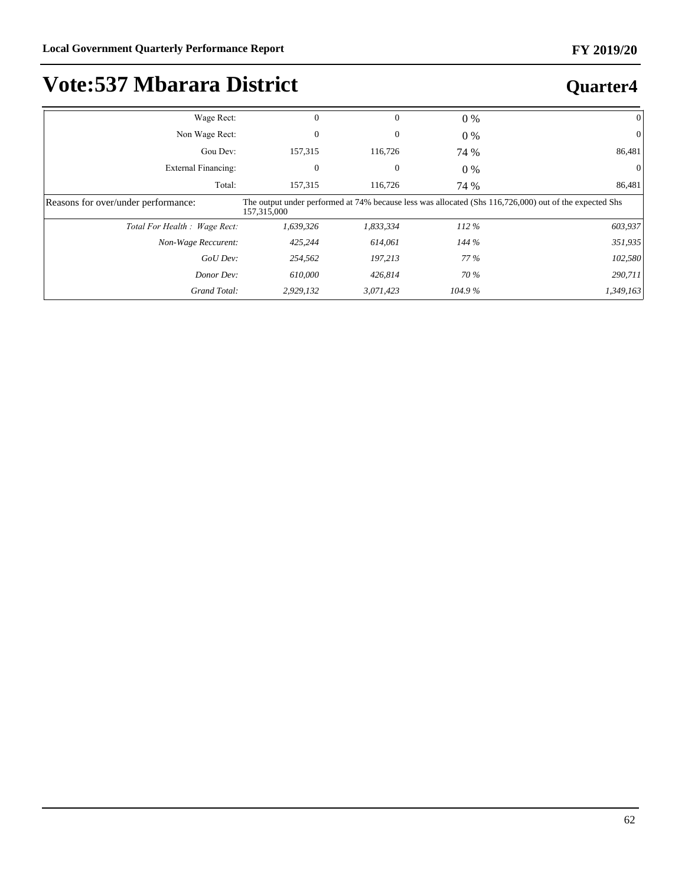# Vote:537 Mbarara District

## Quarter4

| | | | | |
|---|---|---|---|---|
| Wage Rect: | 0 | 0 | 0 % | 0 |
| Non Wage Rect: | 0 | 0 | 0 % | 0 |
| Gou Dev: | 157,315 | 116,726 | 74 % | 86,481 |
| External Financing: | 0 | 0 | 0 % | 0 |
| Total: | 157,315 | 116,726 | 74 % | 86,481 |
| Reasons for over/under performance: | The output under performed at 74% because less was allocated (Shs 116,726,000) out of the expected Shs 157,315,000 | | | |
| *Total For Health : Wage Rect:* | *1,639,326* | *1,833,334* | *112 %* | *603,937* |
| *Non-Wage Reccurent:* | *425,244* | *614,061* | *144 %* | *351,935* |
| *GoU Dev:* | *254,562* | *197,213* | *77 %* | *102,580* |
| *Donor Dev:* | *610,000* | *426,814* | *70 %* | *290,711* |
| *Grand Total:* | *2,929,132* | *3,071,423* | *104.9 %* | *1,349,163* |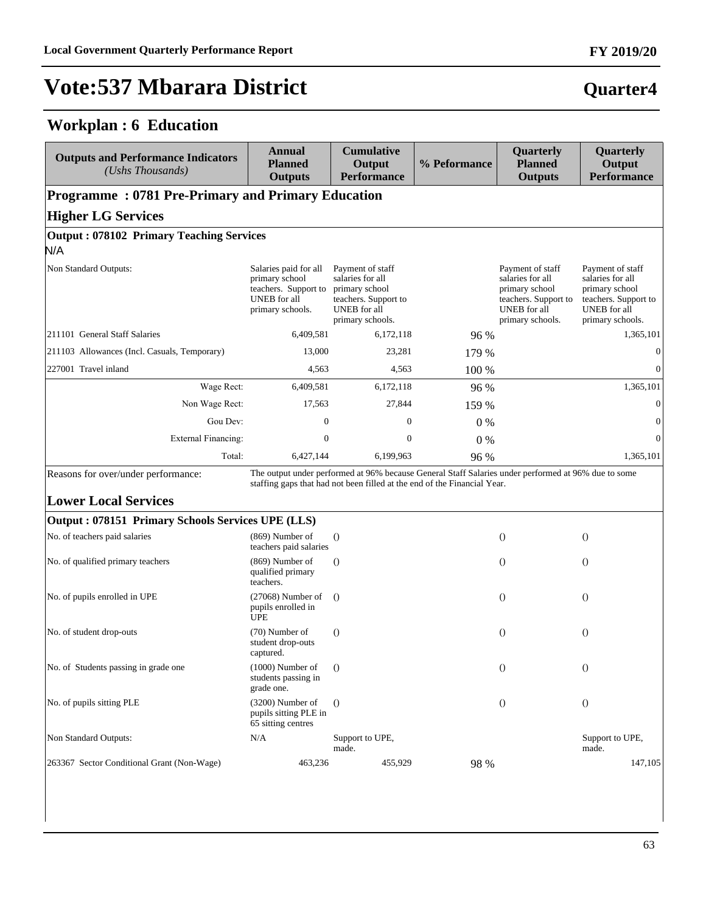# Vote:537 Mbarara District

**Quarter4**

## Workplan : 6 Education

| Outputs and Performance Indicators *(Ushs Thousands)* | Annual Planned Outputs | Cumulative Output Performance | % Peformance | Quarterly Planned Outputs | Quarterly Output Performance |
|---|---|---|---|---|---|
| **Programme : 0781 Pre-Primary and Primary Education** | | | | | |
| **Higher LG Services** | | | | | |
| **Output : 078102 Primary Teaching Services** | | | | | |
| N/A | | | | | |
| Non Standard Outputs: | Salaries paid for all primary school teachers. Support to UNEB for all primary schools. | Payment of staff salaries for all primary school teachers. Support to UNEB for all primary schools. | | Payment of staff salaries for all primary school teachers. Support to UNEB for all primary schools. | Payment of staff salaries for all primary school teachers. Support to UNEB for all primary schools. |
| 211101 General Staff Salaries | 6,409,581 | 6,172,118 | 96 % | | 1,365,101 |
| 211103 Allowances (Incl. Casuals, Temporary) | 13,000 | 23,281 | 179 % | | 0 |
| 227001 Travel inland | 4,563 | 4,563 | 100 % | | 0 |
| Wage Rect: | 6,409,581 | 6,172,118 | 96 % | | 1,365,101 |
| Non Wage Rect: | 17,563 | 27,844 | 159 % | | 0 |
| Gou Dev: | 0 | 0 | 0 % | | 0 |
| External Financing: | 0 | 0 | 0 % | | 0 |
| Total: | 6,427,144 | 6,199,963 | 96 % | | 1,365,101 |
| Reasons for over/under performance: | The output under performed at 96% because General Staff Salaries under performed at 96% due to some staffing gaps that had not been filled at the end of the Financial Year. | | | | |
| **Lower Local Services** | | | | | |
| **Output : 078151 Primary Schools Services UPE (LLS)** | | | | | |
| No. of teachers paid salaries | (869) Number of teachers paid salaries | () | | () | () |
| No. of qualified primary teachers | (869) Number of qualified primary teachers. | () | | () | () |
| No. of pupils enrolled in UPE | (27068) Number of pupils enrolled in UPE | () | | () | () |
| No. of student drop-outs | (70) Number of student drop-outs captured. | () | | () | () |
| No. of Students passing in grade one | (1000) Number of students passing in grade one. | () | | () | () |
| No. of pupils sitting PLE | (3200) Number of pupils sitting PLE in 65 sitting centres | () | | () | () |
| Non Standard Outputs: | N/A | Support to UPE, made. | | | Support to UPE, made. |
| 263367 Sector Conditional Grant (Non-Wage) | 463,236 | 455,929 | 98 % | | 147,105 |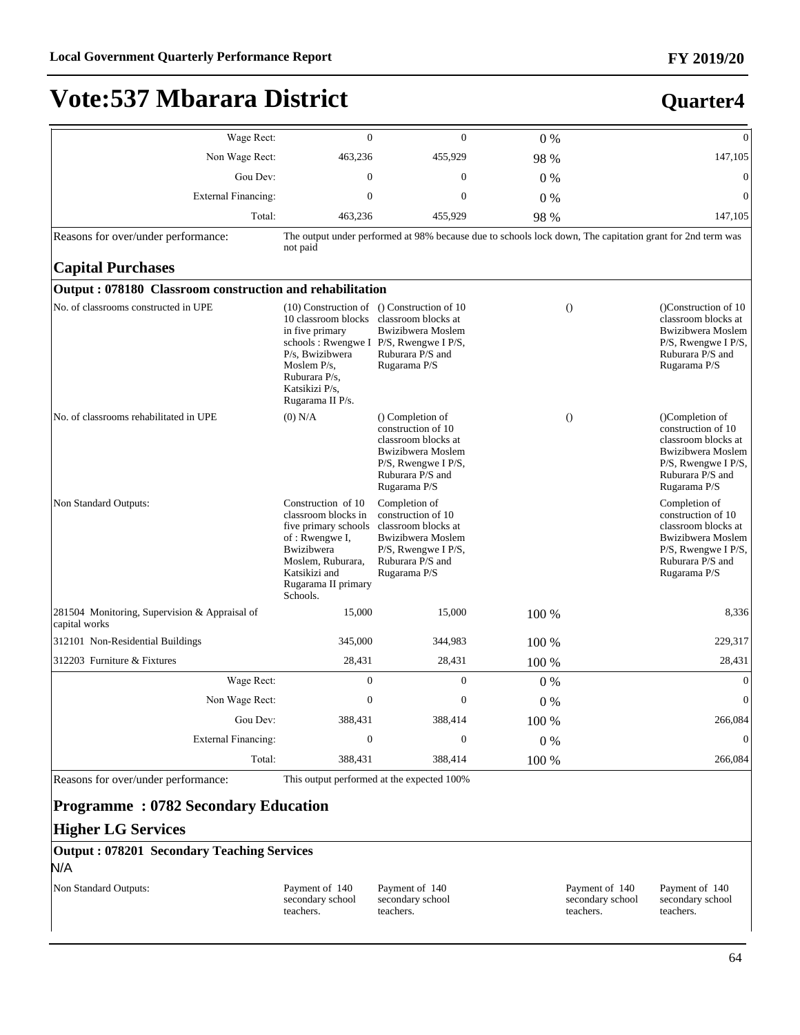# Vote:537 Mbarara District

**Quarter4**

| | | | | | |
|---|---|---|---|---|---|
| Wage Rect: | 0 | 0 | 0 % | | 0 |
| Non Wage Rect: | 463,236 | 455,929 | 98 % | | 147,105 |
| Gou Dev: | 0 | 0 | 0 % | | 0 |
| External Financing: | 0 | 0 | 0 % | | 0 |
| Total: | 463,236 | 455,929 | 98 % | | 147,105 |

Reasons for over/under performance: The output under performed at 98% because due to schools lock down, The capitation grant for 2nd term was not paid

## Capital Purchases

### Output : 078180 Classroom construction and rehabilitation

| | | | | | |
|---|---|---|---|---|---|
| No. of classrooms constructed in UPE | (10) Construction of 10 classroom blocks in five primary schools : Rwengwe I P/s, Bwizibwera Moslem P/s, Ruburara P/s, Katsikizi P/s, Rugarama II P/s. | () Construction of 10 classroom blocks at Bwizibwera Moslem P/S, Rwengwe I P/S, Ruburara P/S and Rugarama P/S | () | | ()Construction of 10 classroom blocks at Bwizibwera Moslem P/S, Rwengwe I P/S, Ruburara P/S and Rugarama P/S |
| No. of classrooms rehabilitated in UPE | (0) N/A | () Completion of construction of 10 classroom blocks at Bwizibwera Moslem P/S, Rwengwe I P/S, Ruburara P/S and Rugarama P/S | () | | ()Completion of construction of 10 classroom blocks at Bwizibwera Moslem P/S, Rwengwe I P/S, Ruburara P/S and Rugarama P/S |
| Non Standard Outputs: | Construction of 10 classroom blocks in five primary schools of : Rwengwe I, Bwizibwera Moslem, Ruburara, Katsikizi and Rugarama II primary Schools. | Completion of construction of 10 classroom blocks at Bwizibwera Moslem P/S, Rwengwe I P/S, Ruburara P/S and Rugarama P/S | | | Completion of construction of 10 classroom blocks at Bwizibwera Moslem P/S, Rwengwe I P/S, Ruburara P/S and Rugarama P/S |
| 281504 Monitoring, Supervision & Appraisal of capital works | 15,000 | 15,000 | 100 % | | 8,336 |
| 312101 Non-Residential Buildings | 345,000 | 344,983 | 100 % | | 229,317 |
| 312203 Furniture & Fixtures | 28,431 | 28,431 | 100 % | | 28,431 |
| Wage Rect: | 0 | 0 | 0 % | | 0 |
| Non Wage Rect: | 0 | 0 | 0 % | | 0 |
| Gou Dev: | 388,431 | 388,414 | 100 % | | 266,084 |
| External Financing: | 0 | 0 | 0 % | | 0 |
| Total: | 388,431 | 388,414 | 100 % | | 266,084 |

Reasons for over/under performance: This output performed at the expected 100%

## Programme : 0782 Secondary Education

## Higher LG Services

### Output : 078201 Secondary Teaching Services

N/A

| | | | | | |
|---|---|---|---|---|---|
| Non Standard Outputs: | Payment of 140 secondary school teachers. | Payment of 140 secondary school teachers. | | Payment of 140 secondary school teachers. | Payment of 140 secondary school teachers. |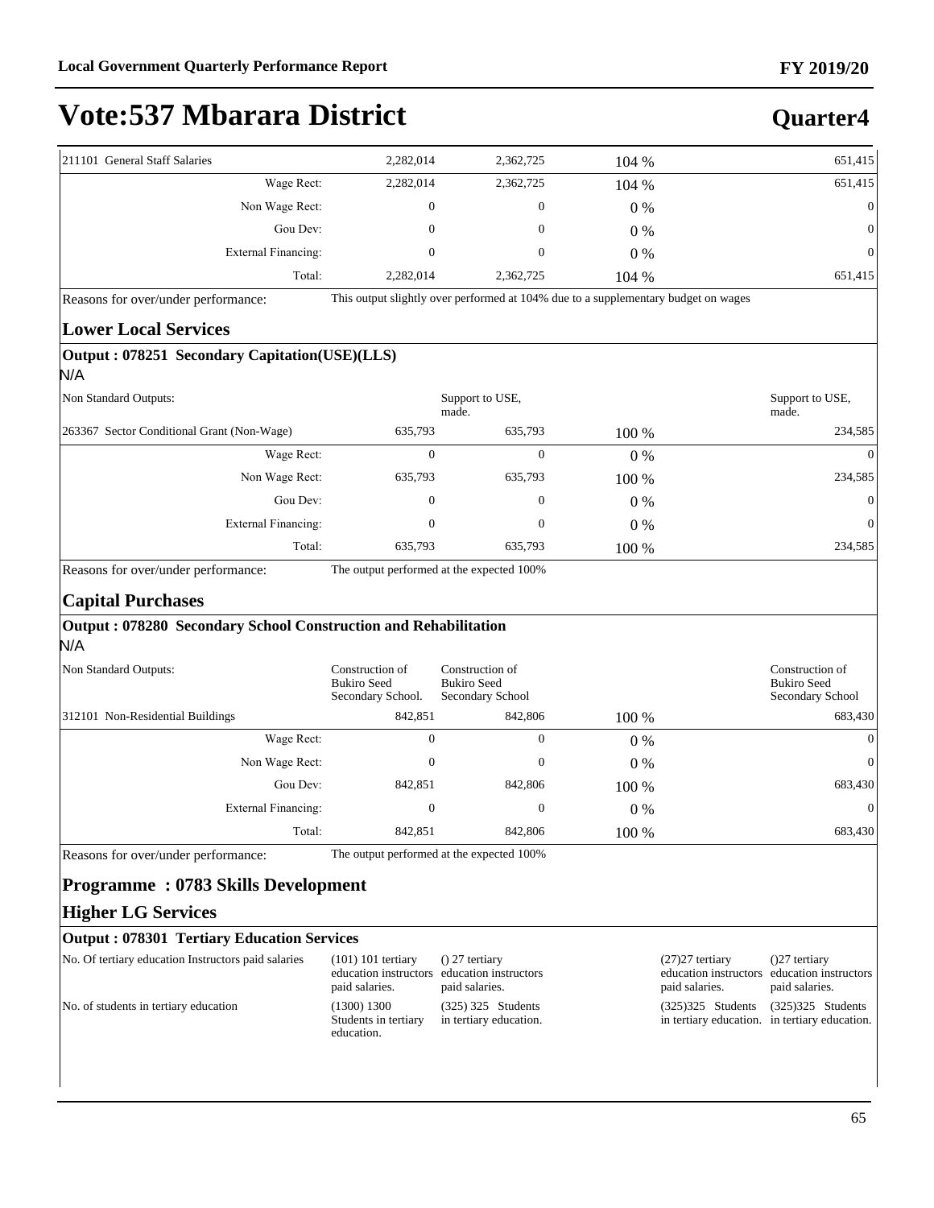# Vote:537 Mbarara District

**Quarter4**

| | | | | |
|---|---|---|---|---|
| 211101 General Staff Salaries | 2,282,014 | 2,362,725 | 104 % | 651,415 |
| Wage Rect: | 2,282,014 | 2,362,725 | 104 % | 651,415 |
| Non Wage Rect: | 0 | 0 | 0 % | 0 |
| Gou Dev: | 0 | 0 | 0 % | 0 |
| External Financing: | 0 | 0 | 0 % | 0 |
| Total: | 2,282,014 | 2,362,725 | 104 % | 651,415 |

Reasons for over/under performance: This output slightly over performed at 104% due to a supplementary budget on wages

## Lower Local Services

### Output : 078251 Secondary Capitation(USE)(LLS)

N/A

| | | | | |
|---|---|---|---|---|
| Non Standard Outputs: | | Support to USE, made. | | Support to USE, made. |
| 263367 Sector Conditional Grant (Non-Wage) | 635,793 | 635,793 | 100 % | 234,585 |
| Wage Rect: | 0 | 0 | 0 % | 0 |
| Non Wage Rect: | 635,793 | 635,793 | 100 % | 234,585 |
| Gou Dev: | 0 | 0 | 0 % | 0 |
| External Financing: | 0 | 0 | 0 % | 0 |
| Total: | 635,793 | 635,793 | 100 % | 234,585 |

Reasons for over/under performance: The output performed at the expected 100%

## Capital Purchases

### Output : 078280 Secondary School Construction and Rehabilitation

N/A

| | | | | |
|---|---|---|---|---|
| Non Standard Outputs: | Construction of Bukiro Seed Secondary School. | Construction of Bukiro Seed Secondary School | | Construction of Bukiro Seed Secondary School |
| 312101 Non-Residential Buildings | 842,851 | 842,806 | 100 % | 683,430 |
| Wage Rect: | 0 | 0 | 0 % | 0 |
| Non Wage Rect: | 0 | 0 | 0 % | 0 |
| Gou Dev: | 842,851 | 842,806 | 100 % | 683,430 |
| External Financing: | 0 | 0 | 0 % | 0 |
| Total: | 842,851 | 842,806 | 100 % | 683,430 |

Reasons for over/under performance: The output performed at the expected 100%

## Programme : 0783 Skills Development

## Higher LG Services

### Output : 078301 Tertiary Education Services

| | | | | |
|---|---|---|---|---|
| No. Of tertiary education Instructors paid salaries | (101) 101 tertiary education instructors paid salaries. | () 27 tertiary education instructors paid salaries. | (27)27 tertiary education instructors paid salaries. | ()27 tertiary education instructors paid salaries. |
| No. of students in tertiary education | (1300) 1300 Students in tertiary education. | (325) 325 Students in tertiary education. | (325)325 Students in tertiary education. | (325)325 Students in tertiary education. |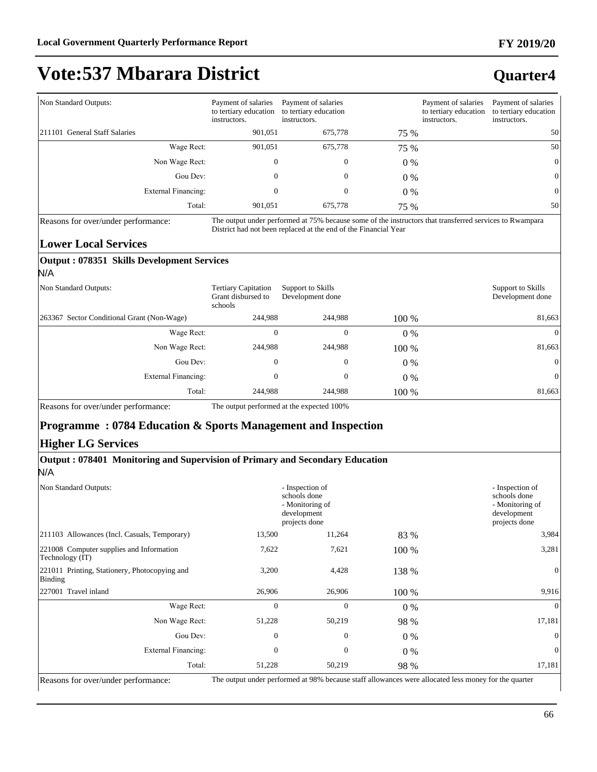# Vote:537 Mbarara District

## Quarter4

| Non Standard Outputs: | Payment of salaries to tertiary education instructors. | Payment of salaries to tertiary education instructors. | | Payment of salaries to tertiary education instructors. | Payment of salaries to tertiary education instructors. |
|---|---|---|---|---|---|
| 211101 General Staff Salaries | 901,051 | 675,778 | 75 % | | 50 |
| Wage Rect: | 901,051 | 675,778 | 75 % | | 50 |
| Non Wage Rect: | 0 | 0 | 0 % | | 0 |
| Gou Dev: | 0 | 0 | 0 % | | 0 |
| External Financing: | 0 | 0 | 0 % | | 0 |
| Total: | 901,051 | 675,778 | 75 % | | 50 |

Reasons for over/under performance: The output under performed at 75% because some of the instructors that transferred services to Rwampara District had not been replaced at the end of the Financial Year

### Lower Local Services

#### Output : 078351 Skills Development Services

N/A

| Non Standard Outputs: | Tertiary Capitation Grant disbursed to schools | Support to Skills Development done | | | Support to Skills Development done |
|---|---|---|---|---|---|
| 263367 Sector Conditional Grant (Non-Wage) | 244,988 | 244,988 | 100 % | | 81,663 |
| Wage Rect: | 0 | 0 | 0 % | | 0 |
| Non Wage Rect: | 244,988 | 244,988 | 100 % | | 81,663 |
| Gou Dev: | 0 | 0 | 0 % | | 0 |
| External Financing: | 0 | 0 | 0 % | | 0 |
| Total: | 244,988 | 244,988 | 100 % | | 81,663 |

Reasons for over/under performance: The output performed at the expected 100%

## Programme : 0784 Education & Sports Management and Inspection

### Higher LG Services

#### Output : 078401 Monitoring and Supervision of Primary and Secondary Education

N/A

| Non Standard Outputs: | | - Inspection of schools done<br>- Monitoring of development projects done | | | - Inspection of schools done<br>- Monitoring of development projects done |
|---|---|---|---|---|---|
| 211103 Allowances (Incl. Casuals, Temporary) | 13,500 | 11,264 | 83 % | | 3,984 |
| 221008 Computer supplies and Information Technology (IT) | 7,622 | 7,621 | 100 % | | 3,281 |
| 221011 Printing, Stationery, Photocopying and Binding | 3,200 | 4,428 | 138 % | | 0 |
| 227001 Travel inland | 26,906 | 26,906 | 100 % | | 9,916 |
| Wage Rect: | 0 | 0 | 0 % | | 0 |
| Non Wage Rect: | 51,228 | 50,219 | 98 % | | 17,181 |
| Gou Dev: | 0 | 0 | 0 % | | 0 |
| External Financing: | 0 | 0 | 0 % | | 0 |
| Total: | 51,228 | 50,219 | 98 % | | 17,181 |

Reasons for over/under performance: The output under performed at 98% because staff allowances were allocated less money for the quarter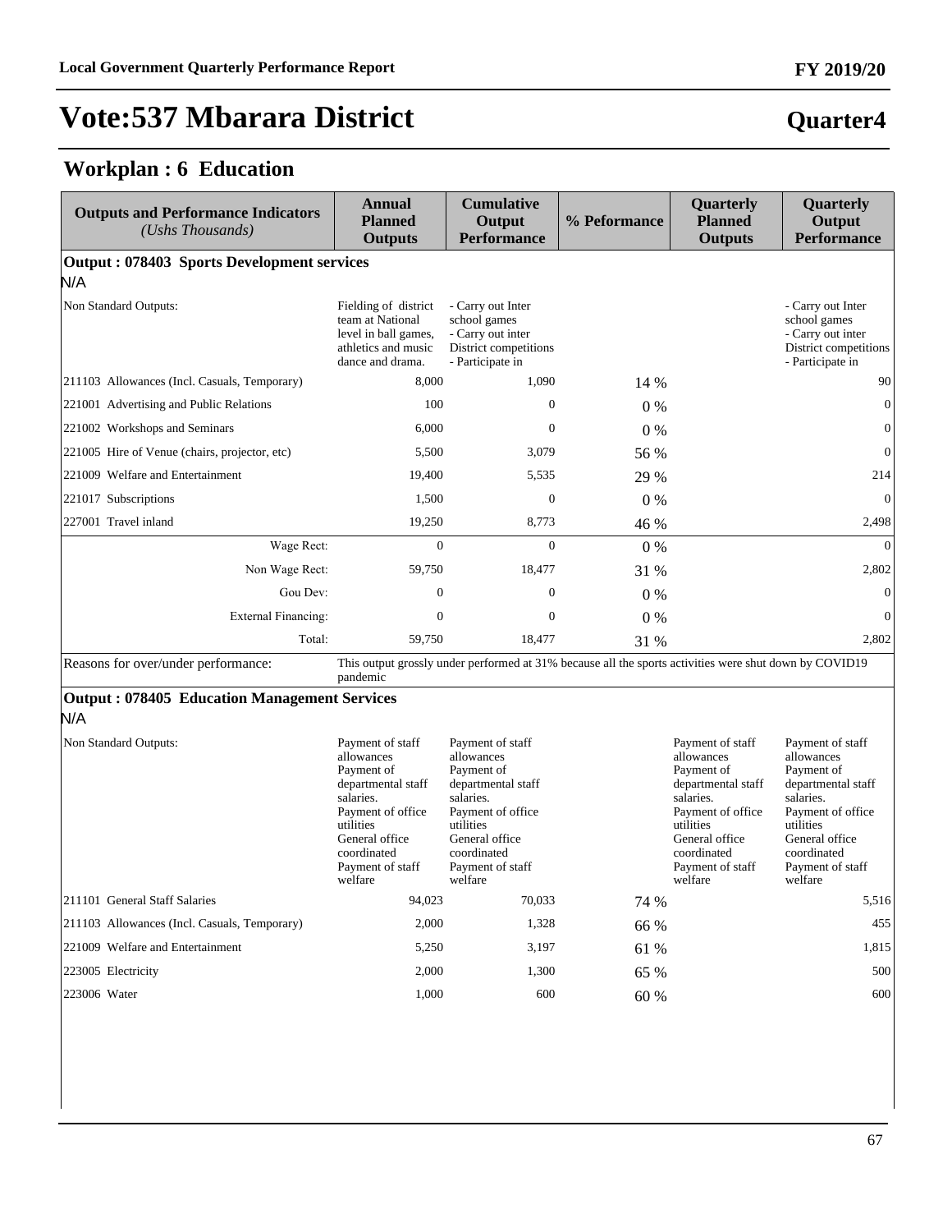# Vote:537 Mbarara District

**Quarter4**

## Workplan : 6 Education

| Outputs and Performance Indicators *(Ushs Thousands)* | Annual Planned Outputs | Cumulative Output Performance | % Peformance | Quarterly Planned Outputs | Quarterly Output Performance |
|---|---|---|---|---|---|
| **Output : 078403 Sports Development services** | | | | | |
| N/A | | | | | |
| Non Standard Outputs: | Fielding of district team at National level in ball games, athletics and music dance and drama. | - Carry out Inter school games - Carry out inter District competitions - Participate in | | | - Carry out Inter school games - Carry out inter District competitions - Participate in |
| 211103 Allowances (Incl. Casuals, Temporary) | 8,000 | 1,090 | 14 % | | 90 |
| 221001 Advertising and Public Relations | 100 | 0 | 0 % | | 0 |
| 221002 Workshops and Seminars | 6,000 | 0 | 0 % | | 0 |
| 221005 Hire of Venue (chairs, projector, etc) | 5,500 | 3,079 | 56 % | | 0 |
| 221009 Welfare and Entertainment | 19,400 | 5,535 | 29 % | | 214 |
| 221017 Subscriptions | 1,500 | 0 | 0 % | | 0 |
| 227001 Travel inland | 19,250 | 8,773 | 46 % | | 2,498 |
| Wage Rect: | 0 | 0 | 0 % | | 0 |
| Non Wage Rect: | 59,750 | 18,477 | 31 % | | 2,802 |
| Gou Dev: | 0 | 0 | 0 % | | 0 |
| External Financing: | 0 | 0 | 0 % | | 0 |
| Total: | 59,750 | 18,477 | 31 % | | 2,802 |
| Reasons for over/under performance: | This output grossly under performed at 31% because all the sports activities were shut down by COVID19 pandemic | | | | |
| **Output : 078405 Education Management Services** | | | | | |
| N/A | | | | | |
| Non Standard Outputs: | Payment of staff allowances Payment of departmental staff salaries. Payment of office utilities General office coordinated Payment of staff welfare | Payment of staff allowances Payment of departmental staff salaries. Payment of office utilities General office coordinated Payment of staff welfare | | Payment of staff allowances Payment of departmental staff salaries. Payment of office utilities General office coordinated Payment of staff welfare | Payment of staff allowances Payment of departmental staff salaries. Payment of office utilities General office coordinated Payment of staff welfare |
| 211101 General Staff Salaries | 94,023 | 70,033 | 74 % | | 5,516 |
| 211103 Allowances (Incl. Casuals, Temporary) | 2,000 | 1,328 | 66 % | | 455 |
| 221009 Welfare and Entertainment | 5,250 | 3,197 | 61 % | | 1,815 |
| 223005 Electricity | 2,000 | 1,300 | 65 % | | 500 |
| 223006 Water | 1,000 | 600 | 60 % | | 600 |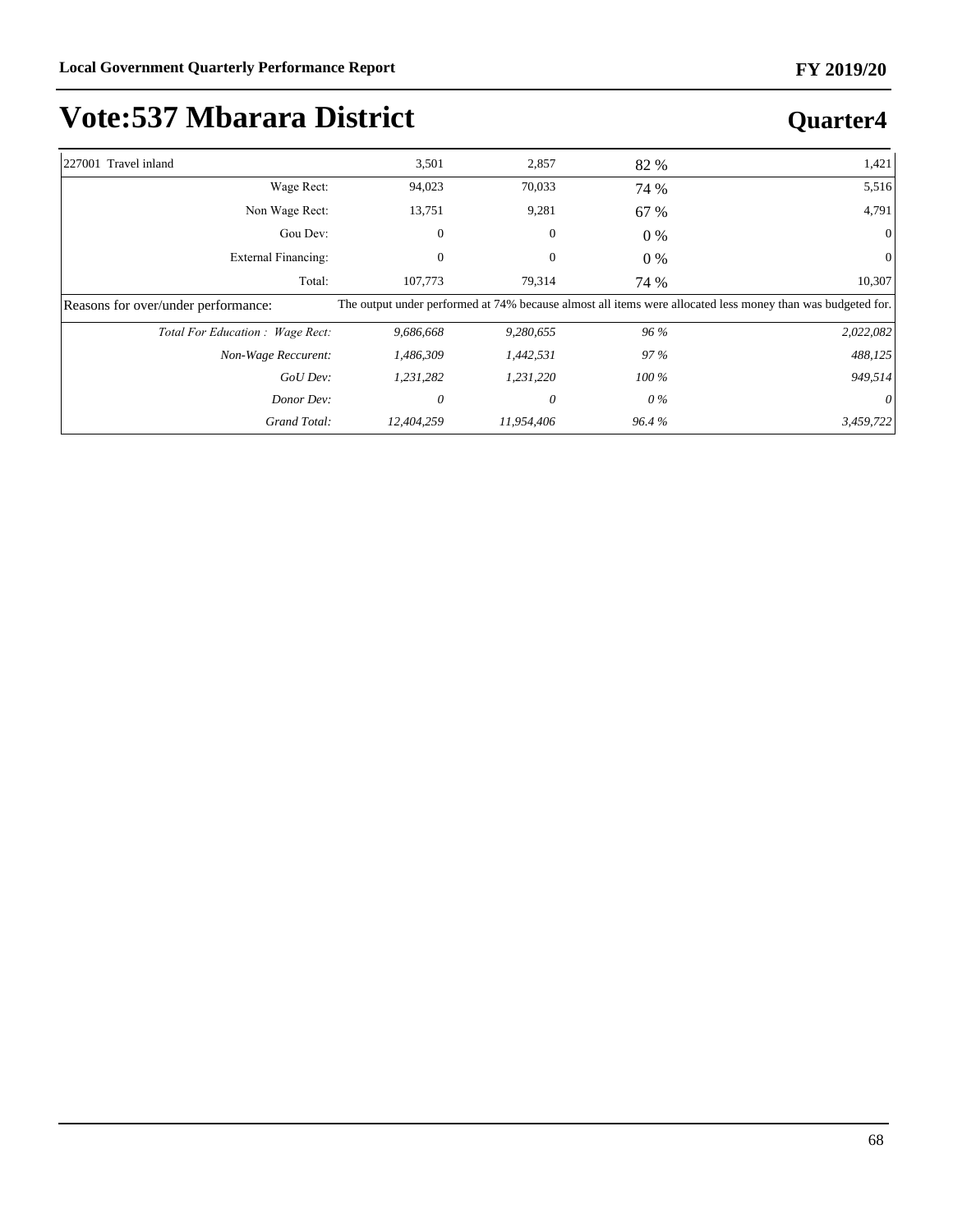# Vote:537 Mbarara District

## Quarter4

| | | | | |
|---|---|---|---|---|
| 227001 Travel inland | 3,501 | 2,857 | 82 % | 1,421 |
| Wage Rect: | 94,023 | 70,033 | 74 % | 5,516 |
| Non Wage Rect: | 13,751 | 9,281 | 67 % | 4,791 |
| Gou Dev: | 0 | 0 | 0 % | 0 |
| External Financing: | 0 | 0 | 0 % | 0 |
| Total: | 107,773 | 79,314 | 74 % | 10,307 |
| Reasons for over/under performance: | The output under performed at 74% because almost all items were allocated less money than was budgeted for. | | | |
| *Total For Education : Wage Rect:* | *9,686,668* | *9,280,655* | *96 %* | *2,022,082* |
| *Non-Wage Reccurent:* | *1,486,309* | *1,442,531* | *97 %* | *488,125* |
| *GoU Dev:* | *1,231,282* | *1,231,220* | *100 %* | *949,514* |
| *Donor Dev:* | *0* | *0* | *0 %* | *0* |
| *Grand Total:* | *12,404,259* | *11,954,406* | *96.4 %* | *3,459,722* |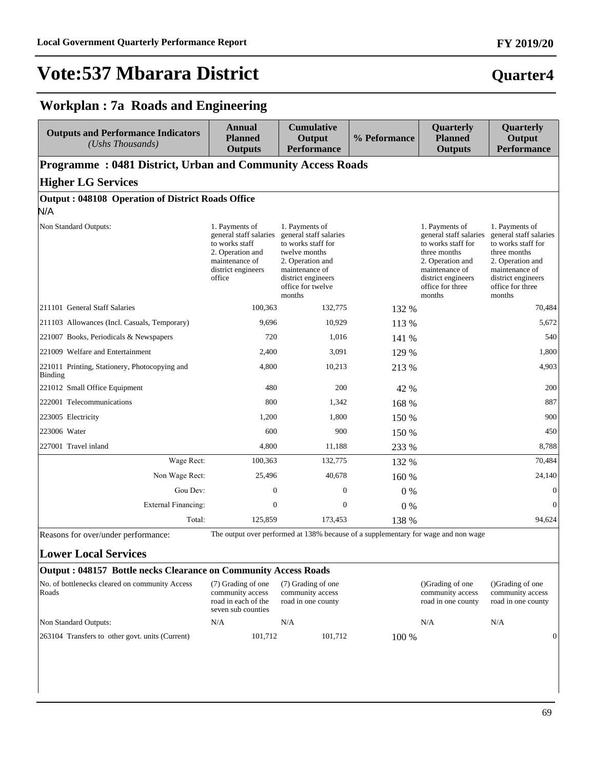# Vote:537 Mbarara District

**Quarter4**

## Workplan : 7a Roads and Engineering

| Outputs and Performance Indicators *(Ushs Thousands)* | Annual Planned Outputs | Cumulative Output Performance | % Peformance | Quarterly Planned Outputs | Quarterly Output Performance |
|---|---|---|---|---|---|
| **Programme : 0481 District, Urban and Community Access Roads** | | | | | |
| **Higher LG Services** | | | | | |
| **Output : 048108 Operation of District Roads Office** | | | | | |
| N/A | | | | | |
| Non Standard Outputs: | 1. Payments of general staff salaries to works staff 2. Operation and maintenance of district engineers office | 1. Payments of general staff salaries to works staff for twelve months 2. Operation and maintenance of district engineers office for twelve months | | 1. Payments of general staff salaries to works staff for three months 2. Operation and maintenance of district engineers office for three months | 1. Payments of general staff salaries to works staff for three months 2. Operation and maintenance of district engineers office for three months |
| 211101 General Staff Salaries | 100,363 | 132,775 | 132 % | | 70,484 |
| 211103 Allowances (Incl. Casuals, Temporary) | 9,696 | 10,929 | 113 % | | 5,672 |
| 221007 Books, Periodicals & Newspapers | 720 | 1,016 | 141 % | | 540 |
| 221009 Welfare and Entertainment | 2,400 | 3,091 | 129 % | | 1,800 |
| 221011 Printing, Stationery, Photocopying and Binding | 4,800 | 10,213 | 213 % | | 4,903 |
| 221012 Small Office Equipment | 480 | 200 | 42 % | | 200 |
| 222001 Telecommunications | 800 | 1,342 | 168 % | | 887 |
| 223005 Electricity | 1,200 | 1,800 | 150 % | | 900 |
| 223006 Water | 600 | 900 | 150 % | | 450 |
| 227001 Travel inland | 4,800 | 11,188 | 233 % | | 8,788 |
| Wage Rect: | 100,363 | 132,775 | 132 % | | 70,484 |
| Non Wage Rect: | 25,496 | 40,678 | 160 % | | 24,140 |
| Gou Dev: | 0 | 0 | 0 % | | 0 |
| External Financing: | 0 | 0 | 0 % | | 0 |
| Total: | 125,859 | 173,453 | 138 % | | 94,624 |
| Reasons for over/under performance: | The output over performed at 138% because of a supplementary for wage and non wage | | | | |
| **Lower Local Services** | | | | | |
| **Output : 048157 Bottle necks Clearance on Community Access Roads** | | | | | |
| No. of bottlenecks cleared on community Access Roads | (7) Grading of one community access road in each of the seven sub counties | (7) Grading of one community access road in one county | | ()Grading of one community access road in one county | ()Grading of one community access road in one county |
| Non Standard Outputs: | N/A | N/A | | N/A | N/A |
| 263104 Transfers to other govt. units (Current) | 101,712 | 101,712 | 100 % | | 0 |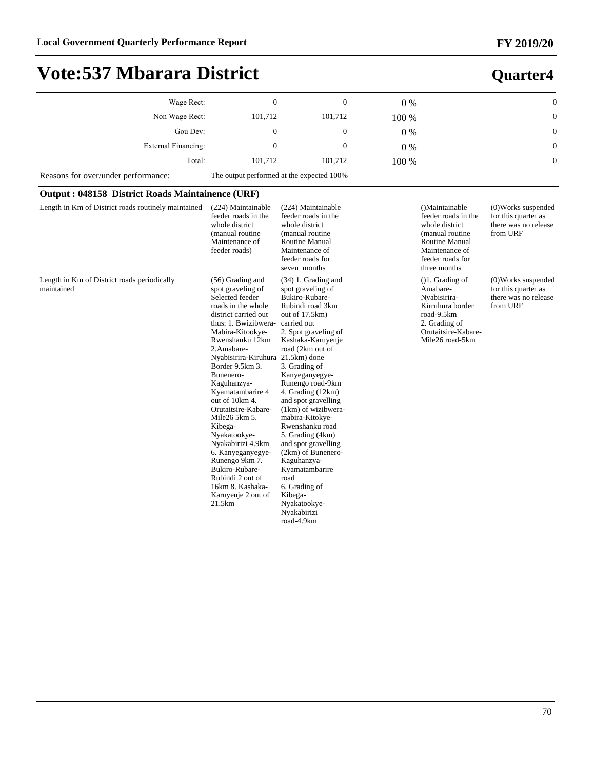# Vote:537 Mbarara District

## Quarter4

| | | | | | |
|---|---|---|---|---|---|
| Wage Rect: | 0 | 0 | 0 % | | 0 |
| Non Wage Rect: | 101,712 | 101,712 | 100 % | | 0 |
| Gou Dev: | 0 | 0 | 0 % | | 0 |
| External Financing: | 0 | 0 | 0 % | | 0 |
| Total: | 101,712 | 101,712 | 100 % | | 0 |

Reasons for over/under performance: The output performed at the expected 100%

### Output : 048158 District Roads Maintainence (URF)

| | | | | | |
|---|---|---|---|---|---|
| Length in Km of District roads routinely maintained | (224) Maintainable feeder roads in the whole district (manual routine Maintenance of feeder roads) | (224) Maintainable feeder roads in the whole district (manual routine Routine Manual Maintenance of feeder roads for seven months | | ()Maintainable feeder roads in the whole district (manual routine Routine Manual Maintenance of feeder roads for three months | (0)Works suspended for this quarter as there was no release from URF |
| Length in Km of District roads periodically maintained | (56) Grading and spot graveling of Selected feeder roads in the whole district carried out thus: 1. Bwizibwera-Mabira-Kitookye-Rwenshanku 12km 2.Amabare-Nyabisirira-Kiruhura Border 9.5km 3. Bunenero-Kaguhanzya-Kyamatambarire 4 out of 10km 4. Orutaitsire-Kabare-Mile26 5km 5. Kibega-Nyakatookye-Nyakabirizi 4.9km 6. Kanyeganyegye-Runengo 9km 7. Bukiro-Rubare-Rubindi 2 out of 16km 8. Kashaka-Karuyenje 2 out of 21.5km | (34) 1. Grading and spot graveling of Bukiro-Rubare-Rubindi road 3km out of 17.5km) carried out 2. Spot graveling of Kashaka-Karuyenje road (2km out of 21.5km) done 3. Grading of Kanyeganyegye-Runengo road-9km 4. Grading (12km) and spot gravelling (1km) of wizibwera-mabira-Kitokye-Rwenshanku road 5. Grading (4km) and spot gravelling (2km) of Bunenero-Kaguhanzya-Kyamatambarire road 6. Grading of Kibega-Nyakatookye-Nyakabirizi road-4.9km | | ()1. Grading of Amabare-Nyabisirira-Kirruhura border road-9.5km 2. Grading of Orutaitsire-Kabare-Mile26 road-5km | (0)Works suspended for this quarter as there was no release from URF |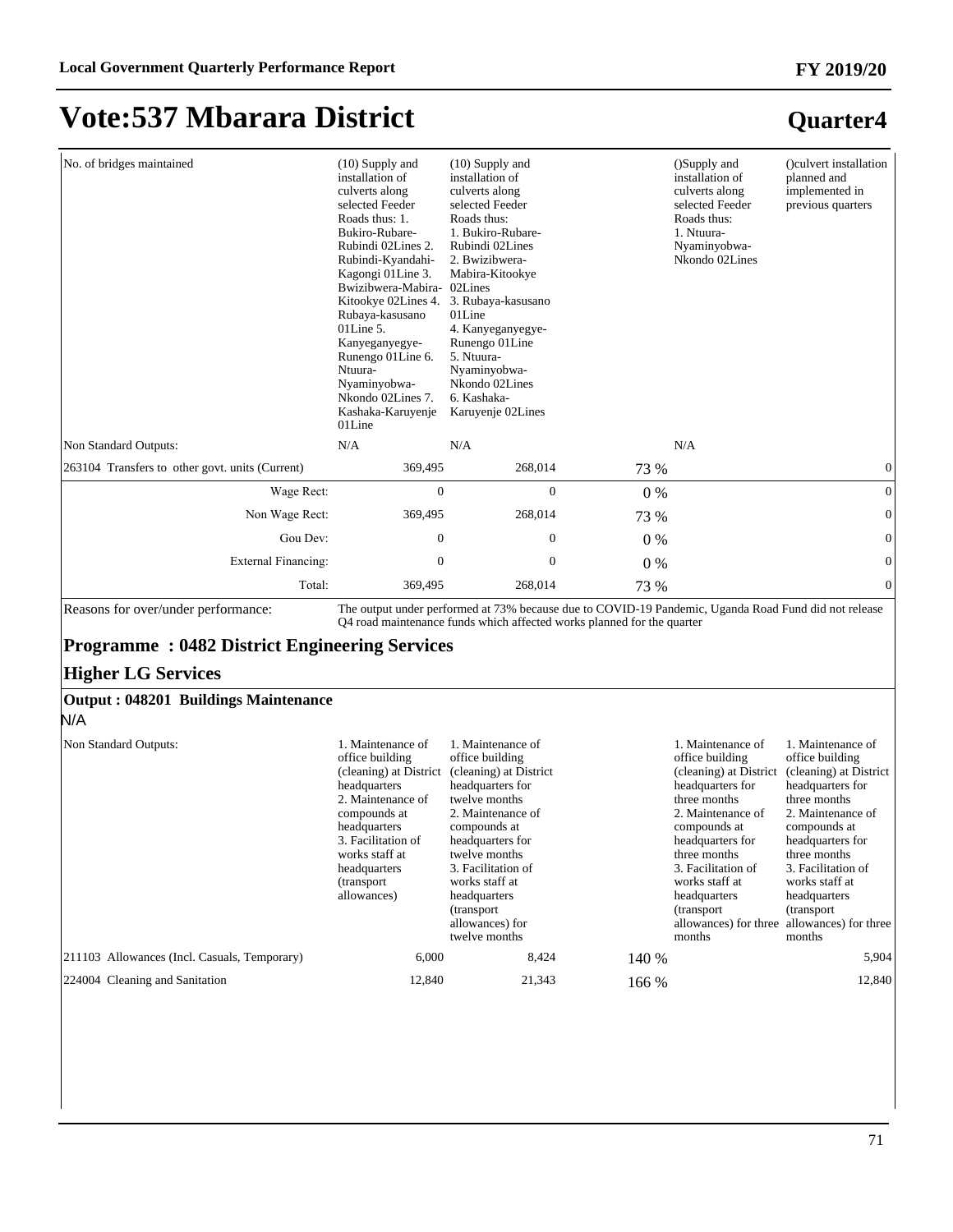# Vote:537 Mbarara District

## Quarter4

| | | | | | |
|---|---|---|---|---|---|
| No. of bridges maintained | (10) Supply and installation of culverts along selected Feeder Roads thus: 1. Bukiro-Rubare-Rubindi 02Lines 2. Rubindi-Kyandahi-Kagongi 01Line 3. Bwizibwera-Mabira-Kitookye 02Lines 4. Rubaya-kasusano 01Line 5. Kanyeganyegye-Runengo 01Line 6. Ntuura-Nyaminyobwa-Nkondo 02Lines 7. Kashaka-Karuyenje 01Line | (10) Supply and installation of culverts along selected Feeder Roads thus: 1. Bukiro-Rubare-Rubindi 02Lines 2. Bwizibwera-Mabira-Kitookye 02Lines 3. Rubaya-kasusano 01Line 4. Kanyeganyegye-Runengo 01Line 5. Ntuura-Nyaminyobwa-Nkondo 02Lines 6. Kashaka-Karuyenje 02Lines | | ()Supply and installation of culverts along selected Feeder Roads thus: 1. Ntuura-Nyaminyobwa-Nkondo 02Lines | ()culvert installation planned and implemented in previous quarters |
| Non Standard Outputs: | N/A | N/A | | N/A | |
| 263104 Transfers to other govt. units (Current) | 369,495 | 268,014 | 73 % | | 0 |
| Wage Rect: | 0 | 0 | 0 % | | 0 |
| Non Wage Rect: | 369,495 | 268,014 | 73 % | | 0 |
| Gou Dev: | 0 | 0 | 0 % | | 0 |
| External Financing: | 0 | 0 | 0 % | | 0 |
| Total: | 369,495 | 268,014 | 73 % | | 0 |

Reasons for over/under performance: The output under performed at 73% because due to COVID-19 Pandemic, Uganda Road Fund did not release Q4 road maintenance funds which affected works planned for the quarter

### Programme : 0482 District Engineering Services

### Higher LG Services

**Output : 048201 Buildings Maintenance**

N/A

| | | | | | |
|---|---|---|---|---|---|
| Non Standard Outputs: | 1. Maintenance of office building (cleaning) at District headquarters 2. Maintenance of compounds at headquarters 3. Facilitation of works staff at headquarters (transport allowances) | 1. Maintenance of office building (cleaning) at District headquarters for twelve months 2. Maintenance of compounds at headquarters for twelve months 3. Facilitation of works staff at headquarters (transport allowances) for twelve months | | 1. Maintenance of office building (cleaning) at District headquarters for three months 2. Maintenance of compounds at headquarters for three months 3. Facilitation of works staff at headquarters (transport allowances) for three months | 1. Maintenance of office building (cleaning) at District headquarters for three months 2. Maintenance of compounds at headquarters for three months 3. Facilitation of works staff at headquarters (transport allowances) for three months |
| 211103 Allowances (Incl. Casuals, Temporary) | 6,000 | 8,424 | 140 % | | 5,904 |
| 224004 Cleaning and Sanitation | 12,840 | 21,343 | 166 % | | 12,840 |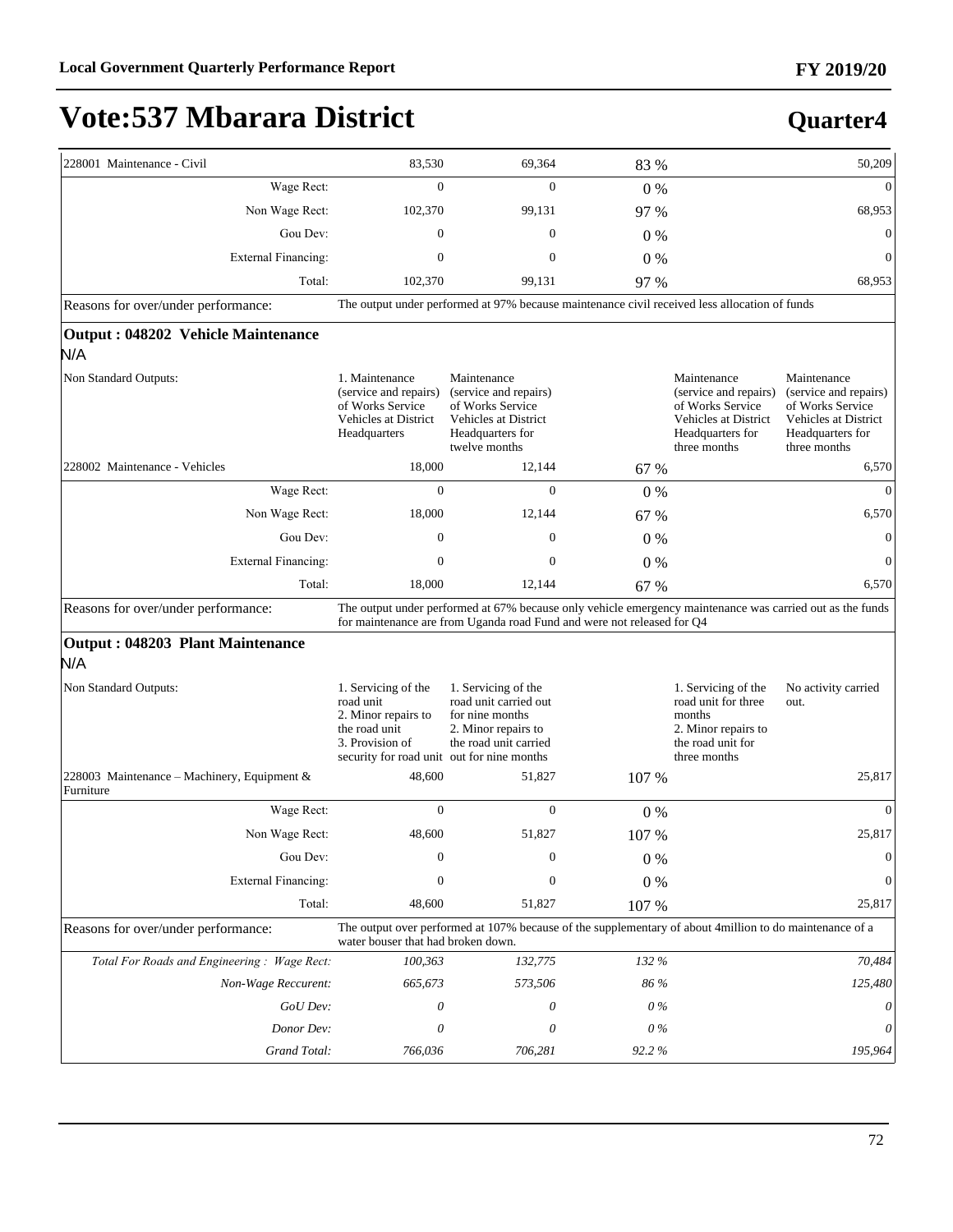# Vote:537 Mbarara District

## Quarter4

| | | | | | |
|---|---|---|---|---|---|
| 228001 Maintenance - Civil | 83,530 | 69,364 | 83 % | | 50,209 |
| Wage Rect: | 0 | 0 | 0 % | | 0 |
| Non Wage Rect: | 102,370 | 99,131 | 97 % | | 68,953 |
| Gou Dev: | 0 | 0 | 0 % | | 0 |
| External Financing: | 0 | 0 | 0 % | | 0 |
| Total: | 102,370 | 99,131 | 97 % | | 68,953 |
| Reasons for over/under performance: | The output under performed at 97% because maintenance civil received less allocation of funds | | | | |
| **Output : 048202 Vehicle Maintenance** N/A | | | | | |
| Non Standard Outputs: | 1. Maintenance (service and repairs) of Works Service Vehicles at District Headquarters | Maintenance (service and repairs) of Works Service Vehicles at District Headquarters for twelve months | | Maintenance (service and repairs) of Works Service Vehicles at District Headquarters for three months | Maintenance (service and repairs) of Works Service Vehicles at District Headquarters for three months |
| 228002 Maintenance - Vehicles | 18,000 | 12,144 | 67 % | | 6,570 |
| Wage Rect: | 0 | 0 | 0 % | | 0 |
| Non Wage Rect: | 18,000 | 12,144 | 67 % | | 6,570 |
| Gou Dev: | 0 | 0 | 0 % | | 0 |
| External Financing: | 0 | 0 | 0 % | | 0 |
| Total: | 18,000 | 12,144 | 67 % | | 6,570 |
| Reasons for over/under performance: | The output under performed at 67% because only vehicle emergency maintenance was carried out as the funds for maintenance are from Uganda road Fund and were not released for Q4 | | | | |
| **Output : 048203 Plant Maintenance** N/A | | | | | |
| Non Standard Outputs: | 1. Servicing of the road unit 2. Minor repairs to the road unit 3. Provision of security for road unit | 1. Servicing of the road unit carried out for nine months 2. Minor repairs to the road unit carried out for nine months | | 1. Servicing of the road unit for three months 2. Minor repairs to the road unit for three months | No activity carried out. |
| 228003 Maintenance – Machinery, Equipment & Furniture | 48,600 | 51,827 | 107 % | | 25,817 |
| Wage Rect: | 0 | 0 | 0 % | | 0 |
| Non Wage Rect: | 48,600 | 51,827 | 107 % | | 25,817 |
| Gou Dev: | 0 | 0 | 0 % | | 0 |
| External Financing: | 0 | 0 | 0 % | | 0 |
| Total: | 48,600 | 51,827 | 107 % | | 25,817 |
| Reasons for over/under performance: | The output over performed at 107% because of the supplementary of about 4million to do maintenance of a water bouser that had broken down. | | | | |
| *Total For Roads and Engineering : Wage Rect:* | *100,363* | *132,775* | *132 %* | | *70,484* |
| *Non-Wage Reccurent:* | *665,673* | *573,506* | *86 %* | | *125,480* |
| *GoU Dev:* | *0* | *0* | *0 %* | | *0* |
| *Donor Dev:* | *0* | *0* | *0 %* | | *0* |
| *Grand Total:* | *766,036* | *706,281* | *92.2 %* | | *195,964* |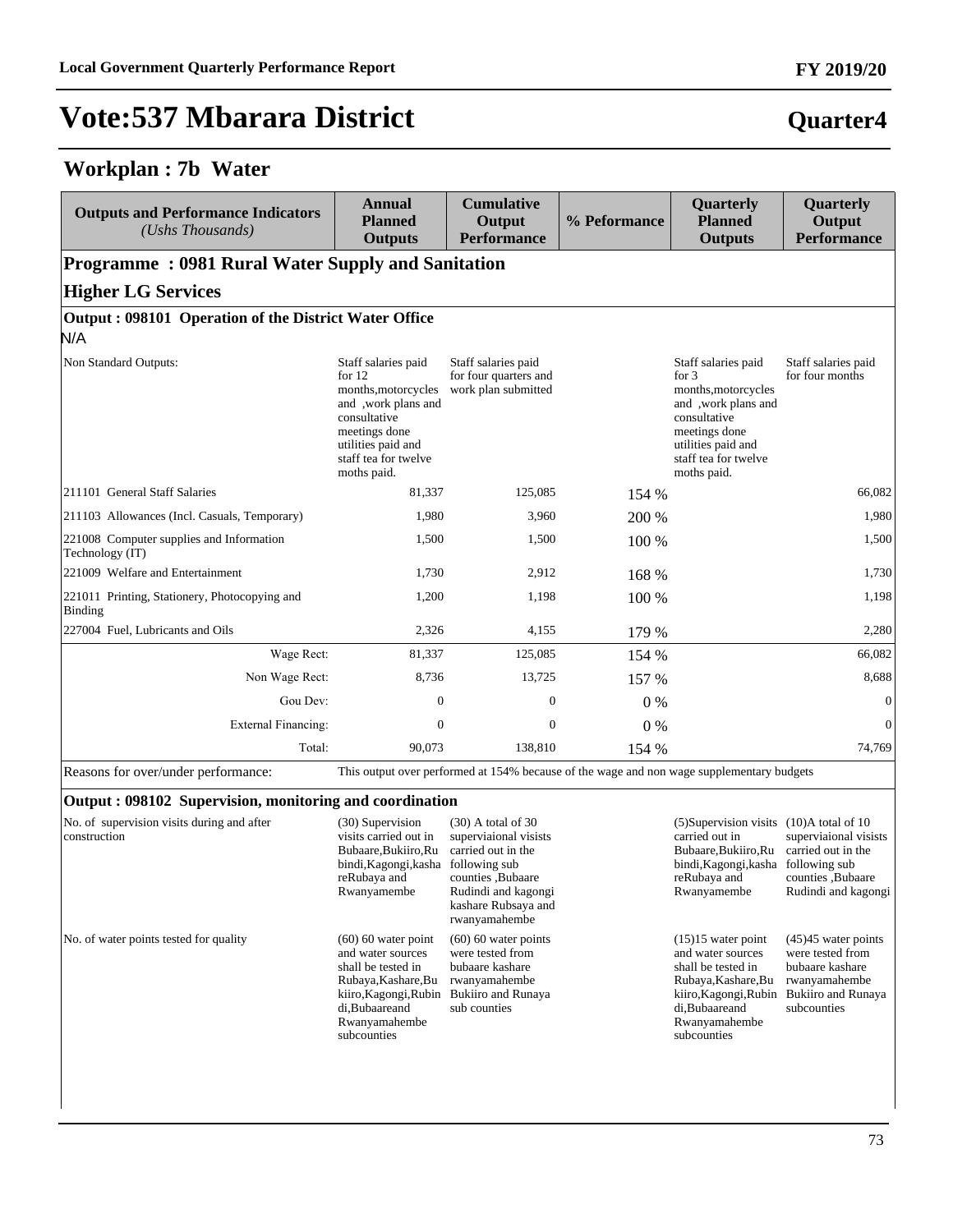# Vote:537 Mbarara District

## Quarter4

## Workplan : 7b Water

| Outputs and Performance Indicators *(Ushs Thousands)* | Annual Planned Outputs | Cumulative Output Performance | % Peformance | Quarterly Planned Outputs | Quarterly Output Performance |
|---|---|---|---|---|---|
| **Programme : 0981 Rural Water Supply and Sanitation** | | | | | |
| **Higher LG Services** | | | | | |
| **Output : 098101 Operation of the District Water Office** | | | | | |
| N/A | | | | | |
| Non Standard Outputs: | Staff salaries paid for 12 months,motorcycles and ,work plans and consultative meetings done utilities paid and staff tea for twelve moths paid. | Staff salaries paid for four quarters and work plan submitted | | Staff salaries paid for 3 months,motorcycles and ,work plans and consultative meetings done utilities paid and staff tea for twelve moths paid. | Staff salaries paid for four months |
| 211101 General Staff Salaries | 81,337 | 125,085 | 154 % | | 66,082 |
| 211103 Allowances (Incl. Casuals, Temporary) | 1,980 | 3,960 | 200 % | | 1,980 |
| 221008 Computer supplies and Information Technology (IT) | 1,500 | 1,500 | 100 % | | 1,500 |
| 221009 Welfare and Entertainment | 1,730 | 2,912 | 168 % | | 1,730 |
| 221011 Printing, Stationery, Photocopying and Binding | 1,200 | 1,198 | 100 % | | 1,198 |
| 227004 Fuel, Lubricants and Oils | 2,326 | 4,155 | 179 % | | 2,280 |
| Wage Rect: | 81,337 | 125,085 | 154 % | | 66,082 |
| Non Wage Rect: | 8,736 | 13,725 | 157 % | | 8,688 |
| Gou Dev: | 0 | 0 | 0 % | | 0 |
| External Financing: | 0 | 0 | 0 % | | 0 |
| Total: | 90,073 | 138,810 | 154 % | | 74,769 |
| Reasons for over/under performance: | This output over performed at 154% because of the wage and non wage supplementary budgets | | | | |
| **Output : 098102 Supervision, monitoring and coordination** | | | | | |
| No. of supervision visits during and after construction | (30) Supervision visits carried out in Bubaare,Bukiiro,Rubindi,Kagongi,kashareRubaya and Rwanyamembe | (30) A total of 30 superviaional visists carried out in the following sub counties ,Bubaare Rudindi and kagongi kashare Rubsaya and rwanyamahembe | | (5)Supervision visits carried out in Bubaare,Bukiiro,Rubindi,Kagongi,kashareRubaya and Rwanyamembe | (10)A total of 10 superviaional visists carried out in the following sub counties ,Bubaare Rudindi and kagongi |
| No. of water points tested for quality | (60) 60 water point and water sources shall be tested in Rubaya,Kashare,Bukiiro,Kagongi,Rubindi,Bubaareand Rwanyamahembe subcounties | (60) 60 water points were tested from bubaare kashare rwanyamahembe Bukiiro and Runaya sub counties | | (15)15 water point and water sources shall be tested in Rubaya,Kashare,Bukiiro,Kagongi,Rubindi,Bubaareand Rwanyamahembe subcounties | (45)45 water points were tested from bubaare kashare rwanyamahembe Bukiiro and Runaya subcounties |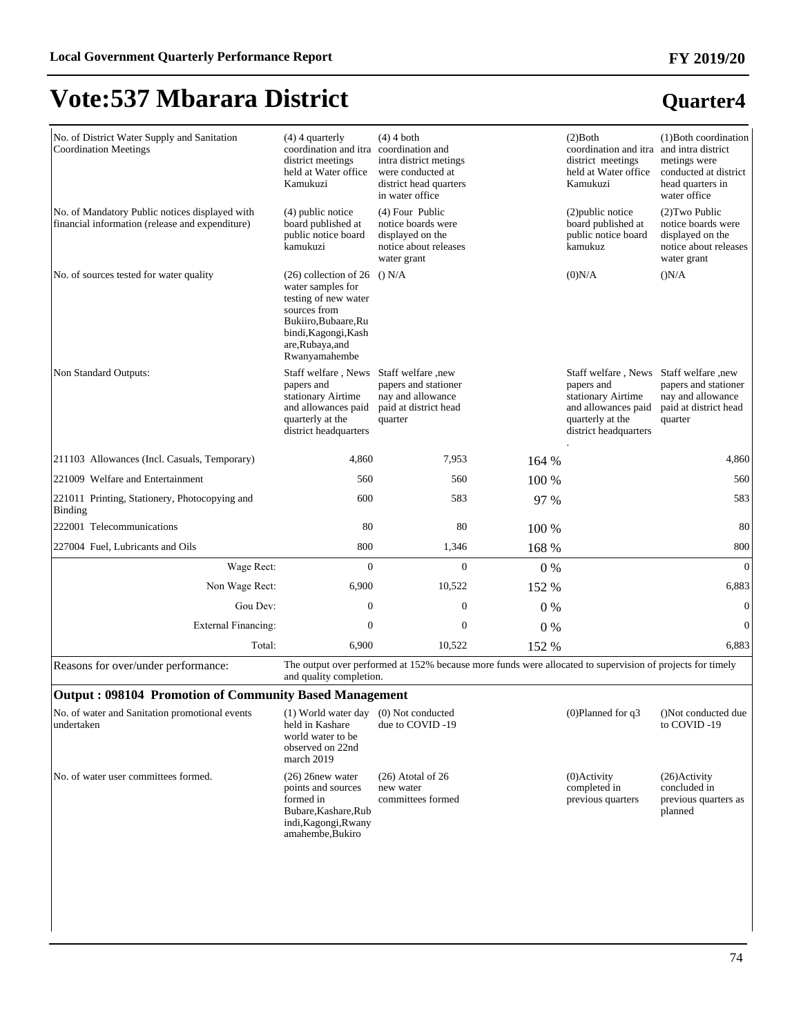# Vote:537 Mbarara District

## Quarter4

| | | | | | |
|---|---|---|---|---|---|
| No. of District Water Supply and Sanitation Coordination Meetings | (4) 4 quarterly coordination and itra district meetings held at Water office Kamukuzi | (4) 4 both coordination and intra district metings were conducted at district head quarters in water office | | (2)Both coordination and itra district meetings held at Water office Kamukuzi | (1)Both coordination and intra district metings were conducted at district head quarters in water office |
| No. of Mandatory Public notices displayed with financial information (release and expenditure) | (4) public notice board published at public notice board kamukuzi | (4) Four Public notice boards were displayed on the notice about releases water grant | | (2)public notice board published at public notice board kamukuz | (2)Two Public notice boards were displayed on the notice about releases water grant |
| No. of sources tested for water quality | (26) collection of 26 water samples for testing of new water sources from Bukiiro,Bubaare,Rubindi,Kagongi,Kashare,Rubaya,and Rwanyamahembe | () N/A | | (0)N/A | ()N/A |
| Non Standard Outputs: | Staff welfare , News papers and stationary Airtime and allowances paid quarterly at the district headquarters | Staff welfare ,new papers and stationer nay and allowance paid at district head quarter | | Staff welfare , News papers and stationary Airtime and allowances paid quarterly at the district headquarters . | Staff welfare ,new papers and stationer nay and allowance paid at district head quarter |
| 211103 Allowances (Incl. Casuals, Temporary) | 4,860 | 7,953 | 164 % | | 4,860 |
| 221009 Welfare and Entertainment | 560 | 560 | 100 % | | 560 |
| 221011 Printing, Stationery, Photocopying and Binding | 600 | 583 | 97 % | | 583 |
| 222001 Telecommunications | 80 | 80 | 100 % | | 80 |
| 227004 Fuel, Lubricants and Oils | 800 | 1,346 | 168 % | | 800 |
| Wage Rect: | 0 | 0 | 0 % | | 0 |
| Non Wage Rect: | 6,900 | 10,522 | 152 % | | 6,883 |
| Gou Dev: | 0 | 0 | 0 % | | 0 |
| External Financing: | 0 | 0 | 0 % | | 0 |
| Total: | 6,900 | 10,522 | 152 % | | 6,883 |
| Reasons for over/under performance: | The output over performed at 152% because more funds were allocated to supervision of projects for timely and quality completion. | | | | |

**Output : 098104 Promotion of Community Based Management**

| | | | | | |
|---|---|---|---|---|---|
| No. of water and Sanitation promotional events undertaken | (1) World water day held in Kashare world water to be observed on 22nd march 2019 | (0) Not conducted due to COVID -19 | | (0)Planned for q3 | ()Not conducted due to COVID -19 |
| No. of water user committees formed. | (26) 26new water points and sources formed in Bubare,Kashare,Rubindi,Kagongi,Rwanyamahembe,Bukiro | (26) Atotal of 26 new water committees formed | | (0)Activity completed in previous quarters | (26)Activity concluded in previous quarters as planned |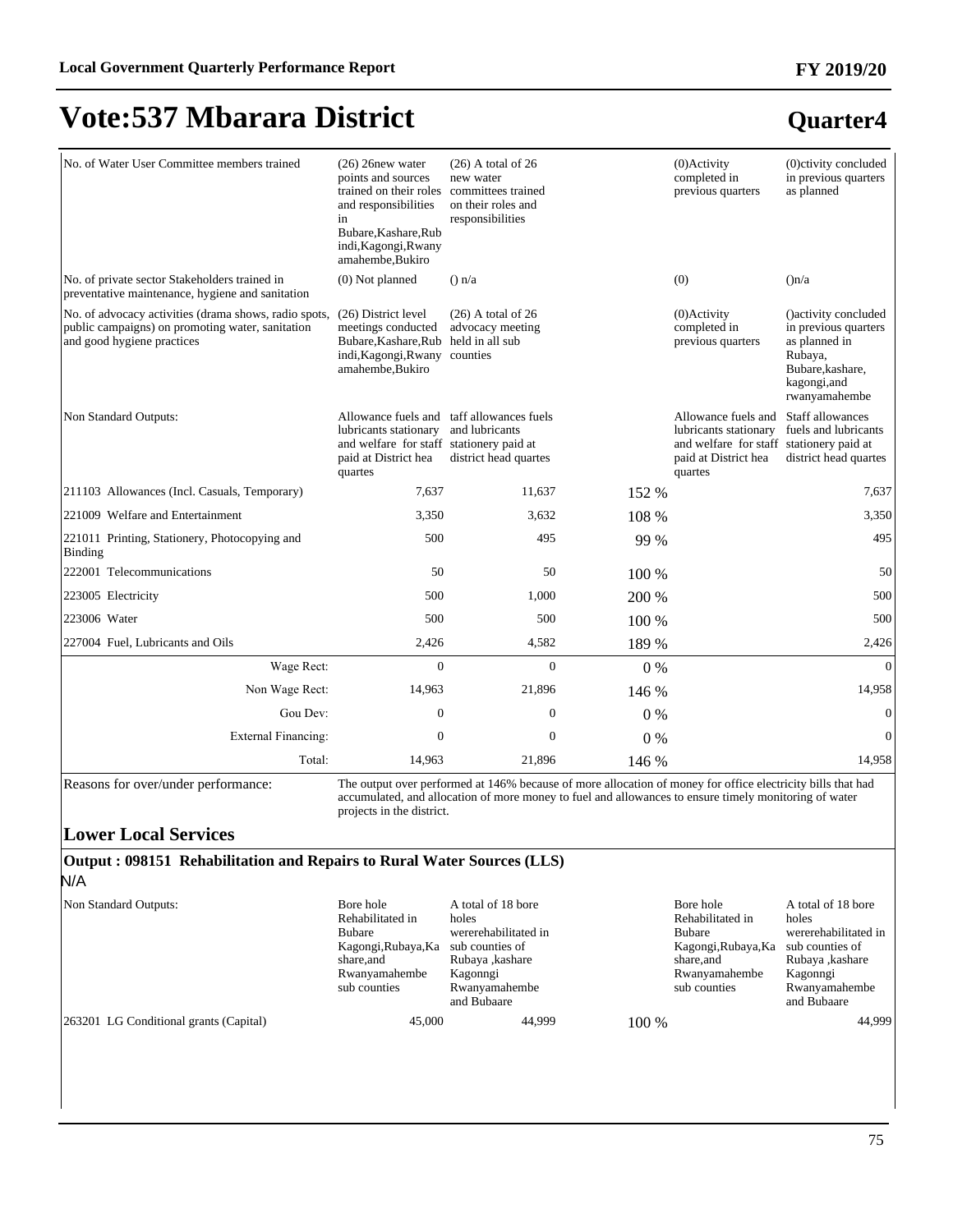# Vote:537 Mbarara District

## Quarter4

| | | | | | |
|---|---|---|---|---|---|
| No. of Water User Committee members trained | (26) 26new water points and sources trained on their roles and responsibilities in Bubare,Kashare,Rubindi,Kagongi,Rwanyamahembe,Bukiro | (26) A total of 26 new water committees trained on their roles and responsibilities | | (0)Activity completed in previous quarters | (0)ctivity concluded in previous quarters as planned |
| No. of private sector Stakeholders trained in preventative maintenance, hygiene and sanitation | (0) Not planned | () n/a | | (0) | ()n/a |
| No. of advocacy activities (drama shows, radio spots, public campaigns) on promoting water, sanitation and good hygiene practices | (26) District level meetings conducted Bubare,Kashare,Rubindi,Kagongi,Rwanyamahembe,Bukiro | (26) A total of 26 advocacy meeting held in all sub counties | | (0)Activity completed in previous quarters | ()activity concluded in previous quarters as planned in Rubaya, Bubare,kashare, kagongi,and rwanyamahembe |
| Non Standard Outputs: | Allowance fuels and lubricants stationary and welfare for staff paid at District hea quartes | taff allowances fuels and lubricants stationery paid at district head quartes | | Allowance fuels and lubricants stationary and welfare for staff paid at District hea quartes | Staff allowances fuels and lubricants stationery paid at district head quartes |
| 211103 Allowances (Incl. Casuals, Temporary) | 7,637 | 11,637 | 152 % | | 7,637 |
| 221009 Welfare and Entertainment | 3,350 | 3,632 | 108 % | | 3,350 |
| 221011 Printing, Stationery, Photocopying and Binding | 500 | 495 | 99 % | | 495 |
| 222001 Telecommunications | 50 | 50 | 100 % | | 50 |
| 223005 Electricity | 500 | 1,000 | 200 % | | 500 |
| 223006 Water | 500 | 500 | 100 % | | 500 |
| 227004 Fuel, Lubricants and Oils | 2,426 | 4,582 | 189 % | | 2,426 |
| Wage Rect: | 0 | 0 | 0 % | | 0 |
| Non Wage Rect: | 14,963 | 21,896 | 146 % | | 14,958 |
| Gou Dev: | 0 | 0 | 0 % | | 0 |
| External Financing: | 0 | 0 | 0 % | | 0 |
| Total: | 14,963 | 21,896 | 146 % | | 14,958 |

Reasons for over/under performance: The output over performed at 146% because of more allocation of money for office electricity bills that had accumulated, and allocation of more money to fuel and allowances to ensure timely monitoring of water projects in the district.

### Lower Local Services

**Output : 098151 Rehabilitation and Repairs to Rural Water Sources (LLS)**

N/A

| | | | | | |
|---|---|---|---|---|---|
| Non Standard Outputs: | Bore hole Rehabilitated in Bubare Kagongi,Rubaya,Kashare,and Rwanyamahembe sub counties | A total of 18 bore holes wererehabilitated in sub counties of Rubaya ,kashare Kagonngi Rwanyamahembe and Bubaare | | Bore hole Rehabilitated in Bubare Kagongi,Rubaya,Kashare,and Rwanyamahembe sub counties | A total of 18 bore holes wererehabilitated in sub counties of Rubaya ,kashare Kagonngi Rwanyamahembe and Bubaare |
| 263201 LG Conditional grants (Capital) | 45,000 | 44,999 | 100 % | | 44,999 |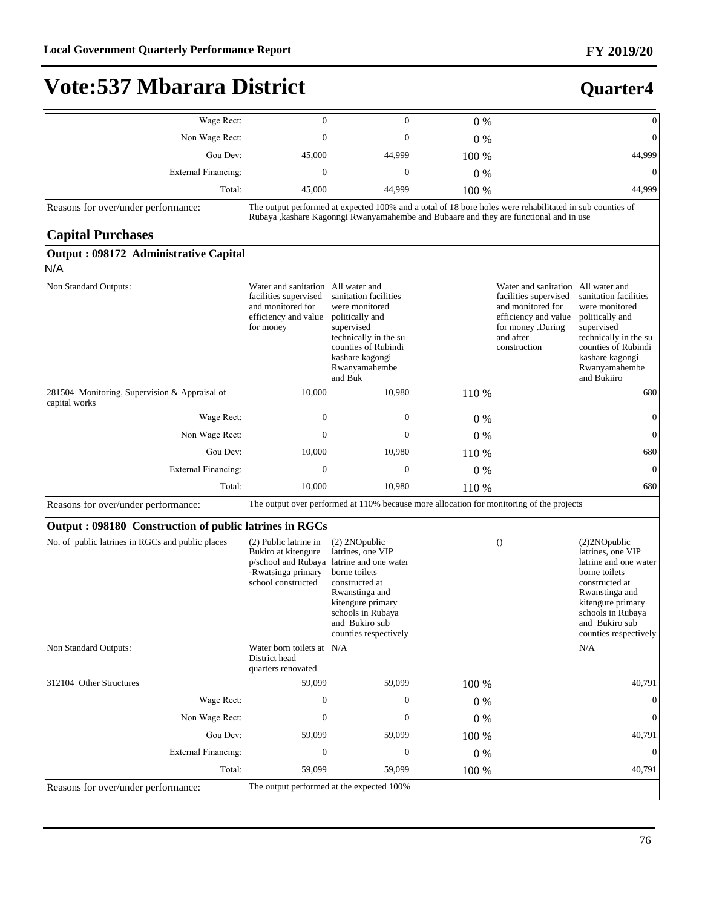# Vote:537 Mbarara District

**Quarter4**

| | | | | | |
|---|---|---|---|---|---|
| Wage Rect: | 0 | 0 | 0 % | | 0 |
| Non Wage Rect: | 0 | 0 | 0 % | | 0 |
| Gou Dev: | 45,000 | 44,999 | 100 % | | 44,999 |
| External Financing: | 0 | 0 | 0 % | | 0 |
| Total: | 45,000 | 44,999 | 100 % | | 44,999 |

Reasons for over/under performance: The output performed at expected 100% and a total of 18 bore holes were rehabilitated in sub counties of Rubaya ,kashare Kagonngi Rwanyamahembe and Bubaare and they are functional and in use

## Capital Purchases

### Output : 098172 Administrative Capital

N/A

| | | | | | |
|---|---|---|---|---|---|
| Non Standard Outputs: | Water and sanitation facilities supervised and monitored for efficiency and value for money | All water and sanitation facilities were monitored politically and supervised technically in the su counties of Rubindi kashare kagongi Rwanyamahembe and Buk | | Water and sanitation facilities supervised and monitored for efficiency and value for money .During and after construction | All water and sanitation facilities were monitored politically and supervised technically in the su counties of Rubindi kashare kagongi Rwanyamahembe and Bukiiro |
| 281504 Monitoring, Supervision & Appraisal of capital works | 10,000 | 10,980 | 110 % | | 680 |
| Wage Rect: | 0 | 0 | 0 % | | 0 |
| Non Wage Rect: | 0 | 0 | 0 % | | 0 |
| Gou Dev: | 10,000 | 10,980 | 110 % | | 680 |
| External Financing: | 0 | 0 | 0 % | | 0 |
| Total: | 10,000 | 10,980 | 110 % | | 680 |

Reasons for over/under performance: The output over performed at 110% because more allocation for monitoring of the projects

### Output : 098180 Construction of public latrines in RGCs

| | | | | | |
|---|---|---|---|---|---|
| No. of public latrines in RGCs and public places | (2) Public latrine in Bukiro at kitengure p/school and Rubaya -Rwatsinga primary school constructed | (2) 2NOpublic latrines, one VIP latrine and one water borne toilets constructed at Rwanstinga and kitengure primary schools in Rubaya and Bukiro sub counties respectively | | () | (2)2NOpublic latrines, one VIP latrine and one water borne toilets constructed at Rwanstinga and kitengure primary schools in Rubaya and Bukiro sub counties respectively |
| Non Standard Outputs: | Water born toilets at District head quarters renovated | N/A | | | N/A |
| 312104 Other Structures | 59,099 | 59,099 | 100 % | | 40,791 |
| Wage Rect: | 0 | 0 | 0 % | | 0 |
| Non Wage Rect: | 0 | 0 | 0 % | | 0 |
| Gou Dev: | 59,099 | 59,099 | 100 % | | 40,791 |
| External Financing: | 0 | 0 | 0 % | | 0 |
| Total: | 59,099 | 59,099 | 100 % | | 40,791 |

Reasons for over/under performance: The output performed at the expected 100%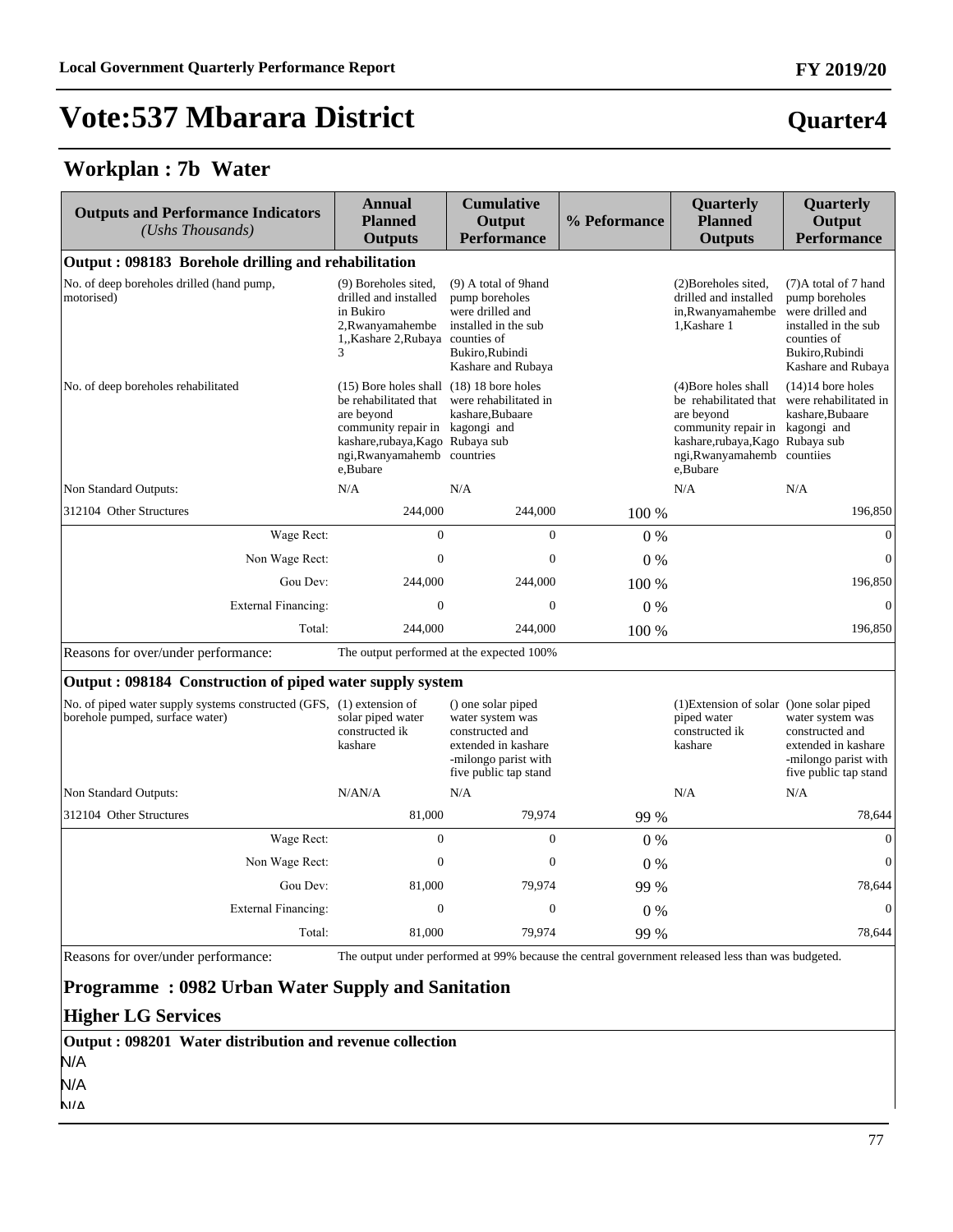# Vote:537 Mbarara District

## Quarter4

## Workplan : 7b Water

| Outputs and Performance Indicators *(Ushs Thousands)* | Annual Planned Outputs | Cumulative Output Performance | % Peformance | Quarterly Planned Outputs | Quarterly Output Performance |
|---|---|---|---|---|---|
| **Output : 098183 Borehole drilling and rehabilitation** | | | | | |
| No. of deep boreholes drilled (hand pump, motorised) | (9) Boreholes sited, drilled and installed in Bukiro 2,Rwanyamahembe 1,,Kashare 2,Rubaya 3 | (9) A total of 9hand pump boreholes were drilled and installed in the sub counties of Bukiro,Rubindi Kashare and Rubaya | | (2)Boreholes sited, drilled and installed in,Rwanyamahembe 1,Kashare 1 | (7)A total of 7 hand pump boreholes were drilled and installed in the sub counties of Bukiro,Rubindi Kashare and Rubaya |
| No. of deep boreholes rehabilitated | (15) Bore holes shall be rehabilitated that are beyond community repair in kashare,rubaya,Kagongi,Rwanyamahembe,Bubare | (18) 18 bore holes were rehabilitated in kashare,Bubaare kagongi and Rubaya sub countries | | (4)Bore holes shall be rehabilitated that are beyond community repair in kashare,rubaya,Kagongi,Rwanyamahembe,Bubare | (14)14 bore holes were rehabilitated in kashare,Bubaare kagongi and Rubaya sub countiies |
| Non Standard Outputs: | N/A | N/A | | N/A | N/A |
| 312104 Other Structures | 244,000 | 244,000 | 100 % | | 196,850 |
| Wage Rect: | 0 | 0 | 0 % | | 0 |
| Non Wage Rect: | 0 | 0 | 0 % | | 0 |
| Gou Dev: | 244,000 | 244,000 | 100 % | | 196,850 |
| External Financing: | 0 | 0 | 0 % | | 0 |
| Total: | 244,000 | 244,000 | 100 % | | 196,850 |
| Reasons for over/under performance: | The output performed at the expected 100% | | | | |
| **Output : 098184 Construction of piped water supply system** | | | | | |
| No. of piped water supply systems constructed (GFS, borehole pumped, surface water) | (1) extension of solar piped water constructed ik kashare | () one solar piped water system was constructed and extended in kashare -milongo parist with five public tap stand | | (1)Extension of solar piped water constructed ik kashare | ()one solar piped water system was constructed and extended in kashare -milongo parist with five public tap stand |
| Non Standard Outputs: | N/AN/A | N/A | | N/A | N/A |
| 312104 Other Structures | 81,000 | 79,974 | 99 % | | 78,644 |
| Wage Rect: | 0 | 0 | 0 % | | 0 |
| Non Wage Rect: | 0 | 0 | 0 % | | 0 |
| Gou Dev: | 81,000 | 79,974 | 99 % | | 78,644 |
| External Financing: | 0 | 0 | 0 % | | 0 |
| Total: | 81,000 | 79,974 | 99 % | | 78,644 |
| Reasons for over/under performance: | The output under performed at 99% because the central government released less than was budgeted. | | | | |

### Programme : 0982 Urban Water Supply and Sanitation

### Higher LG Services

**Output : 098201 Water distribution and revenue collection**

N/A

N/A

N/A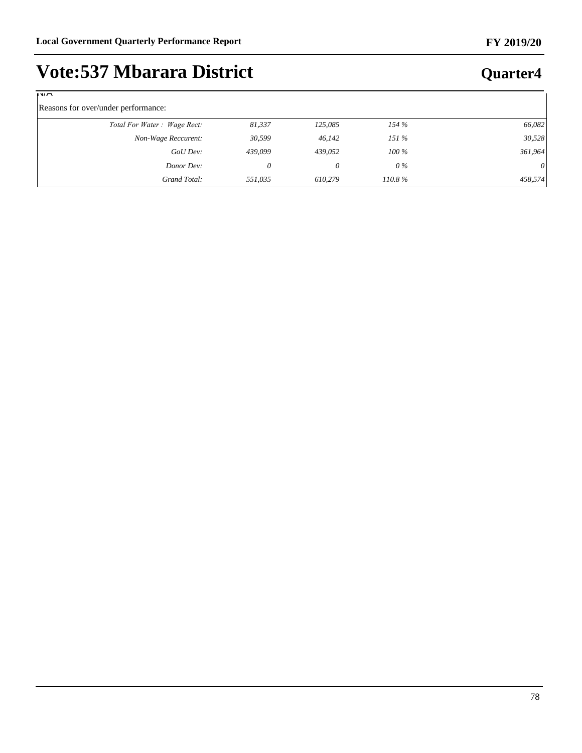N/A

Reasons for over/under performance:

| | | | | |
|---|---|---|---|---|
| *Total For Water : Wage Rect:* | *81,337* | *125,085* | *154 %* | *66,082* |
| *Non-Wage Reccurent:* | *30,599* | *46,142* | *151 %* | *30,528* |
| *GoU Dev:* | *439,099* | *439,052* | *100 %* | *361,964* |
| *Donor Dev:* | *0* | *0* | *0 %* | *0* |
| *Grand Total:* | *551,035* | *610,279* | *110.8 %* | *458,574* |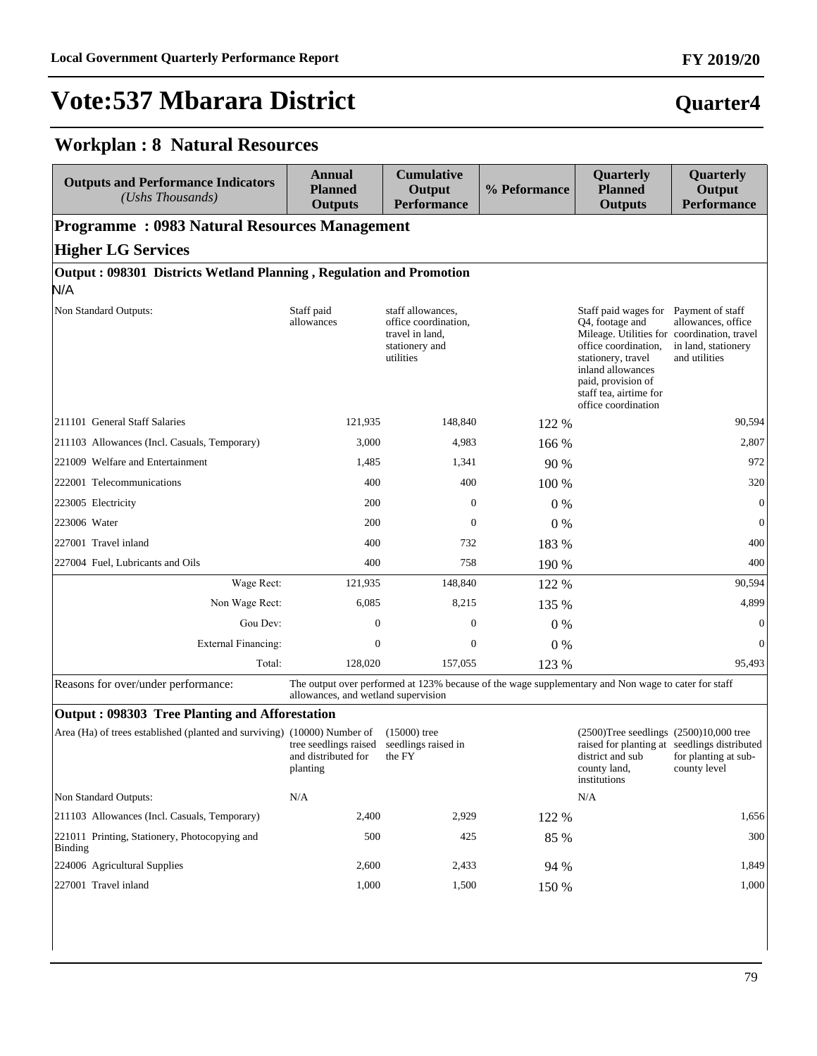# Vote:537 Mbarara District

**FY 2019/20**

**Quarter4**

## Workplan : 8 Natural Resources

| Outputs and Performance Indicators *(Ushs Thousands)* | Annual Planned Outputs | Cumulative Output Performance | % Peformance | Quarterly Planned Outputs | Quarterly Output Performance |
|---|---|---|---|---|---|
| **Programme : 0983 Natural Resources Management** | | | | | |
| **Higher LG Services** | | | | | |
| **Output : 098301 Districts Wetland Planning , Regulation and Promotion** | | | | | |
| N/A | | | | | |
| Non Standard Outputs: | Staff paid allowances | staff allowances, office coordination, travel in land, stationery and utilities | | Staff paid wages for Q4, footage and Mileage. Utilities for office coordination, stationery, travel inland allowances paid, provision of staff tea, airtime for office coordination | Payment of staff allowances, office coordination, travel in land, stationery and utilities |
| 211101 General Staff Salaries | 121,935 | 148,840 | 122 % | | 90,594 |
| 211103 Allowances (Incl. Casuals, Temporary) | 3,000 | 4,983 | 166 % | | 2,807 |
| 221009 Welfare and Entertainment | 1,485 | 1,341 | 90 % | | 972 |
| 222001 Telecommunications | 400 | 400 | 100 % | | 320 |
| 223005 Electricity | 200 | 0 | 0 % | | 0 |
| 223006 Water | 200 | 0 | 0 % | | 0 |
| 227001 Travel inland | 400 | 732 | 183 % | | 400 |
| 227004 Fuel, Lubricants and Oils | 400 | 758 | 190 % | | 400 |
| Wage Rect: | 121,935 | 148,840 | 122 % | | 90,594 |
| Non Wage Rect: | 6,085 | 8,215 | 135 % | | 4,899 |
| Gou Dev: | 0 | 0 | 0 % | | 0 |
| External Financing: | 0 | 0 | 0 % | | 0 |
| Total: | 128,020 | 157,055 | 123 % | | 95,493 |
| Reasons for over/under performance: | The output over performed at 123% because of the wage supplementary and Non wage to cater for staff allowances, and wetland supervision | | | | |
| **Output : 098303 Tree Planting and Afforestation** | | | | | |
| Area (Ha) of trees established (planted and surviving) | (10000) Number of tree seedlings raised and distributed for planting | (15000) tree seedlings raised in the FY | | (2500)Tree seedlings raised for planting at district and sub county land, institutions | (2500)10,000 tree seedlings distributed for planting at sub-county level |
| Non Standard Outputs: | N/A | | | N/A | |
| 211103 Allowances (Incl. Casuals, Temporary) | 2,400 | 2,929 | 122 % | | 1,656 |
| 221011 Printing, Stationery, Photocopying and Binding | 500 | 425 | 85 % | | 300 |
| 224006 Agricultural Supplies | 2,600 | 2,433 | 94 % | | 1,849 |
| 227001 Travel inland | 1,000 | 1,500 | 150 % | | 1,000 |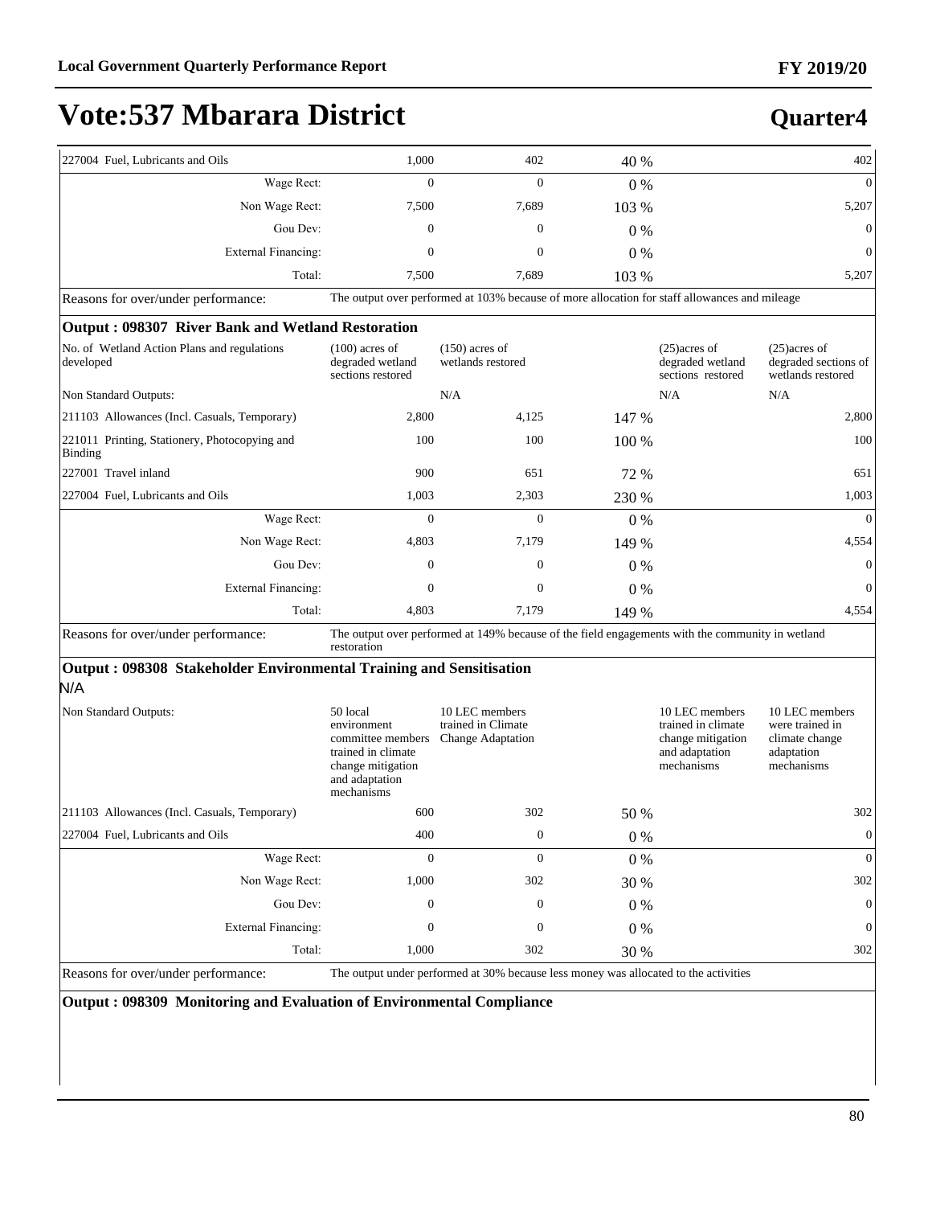# Vote:537 Mbarara District

## Quarter4

| | | | | | |
|---|---|---|---|---|---|
| 227004 Fuel, Lubricants and Oils | 1,000 | 402 | 40 % | | 402 |
| Wage Rect: | 0 | 0 | 0 % | | 0 |
| Non Wage Rect: | 7,500 | 7,689 | 103 % | | 5,207 |
| Gou Dev: | 0 | 0 | 0 % | | 0 |
| External Financing: | 0 | 0 | 0 % | | 0 |
| Total: | 7,500 | 7,689 | 103 % | | 5,207 |
| Reasons for over/under performance: | The output over performed at 103% because of more allocation for staff allowances and mileage | | | | |

**Output : 098307 River Bank and Wetland Restoration**

| | | | | | |
|---|---|---|---|---|---|
| No. of Wetland Action Plans and regulations developed | (100) acres of degraded wetland sections restored | (150) acres of wetlands restored | | (25)acres of degraded wetland sections restored | (25)acres of degraded sections of wetlands restored |
| Non Standard Outputs: | | N/A | | N/A | N/A |
| 211103 Allowances (Incl. Casuals, Temporary) | 2,800 | 4,125 | 147 % | | 2,800 |
| 221011 Printing, Stationery, Photocopying and Binding | 100 | 100 | 100 % | | 100 |
| 227001 Travel inland | 900 | 651 | 72 % | | 651 |
| 227004 Fuel, Lubricants and Oils | 1,003 | 2,303 | 230 % | | 1,003 |
| Wage Rect: | 0 | 0 | 0 % | | 0 |
| Non Wage Rect: | 4,803 | 7,179 | 149 % | | 4,554 |
| Gou Dev: | 0 | 0 | 0 % | | 0 |
| External Financing: | 0 | 0 | 0 % | | 0 |
| Total: | 4,803 | 7,179 | 149 % | | 4,554 |
| Reasons for over/under performance: | The output over performed at 149% because of the field engagements with the community in wetland restoration | | | | |

**Output : 098308 Stakeholder Environmental Training and Sensitisation**

N/A

| | | | | | |
|---|---|---|---|---|---|
| Non Standard Outputs: | 50 local environment committee members trained in climate change mitigation and adaptation mechanisms | 10 LEC members trained in Climate Change Adaptation | | 10 LEC members trained in climate change mitigation and adaptation mechanisms | 10 LEC members were trained in climate change adaptation mechanisms |
| 211103 Allowances (Incl. Casuals, Temporary) | 600 | 302 | 50 % | | 302 |
| 227004 Fuel, Lubricants and Oils | 400 | 0 | 0 % | | 0 |
| Wage Rect: | 0 | 0 | 0 % | | 0 |
| Non Wage Rect: | 1,000 | 302 | 30 % | | 302 |
| Gou Dev: | 0 | 0 | 0 % | | 0 |
| External Financing: | 0 | 0 | 0 % | | 0 |
| Total: | 1,000 | 302 | 30 % | | 302 |
| Reasons for over/under performance: | The output under performed at 30% because less money was allocated to the activities | | | | |

**Output : 098309 Monitoring and Evaluation of Environmental Compliance**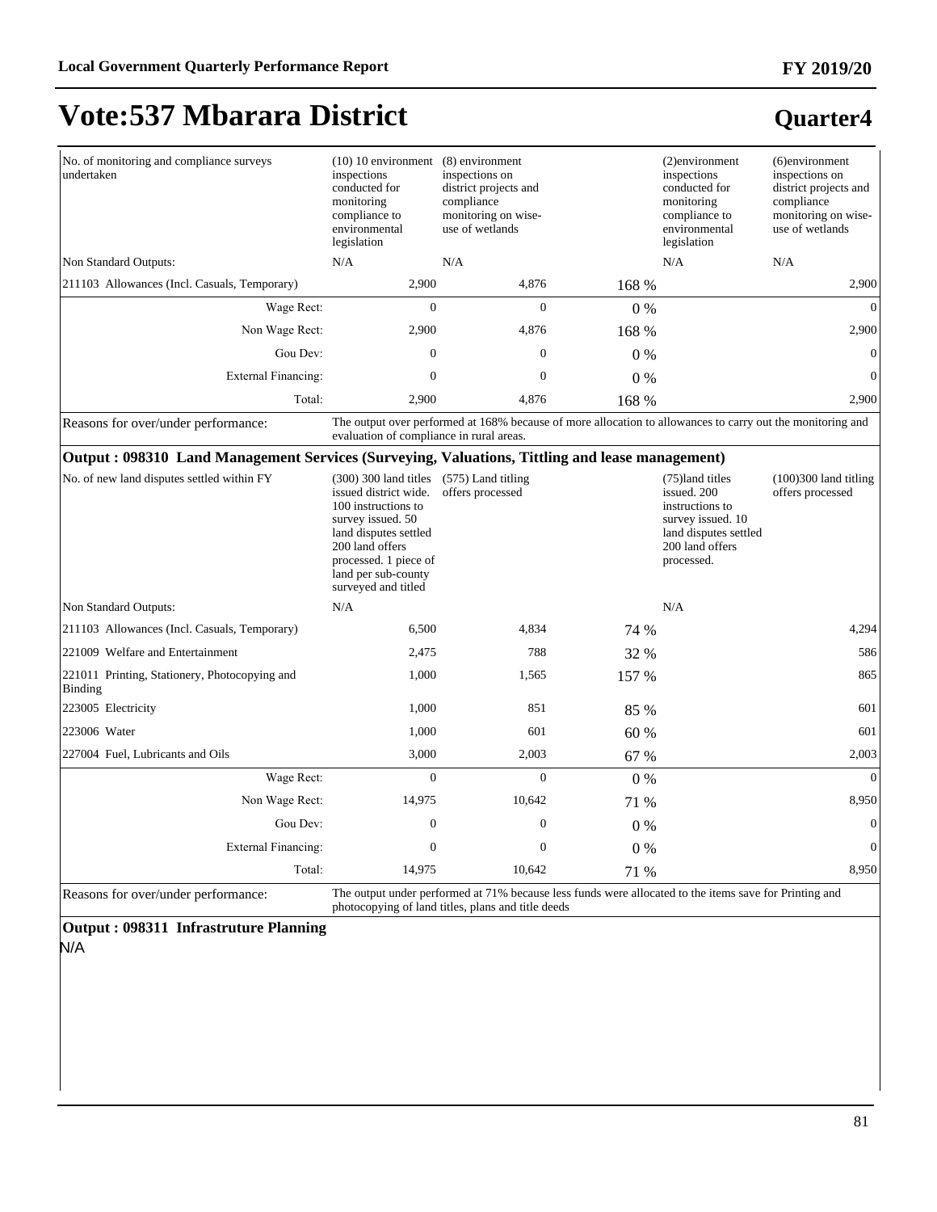# Vote:537 Mbarara District

## Quarter4

| | | | | | |
|---|---|---|---|---|---|
| No. of monitoring and compliance surveys undertaken | (10) 10 environment inspections conducted for monitoring compliance to environmental legislation | (8) environment inspections on district projects and compliance monitoring on wise-use of wetlands | | (2)environment inspections conducted for monitoring compliance to environmental legislation | (6)environment inspections on district projects and compliance monitoring on wise-use of wetlands |
| Non Standard Outputs: | N/A | N/A | | N/A | N/A |
| 211103 Allowances (Incl. Casuals, Temporary) | 2,900 | 4,876 | 168 % | | 2,900 |
| Wage Rect: | 0 | 0 | 0 % | | 0 |
| Non Wage Rect: | 2,900 | 4,876 | 168 % | | 2,900 |
| Gou Dev: | 0 | 0 | 0 % | | 0 |
| External Financing: | 0 | 0 | 0 % | | 0 |
| Total: | 2,900 | 4,876 | 168 % | | 2,900 |
| Reasons for over/under performance: | The output over performed at 168% because of more allocation to allowances to carry out the monitoring and evaluation of compliance in rural areas. | | | | |

**Output : 098310 Land Management Services (Surveying, Valuations, Tittling and lease management)**

| | | | | | |
|---|---|---|---|---|---|
| No. of new land disputes settled within FY | (300) 300 land titles issued district wide. 100 instructions to survey issued. 50 land disputes settled 200 land offers processed. 1 piece of land per sub-county surveyed and titled | (575) Land titling offers processed | | (75)land titles issued. 200 instructions to survey issued. 10 land disputes settled 200 land offers processed. | (100)300 land titling offers processed |
| Non Standard Outputs: | N/A | | | N/A | |
| 211103 Allowances (Incl. Casuals, Temporary) | 6,500 | 4,834 | 74 % | | 4,294 |
| 221009 Welfare and Entertainment | 2,475 | 788 | 32 % | | 586 |
| 221011 Printing, Stationery, Photocopying and Binding | 1,000 | 1,565 | 157 % | | 865 |
| 223005 Electricity | 1,000 | 851 | 85 % | | 601 |
| 223006 Water | 1,000 | 601 | 60 % | | 601 |
| 227004 Fuel, Lubricants and Oils | 3,000 | 2,003 | 67 % | | 2,003 |
| Wage Rect: | 0 | 0 | 0 % | | 0 |
| Non Wage Rect: | 14,975 | 10,642 | 71 % | | 8,950 |
| Gou Dev: | 0 | 0 | 0 % | | 0 |
| External Financing: | 0 | 0 | 0 % | | 0 |
| Total: | 14,975 | 10,642 | 71 % | | 8,950 |
| Reasons for over/under performance: | The output under performed at 71% because less funds were allocated to the items save for Printing and photocopying of land titles, plans and title deeds | | | | |

**Output : 098311 Infrastruture Planning**

N/A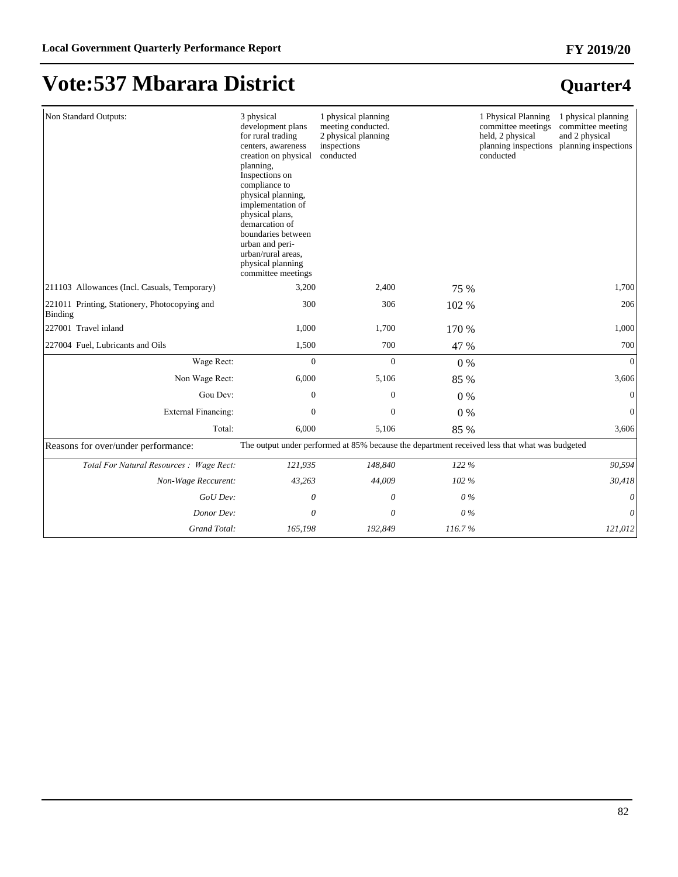# Vote:537 Mbarara District

## Quarter4

| | | | | | |
|---|---|---|---|---|---|
| Non Standard Outputs: | 3 physical development plans for rural trading centers, awareness creation on physical planning, Inspections on compliance to physical planning, implementation of physical plans, demarcation of boundaries between urban and peri-urban/rural areas, physical planning committee meetings | 1 physical planning meeting conducted. 2 physical planning inspections conducted | | 1 Physical Planning committee meetings held, 2 physical planning inspections conducted | 1 physical planning committee meeting and 2 physical planning inspections |
| 211103 Allowances (Incl. Casuals, Temporary) | 3,200 | 2,400 | 75 % | | 1,700 |
| 221011 Printing, Stationery, Photocopying and Binding | 300 | 306 | 102 % | | 206 |
| 227001 Travel inland | 1,000 | 1,700 | 170 % | | 1,000 |
| 227004 Fuel, Lubricants and Oils | 1,500 | 700 | 47 % | | 700 |
| Wage Rect: | 0 | 0 | 0 % | | 0 |
| Non Wage Rect: | 6,000 | 5,106 | 85 % | | 3,606 |
| Gou Dev: | 0 | 0 | 0 % | | 0 |
| External Financing: | 0 | 0 | 0 % | | 0 |
| Total: | 6,000 | 5,106 | 85 % | | 3,606 |
| Reasons for over/under performance: | The output under performed at 85% because the department received less that what was budgeted | | | | |
| *Total For Natural Resources : Wage Rect:* | *121,935* | *148,840* | *122 %* | | *90,594* |
| *Non-Wage Reccurent:* | *43,263* | *44,009* | *102 %* | | *30,418* |
| *GoU Dev:* | *0* | *0* | *0 %* | | *0* |
| *Donor Dev:* | *0* | *0* | *0 %* | | *0* |
| *Grand Total:* | *165,198* | *192,849* | *116.7 %* | | *121,012* |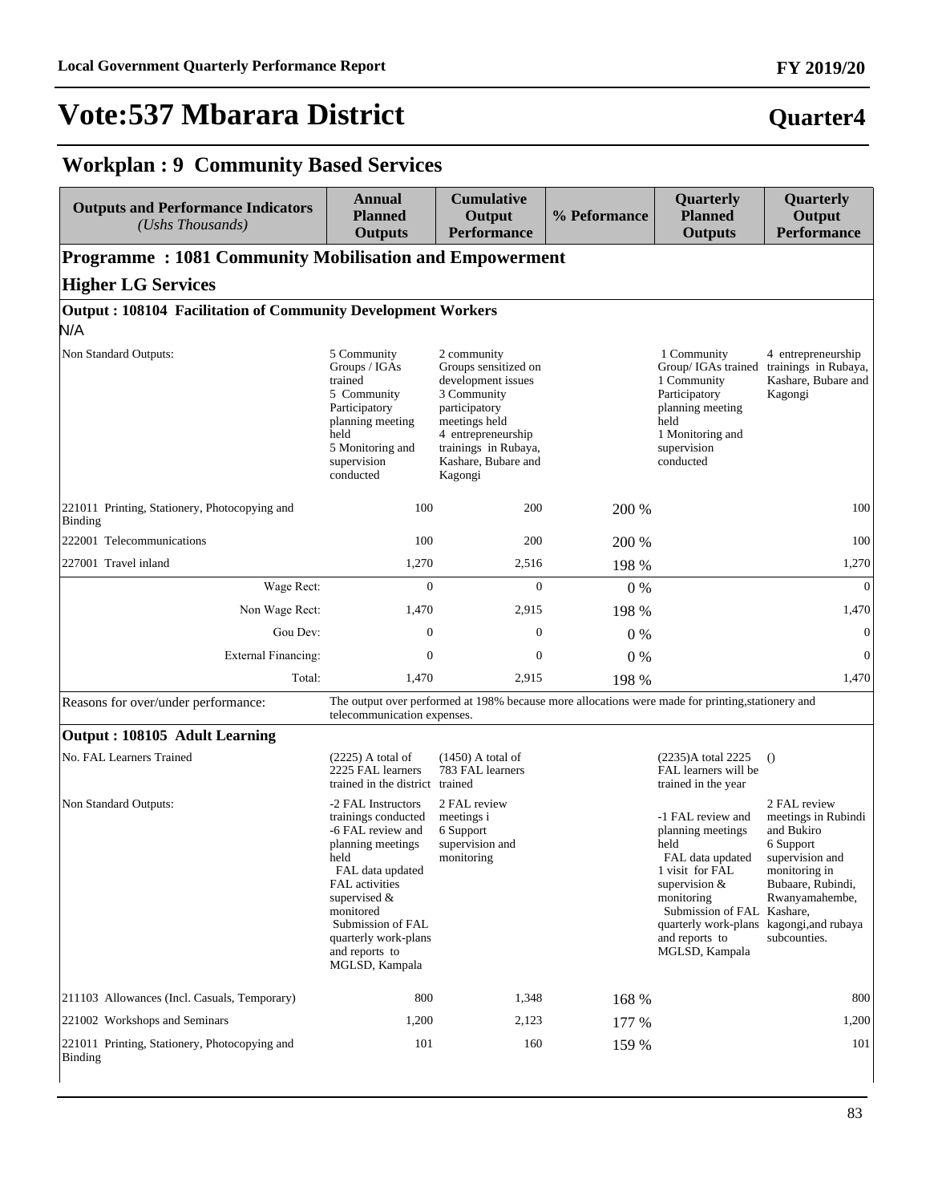# Vote:537 Mbarara District

**Quarter4**

## Workplan : 9 Community Based Services

| Outputs and Performance Indicators *(Ushs Thousands)* | Annual Planned Outputs | Cumulative Output Performance | % Peformance | Quarterly Planned Outputs | Quarterly Output Performance |
|---|---|---|---|---|---|
| **Programme : 1081 Community Mobilisation and Empowerment** | | | | | |
| **Higher LG Services** | | | | | |
| **Output : 108104 Facilitation of Community Development Workers** | | | | | |
| N/A | | | | | |
| Non Standard Outputs: | 5 Community Groups / IGAs trained<br>5 Community Participatory planning meeting held<br>5 Monitoring and supervision conducted | 2 community Groups sensitized on development issues<br>3 Community participatory meetings held<br>4 entrepreneurship trainings in Rubaya, Kashare, Bubare and Kagongi | | 1 Community Group/ IGAs trained<br>1 Community Participatory planning meeting held<br>1 Monitoring and supervision conducted | 4 entrepreneurship trainings in Rubaya, Kashare, Bubare and Kagongi |
| 221011 Printing, Stationery, Photocopying and Binding | 100 | 200 | 200 % | | 100 |
| 222001 Telecommunications | 100 | 200 | 200 % | | 100 |
| 227001 Travel inland | 1,270 | 2,516 | 198 % | | 1,270 |
| Wage Rect: | 0 | 0 | 0 % | | 0 |
| Non Wage Rect: | 1,470 | 2,915 | 198 % | | 1,470 |
| Gou Dev: | 0 | 0 | 0 % | | 0 |
| External Financing: | 0 | 0 | 0 % | | 0 |
| Total: | 1,470 | 2,915 | 198 % | | 1,470 |
| Reasons for over/under performance: | The output over performed at 198% because more allocations were made for printing,stationery and telecommunication expenses. | | | | |
| **Output : 108105 Adult Learning** | | | | | |
| No. FAL Learners Trained | (2225) A total of 2225 FAL learners trained in the district | (1450) A total of 783 FAL learners trained | | (2235)A total 2225 FAL learners will be trained in the year | () |
| Non Standard Outputs: | -2 FAL Instructors trainings conducted<br>-6 FAL review and planning meetings held<br>FAL data updated<br>FAL activities supervised & monitored<br>Submission of FAL quarterly work-plans and reports to MGLSD, Kampala | 2 FAL review meetings i<br>6 Support supervision and monitoring | | -1 FAL review and planning meetings held<br>FAL data updated<br>1 visit for FAL supervision & monitoring<br>Submission of FAL quarterly work-plans and reports to MGLSD, Kampala | 2 FAL review meetings in Rubindi and Bukiro<br>6 Support supervision and monitoring in Bubaare, Rubindi, Rwanyamahembe, Kashare, kagongi,and rubaya subcounties. |
| 211103 Allowances (Incl. Casuals, Temporary) | 800 | 1,348 | 168 % | | 800 |
| 221002 Workshops and Seminars | 1,200 | 2,123 | 177 % | | 1,200 |
| 221011 Printing, Stationery, Photocopying and Binding | 101 | 160 | 159 % | | 101 |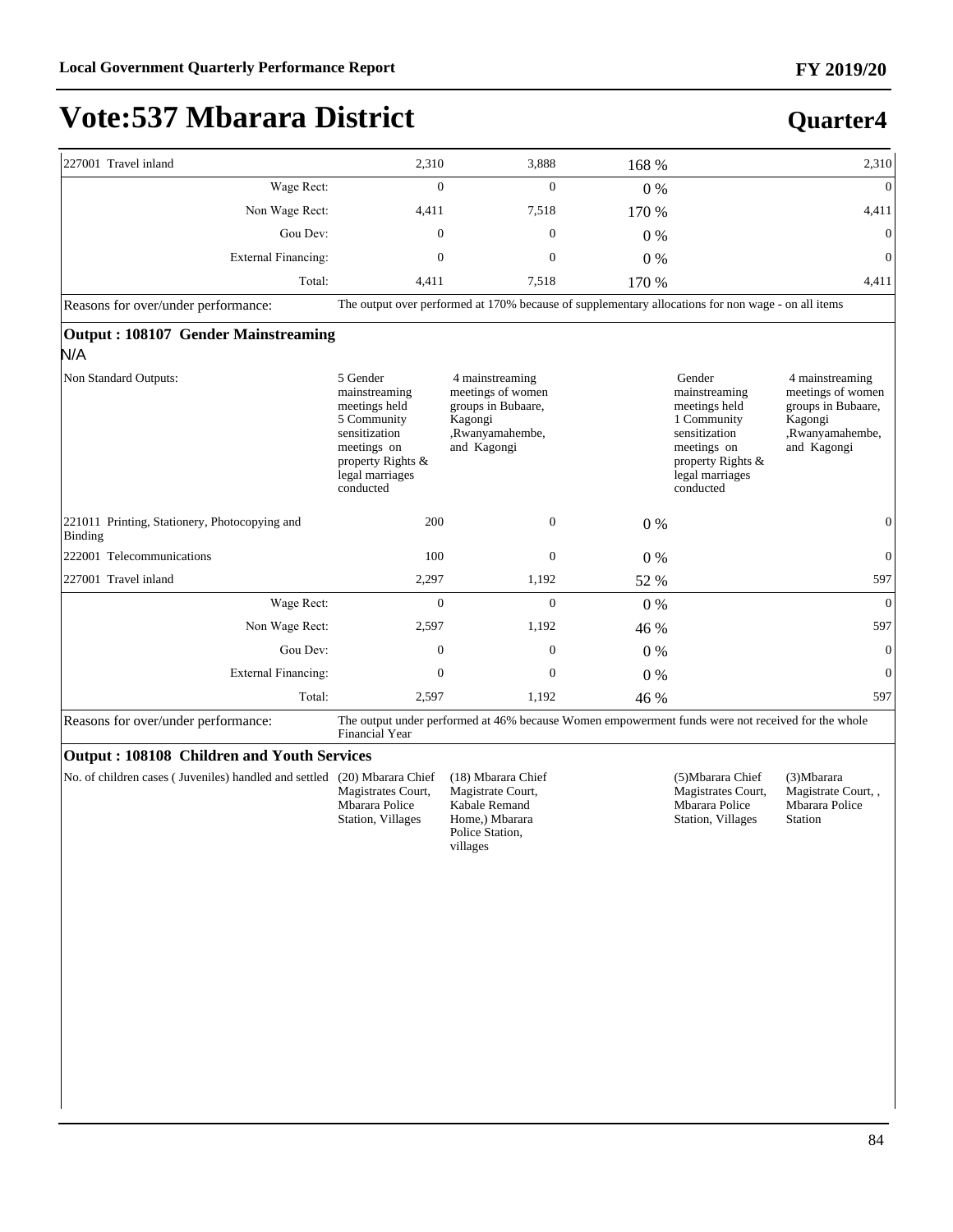# Vote:537 Mbarara District

## Quarter4

| | | | | | |
|---|---|---|---|---|---|
| 227001 Travel inland | 2,310 | 3,888 | 168 % | | 2,310 |
| Wage Rect: | 0 | 0 | 0 % | | 0 |
| Non Wage Rect: | 4,411 | 7,518 | 170 % | | 4,411 |
| Gou Dev: | 0 | 0 | 0 % | | 0 |
| External Financing: | 0 | 0 | 0 % | | 0 |
| Total: | 4,411 | 7,518 | 170 % | | 4,411 |

Reasons for over/under performance: The output over performed at 170% because of supplementary allocations for non wage - on all items

### Output : 108107 Gender Mainstreaming

N/A

| | | | | | |
|---|---|---|---|---|---|
| Non Standard Outputs: | 5 Gender mainstreaming meetings held 5 Community sensitization meetings on property Rights & legal marriages conducted | 4 mainstreaming meetings of women groups in Bubaare, Kagongi ,Rwanyamahembe, and Kagongi | | Gender mainstreaming meetings held 1 Community sensitization meetings on property Rights & legal marriages conducted | 4 mainstreaming meetings of women groups in Bubaare, Kagongi ,Rwanyamahembe, and Kagongi |
| 221011 Printing, Stationery, Photocopying and Binding | 200 | 0 | 0 % | | 0 |
| 222001 Telecommunications | 100 | 0 | 0 % | | 0 |
| 227001 Travel inland | 2,297 | 1,192 | 52 % | | 597 |
| Wage Rect: | 0 | 0 | 0 % | | 0 |
| Non Wage Rect: | 2,597 | 1,192 | 46 % | | 597 |
| Gou Dev: | 0 | 0 | 0 % | | 0 |
| External Financing: | 0 | 0 | 0 % | | 0 |
| Total: | 2,597 | 1,192 | 46 % | | 597 |

Reasons for over/under performance: The output under performed at 46% because Women empowerment funds were not received for the whole Financial Year

### Output : 108108 Children and Youth Services

| | | | | | |
|---|---|---|---|---|---|
| No. of children cases ( Juveniles) handled and settled | (20) Mbarara Chief Magistrates Court, Mbarara Police Station, Villages | (18) Mbarara Chief Magistrate Court, Kabale Remand Home,) Mbarara Police Station, villages | | (5)Mbarara Chief Magistrates Court, Mbarara Police Station, Villages | (3)Mbarara Magistrate Court, , Mbarara Police Station |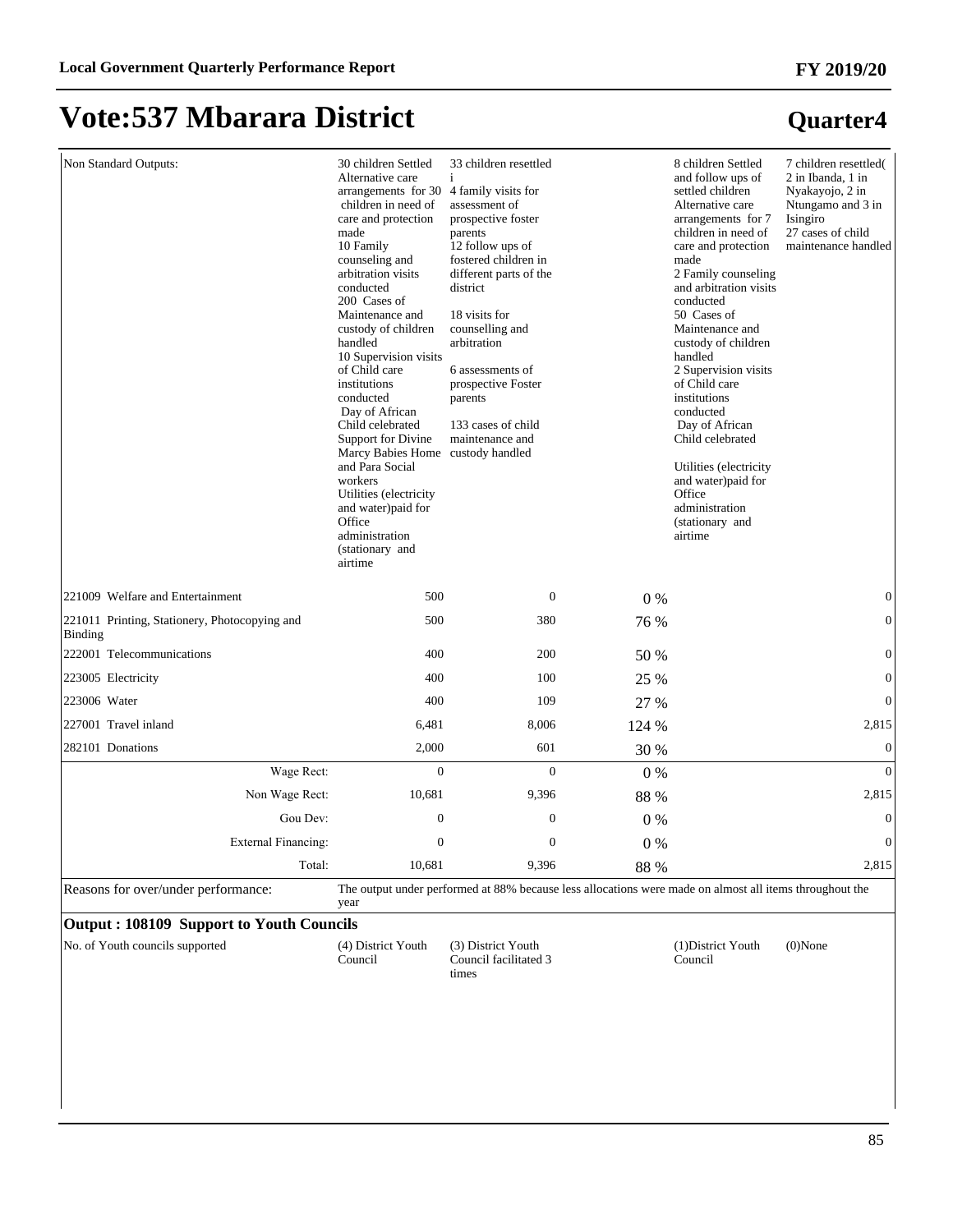# Vote:537 Mbarara District

## Quarter4

| | | | | | |
|---|---|---|---|---|---|
| Non Standard Outputs: | 30 children Settled Alternative care arrangements for 30 children in need of care and protection made<br>10 Family counseling and arbitration visits conducted<br>200 Cases of Maintenance and custody of children handled<br>10 Supervision visits of Child care institutions conducted<br>Day of African Child celebrated<br>Support for Divine Marcy Babies Home and Para Social workers<br>Utilities (electricity and water)paid for Office administration (stationary and airtime | 33 children resettled<br>i<br>4 family visits for assessment of prospective foster parents<br>12 follow ups of fostered children in different parts of the district<br><br>18 visits for counselling and arbitration<br><br>6 assessments of prospective Foster parents<br><br>133 cases of child maintenance and custody handled | | 8 children Settled and follow ups of settled children Alternative care arrangements for 7 children in need of care and protection made<br>2 Family counseling and arbitration visits conducted<br>50 Cases of Maintenance and custody of children handled<br>2 Supervision visits of Child care institutions conducted<br>Day of African Child celebrated<br><br>Utilities (electricity and water)paid for Office administration (stationary and airtime | 7 children resettled( 2 in Ibanda, 1 in Nyakayojo, 2 in Ntungamo and 3 in Isingiro<br>27 cases of child maintenance handled |
| 221009 Welfare and Entertainment | 500 | 0 | 0 % | | 0 |
| 221011 Printing, Stationery, Photocopying and Binding | 500 | 380 | 76 % | | 0 |
| 222001 Telecommunications | 400 | 200 | 50 % | | 0 |
| 223005 Electricity | 400 | 100 | 25 % | | 0 |
| 223006 Water | 400 | 109 | 27 % | | 0 |
| 227001 Travel inland | 6,481 | 8,006 | 124 % | | 2,815 |
| 282101 Donations | 2,000 | 601 | 30 % | | 0 |
| Wage Rect: | 0 | 0 | 0 % | | 0 |
| Non Wage Rect: | 10,681 | 9,396 | 88 % | | 2,815 |
| Gou Dev: | 0 | 0 | 0 % | | 0 |
| External Financing: | 0 | 0 | 0 % | | 0 |
| Total: | 10,681 | 9,396 | 88 % | | 2,815 |
| Reasons for over/under performance: | The output under performed at 88% because less allocations were made on almost all items throughout the year | | | | |

**Output : 108109 Support to Youth Councils**

| | | | | | |
|---|---|---|---|---|---|
| No. of Youth councils supported | (4) District Youth Council | (3) District Youth Council facilitated 3 times | | (1)District Youth Council | (0)None |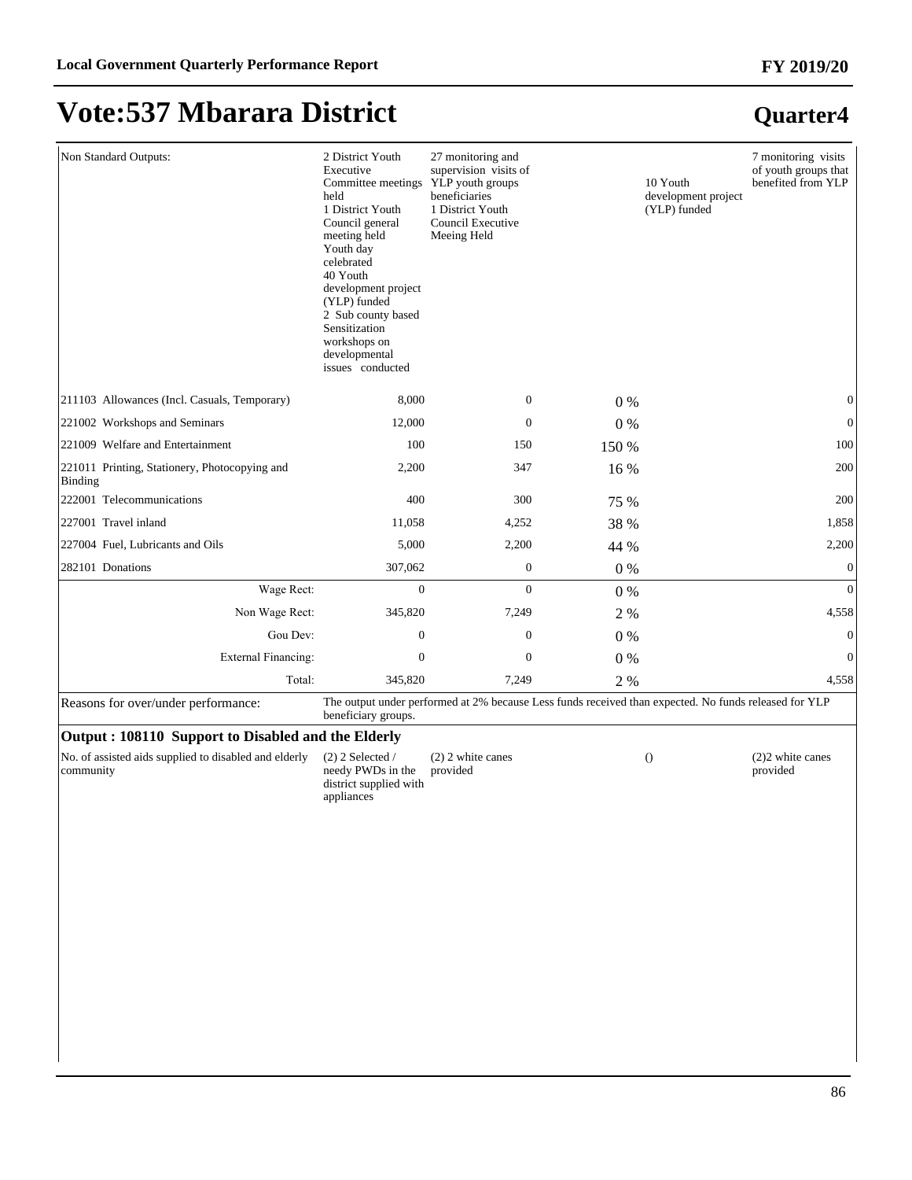# Vote:537 Mbarara District

## Quarter4

| | | | | | |
|---|---|---|---|---|---|
| Non Standard Outputs: | 2 District Youth Executive Committee meetings held<br>1 District Youth Council general meeting held<br>Youth day celebrated<br>40 Youth development project (YLP) funded<br>2 Sub county based Sensitization workshops on developmental issues conducted | 27 monitoring and supervision visits of YLP youth groups beneficiaries<br>1 District Youth Council Executive Meeing Held | | 10 Youth development project (YLP) funded | 7 monitoring visits of youth groups that benefited from YLP |
| 211103 Allowances (Incl. Casuals, Temporary) | 8,000 | 0 | 0 % | | 0 |
| 221002 Workshops and Seminars | 12,000 | 0 | 0 % | | 0 |
| 221009 Welfare and Entertainment | 100 | 150 | 150 % | | 100 |
| 221011 Printing, Stationery, Photocopying and Binding | 2,200 | 347 | 16 % | | 200 |
| 222001 Telecommunications | 400 | 300 | 75 % | | 200 |
| 227001 Travel inland | 11,058 | 4,252 | 38 % | | 1,858 |
| 227004 Fuel, Lubricants and Oils | 5,000 | 2,200 | 44 % | | 2,200 |
| 282101 Donations | 307,062 | 0 | 0 % | | 0 |
| Wage Rect: | 0 | 0 | 0 % | | 0 |
| Non Wage Rect: | 345,820 | 7,249 | 2 % | | 4,558 |
| Gou Dev: | 0 | 0 | 0 % | | 0 |
| External Financing: | 0 | 0 | 0 % | | 0 |
| Total: | 345,820 | 7,249 | 2 % | | 4,558 |
| Reasons for over/under performance: | The output under performed at 2% because Less funds received than expected. No funds released for YLP beneficiary groups. | | | | |

### Output : 108110 Support to Disabled and the Elderly

| | | | | | |
|---|---|---|---|---|---|
| No. of assisted aids supplied to disabled and elderly community | (2) 2 Selected / needy PWDs in the district supplied with appliances | (2) 2 white canes provided | | () | (2)2 white canes provided |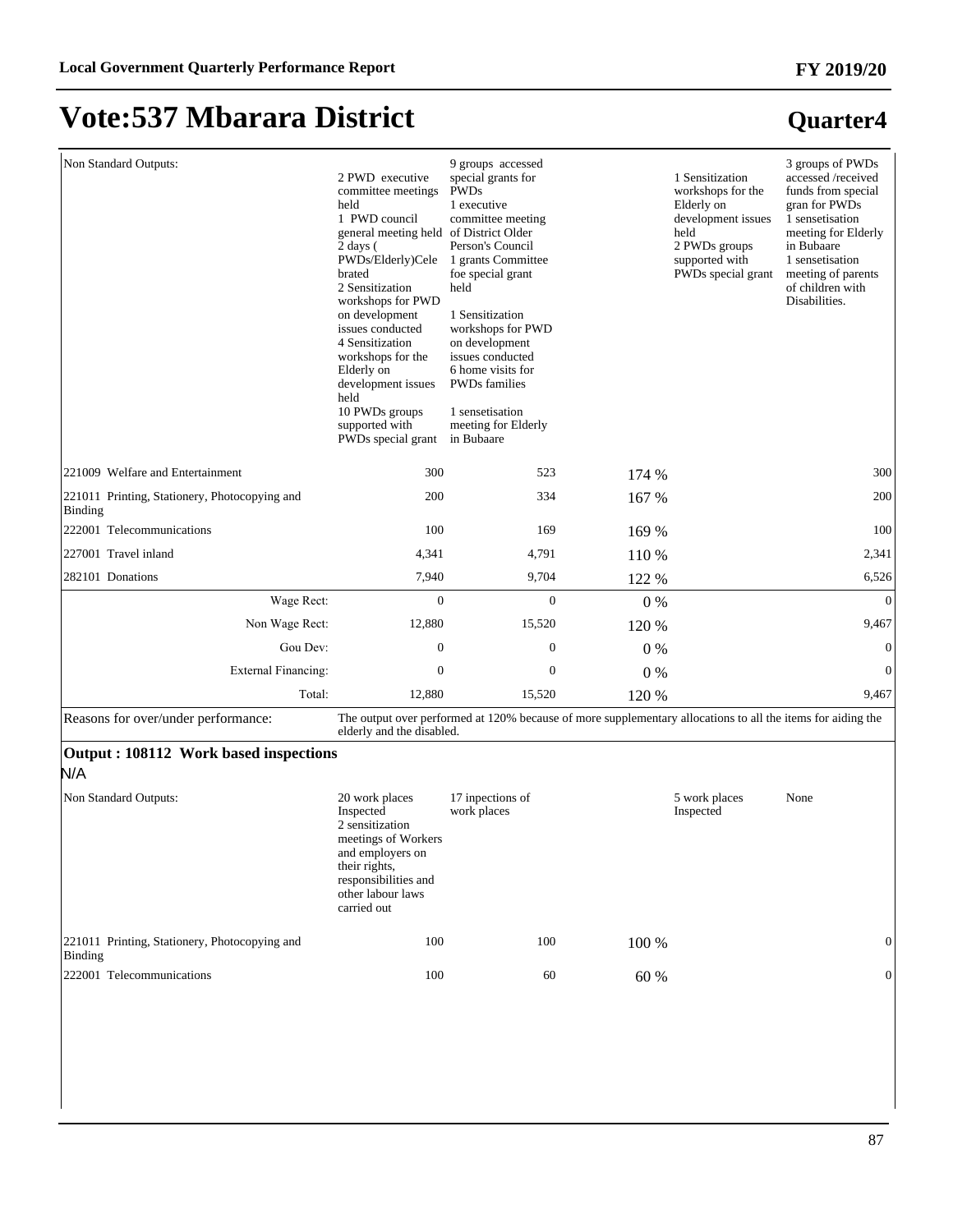# Vote:537 Mbarara District

## Quarter4

| | | | | | |
|---|---|---|---|---|---|
| Non Standard Outputs: | 2 PWD executive committee meetings held<br>1 PWD council general meeting held<br>2 days (PWDs/Elderly)Celebrated<br>2 Sensitization workshops for PWD on development issues conducted<br>4 Sensitization workshops for the Elderly on development issues held<br>10 PWDs groups supported with PWDs special grant | 9 groups accessed special grants for PWDs<br>1 executive committee meeting of District Older Person's Council<br>1 grants Committee foe special grant held<br><br>1 Sensitization workshops for PWD on development issues conducted<br>6 home visits for PWDs families<br><br>1 sensetisation meeting for Elderly in Bubaare | | 1 Sensitization workshops for the Elderly on development issues held<br>2 PWDs groups supported with PWDs special grant | 3 groups of PWDs accessed /received funds from special gran for PWDs<br>1 sensetisation meeting for Elderly in Bubaare<br>1 sensetisation meeting of parents of children with Disabilities. |
| 221009 Welfare and Entertainment | 300 | 523 | 174 % | | 300 |
| 221011 Printing, Stationery, Photocopying and Binding | 200 | 334 | 167 % | | 200 |
| 222001 Telecommunications | 100 | 169 | 169 % | | 100 |
| 227001 Travel inland | 4,341 | 4,791 | 110 % | | 2,341 |
| 282101 Donations | 7,940 | 9,704 | 122 % | | 6,526 |
| Wage Rect: | 0 | 0 | 0 % | | 0 |
| Non Wage Rect: | 12,880 | 15,520 | 120 % | | 9,467 |
| Gou Dev: | 0 | 0 | 0 % | | 0 |
| External Financing: | 0 | 0 | 0 % | | 0 |
| Total: | 12,880 | 15,520 | 120 % | | 9,467 |

Reasons for over/under performance: The output over performed at 120% because of more supplementary allocations to all the items for aiding the elderly and the disabled.

### Output : 108112 Work based inspections

N/A

| | | | | | |
|---|---|---|---|---|---|
| Non Standard Outputs: | 20 work places Inspected<br>2 sensitization meetings of Workers and employers on their rights, responsibilities and other labour laws carried out | 17 inpections of work places | | 5 work places Inspected | None |
| 221011 Printing, Stationery, Photocopying and Binding | 100 | 100 | 100 % | | 0 |
| 222001 Telecommunications | 100 | 60 | 60 % | | 0 |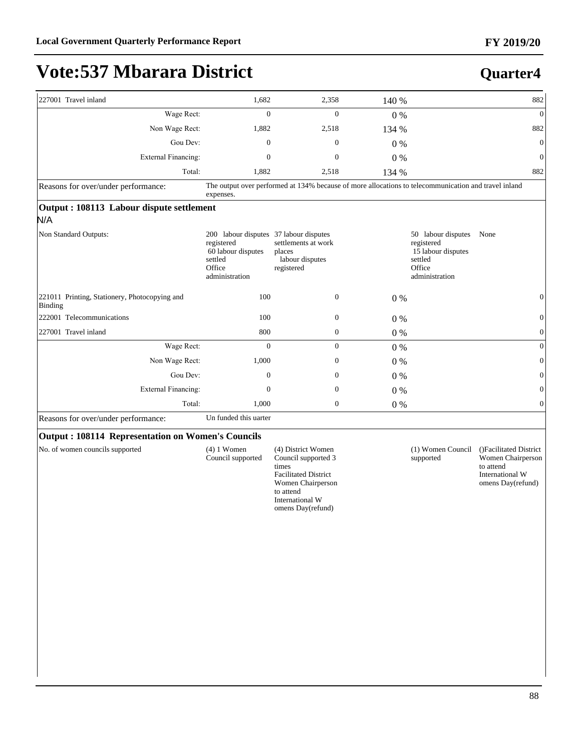# Vote:537 Mbarara District

## Quarter4

| | | | | | |
|---|---|---|---|---|---|
| 227001 Travel inland | 1,682 | 2,358 | 140 % | | 882 |
| Wage Rect: | 0 | 0 | 0 % | | 0 |
| Non Wage Rect: | 1,882 | 2,518 | 134 % | | 882 |
| Gou Dev: | 0 | 0 | 0 % | | 0 |
| External Financing: | 0 | 0 | 0 % | | 0 |
| Total: | 1,882 | 2,518 | 134 % | | 882 |
| Reasons for over/under performance: | The output over performed at 134% because of more allocations to telecommunication and travel inland expenses. | | | | |

### Output : 108113 Labour dispute settlement

N/A

| | | | | | |
|---|---|---|---|---|---|
| Non Standard Outputs: | 200 labour disputes registered<br>60 labour disputes settled<br>Office administration | 37 labour disputes settlements at work places<br>labour disputes registered | | 50 labour disputes registered<br>15 labour disputes settled<br>Office administration | None |
| 221011 Printing, Stationery, Photocopying and Binding | 100 | 0 | 0 % | | 0 |
| 222001 Telecommunications | 100 | 0 | 0 % | | 0 |
| 227001 Travel inland | 800 | 0 | 0 % | | 0 |
| Wage Rect: | 0 | 0 | 0 % | | 0 |
| Non Wage Rect: | 1,000 | 0 | 0 % | | 0 |
| Gou Dev: | 0 | 0 | 0 % | | 0 |
| External Financing: | 0 | 0 | 0 % | | 0 |
| Total: | 1,000 | 0 | 0 % | | 0 |
| Reasons for over/under performance: | Un funded this uarter | | | | |

### Output : 108114 Representation on Women's Councils

| | | | | | |
|---|---|---|---|---|---|
| No. of women councils supported | (4) 1 Women Council supported | (4) District Women Council supported 3 times<br>Facilitated District Women Chairperson to attend International W omens Day(refund) | | (1) Women Council supported | ()Facilitated District Women Chairperson to attend International W omens Day(refund) |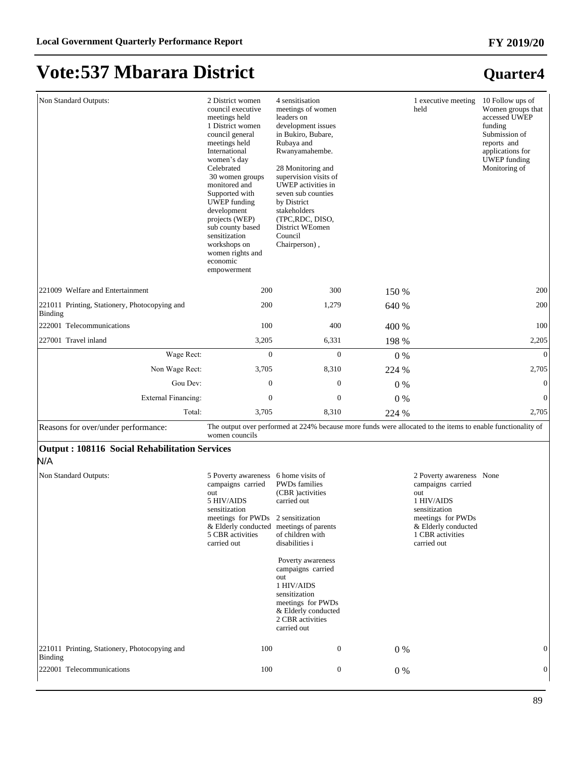# Vote:537 Mbarara District

## Quarter4

| | | | | | |
|---|---|---|---|---|---|
| Non Standard Outputs: | 2 District women council executive meetings held<br>1 District women council general meetings held<br>International women's day Celebrated<br>30 women groups monitored and Supported with UWEP funding development projects (WEP)<br>sub county based sensitization workshops on women rights and economic empowerment | 4 sensitisation meetings of women leaders on development issues in Bukiro, Bubare, Rubaya and Rwanyamahembe.<br><br>28 Monitoring and supervision visits of UWEP activities in seven sub counties by District stakeholders (TPC,RDC, DISO, District WEomen Council Chairperson) , | | 1 executive meeting held | 10 Follow ups of Women groups that accessed UWEP funding<br>Submission of reports and applications for UWEP funding<br>Monitoring of |
| 221009 Welfare and Entertainment | 200 | 300 | 150 % | | 200 |
| 221011 Printing, Stationery, Photocopying and Binding | 200 | 1,279 | 640 % | | 200 |
| 222001 Telecommunications | 100 | 400 | 400 % | | 100 |
| 227001 Travel inland | 3,205 | 6,331 | 198 % | | 2,205 |
| Wage Rect: | 0 | 0 | 0 % | | 0 |
| Non Wage Rect: | 3,705 | 8,310 | 224 % | | 2,705 |
| Gou Dev: | 0 | 0 | 0 % | | 0 |
| External Financing: | 0 | 0 | 0 % | | 0 |
| Total: | 3,705 | 8,310 | 224 % | | 2,705 |
| Reasons for over/under performance: | The output over performed at 224% because more funds were allocated to the items to enable functionality of women councils | | | | |

**Output : 108116 Social Rehabilitation Services**

N/A

| | | | | | |
|---|---|---|---|---|---|
| Non Standard Outputs: | 5 Poverty awareness campaigns carried out<br>5 HIV/AIDS sensitization meetings for PWDs & Elderly conducted<br>5 CBR activities carried out | 6 home visits of PWDs families (CBR )activities carried out<br><br>2 sensitization meetings of parents of children with disabilities i<br><br>Poverty awareness campaigns carried out<br>1 HIV/AIDS sensitization meetings for PWDs & Elderly conducted<br>2 CBR activities carried out | | 2 Poverty awareness campaigns carried out<br>1 HIV/AIDS sensitization meetings for PWDs & Elderly conducted<br>1 CBR activities carried out | None |
| 221011 Printing, Stationery, Photocopying and Binding | 100 | 0 | 0 % | | 0 |
| 222001 Telecommunications | 100 | 0 | 0 % | | 0 |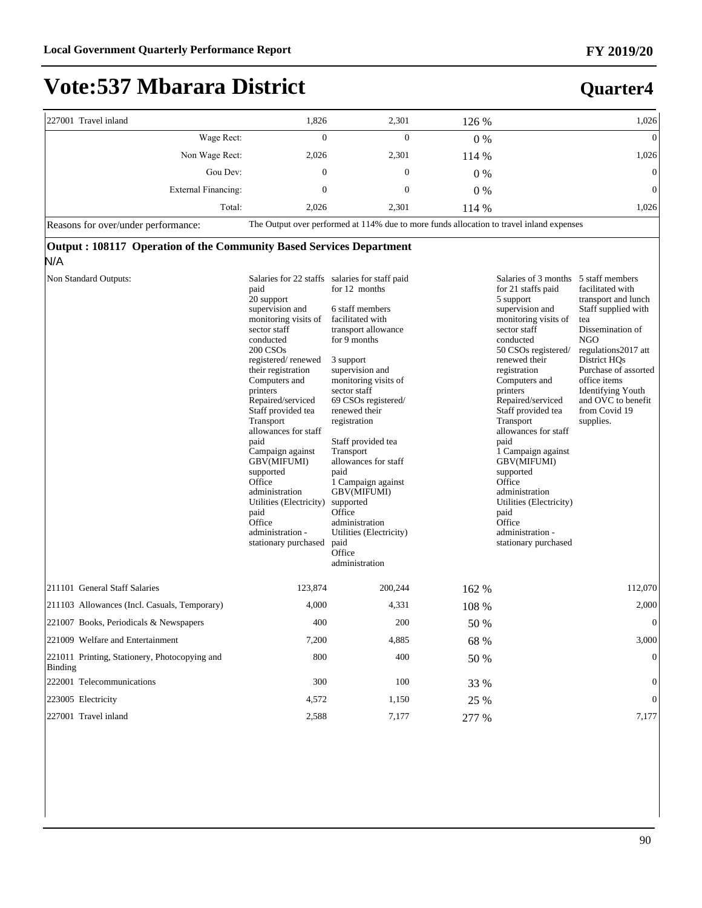# Vote:537 Mbarara District

## Quarter4

| | | | | | |
|---|---|---|---|---|---|
| 227001 Travel inland | 1,826 | 2,301 | 126 % | | 1,026 |
| Wage Rect: | 0 | 0 | 0 % | | 0 |
| Non Wage Rect: | 2,026 | 2,301 | 114 % | | 1,026 |
| Gou Dev: | 0 | 0 | 0 % | | 0 |
| External Financing: | 0 | 0 | 0 % | | 0 |
| Total: | 2,026 | 2,301 | 114 % | | 1,026 |
| Reasons for over/under performance: | The Output over performed at 114% due to more funds allocation to travel inland expenses | | | | |

### Output : 108117 Operation of the Community Based Services Department

N/A

| | | | | | |
|---|---|---|---|---|---|
| Non Standard Outputs: | Salaries for 22 staffs paid<br>20 support supervision and monitoring visits of sector staff conducted<br>200 CSOs registered/ renewed their registration<br>Computers and printers Repaired/serviced<br>Staff provided tea<br>Transport allowances for staff paid<br>Campaign against GBV(MIFUMI) supported<br>Office administration Utilities (Electricity) paid<br>Office administration - stationary purchased | salaries for staff paid for 12 months<br><br>6 staff members facilitated with transport allowance for 9 months<br><br>3 support supervision and monitoring visits of sector staff<br>69 CSOs registered/ renewed their registration<br><br>Staff provided tea<br>Transport allowances for staff paid<br>1 Campaign against GBV(MIFUMI) supported<br>Office administration Utilities (Electricity) paid<br>Office administration | | Salaries of 3 months for 21 staffs paid<br>5 support supervision and monitoring visits of sector staff conducted<br>50 CSOs registered/ renewed their registration<br>Computers and printers Repaired/serviced<br>Staff provided tea<br>Transport allowances for staff paid<br>1 Campaign against GBV(MIFUMI) supported<br>Office administration Utilities (Electricity) paid<br>Office administration - stationary purchased | 5 staff members facilitated with transport and lunch<br>Staff supplied with tea<br>Dissemination of NGO regulations2017 att District HQs<br>Purchase of assorted office items<br>Identifying Youth and OVC to benefit from Covid 19 supplies. |
| 211101 General Staff Salaries | 123,874 | 200,244 | 162 % | | 112,070 |
| 211103 Allowances (Incl. Casuals, Temporary) | 4,000 | 4,331 | 108 % | | 2,000 |
| 221007 Books, Periodicals & Newspapers | 400 | 200 | 50 % | | 0 |
| 221009 Welfare and Entertainment | 7,200 | 4,885 | 68 % | | 3,000 |
| 221011 Printing, Stationery, Photocopying and Binding | 800 | 400 | 50 % | | 0 |
| 222001 Telecommunications | 300 | 100 | 33 % | | 0 |
| 223005 Electricity | 4,572 | 1,150 | 25 % | | 0 |
| 227001 Travel inland | 2,588 | 7,177 | 277 % | | 7,177 |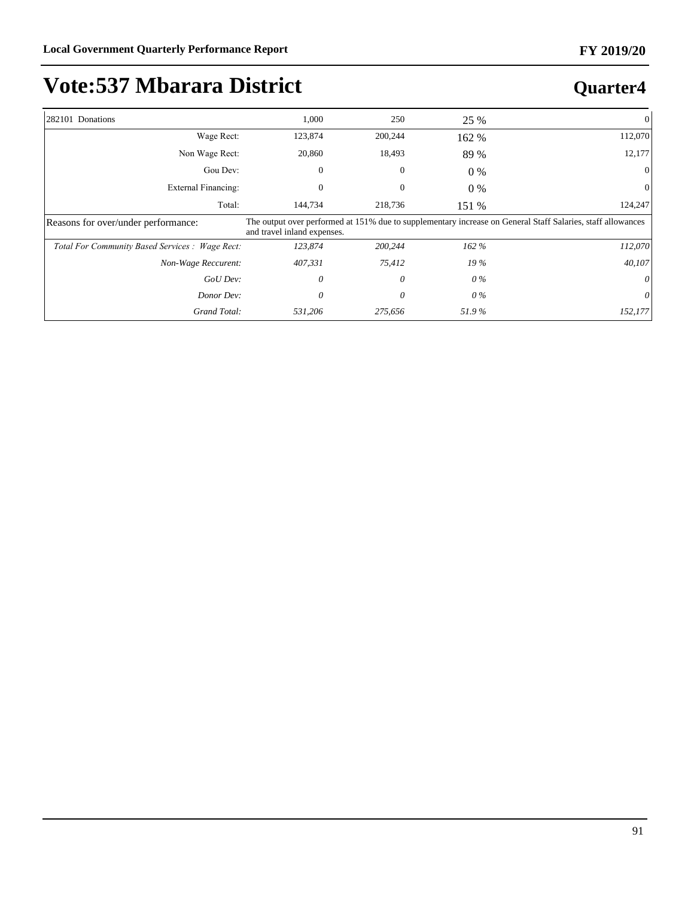# Vote:537 Mbarara District

## Quarter4

| | | | | |
|---|---|---|---|---|
| 282101 Donations | 1,000 | 250 | 25 % | 0 |
| Wage Rect: | 123,874 | 200,244 | 162 % | 112,070 |
| Non Wage Rect: | 20,860 | 18,493 | 89 % | 12,177 |
| Gou Dev: | 0 | 0 | 0 % | 0 |
| External Financing: | 0 | 0 | 0 % | 0 |
| Total: | 144,734 | 218,736 | 151 % | 124,247 |
| Reasons for over/under performance: | The output over performed at 151% due to supplementary increase on General Staff Salaries, staff allowances and travel inland expenses. | | | |
| *Total For Community Based Services : Wage Rect:* | *123,874* | *200,244* | *162 %* | *112,070* |
| *Non-Wage Reccurent:* | *407,331* | *75,412* | *19 %* | *40,107* |
| *GoU Dev:* | *0* | *0* | *0 %* | *0* |
| *Donor Dev:* | *0* | *0* | *0 %* | *0* |
| *Grand Total:* | *531,206* | *275,656* | *51.9 %* | *152,177* |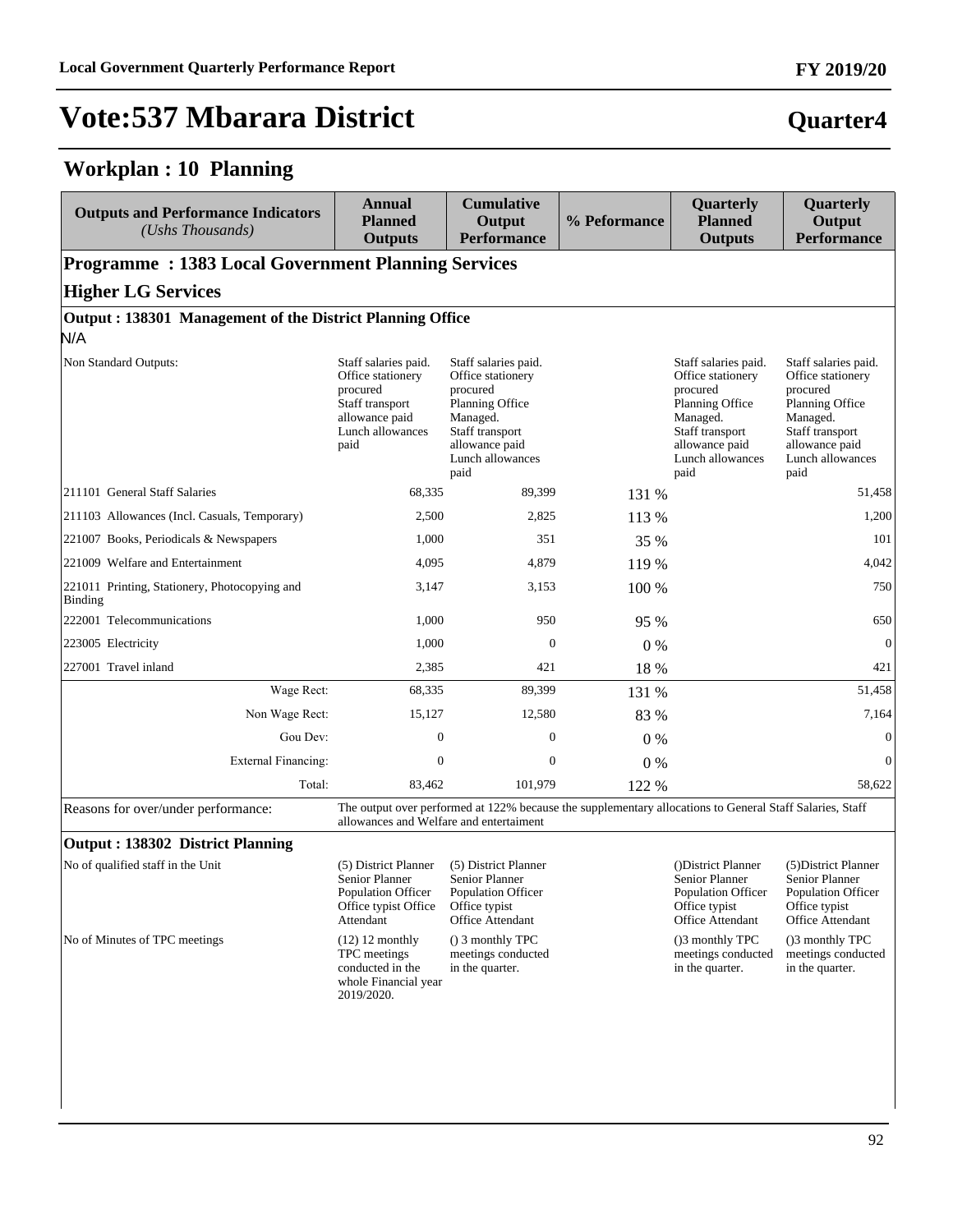# Vote:537 Mbarara District

## Quarter4

## Workplan : 10 Planning

| Outputs and Performance Indicators *(Ushs Thousands)* | Annual Planned Outputs | Cumulative Output Performance | % Peformance | Quarterly Planned Outputs | Quarterly Output Performance |
|---|---|---|---|---|---|
| **Programme : 1383 Local Government Planning Services** | | | | | |
| **Higher LG Services** | | | | | |
| **Output : 138301 Management of the District Planning Office** | | | | | |
| N/A | | | | | |
| Non Standard Outputs: | Staff salaries paid. Office stationery procured Staff transport allowance paid Lunch allowances paid | Staff salaries paid. Office stationery procured Planning Office Managed. Staff transport allowance paid Lunch allowances paid | | Staff salaries paid. Office stationery procured Planning Office Managed. Staff transport allowance paid Lunch allowances paid | Staff salaries paid. Office stationery procured Planning Office Managed. Staff transport allowance paid Lunch allowances paid |
| 211101 General Staff Salaries | 68,335 | 89,399 | 131 % | | 51,458 |
| 211103 Allowances (Incl. Casuals, Temporary) | 2,500 | 2,825 | 113 % | | 1,200 |
| 221007 Books, Periodicals & Newspapers | 1,000 | 351 | 35 % | | 101 |
| 221009 Welfare and Entertainment | 4,095 | 4,879 | 119 % | | 4,042 |
| 221011 Printing, Stationery, Photocopying and Binding | 3,147 | 3,153 | 100 % | | 750 |
| 222001 Telecommunications | 1,000 | 950 | 95 % | | 650 |
| 223005 Electricity | 1,000 | 0 | 0 % | | 0 |
| 227001 Travel inland | 2,385 | 421 | 18 % | | 421 |
| Wage Rect: | 68,335 | 89,399 | 131 % | | 51,458 |
| Non Wage Rect: | 15,127 | 12,580 | 83 % | | 7,164 |
| Gou Dev: | 0 | 0 | 0 % | | 0 |
| External Financing: | 0 | 0 | 0 % | | 0 |
| Total: | 83,462 | 101,979 | 122 % | | 58,622 |
| Reasons for over/under performance: | The output over performed at 122% because the supplementary allocations to General Staff Salaries, Staff allowances and Welfare and entertaiment | | | | |
| **Output : 138302 District Planning** | | | | | |
| No of qualified staff in the Unit | (5) District Planner Senior Planner Population Officer Office typist Office Attendant | (5) District Planner Senior Planner Population Officer Office typist Office Attendant | | ()District Planner Senior Planner Population Officer Office typist Office Attendant | (5)District Planner Senior Planner Population Officer Office typist Office Attendant |
| No of Minutes of TPC meetings | (12) 12 monthly TPC meetings conducted in the whole Financial year 2019/2020. | () 3 monthly TPC meetings conducted in the quarter. | | ()3 monthly TPC meetings conducted in the quarter. | ()3 monthly TPC meetings conducted in the quarter. |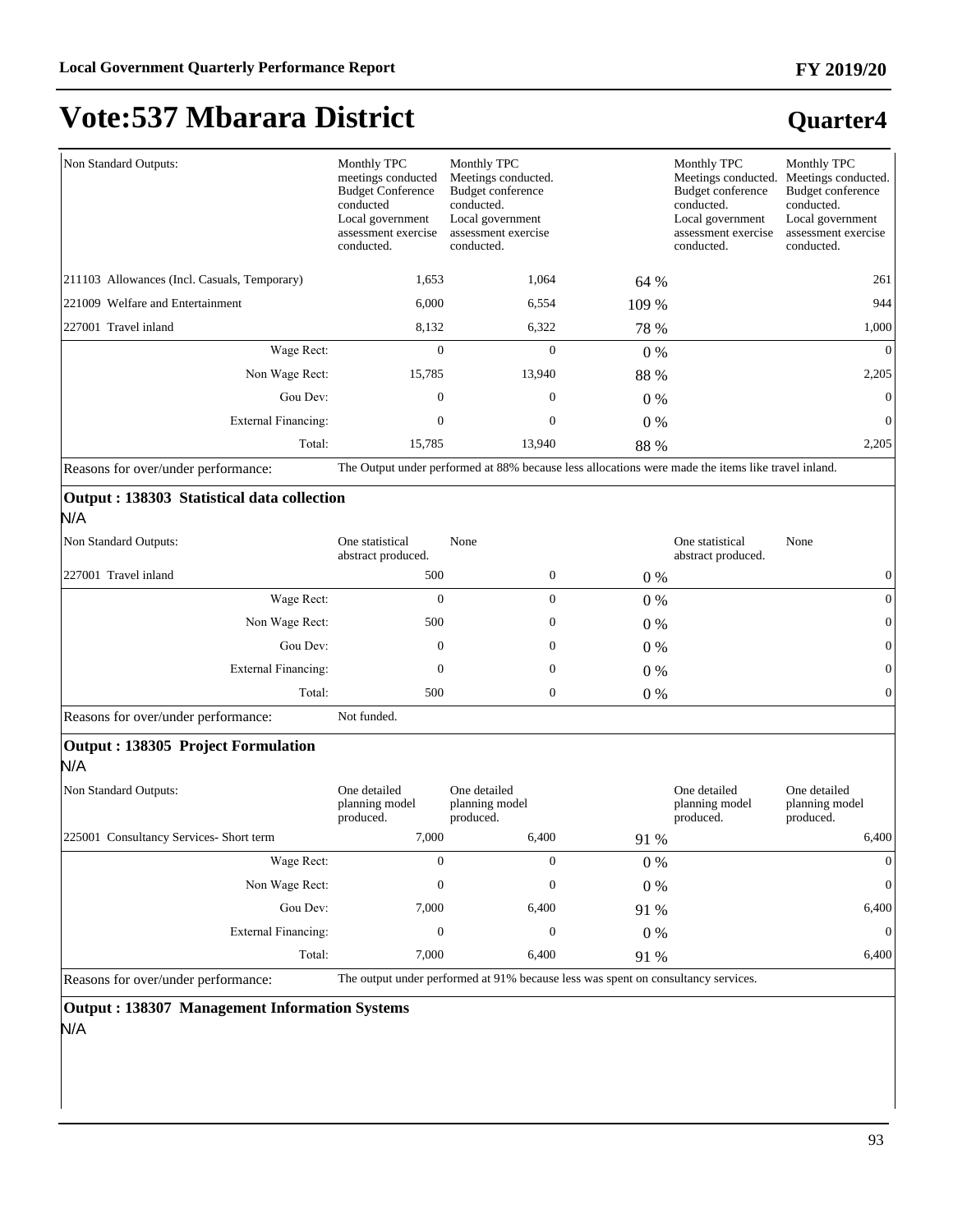# Vote:537 Mbarara District

## Quarter4

| | | | | | |
|---|---|---|---|---|---|
| Non Standard Outputs: | Monthly TPC meetings conducted Budget Conference conducted Local government assessment exercise conducted. | Monthly TPC Meetings conducted. Budget conference conducted. Local government assessment exercise conducted. | | Monthly TPC Meetings conducted. Budget conference conducted. Local government assessment exercise conducted. | Monthly TPC Meetings conducted. Budget conference conducted. Local government assessment exercise conducted. |
| 211103 Allowances (Incl. Casuals, Temporary) | 1,653 | 1,064 | 64 % | | 261 |
| 221009 Welfare and Entertainment | 6,000 | 6,554 | 109 % | | 944 |
| 227001 Travel inland | 8,132 | 6,322 | 78 % | | 1,000 |
| Wage Rect: | 0 | 0 | 0 % | | 0 |
| Non Wage Rect: | 15,785 | 13,940 | 88 % | | 2,205 |
| Gou Dev: | 0 | 0 | 0 % | | 0 |
| External Financing: | 0 | 0 | 0 % | | 0 |
| Total: | 15,785 | 13,940 | 88 % | | 2,205 |
| Reasons for over/under performance: | The Output under performed at 88% because less allocations were made the items like travel inland. | | | | |

**Output : 138303 Statistical data collection**

N/A

| | | | | | |
|---|---|---|---|---|---|
| Non Standard Outputs: | One statistical abstract produced. | None | | One statistical abstract produced. | None |
| 227001 Travel inland | 500 | 0 | 0 % | | 0 |
| Wage Rect: | 0 | 0 | 0 % | | 0 |
| Non Wage Rect: | 500 | 0 | 0 % | | 0 |
| Gou Dev: | 0 | 0 | 0 % | | 0 |
| External Financing: | 0 | 0 | 0 % | | 0 |
| Total: | 500 | 0 | 0 % | | 0 |
| Reasons for over/under performance: | Not funded. | | | | |

**Output : 138305 Project Formulation**

N/A

| | | | | | |
|---|---|---|---|---|---|
| Non Standard Outputs: | One detailed planning model produced. | One detailed planning model produced. | | One detailed planning model produced. | One detailed planning model produced. |
| 225001 Consultancy Services- Short term | 7,000 | 6,400 | 91 % | | 6,400 |
| Wage Rect: | 0 | 0 | 0 % | | 0 |
| Non Wage Rect: | 0 | 0 | 0 % | | 0 |
| Gou Dev: | 7,000 | 6,400 | 91 % | | 6,400 |
| External Financing: | 0 | 0 | 0 % | | 0 |
| Total: | 7,000 | 6,400 | 91 % | | 6,400 |
| Reasons for over/under performance: | The output under performed at 91% because less was spent on consultancy services. | | | | |

**Output : 138307 Management Information Systems**

N/A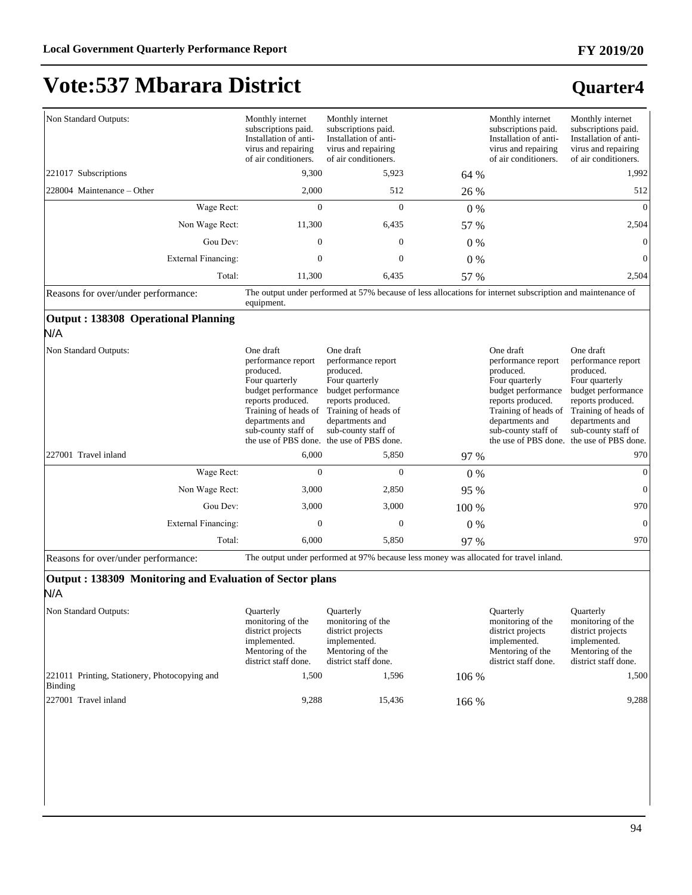# Vote:537 Mbarara District

## Quarter4

| | | | | | |
|---|---|---|---|---|---|
| Non Standard Outputs: | Monthly internet subscriptions paid. Installation of anti-virus and repairing of air conditioners. | Monthly internet subscriptions paid. Installation of anti-virus and repairing of air conditioners. | | Monthly internet subscriptions paid. Installation of anti-virus and repairing of air conditioners. | Monthly internet subscriptions paid. Installation of anti-virus and repairing of air conditioners. |
| 221017 Subscriptions | 9,300 | 5,923 | 64 % | | 1,992 |
| 228004 Maintenance – Other | 2,000 | 512 | 26 % | | 512 |
| Wage Rect: | 0 | 0 | 0 % | | 0 |
| Non Wage Rect: | 11,300 | 6,435 | 57 % | | 2,504 |
| Gou Dev: | 0 | 0 | 0 % | | 0 |
| External Financing: | 0 | 0 | 0 % | | 0 |
| Total: | 11,300 | 6,435 | 57 % | | 2,504 |
| Reasons for over/under performance: | The output under performed at 57% because of less allocations for internet subscription and maintenance of equipment. | | | | |

### Output : 138308 Operational Planning

N/A

| | | | | | |
|---|---|---|---|---|---|
| Non Standard Outputs: | One draft performance report produced. Four quarterly budget performance reports produced. Training of heads of departments and sub-county staff of the use of PBS done. | One draft performance report produced. Four quarterly budget performance reports produced. Training of heads of departments and sub-county staff of the use of PBS done. | | One draft performance report produced. Four quarterly budget performance reports produced. Training of heads of departments and sub-county staff of the use of PBS done. | One draft performance report produced. Four quarterly budget performance reports produced. Training of heads of departments and sub-county staff of the use of PBS done. |
| 227001 Travel inland | 6,000 | 5,850 | 97 % | | 970 |
| Wage Rect: | 0 | 0 | 0 % | | 0 |
| Non Wage Rect: | 3,000 | 2,850 | 95 % | | 0 |
| Gou Dev: | 3,000 | 3,000 | 100 % | | 970 |
| External Financing: | 0 | 0 | 0 % | | 0 |
| Total: | 6,000 | 5,850 | 97 % | | 970 |
| Reasons for over/under performance: | The output under performed at 97% because less money was allocated for travel inland. | | | | |

### Output : 138309 Monitoring and Evaluation of Sector plans

N/A

| | | | | | |
|---|---|---|---|---|---|
| Non Standard Outputs: | Quarterly monitoring of the district projects implemented. Mentoring of the district staff done. | Quarterly monitoring of the district projects implemented. Mentoring of the district staff done. | | Quarterly monitoring of the district projects implemented. Mentoring of the district staff done. | Quarterly monitoring of the district projects implemented. Mentoring of the district staff done. |
| 221011 Printing, Stationery, Photocopying and Binding | 1,500 | 1,596 | 106 % | | 1,500 |
| 227001 Travel inland | 9,288 | 15,436 | 166 % | | 9,288 |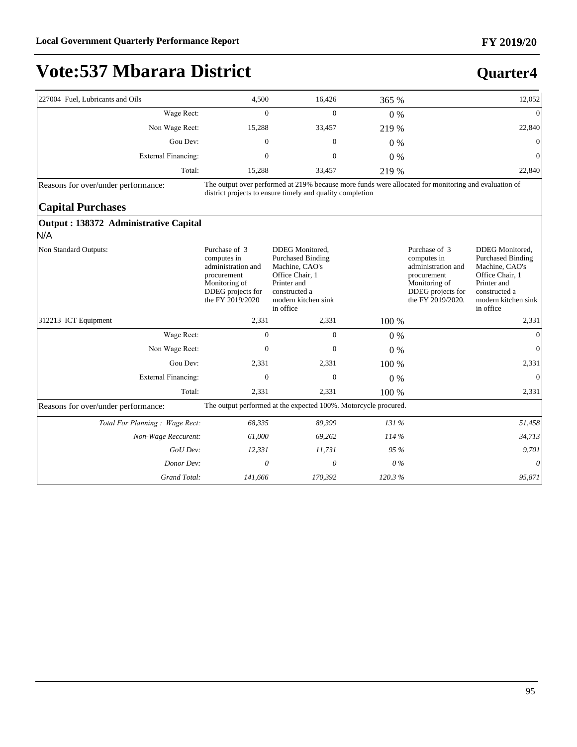# Vote:537 Mbarara District

## Quarter4

| | | | | | |
|---|---|---|---|---|---|
| 227004 Fuel, Lubricants and Oils | 4,500 | 16,426 | 365 % | | 12,052 |
| Wage Rect: | 0 | 0 | 0 % | | 0 |
| Non Wage Rect: | 15,288 | 33,457 | 219 % | | 22,840 |
| Gou Dev: | 0 | 0 | 0 % | | 0 |
| External Financing: | 0 | 0 | 0 % | | 0 |
| Total: | 15,288 | 33,457 | 219 % | | 22,840 |
| Reasons for over/under performance: | The output over performed at 219% because more funds were allocated for monitoring and evaluation of district projects to ensure timely and quality completion | | | | |

### Capital Purchases

**Output : 138372 Administrative Capital**

N/A

| | | | | | |
|---|---|---|---|---|---|
| Non Standard Outputs: | Purchase of 3 computes in administration and procurement Monitoring of DDEG projects for the FY 2019/2020 | DDEG Monitored, Purchased Binding Machine, CAO's Office Chair, 1 Printer and constructed a modern kitchen sink in office | | Purchase of 3 computes in administration and procurement Monitoring of DDEG projects for the FY 2019/2020. | DDEG Monitored, Purchased Binding Machine, CAO's Office Chair, 1 Printer and constructed a modern kitchen sink in office |
| 312213 ICT Equipment | 2,331 | 2,331 | 100 % | | 2,331 |
| Wage Rect: | 0 | 0 | 0 % | | 0 |
| Non Wage Rect: | 0 | 0 | 0 % | | 0 |
| Gou Dev: | 2,331 | 2,331 | 100 % | | 2,331 |
| External Financing: | 0 | 0 | 0 % | | 0 |
| Total: | 2,331 | 2,331 | 100 % | | 2,331 |
| Reasons for over/under performance: | The output performed at the expected 100%. Motorcycle procured. | | | | |
| *Total For Planning : Wage Rect:* | *68,335* | *89,399* | *131 %* | | *51,458* |
| *Non-Wage Reccurent:* | *61,000* | *69,262* | *114 %* | | *34,713* |
| *GoU Dev:* | *12,331* | *11,731* | *95 %* | | *9,701* |
| *Donor Dev:* | *0* | *0* | *0 %* | | *0* |
| *Grand Total:* | *141,666* | *170,392* | *120.3 %* | | *95,871* |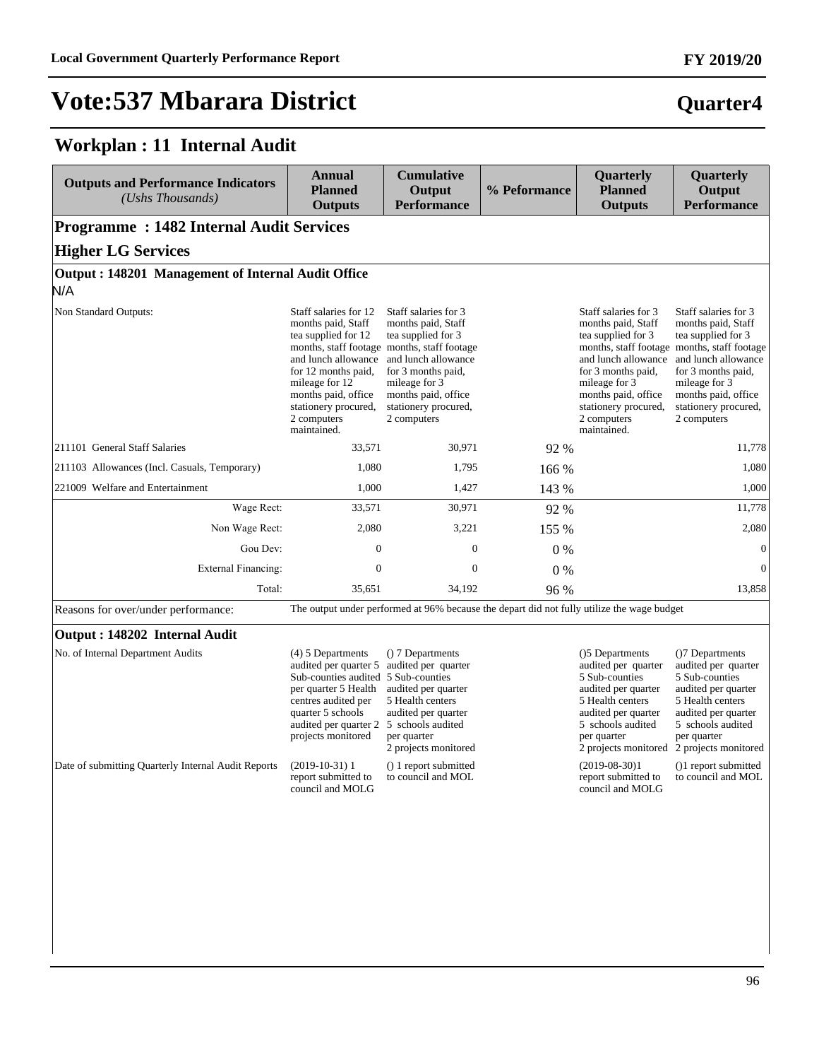# Vote:537 Mbarara District

## Quarter4

### Workplan : 11 Internal Audit

| Outputs and Performance Indicators *(Ushs Thousands)* | Annual Planned Outputs | Cumulative Output Performance | % Peformance | Quarterly Planned Outputs | Quarterly Output Performance |
|---|---|---|---|---|---|
| **Programme : 1482 Internal Audit Services** | | | | | |
| **Higher LG Services** | | | | | |
| **Output : 148201 Management of Internal Audit Office** | | | | | |
| N/A | | | | | |
| Non Standard Outputs: | Staff salaries for 12 months paid, Staff tea supplied for 12 months, staff footage and lunch allowance for 12 months paid, mileage for 12 months paid, office stationery procured, 2 computers maintained. | Staff salaries for 3 months paid, Staff tea supplied for 3 months, staff footage and lunch allowance for 3 months paid, mileage for 3 months paid, office stationery procured, 2 computers | | Staff salaries for 3 months paid, Staff tea supplied for 3 months, staff footage and lunch allowance for 3 months paid, mileage for 3 months paid, office stationery procured, 2 computers maintained. | Staff salaries for 3 months paid, Staff tea supplied for 3 months, staff footage and lunch allowance for 3 months paid, mileage for 3 months paid, office stationery procured, 2 computers |
| 211101 General Staff Salaries | 33,571 | 30,971 | 92 % | | 11,778 |
| 211103 Allowances (Incl. Casuals, Temporary) | 1,080 | 1,795 | 166 % | | 1,080 |
| 221009 Welfare and Entertainment | 1,000 | 1,427 | 143 % | | 1,000 |
| Wage Rect: | 33,571 | 30,971 | 92 % | | 11,778 |
| Non Wage Rect: | 2,080 | 3,221 | 155 % | | 2,080 |
| Gou Dev: | 0 | 0 | 0 % | | 0 |
| External Financing: | 0 | 0 | 0 % | | 0 |
| Total: | 35,651 | 34,192 | 96 % | | 13,858 |
| Reasons for over/under performance: | The output under performed at 96% because the depart did not fully utilize the wage budget | | | | |
| **Output : 148202 Internal Audit** | | | | | |
| No. of Internal Department Audits | (4) 5 Departments audited per quarter 5 Sub-counties audited per quarter 5 Health centres audited per quarter 5 schools audited per quarter 2 projects monitored | () 7 Departments audited per quarter 5 Sub-counties audited per quarter 5 Health centers audited per quarter 5 schools audited per quarter 2 projects monitored | | ()5 Departments audited per quarter 5 Sub-counties audited per quarter 5 Health centers audited per quarter 5 schools audited per quarter 2 projects monitored | ()7 Departments audited per quarter 5 Sub-counties audited per quarter 5 Health centers audited per quarter 5 schools audited per quarter 2 projects monitored |
| Date of submitting Quarterly Internal Audit Reports | (2019-10-31) 1 report submitted to council and MOLG | () 1 report submitted to council and MOL | | (2019-08-30)1 report submitted to council and MOLG | ()1 report submitted to council and MOL |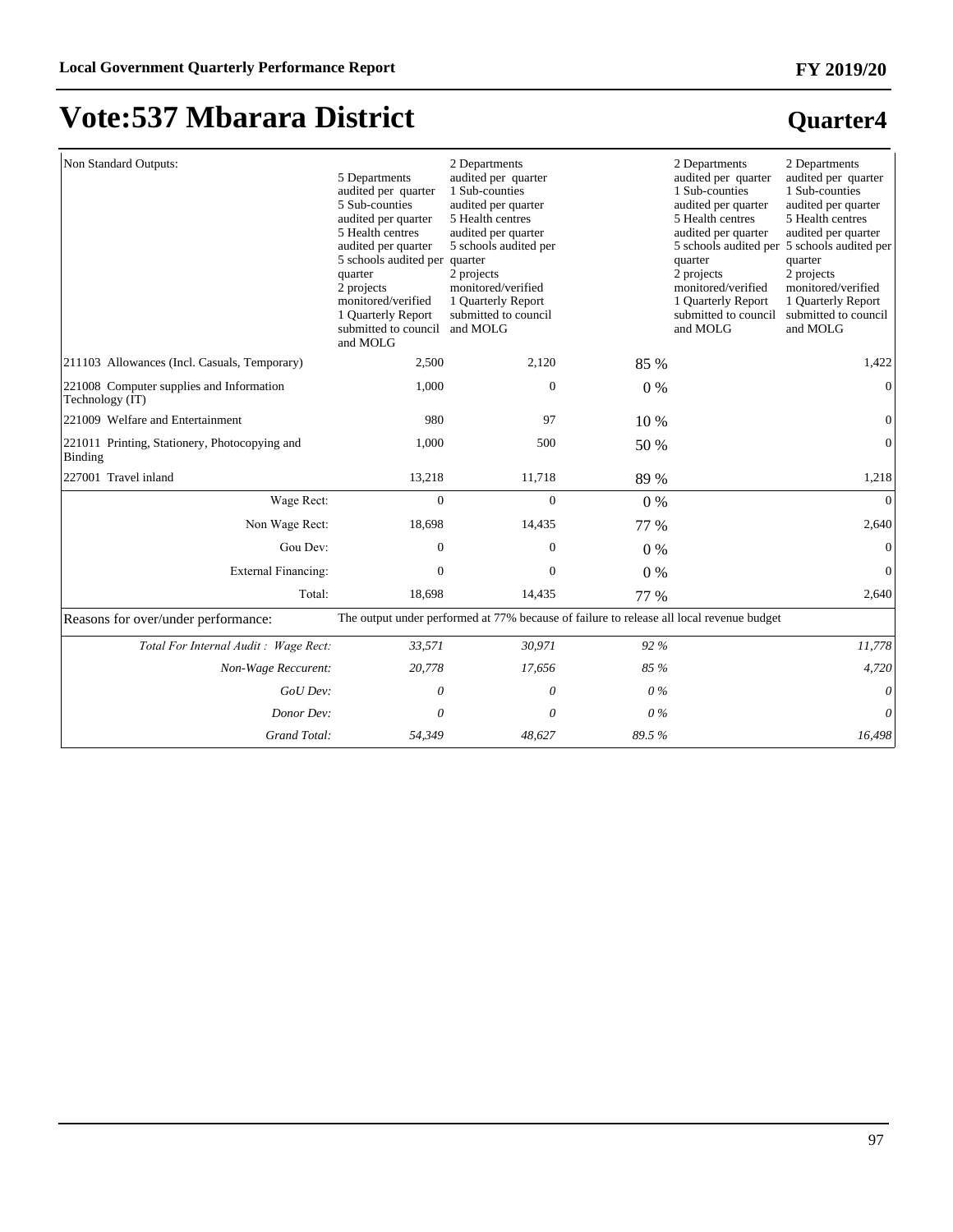# Vote:537 Mbarara District

## Quarter4

| | | | | | |
|---|---|---|---|---|---|
| Non Standard Outputs: | 5 Departments audited per quarter 5 Sub-counties audited per quarter 5 Health centres audited per quarter 5 schools audited per quarter 2 projects monitored/verified 1 Quarterly Report submitted to council and MOLG | 2 Departments audited per quarter 1 Sub-counties audited per quarter 5 Health centres audited per quarter 5 schools audited per quarter 2 projects monitored/verified 1 Quarterly Report submitted to council and MOLG | | 2 Departments audited per quarter 1 Sub-counties audited per quarter 5 Health centres audited per quarter 5 schools audited per quarter 2 projects monitored/verified 1 Quarterly Report submitted to council and MOLG | 2 Departments audited per quarter 1 Sub-counties audited per quarter 5 Health centres audited per quarter 5 schools audited per quarter 2 projects monitored/verified 1 Quarterly Report submitted to council and MOLG |
| 211103 Allowances (Incl. Casuals, Temporary) | 2,500 | 2,120 | 85 % | | 1,422 |
| 221008 Computer supplies and Information Technology (IT) | 1,000 | 0 | 0 % | | 0 |
| 221009 Welfare and Entertainment | 980 | 97 | 10 % | | 0 |
| 221011 Printing, Stationery, Photocopying and Binding | 1,000 | 500 | 50 % | | 0 |
| 227001 Travel inland | 13,218 | 11,718 | 89 % | | 1,218 |
| Wage Rect: | 0 | 0 | 0 % | | 0 |
| Non Wage Rect: | 18,698 | 14,435 | 77 % | | 2,640 |
| Gou Dev: | 0 | 0 | 0 % | | 0 |
| External Financing: | 0 | 0 | 0 % | | 0 |
| Total: | 18,698 | 14,435 | 77 % | | 2,640 |
| Reasons for over/under performance: | The output under performed at 77% because of failure to release all local revenue budget | | | | |
| *Total For Internal Audit : Wage Rect:* | *33,571* | *30,971* | *92 %* | | *11,778* |
| *Non-Wage Reccurent:* | *20,778* | *17,656* | *85 %* | | *4,720* |
| *GoU Dev:* | *0* | *0* | *0 %* | | *0* |
| *Donor Dev:* | *0* | *0* | *0 %* | | *0* |
| *Grand Total:* | *54,349* | *48,627* | *89.5 %* | | *16,498* |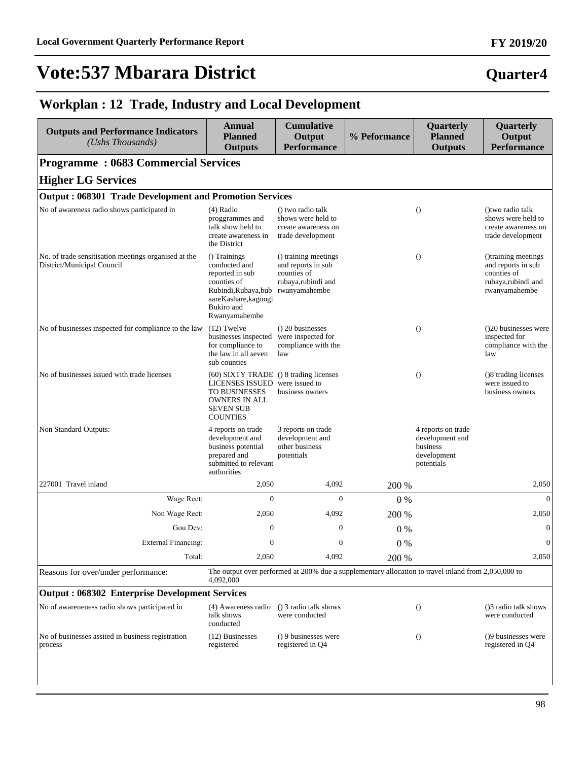# Vote:537 Mbarara District

**Quarter4**

## Workplan : 12 Trade, Industry and Local Development

| Outputs and Performance Indicators *(Ushs Thousands)* | Annual Planned Outputs | Cumulative Output Performance | % Peformance | Quarterly Planned Outputs | Quarterly Output Performance |
|---|---|---|---|---|---|
| **Programme : 0683 Commercial Services** | | | | | |
| **Higher LG Services** | | | | | |
| **Output : 068301 Trade Development and Promotion Services** | | | | | |
| No of awareness radio shows participated in | (4) Radio proggrammes and talk show held to create awareness in the District | () two radio talk shows were held to create awareness on trade development | | () | ()two radio talk shows were held to create awareness on trade development |
| No. of trade sensitisation meetings organised at the District/Municipal Council | () Trainings conducted and reported in sub counties of Rubindi,Rubaya,bubaareKashare,kagongi Bukiro and Rwanyamahembe | () training meetings and reports in sub counties of rubaya,rubindi and rwanyamahembe | | () | ()training meetings and reports in sub counties of rubaya,rubindi and rwanyamahembe |
| No of businesses inspected for compliance to the law | (12) Twelve businesses inspected for compliance to the law in all seven sub counties | () 20 businesses were inspected for compliance with the law | | () | ()20 businesses were inspected for compliance with the law |
| No of businesses issued with trade licenses | (60) SIXTY TRADE LICENSES ISSUED TO BUSINESSES OWNERS IN ALL SEVEN SUB COUNTIES | () 8 trading licenses were issued to business owners | | () | ()8 trading licenses were issued to business owners |
| Non Standard Outputs: | 4 reports on trade development and business potential prepared and submitted to relevant authorities | 3 reports on trade development and other business potentials | | 4 reports on trade development and business development potentials | |
| 227001 Travel inland | 2,050 | 4,092 | 200 % | | 2,050 |
| Wage Rect: | 0 | 0 | 0 % | | 0 |
| Non Wage Rect: | 2,050 | 4,092 | 200 % | | 2,050 |
| Gou Dev: | 0 | 0 | 0 % | | 0 |
| External Financing: | 0 | 0 | 0 % | | 0 |
| Total: | 2,050 | 4,092 | 200 % | | 2,050 |
| Reasons for over/under performance: | The output over performed at 200% due a supplementary allocation to travel inland from 2,050,000 to 4,092,000 | | | | |
| **Output : 068302 Enterprise Development Services** | | | | | |
| No of awareneness radio shows participated in | (4) Awareness radio talk shows conducted | () 3 radio talk shows were conducted | | () | ()3 radio talk shows were conducted |
| No of businesses assited in business registration process | (12) Businesses registered | () 9 businesses were registered in Q4 | | () | ()9 businesses were registered in Q4 |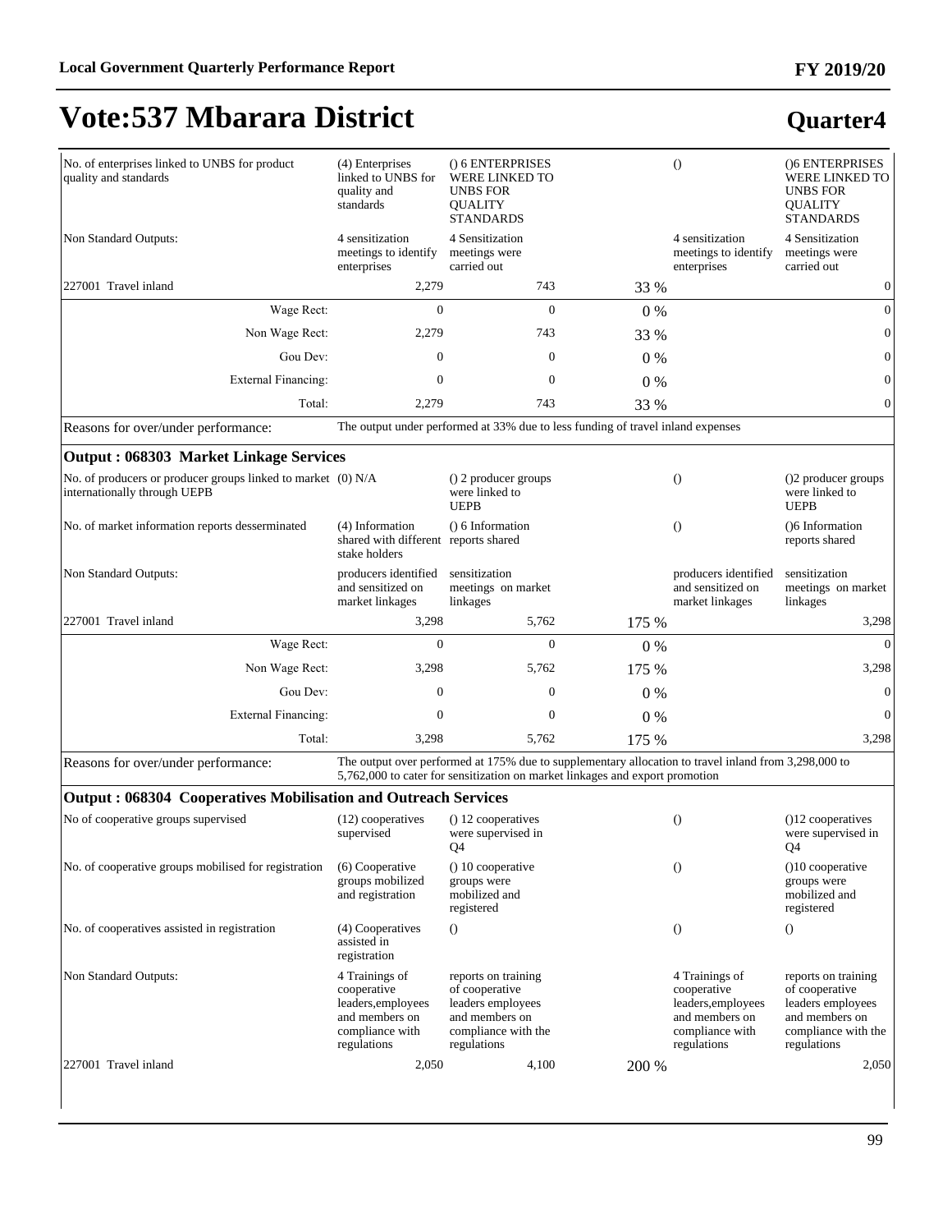# Vote:537 Mbarara District

## Quarter4

| | | | | | |
|---|---|---|---|---|---|
| No. of enterprises linked to UNBS for product quality and standards | (4) Enterprises linked to UNBS for quality and standards | () 6 ENTERPRISES WERE LINKED TO UNBS FOR QUALITY STANDARDS | | () | ()6 ENTERPRISES WERE LINKED TO UNBS FOR QUALITY STANDARDS |
| Non Standard Outputs: | 4 sensitization meetings to identify enterprises | 4 Sensitization meetings were carried out | | 4 sensitization meetings to identify enterprises | 4 Sensitization meetings were carried out |
| 227001 Travel inland | 2,279 | 743 | 33 % | | 0 |
| Wage Rect: | 0 | 0 | 0 % | | 0 |
| Non Wage Rect: | 2,279 | 743 | 33 % | | 0 |
| Gou Dev: | 0 | 0 | 0 % | | 0 |
| External Financing: | 0 | 0 | 0 % | | 0 |
| Total: | 2,279 | 743 | 33 % | | 0 |
| Reasons for over/under performance: | The output under performed at 33% due to less funding of travel inland expenses | | | | |

### Output : 068303 Market Linkage Services

| | | | | | |
|---|---|---|---|---|---|
| No. of producers or producer groups linked to market internationally through UEPB | (0) N/A | () 2 producer groups were linked to UEPB | | () | ()2 producer groups were linked to UEPB |
| No. of market information reports desserminated | (4) Information shared with different stake holders | () 6 Information reports shared | | () | ()6 Information reports shared |
| Non Standard Outputs: | producers identified and sensitized on market linkages | sensitization meetings on market linkages | | producers identified and sensitized on market linkages | sensitization meetings on market linkages |
| 227001 Travel inland | 3,298 | 5,762 | 175 % | | 3,298 |
| Wage Rect: | 0 | 0 | 0 % | | 0 |
| Non Wage Rect: | 3,298 | 5,762 | 175 % | | 3,298 |
| Gou Dev: | 0 | 0 | 0 % | | 0 |
| External Financing: | 0 | 0 | 0 % | | 0 |
| Total: | 3,298 | 5,762 | 175 % | | 3,298 |
| Reasons for over/under performance: | The output over performed at 175% due to supplementary allocation to travel inland from 3,298,000 to 5,762,000 to cater for sensitization on market linkages and export promotion | | | | |

### Output : 068304 Cooperatives Mobilisation and Outreach Services

| | | | | | |
|---|---|---|---|---|---|
| No of cooperative groups supervised | (12) cooperatives supervised | () 12 cooperatives were supervised in Q4 | | () | ()12 cooperatives were supervised in Q4 |
| No. of cooperative groups mobilised for registration | (6) Cooperative groups mobilized and registration | () 10 cooperative groups were mobilized and registered | | () | ()10 cooperative groups were mobilized and registered |
| No. of cooperatives assisted in registration | (4) Cooperatives assisted in registration | () | | () | () |
| Non Standard Outputs: | 4 Trainings of cooperative leaders,employees and members on compliance with regulations | reports on training of cooperative leaders employees and members on compliance with the regulations | | 4 Trainings of cooperative leaders,employees and members on compliance with regulations | reports on training of cooperative leaders employees and members on compliance with the regulations |
| 227001 Travel inland | 2,050 | 4,100 | 200 % | | 2,050 |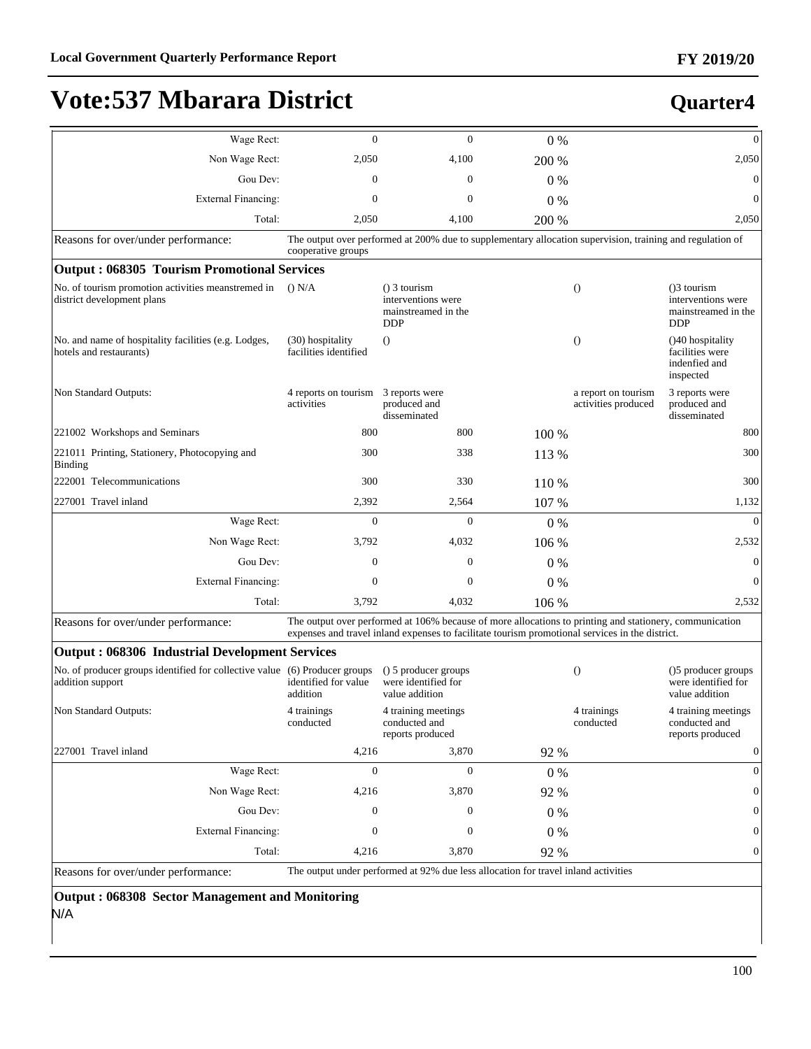# Vote:537 Mbarara District

**Quarter4**

| | | | | | |
|---|---|---|---|---|---|
| Wage Rect: | 0 | 0 | 0 % | | 0 |
| Non Wage Rect: | 2,050 | 4,100 | 200 % | | 2,050 |
| Gou Dev: | 0 | 0 | 0 % | | 0 |
| External Financing: | 0 | 0 | 0 % | | 0 |
| Total: | 2,050 | 4,100 | 200 % | | 2,050 |
| Reasons for over/under performance: | The output over performed at 200% due to supplementary allocation supervision, training and regulation of cooperative groups | | | | |
| **Output : 068305 Tourism Promotional Services** | | | | | |
| No. of tourism promotion activities meanstremed in district development plans | () N/A | () 3 tourism interventions were mainstreamed in the DDP | | () | ()3 tourism interventions were mainstreamed in the DDP |
| No. and name of hospitality facilities (e.g. Lodges, hotels and restaurants) | (30) hospitality facilities identified | () | | () | ()40 hospitality facilities were indenfied and inspected |
| Non Standard Outputs: | 4 reports on tourism activities | 3 reports were produced and disseminated | | a report on tourism activities produced | 3 reports were produced and disseminated |
| 221002 Workshops and Seminars | 800 | 800 | 100 % | | 800 |
| 221011 Printing, Stationery, Photocopying and Binding | 300 | 338 | 113 % | | 300 |
| 222001 Telecommunications | 300 | 330 | 110 % | | 300 |
| 227001 Travel inland | 2,392 | 2,564 | 107 % | | 1,132 |
| Wage Rect: | 0 | 0 | 0 % | | 0 |
| Non Wage Rect: | 3,792 | 4,032 | 106 % | | 2,532 |
| Gou Dev: | 0 | 0 | 0 % | | 0 |
| External Financing: | 0 | 0 | 0 % | | 0 |
| Total: | 3,792 | 4,032 | 106 % | | 2,532 |
| Reasons for over/under performance: | The output over performed at 106% because of more allocations to printing and stationery, communication expenses and travel inland expenses to facilitate tourism promotional services in the district. | | | | |
| **Output : 068306 Industrial Development Services** | | | | | |
| No. of producer groups identified for collective value addition support | (6) Producer groups identified for value addition | () 5 producer groups were identified for value addition | | () | ()5 producer groups were identified for value addition |
| Non Standard Outputs: | 4 trainings conducted | 4 training meetings conducted and reports produced | | 4 trainings conducted | 4 training meetings conducted and reports produced |
| 227001 Travel inland | 4,216 | 3,870 | 92 % | | 0 |
| Wage Rect: | 0 | 0 | 0 % | | 0 |
| Non Wage Rect: | 4,216 | 3,870 | 92 % | | 0 |
| Gou Dev: | 0 | 0 | 0 % | | 0 |
| External Financing: | 0 | 0 | 0 % | | 0 |
| Total: | 4,216 | 3,870 | 92 % | | 0 |
| Reasons for over/under performance: | The output under performed at 92% due less allocation for travel inland activities | | | | |

**Output : 068308 Sector Management and Monitoring**

N/A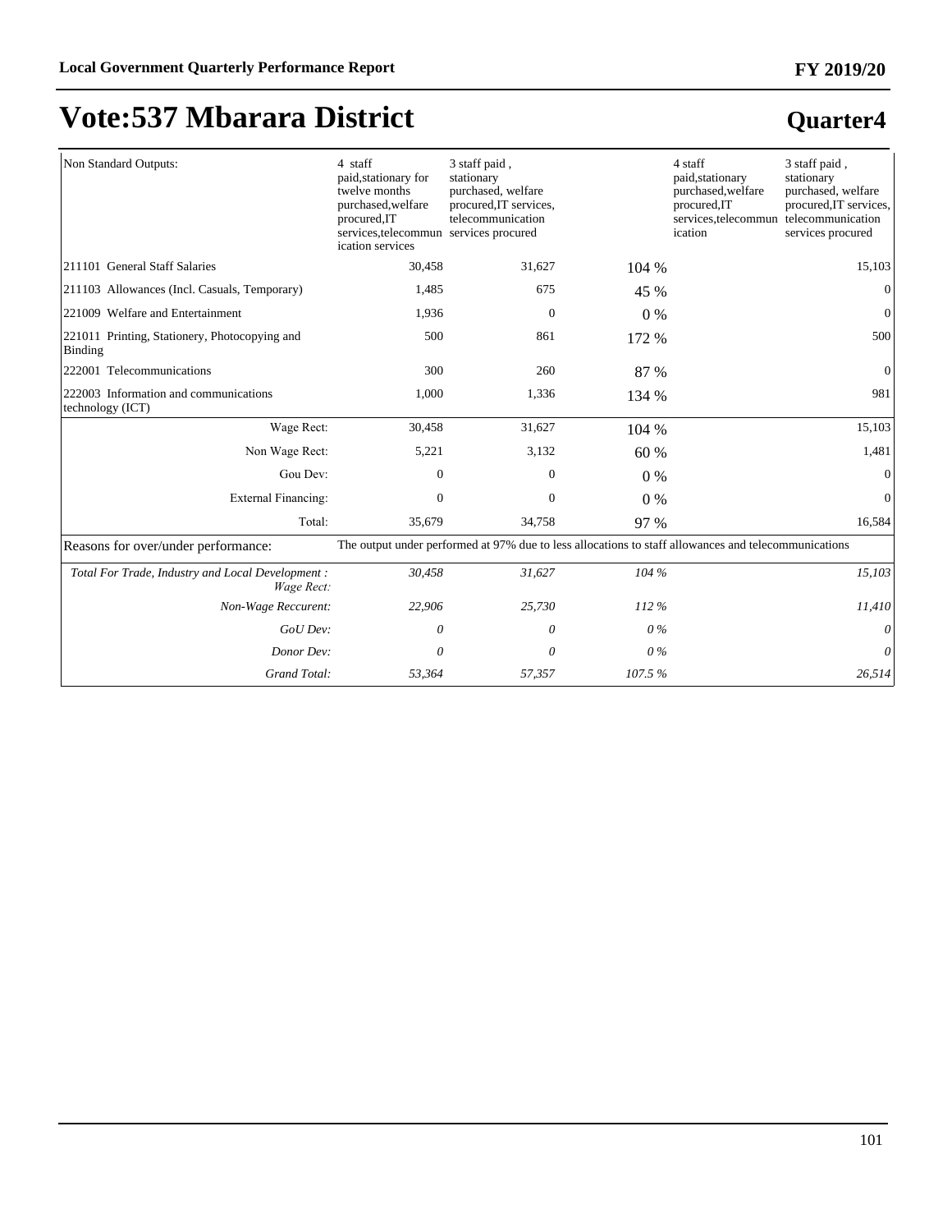# Vote:537 Mbarara District

## Quarter4

| | | | | | |
|---|---|---|---|---|---|
| Non Standard Outputs: | 4 staff paid,stationary for twelve months purchased,welfare procured,IT services,telecommunication services | 3 staff paid , stationary purchased, welfare procured,IT services, telecommunication services procured | | 4 staff paid,stationary purchased,welfare procured,IT services,telecommunication | 3 staff paid , stationary purchased, welfare procured,IT services, telecommunication services procured |
| 211101 General Staff Salaries | 30,458 | 31,627 | 104 % | | 15,103 |
| 211103 Allowances (Incl. Casuals, Temporary) | 1,485 | 675 | 45 % | | 0 |
| 221009 Welfare and Entertainment | 1,936 | 0 | 0 % | | 0 |
| 221011 Printing, Stationery, Photocopying and Binding | 500 | 861 | 172 % | | 500 |
| 222001 Telecommunications | 300 | 260 | 87 % | | 0 |
| 222003 Information and communications technology (ICT) | 1,000 | 1,336 | 134 % | | 981 |
| Wage Rect: | 30,458 | 31,627 | 104 % | | 15,103 |
| Non Wage Rect: | 5,221 | 3,132 | 60 % | | 1,481 |
| Gou Dev: | 0 | 0 | 0 % | | 0 |
| External Financing: | 0 | 0 | 0 % | | 0 |
| Total: | 35,679 | 34,758 | 97 % | | 16,584 |
| Reasons for over/under performance: | The output under performed at 97% due to less allocations to staff allowances and telecommunications | | | | |
| *Total For Trade, Industry and Local Development : Wage Rect:* | *30,458* | *31,627* | *104 %* | | *15,103* |
| *Non-Wage Reccurent:* | *22,906* | *25,730* | *112 %* | | *11,410* |
| *GoU Dev:* | *0* | *0* | *0 %* | | *0* |
| *Donor Dev:* | *0* | *0* | *0 %* | | *0* |
| *Grand Total:* | *53,364* | *57,357* | *107.5 %* | | *26,514* |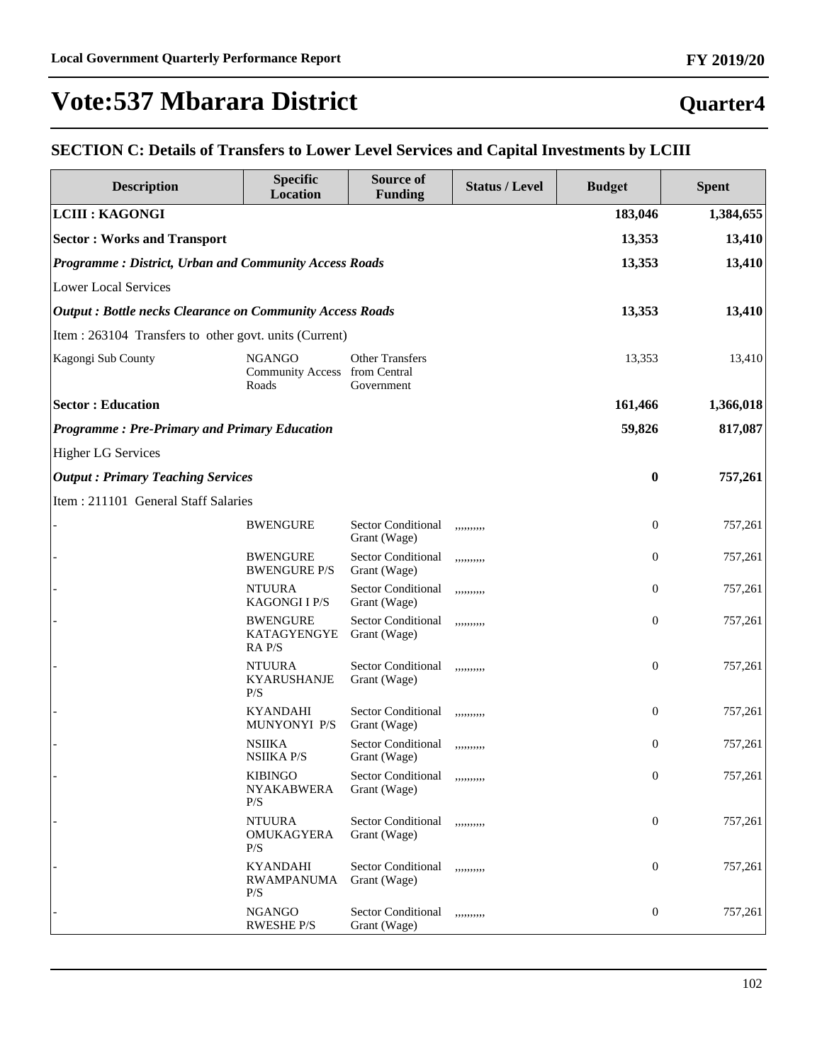# Vote:537 Mbarara District

## Quarter4

### SECTION C: Details of Transfers to Lower Level Services and Capital Investments by LCIII

| Description | Specific Location | Source of Funding | Status / Level | Budget | Spent |
|---|---|---|---|---|---|
| **LCIII : KAGONGI** | | | | **183,046** | **1,384,655** |
| **Sector : Works and Transport** | | | | **13,353** | **13,410** |
| ***Programme : District, Urban and Community Access Roads*** | | | | **13,353** | **13,410** |
| Lower Local Services | | | | | |
| ***Output : Bottle necks Clearance on Community Access Roads*** | | | | **13,353** | **13,410** |
| Item : 263104 Transfers to other govt. units (Current) | | | | | |
| Kagongi Sub County | NGANGO Community Access Roads | Other Transfers from Central Government | | 13,353 | 13,410 |
| **Sector : Education** | | | | **161,466** | **1,366,018** |
| ***Programme : Pre-Primary and Primary Education*** | | | | **59,826** | **817,087** |
| Higher LG Services | | | | | |
| ***Output : Primary Teaching Services*** | | | | **0** | **757,261** |
| Item : 211101 General Staff Salaries | | | | | |
| - | BWENGURE | Sector Conditional Grant (Wage) | ,,,,,,,,, | 0 | 757,261 |
| - | BWENGURE BWENGURE P/S | Sector Conditional Grant (Wage) | ,,,,,,,,, | 0 | 757,261 |
| - | NTUURA KAGONGI I P/S | Sector Conditional Grant (Wage) | ,,,,,,,,, | 0 | 757,261 |
| - | BWENGURE KATAGYENGYERA P/S | Sector Conditional Grant (Wage) | ,,,,,,,,, | 0 | 757,261 |
| - | NTUURA KYARUSHANJE P/S | Sector Conditional Grant (Wage) | ,,,,,,,,, | 0 | 757,261 |
| - | KYANDAHI MUNYONYI P/S | Sector Conditional Grant (Wage) | ,,,,,,,,, | 0 | 757,261 |
| - | NSIIKA NSIIKA P/S | Sector Conditional Grant (Wage) | ,,,,,,,,, | 0 | 757,261 |
| - | KIBINGO NYAKABWERA P/S | Sector Conditional Grant (Wage) | ,,,,,,,,, | 0 | 757,261 |
| - | NTUURA OMUKAGYERA P/S | Sector Conditional Grant (Wage) | ,,,,,,,,, | 0 | 757,261 |
| - | KYANDAHI RWAMPANUMA P/S | Sector Conditional Grant (Wage) | ,,,,,,,,, | 0 | 757,261 |
| - | NGANGO RWESHE P/S | Sector Conditional Grant (Wage) | ,,,,,,,,, | 0 | 757,261 |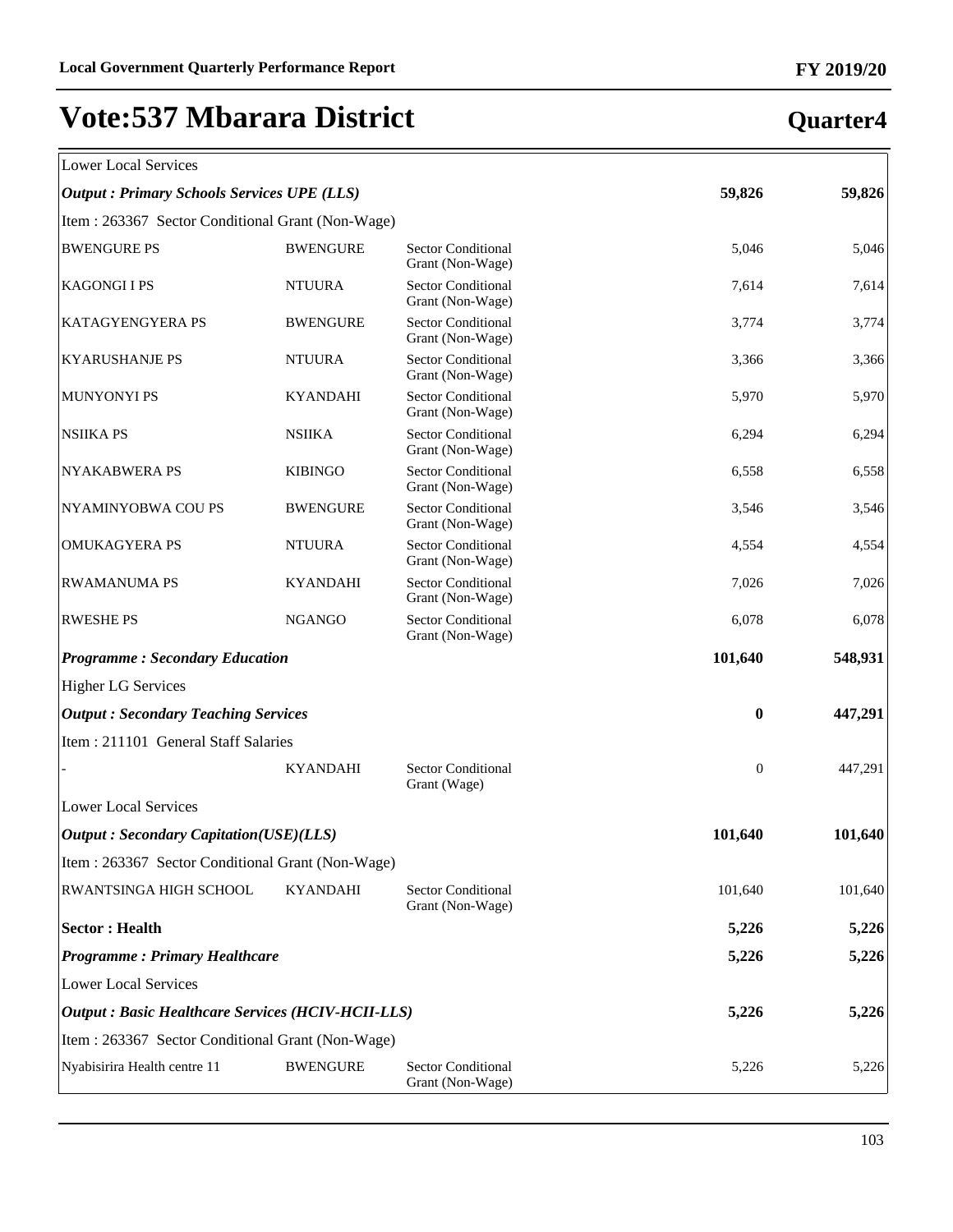# Vote:537 Mbarara District

## Quarter4

| | | | | |
|---|---|---|---|---|
| Lower Local Services | | | | |
| ***Output : Primary Schools Services UPE (LLS)*** | | | **59,826** | **59,826** |
| Item : 263367 Sector Conditional Grant (Non-Wage) | | | | |
| BWENGURE PS | BWENGURE | Sector Conditional Grant (Non-Wage) | 5,046 | 5,046 |
| KAGONGI I PS | NTUURA | Sector Conditional Grant (Non-Wage) | 7,614 | 7,614 |
| KATAGYENGYERA PS | BWENGURE | Sector Conditional Grant (Non-Wage) | 3,774 | 3,774 |
| KYARUSHANJE PS | NTUURA | Sector Conditional Grant (Non-Wage) | 3,366 | 3,366 |
| MUNYONYI PS | KYANDAHI | Sector Conditional Grant (Non-Wage) | 5,970 | 5,970 |
| NSIIKA PS | NSIIKA | Sector Conditional Grant (Non-Wage) | 6,294 | 6,294 |
| NYAKABWERA PS | KIBINGO | Sector Conditional Grant (Non-Wage) | 6,558 | 6,558 |
| NYAMINYOBWA COU PS | BWENGURE | Sector Conditional Grant (Non-Wage) | 3,546 | 3,546 |
| OMUKAGYERA PS | NTUURA | Sector Conditional Grant (Non-Wage) | 4,554 | 4,554 |
| RWAMANUMA PS | KYANDAHI | Sector Conditional Grant (Non-Wage) | 7,026 | 7,026 |
| RWESHE PS | NGANGO | Sector Conditional Grant (Non-Wage) | 6,078 | 6,078 |
| ***Programme : Secondary Education*** | | | **101,640** | **548,931** |
| Higher LG Services | | | | |
| ***Output : Secondary Teaching Services*** | | | **0** | **447,291** |
| Item : 211101 General Staff Salaries | | | | |
| - | KYANDAHI | Sector Conditional Grant (Wage) | 0 | 447,291 |
| Lower Local Services | | | | |
| ***Output : Secondary Capitation(USE)(LLS)*** | | | **101,640** | **101,640** |
| Item : 263367 Sector Conditional Grant (Non-Wage) | | | | |
| RWANTSINGA HIGH SCHOOL | KYANDAHI | Sector Conditional Grant (Non-Wage) | 101,640 | 101,640 |
| **Sector : Health** | | | **5,226** | **5,226** |
| ***Programme : Primary Healthcare*** | | | **5,226** | **5,226** |
| Lower Local Services | | | | |
| ***Output : Basic Healthcare Services (HCIV-HCII-LLS)*** | | | **5,226** | **5,226** |
| Item : 263367 Sector Conditional Grant (Non-Wage) | | | | |
| Nyabisirira Health centre 11 | BWENGURE | Sector Conditional Grant (Non-Wage) | 5,226 | 5,226 |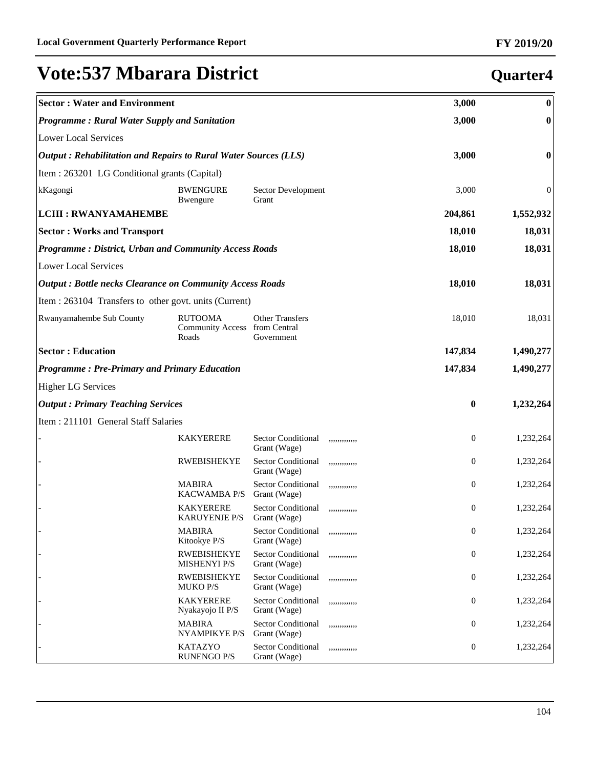# Vote:537 Mbarara District

## Quarter4

| | | | | | |
|---|---|---|---|---|---|
| **Sector : Water and Environment** | | | | **3,000** | **0** |
| ***Programme : Rural Water Supply and Sanitation*** | | | | **3,000** | **0** |
| Lower Local Services | | | | | |
| ***Output : Rehabilitation and Repairs to Rural Water Sources (LLS)*** | | | | **3,000** | **0** |
| Item : 263201 LG Conditional grants (Capital) | | | | | |
| kKagongi | BWENGURE Bwengure | Sector Development Grant | | 3,000 | 0 |
| **LCIII : RWANYAMAHEMBE** | | | | **204,861** | **1,552,932** |
| **Sector : Works and Transport** | | | | **18,010** | **18,031** |
| ***Programme : District, Urban and Community Access Roads*** | | | | **18,010** | **18,031** |
| Lower Local Services | | | | | |
| ***Output : Bottle necks Clearance on Community Access Roads*** | | | | **18,010** | **18,031** |
| Item : 263104 Transfers to other govt. units (Current) | | | | | |
| Rwanyamahembe Sub County | RUTOOMA Community Access Roads | Other Transfers from Central Government | | 18,010 | 18,031 |
| **Sector : Education** | | | | **147,834** | **1,490,277** |
| ***Programme : Pre-Primary and Primary Education*** | | | | **147,834** | **1,490,277** |
| Higher LG Services | | | | | |
| ***Output : Primary Teaching Services*** | | | | **0** | **1,232,264** |
| Item : 211101 General Staff Salaries | | | | | |
| - | KAKYERERE | Sector Conditional Grant (Wage) | ,,,,,,,,,,,, | 0 | 1,232,264 |
| - | RWEBISHEKYE | Sector Conditional Grant (Wage) | ,,,,,,,,,,,, | 0 | 1,232,264 |
| - | MABIRA KACWAMBA P/S | Sector Conditional Grant (Wage) | ,,,,,,,,,,,, | 0 | 1,232,264 |
| - | KAKYERERE KARUYENJE P/S | Sector Conditional Grant (Wage) | ,,,,,,,,,,,, | 0 | 1,232,264 |
| - | MABIRA Kitookye P/S | Sector Conditional Grant (Wage) | ,,,,,,,,,,,, | 0 | 1,232,264 |
| - | RWEBISHEKYE MISHENYI P/S | Sector Conditional Grant (Wage) | ,,,,,,,,,,,, | 0 | 1,232,264 |
| - | RWEBISHEKYE MUKO P/S | Sector Conditional Grant (Wage) | ,,,,,,,,,,,, | 0 | 1,232,264 |
| - | KAKYERERE Nyakayojo II P/S | Sector Conditional Grant (Wage) | ,,,,,,,,,,,, | 0 | 1,232,264 |
| - | MABIRA NYAMPIKYE P/S | Sector Conditional Grant (Wage) | ,,,,,,,,,,,, | 0 | 1,232,264 |
| - | KATAZYO RUNENGO P/S | Sector Conditional Grant (Wage) | ,,,,,,,,,,,, | 0 | 1,232,264 |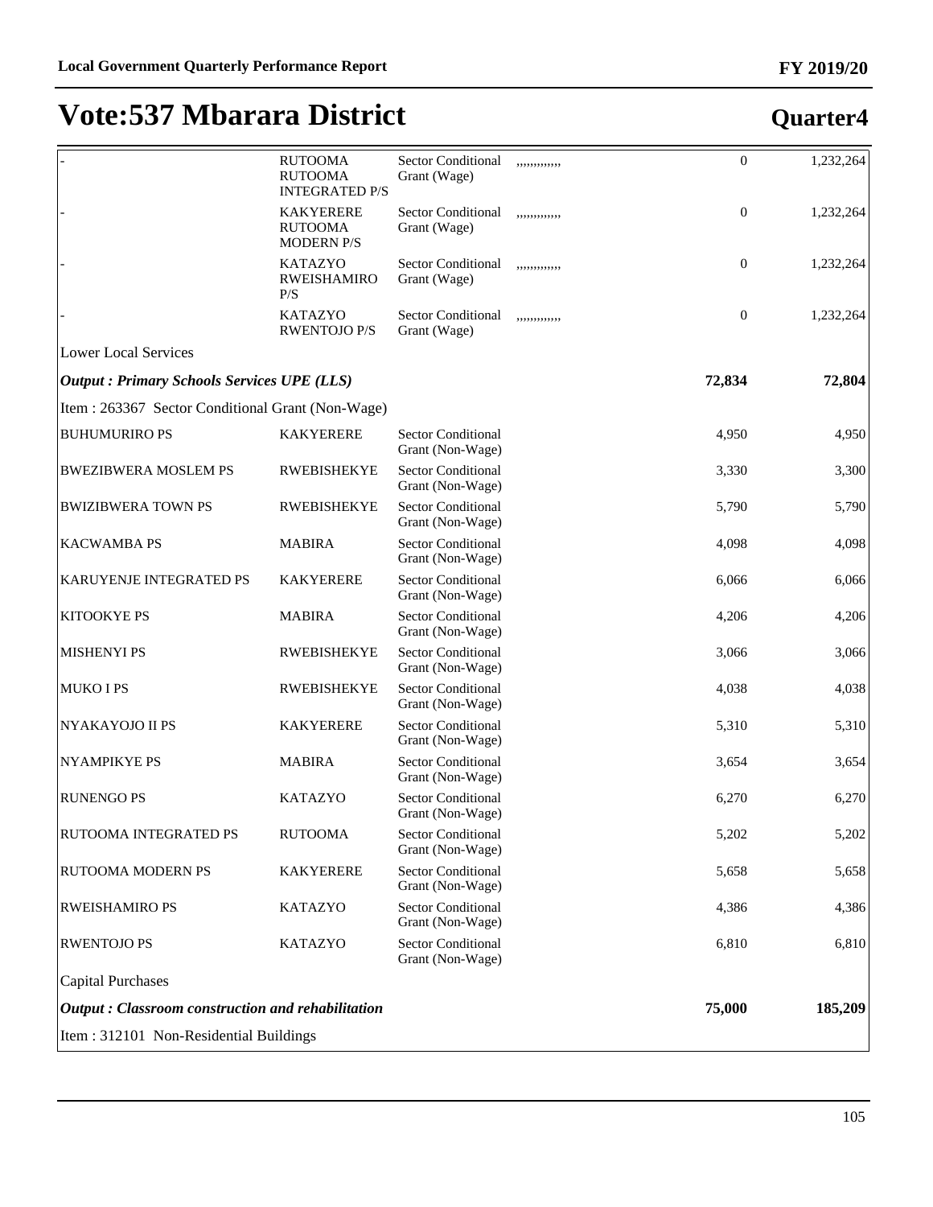# Vote:537 Mbarara District

## Quarter4

| | | | | | |
|---|---|---|---|---|---|
| - | RUTOOMA RUTOOMA INTEGRATED P/S | Sector Conditional Grant (Wage) | ,,,,,,,,,,,, | 0 | 1,232,264 |
| - | KAKYERERE RUTOOMA MODERN P/S | Sector Conditional Grant (Wage) | ,,,,,,,,,,,, | 0 | 1,232,264 |
| - | KATAZYO RWEISHAMIRO P/S | Sector Conditional Grant (Wage) | ,,,,,,,,,,,, | 0 | 1,232,264 |
| - | KATAZYO RWENTOJO P/S | Sector Conditional Grant (Wage) | ,,,,,,,,,,,, | 0 | 1,232,264 |
| Lower Local Services | | | | | |
| ***Output : Primary Schools Services UPE (LLS)*** | | | | **72,834** | **72,804** |
| Item : 263367 Sector Conditional Grant (Non-Wage) | | | | | |
| BUHUMURIRO PS | KAKYERERE | Sector Conditional Grant (Non-Wage) | | 4,950 | 4,950 |
| BWEZIBWERA MOSLEM PS | RWEBISHEKYE | Sector Conditional Grant (Non-Wage) | | 3,330 | 3,300 |
| BWIZIBWERA TOWN PS | RWEBISHEKYE | Sector Conditional Grant (Non-Wage) | | 5,790 | 5,790 |
| KACWAMBA PS | MABIRA | Sector Conditional Grant (Non-Wage) | | 4,098 | 4,098 |
| KARUYENJE INTEGRATED PS | KAKYERERE | Sector Conditional Grant (Non-Wage) | | 6,066 | 6,066 |
| KITOOKYE PS | MABIRA | Sector Conditional Grant (Non-Wage) | | 4,206 | 4,206 |
| MISHENYI PS | RWEBISHEKYE | Sector Conditional Grant (Non-Wage) | | 3,066 | 3,066 |
| MUKO I PS | RWEBISHEKYE | Sector Conditional Grant (Non-Wage) | | 4,038 | 4,038 |
| NYAKAYOJO II PS | KAKYERERE | Sector Conditional Grant (Non-Wage) | | 5,310 | 5,310 |
| NYAMPIKYE PS | MABIRA | Sector Conditional Grant (Non-Wage) | | 3,654 | 3,654 |
| RUNENGO PS | KATAZYO | Sector Conditional Grant (Non-Wage) | | 6,270 | 6,270 |
| RUTOOMA INTEGRATED PS | RUTOOMA | Sector Conditional Grant (Non-Wage) | | 5,202 | 5,202 |
| RUTOOMA MODERN PS | KAKYERERE | Sector Conditional Grant (Non-Wage) | | 5,658 | 5,658 |
| RWEISHAMIRO PS | KATAZYO | Sector Conditional Grant (Non-Wage) | | 4,386 | 4,386 |
| RWENTOJO PS | KATAZYO | Sector Conditional Grant (Non-Wage) | | 6,810 | 6,810 |
| Capital Purchases | | | | | |
| ***Output : Classroom construction and rehabilitation*** | | | | **75,000** | **185,209** |
| Item : 312101 Non-Residential Buildings | | | | | |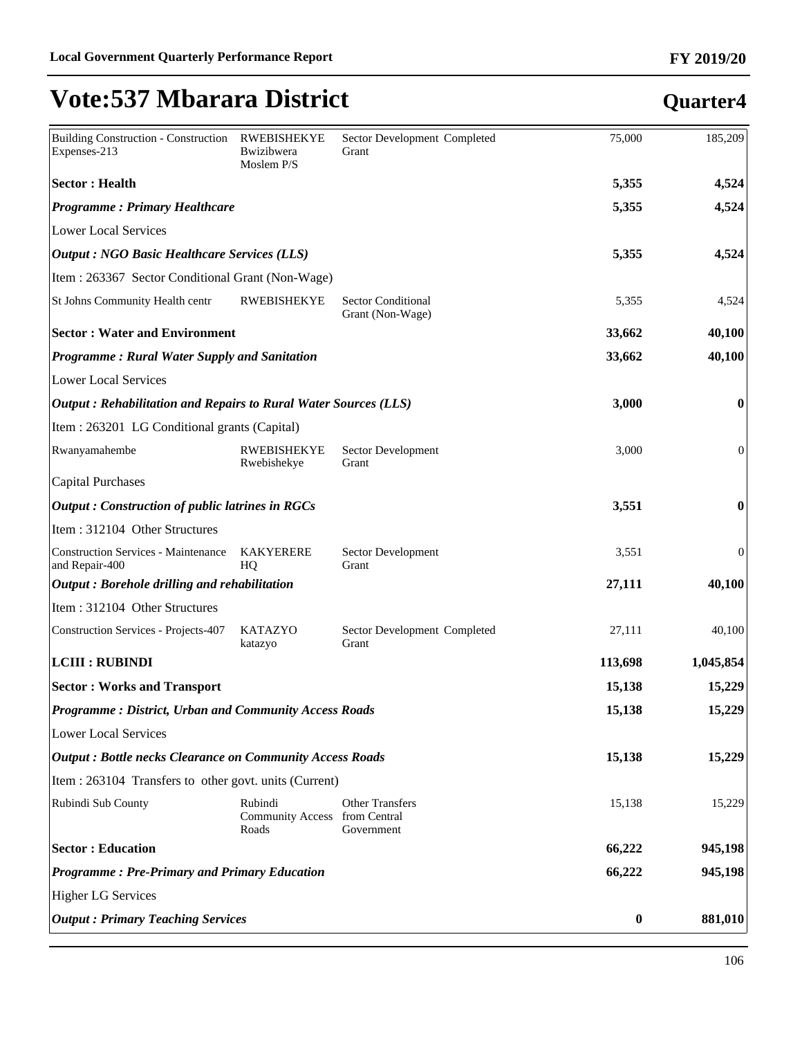# Vote:537 Mbarara District

## Quarter4

| | | | | | |
|---|---|---|---|---|---|
| Building Construction - Construction Expenses-213 | RWEBISHEKYE Bwizibwera Moslem P/S | Sector Development Grant | Completed | 75,000 | 185,209 |
| **Sector : Health** | | | | **5,355** | **4,524** |
| ***Programme : Primary Healthcare*** | | | | **5,355** | **4,524** |
| Lower Local Services | | | | | |
| ***Output : NGO Basic Healthcare Services (LLS)*** | | | | **5,355** | **4,524** |
| Item : 263367 Sector Conditional Grant (Non-Wage) | | | | | |
| St Johns Community Health centr | RWEBISHEKYE | Sector Conditional Grant (Non-Wage) | | 5,355 | 4,524 |
| **Sector : Water and Environment** | | | | **33,662** | **40,100** |
| ***Programme : Rural Water Supply and Sanitation*** | | | | **33,662** | **40,100** |
| Lower Local Services | | | | | |
| ***Output : Rehabilitation and Repairs to Rural Water Sources (LLS)*** | | | | **3,000** | **0** |
| Item : 263201 LG Conditional grants (Capital) | | | | | |
| Rwanyamahembe | RWEBISHEKYE Rwebishekye | Sector Development Grant | | 3,000 | 0 |
| Capital Purchases | | | | | |
| ***Output : Construction of public latrines in RGCs*** | | | | **3,551** | **0** |
| Item : 312104 Other Structures | | | | | |
| Construction Services - Maintenance and Repair-400 | KAKYERERE HQ | Sector Development Grant | | 3,551 | 0 |
| ***Output : Borehole drilling and rehabilitation*** | | | | **27,111** | **40,100** |
| Item : 312104 Other Structures | | | | | |
| Construction Services - Projects-407 | KATAZYO katazyo | Sector Development Grant | Completed | 27,111 | 40,100 |
| **LCIII : RUBINDI** | | | | **113,698** | **1,045,854** |
| **Sector : Works and Transport** | | | | **15,138** | **15,229** |
| ***Programme : District, Urban and Community Access Roads*** | | | | **15,138** | **15,229** |
| Lower Local Services | | | | | |
| ***Output : Bottle necks Clearance on Community Access Roads*** | | | | **15,138** | **15,229** |
| Item : 263104 Transfers to other govt. units (Current) | | | | | |
| Rubindi Sub County | Rubindi Community Access Roads | Other Transfers from Central Government | | 15,138 | 15,229 |
| **Sector : Education** | | | | **66,222** | **945,198** |
| ***Programme : Pre-Primary and Primary Education*** | | | | **66,222** | **945,198** |
| Higher LG Services | | | | | |
| ***Output : Primary Teaching Services*** | | | | **0** | **881,010** |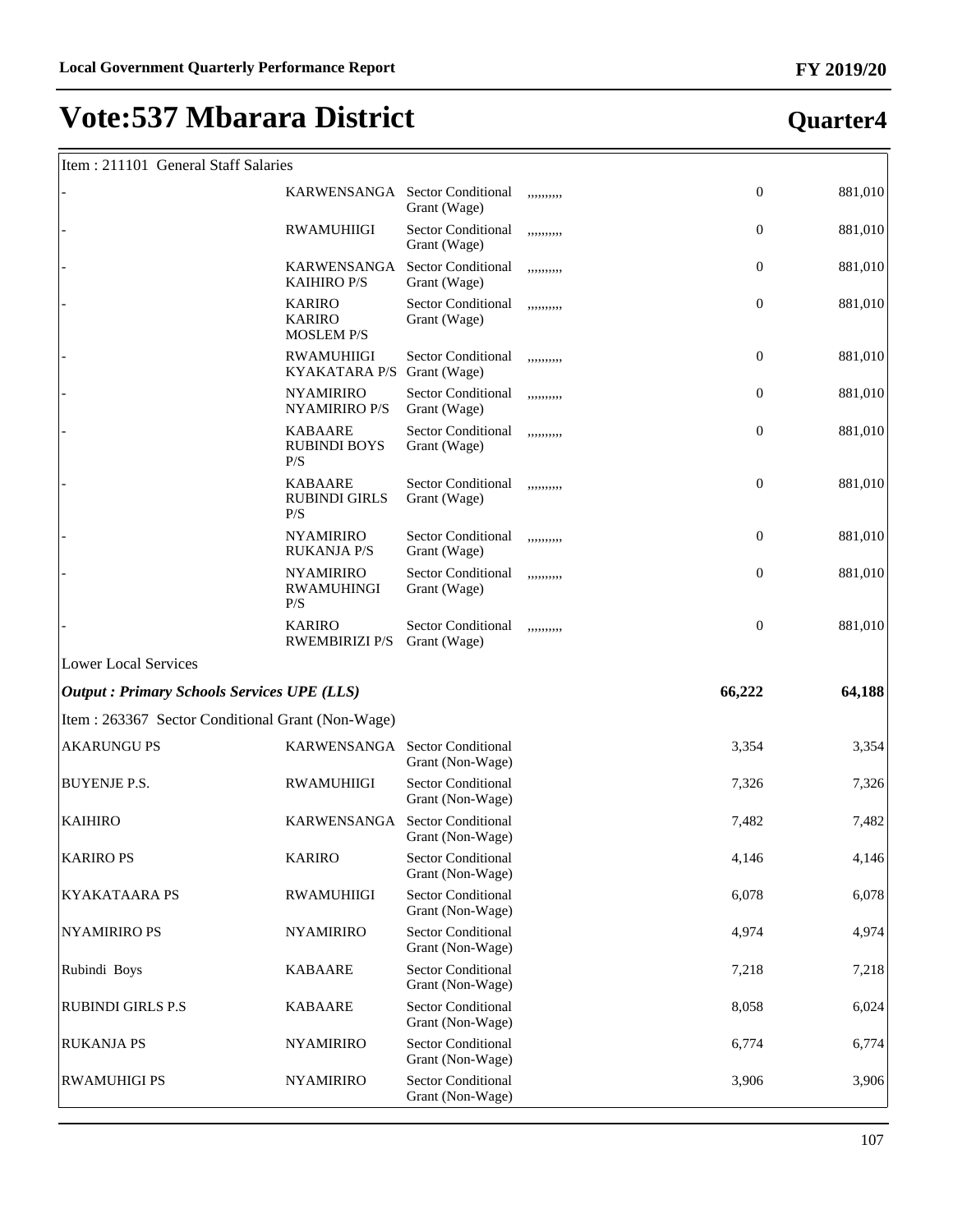# Vote:537 Mbarara District

## Quarter4

| Item : 211101 General Staff Salaries | | | | | |
|---|---|---|---|---|---|
| - | KARWENSANGA | Sector Conditional Grant (Wage) | ,,,,,,,,, | 0 | 881,010 |
| - | RWAMUHIIGI | Sector Conditional Grant (Wage) | ,,,,,,,,, | 0 | 881,010 |
| - | KARWENSANGA KAIHIRO P/S | Sector Conditional Grant (Wage) | ,,,,,,,,, | 0 | 881,010 |
| - | KARIRO KARIRO MOSLEM P/S | Sector Conditional Grant (Wage) | ,,,,,,,,, | 0 | 881,010 |
| - | RWAMUHIIGI KYAKATARA P/S | Sector Conditional Grant (Wage) | ,,,,,,,,, | 0 | 881,010 |
| - | NYAMIRIRO NYAMIRIRO P/S | Sector Conditional Grant (Wage) | ,,,,,,,,, | 0 | 881,010 |
| - | KABAARE RUBINDI BOYS P/S | Sector Conditional Grant (Wage) | ,,,,,,,,, | 0 | 881,010 |
| - | KABAARE RUBINDI GIRLS P/S | Sector Conditional Grant (Wage) | ,,,,,,,,, | 0 | 881,010 |
| - | NYAMIRIRO RUKANJA P/S | Sector Conditional Grant (Wage) | ,,,,,,,,, | 0 | 881,010 |
| - | NYAMIRIRO RWAMUHINGI P/S | Sector Conditional Grant (Wage) | ,,,,,,,,, | 0 | 881,010 |
| - | KARIRO RWEMBIRIZI P/S | Sector Conditional Grant (Wage) | ,,,,,,,,, | 0 | 881,010 |
| Lower Local Services | | | | | |
| ***Output : Primary Schools Services UPE (LLS)*** | | | | **66,222** | **64,188** |
| Item : 263367 Sector Conditional Grant (Non-Wage) | | | | | |
| AKARUNGU PS | KARWENSANGA | Sector Conditional Grant (Non-Wage) | | 3,354 | 3,354 |
| BUYENJE P.S. | RWAMUHIIGI | Sector Conditional Grant (Non-Wage) | | 7,326 | 7,326 |
| KAIHIRO | KARWENSANGA | Sector Conditional Grant (Non-Wage) | | 7,482 | 7,482 |
| KARIRO PS | KARIRO | Sector Conditional Grant (Non-Wage) | | 4,146 | 4,146 |
| KYAKATAARA PS | RWAMUHIIGI | Sector Conditional Grant (Non-Wage) | | 6,078 | 6,078 |
| NYAMIRIRO PS | NYAMIRIRO | Sector Conditional Grant (Non-Wage) | | 4,974 | 4,974 |
| Rubindi Boys | KABAARE | Sector Conditional Grant (Non-Wage) | | 7,218 | 7,218 |
| RUBINDI GIRLS P.S | KABAARE | Sector Conditional Grant (Non-Wage) | | 8,058 | 6,024 |
| RUKANJA PS | NYAMIRIRO | Sector Conditional Grant (Non-Wage) | | 6,774 | 6,774 |
| RWAMUHIGI PS | NYAMIRIRO | Sector Conditional Grant (Non-Wage) | | 3,906 | 3,906 |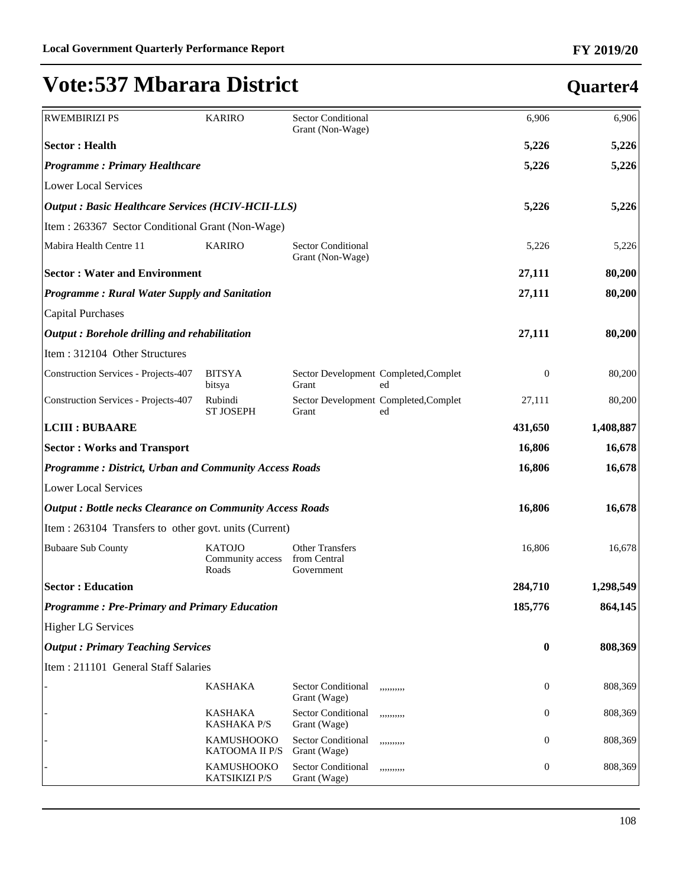# Vote:537 Mbarara District

## Quarter4

| | | | | | |
|---|---|---|---|---|---|
| RWEMBIRIZI PS | KARIRO | Sector Conditional Grant (Non-Wage) | | 6,906 | 6,906 |
| **Sector : Health** | | | | **5,226** | **5,226** |
| ***Programme : Primary Healthcare*** | | | | **5,226** | **5,226** |
| Lower Local Services | | | | | |
| ***Output : Basic Healthcare Services (HCIV-HCII-LLS)*** | | | | **5,226** | **5,226** |
| Item : 263367 Sector Conditional Grant (Non-Wage) | | | | | |
| Mabira Health Centre 11 | KARIRO | Sector Conditional Grant (Non-Wage) | | 5,226 | 5,226 |
| **Sector : Water and Environment** | | | | **27,111** | **80,200** |
| ***Programme : Rural Water Supply and Sanitation*** | | | | **27,111** | **80,200** |
| Capital Purchases | | | | | |
| ***Output : Borehole drilling and rehabilitation*** | | | | **27,111** | **80,200** |
| Item : 312104 Other Structures | | | | | |
| Construction Services - Projects-407 | BITSYA bitsya | Sector Development Grant | Completed,Completed | 0 | 80,200 |
| Construction Services - Projects-407 | Rubindi ST JOSEPH | Sector Development Grant | Completed,Completed | 27,111 | 80,200 |
| **LCIII : BUBAARE** | | | | **431,650** | **1,408,887** |
| **Sector : Works and Transport** | | | | **16,806** | **16,678** |
| ***Programme : District, Urban and Community Access Roads*** | | | | **16,806** | **16,678** |
| Lower Local Services | | | | | |
| ***Output : Bottle necks Clearance on Community Access Roads*** | | | | **16,806** | **16,678** |
| Item : 263104 Transfers to other govt. units (Current) | | | | | |
| Bubaare Sub County | KATOJO Community access Roads | Other Transfers from Central Government | | 16,806 | 16,678 |
| **Sector : Education** | | | | **284,710** | **1,298,549** |
| ***Programme : Pre-Primary and Primary Education*** | | | | **185,776** | **864,145** |
| Higher LG Services | | | | | |
| ***Output : Primary Teaching Services*** | | | | **0** | **808,369** |
| Item : 211101 General Staff Salaries | | | | | |
| - | KASHAKA | Sector Conditional Grant (Wage) | ,,,,,,,,, | 0 | 808,369 |
| - | KASHAKA KASHAKA P/S | Sector Conditional Grant (Wage) | ,,,,,,,,, | 0 | 808,369 |
| - | KAMUSHOOKO KATOOMA II P/S | Sector Conditional Grant (Wage) | ,,,,,,,,, | 0 | 808,369 |
| - | KAMUSHOOKO KATSIKIZI P/S | Sector Conditional Grant (Wage) | ,,,,,,,,, | 0 | 808,369 |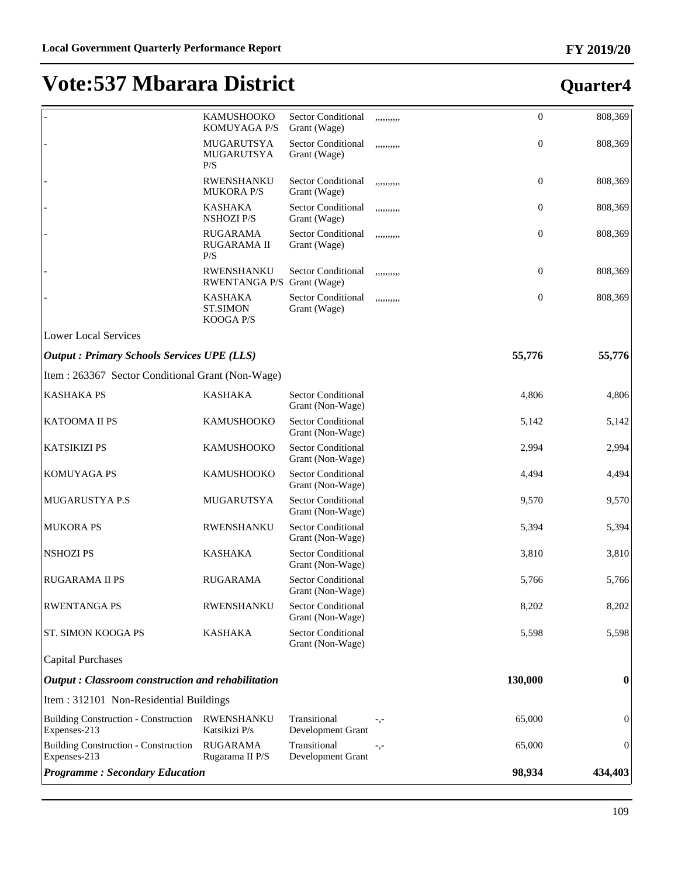# Vote:537 Mbarara District

## Quarter4

| | | | | | |
|---|---|---|---|---|---|
| - | KAMUSHOOKO KOMUYAGA P/S | Sector Conditional Grant (Wage) | ,,,,,,,,, | 0 | 808,369 |
| - | MUGARUTSYA MUGARUTSYA P/S | Sector Conditional Grant (Wage) | ,,,,,,,,, | 0 | 808,369 |
| - | RWENSHANKU MUKORA P/S | Sector Conditional Grant (Wage) | ,,,,,,,,, | 0 | 808,369 |
| - | KASHAKA NSHOZI P/S | Sector Conditional Grant (Wage) | ,,,,,,,,, | 0 | 808,369 |
| - | RUGARAMA RUGARAMA II P/S | Sector Conditional Grant (Wage) | ,,,,,,,,, | 0 | 808,369 |
| - | RWENSHANKU RWENTANGA P/S | Sector Conditional Grant (Wage) | ,,,,,,,,, | 0 | 808,369 |
| - | KASHAKA ST.SIMON KOOGA P/S | Sector Conditional Grant (Wage) | ,,,,,,,,, | 0 | 808,369 |
| Lower Local Services | | | | | |
| ***Output : Primary Schools Services UPE (LLS)*** | | | | **55,776** | **55,776** |
| Item : 263367 Sector Conditional Grant (Non-Wage) | | | | | |
| KASHAKA PS | KASHAKA | Sector Conditional Grant (Non-Wage) | | 4,806 | 4,806 |
| KATOOMA II PS | KAMUSHOOKO | Sector Conditional Grant (Non-Wage) | | 5,142 | 5,142 |
| KATSIKIZI PS | KAMUSHOOKO | Sector Conditional Grant (Non-Wage) | | 2,994 | 2,994 |
| KOMUYAGA PS | KAMUSHOOKO | Sector Conditional Grant (Non-Wage) | | 4,494 | 4,494 |
| MUGARUSTYA P.S | MUGARUTSYA | Sector Conditional Grant (Non-Wage) | | 9,570 | 9,570 |
| MUKORA PS | RWENSHANKU | Sector Conditional Grant (Non-Wage) | | 5,394 | 5,394 |
| NSHOZI PS | KASHAKA | Sector Conditional Grant (Non-Wage) | | 3,810 | 3,810 |
| RUGARAMA II PS | RUGARAMA | Sector Conditional Grant (Non-Wage) | | 5,766 | 5,766 |
| RWENTANGA PS | RWENSHANKU | Sector Conditional Grant (Non-Wage) | | 8,202 | 8,202 |
| ST. SIMON KOOGA PS | KASHAKA | Sector Conditional Grant (Non-Wage) | | 5,598 | 5,598 |
| Capital Purchases | | | | | |
| ***Output : Classroom construction and rehabilitation*** | | | | **130,000** | **0** |
| Item : 312101 Non-Residential Buildings | | | | | |
| Building Construction - Construction Expenses-213 | RWENSHANKU Katsikizi P/s | Transitional Development Grant | -,- | 65,000 | 0 |
| Building Construction - Construction Expenses-213 | RUGARAMA Rugarama II P/S | Transitional Development Grant | -,- | 65,000 | 0 |
| ***Programme : Secondary Education*** | | | | **98,934** | **434,403** |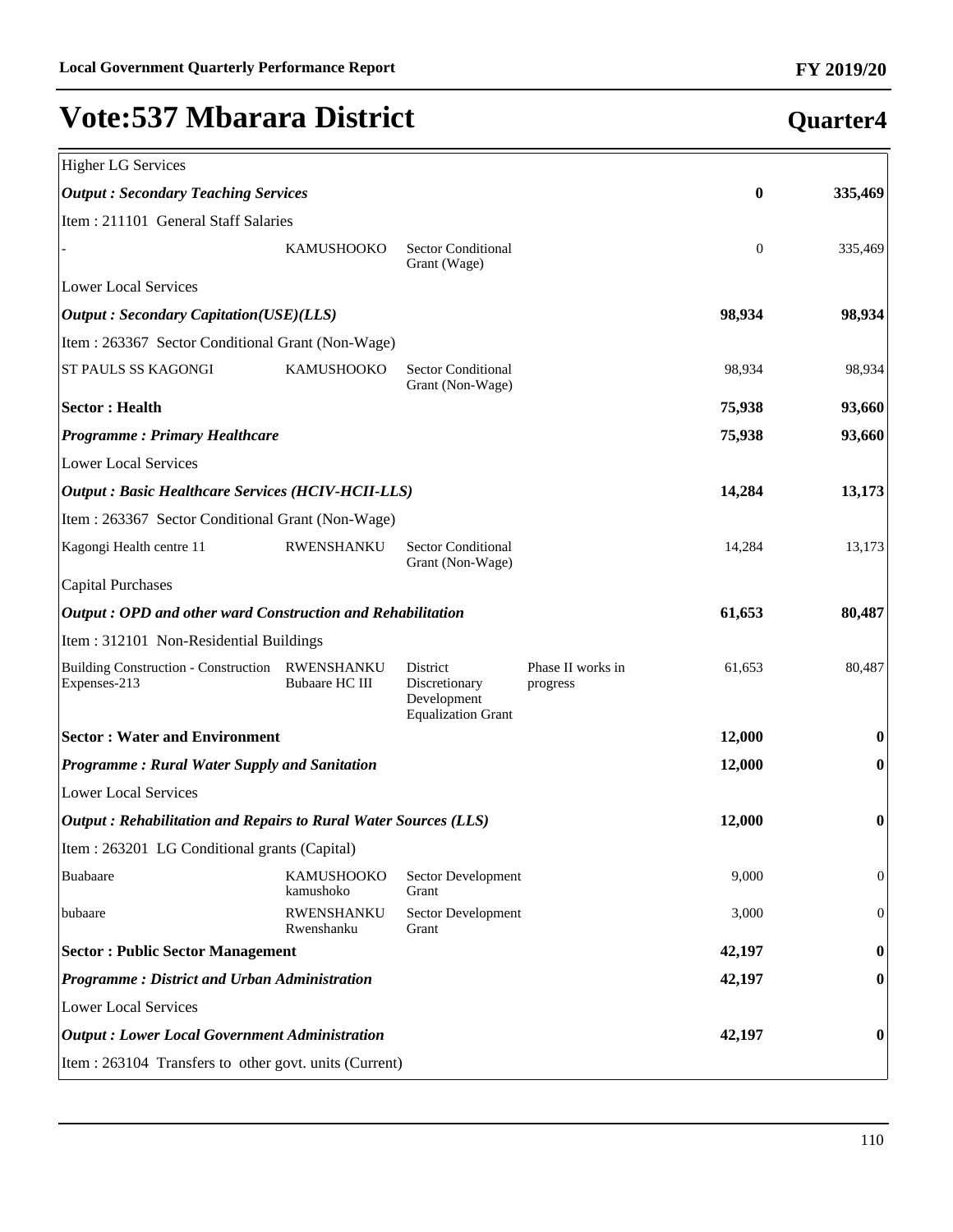# Vote:537 Mbarara District

**Quarter4**

| | | | | | |
|---|---|---|---|---|---|
| Higher LG Services | | | | | |
| ***Output : Secondary Teaching Services*** | | | | **0** | **335,469** |
| Item : 211101 General Staff Salaries | | | | | |
| - | KAMUSHOOKO | Sector Conditional Grant (Wage) | | 0 | 335,469 |
| Lower Local Services | | | | | |
| ***Output : Secondary Capitation(USE)(LLS)*** | | | | **98,934** | **98,934** |
| Item : 263367 Sector Conditional Grant (Non-Wage) | | | | | |
| ST PAULS SS KAGONGI | KAMUSHOOKO | Sector Conditional Grant (Non-Wage) | | 98,934 | 98,934 |
| **Sector : Health** | | | | **75,938** | **93,660** |
| ***Programme : Primary Healthcare*** | | | | **75,938** | **93,660** |
| Lower Local Services | | | | | |
| ***Output : Basic Healthcare Services (HCIV-HCII-LLS)*** | | | | **14,284** | **13,173** |
| Item : 263367 Sector Conditional Grant (Non-Wage) | | | | | |
| Kagongi Health centre 11 | RWENSHANKU | Sector Conditional Grant (Non-Wage) | | 14,284 | 13,173 |
| Capital Purchases | | | | | |
| ***Output : OPD and other ward Construction and Rehabilitation*** | | | | **61,653** | **80,487** |
| Item : 312101 Non-Residential Buildings | | | | | |
| Building Construction - Construction Expenses-213 | RWENSHANKU Bubaare HC III | District Discretionary Development Equalization Grant | Phase II works in progress | 61,653 | 80,487 |
| **Sector : Water and Environment** | | | | **12,000** | **0** |
| ***Programme : Rural Water Supply and Sanitation*** | | | | **12,000** | **0** |
| Lower Local Services | | | | | |
| ***Output : Rehabilitation and Repairs to Rural Water Sources (LLS)*** | | | | **12,000** | **0** |
| Item : 263201 LG Conditional grants (Capital) | | | | | |
| Buabaare | KAMUSHOOKO kamushoko | Sector Development Grant | | 9,000 | 0 |
| bubaare | RWENSHANKU Rwenshanku | Sector Development Grant | | 3,000 | 0 |
| **Sector : Public Sector Management** | | | | **42,197** | **0** |
| ***Programme : District and Urban Administration*** | | | | **42,197** | **0** |
| Lower Local Services | | | | | |
| ***Output : Lower Local Government Administration*** | | | | **42,197** | **0** |
| Item : 263104 Transfers to other govt. units (Current) | | | | | |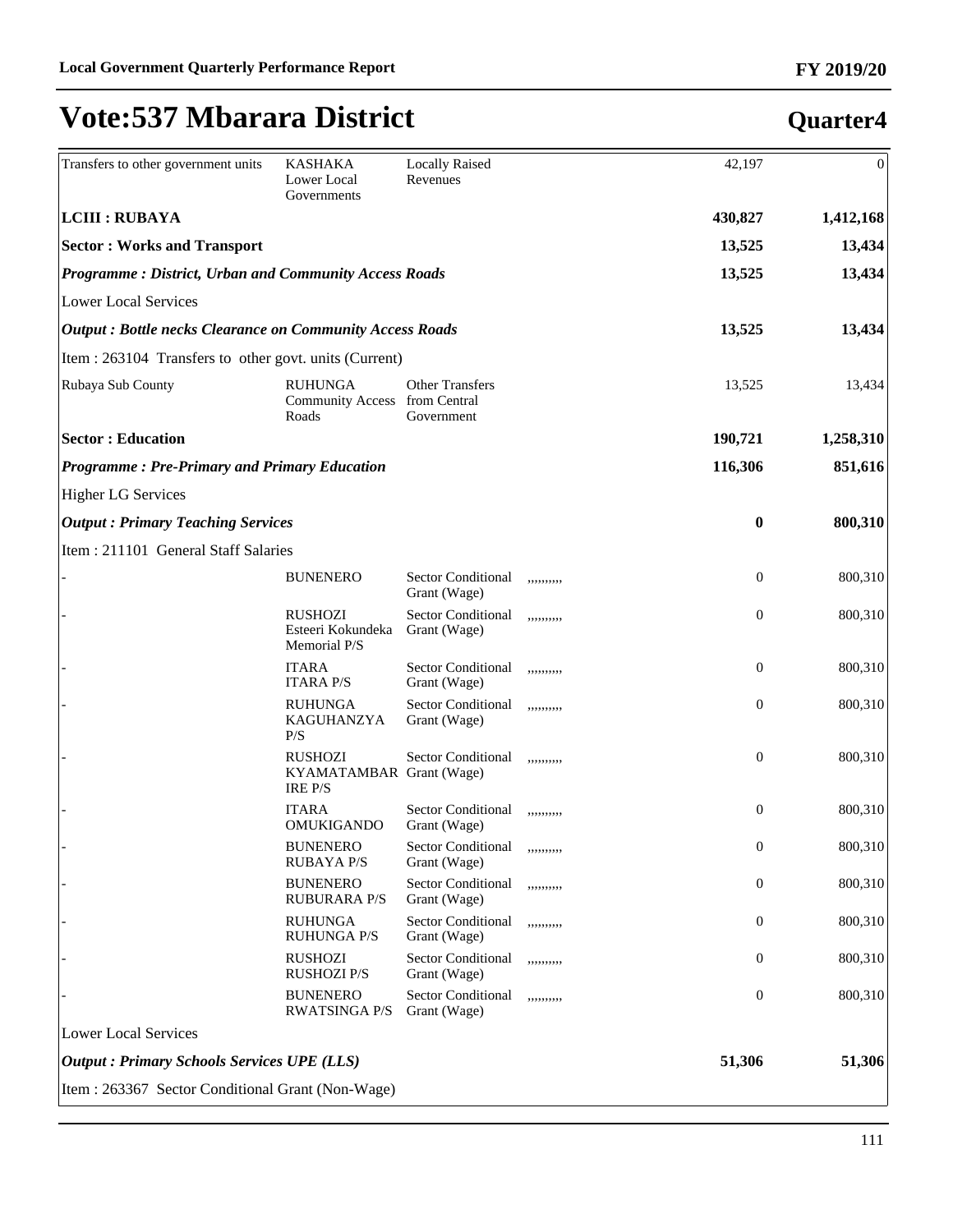# Vote:537 Mbarara District

## Quarter4

| | | | | | |
|---|---|---|---|---|---|
| Transfers to other government units | KASHAKA Lower Local Governments | Locally Raised Revenues | | 42,197 | 0 |
| **LCIII : RUBAYA** | | | | **430,827** | **1,412,168** |
| **Sector : Works and Transport** | | | | **13,525** | **13,434** |
| ***Programme : District, Urban and Community Access Roads*** | | | | **13,525** | **13,434** |
| Lower Local Services | | | | | |
| ***Output : Bottle necks Clearance on Community Access Roads*** | | | | **13,525** | **13,434** |
| Item : 263104 Transfers to other govt. units (Current) | | | | | |
| Rubaya Sub County | RUHUNGA Community Access Roads | Other Transfers from Central Government | | 13,525 | 13,434 |
| **Sector : Education** | | | | **190,721** | **1,258,310** |
| ***Programme : Pre-Primary and Primary Education*** | | | | **116,306** | **851,616** |
| Higher LG Services | | | | | |
| ***Output : Primary Teaching Services*** | | | | **0** | **800,310** |
| Item : 211101 General Staff Salaries | | | | | |
| - | BUNENERO | Sector Conditional Grant (Wage) | ,,,,,,,,, | 0 | 800,310 |
| - | RUSHOZI Esteeri Kokundeka Memorial P/S | Sector Conditional Grant (Wage) | ,,,,,,,,, | 0 | 800,310 |
| - | ITARA ITARA P/S | Sector Conditional Grant (Wage) | ,,,,,,,,, | 0 | 800,310 |
| - | RUHUNGA KAGUHANZYA P/S | Sector Conditional Grant (Wage) | ,,,,,,,,, | 0 | 800,310 |
| - | RUSHOZI KYAMATAMBARIRE P/S | Sector Conditional Grant (Wage) | ,,,,,,,,, | 0 | 800,310 |
| - | ITARA OMUKIGANDO | Sector Conditional Grant (Wage) | ,,,,,,,,, | 0 | 800,310 |
| - | BUNENERO RUBAYA P/S | Sector Conditional Grant (Wage) | ,,,,,,,,, | 0 | 800,310 |
| - | BUNENERO RUBURARA P/S | Sector Conditional Grant (Wage) | ,,,,,,,,, | 0 | 800,310 |
| - | RUHUNGA RUHUNGA P/S | Sector Conditional Grant (Wage) | ,,,,,,,,, | 0 | 800,310 |
| - | RUSHOZI RUSHOZI P/S | Sector Conditional Grant (Wage) | ,,,,,,,,, | 0 | 800,310 |
| - | BUNENERO RWATSINGA P/S | Sector Conditional Grant (Wage) | ,,,,,,,,, | 0 | 800,310 |
| Lower Local Services | | | | | |
| ***Output : Primary Schools Services UPE (LLS)*** | | | | **51,306** | **51,306** |
| Item : 263367 Sector Conditional Grant (Non-Wage) | | | | | |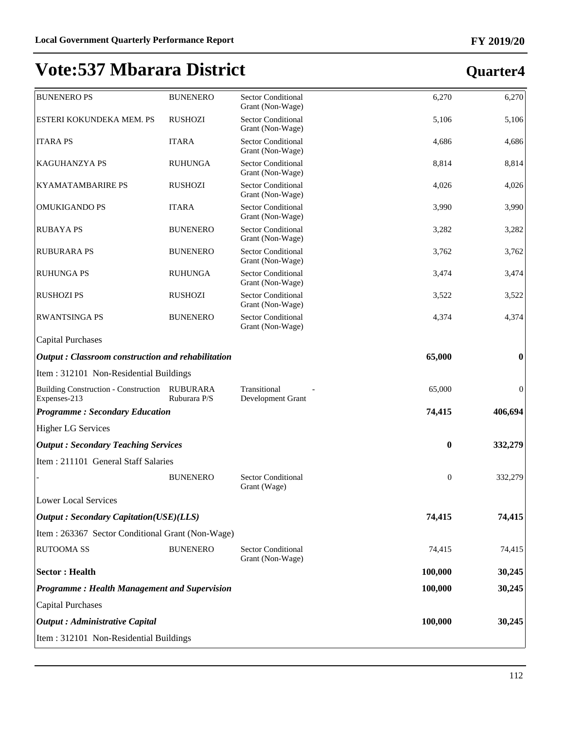# Vote:537 Mbarara District

## Quarter4

| | | | | | |
|---|---|---|---|---|---|
| BUNENERO PS | BUNENERO | Sector Conditional Grant (Non-Wage) | | 6,270 | 6,270 |
| ESTERI KOKUNDEKA MEM. PS | RUSHOZI | Sector Conditional Grant (Non-Wage) | | 5,106 | 5,106 |
| ITARA PS | ITARA | Sector Conditional Grant (Non-Wage) | | 4,686 | 4,686 |
| KAGUHANZYA PS | RUHUNGA | Sector Conditional Grant (Non-Wage) | | 8,814 | 8,814 |
| KYAMATAMBARIRE PS | RUSHOZI | Sector Conditional Grant (Non-Wage) | | 4,026 | 4,026 |
| OMUKIGANDO PS | ITARA | Sector Conditional Grant (Non-Wage) | | 3,990 | 3,990 |
| RUBAYA PS | BUNENERO | Sector Conditional Grant (Non-Wage) | | 3,282 | 3,282 |
| RUBURARA PS | BUNENERO | Sector Conditional Grant (Non-Wage) | | 3,762 | 3,762 |
| RUHUNGA PS | RUHUNGA | Sector Conditional Grant (Non-Wage) | | 3,474 | 3,474 |
| RUSHOZI PS | RUSHOZI | Sector Conditional Grant (Non-Wage) | | 3,522 | 3,522 |
| RWANTSINGA PS | BUNENERO | Sector Conditional Grant (Non-Wage) | | 4,374 | 4,374 |
| Capital Purchases | | | | | |
| ***Output : Classroom construction and rehabilitation*** | | | | **65,000** | **0** |
| Item : 312101 Non-Residential Buildings | | | | | |
| Building Construction - Construction Expenses-213 | RUBURARA Ruburara P/S | Transitional Development Grant | - | 65,000 | 0 |
| ***Programme : Secondary Education*** | | | | **74,415** | **406,694** |
| Higher LG Services | | | | | |
| ***Output : Secondary Teaching Services*** | | | | **0** | **332,279** |
| Item : 211101 General Staff Salaries | | | | | |
| - | BUNENERO | Sector Conditional Grant (Wage) | | 0 | 332,279 |
| Lower Local Services | | | | | |
| ***Output : Secondary Capitation(USE)(LLS)*** | | | | **74,415** | **74,415** |
| Item : 263367 Sector Conditional Grant (Non-Wage) | | | | | |
| RUTOOMA SS | BUNENERO | Sector Conditional Grant (Non-Wage) | | 74,415 | 74,415 |
| **Sector : Health** | | | | **100,000** | **30,245** |
| ***Programme : Health Management and Supervision*** | | | | **100,000** | **30,245** |
| Capital Purchases | | | | | |
| ***Output : Administrative Capital*** | | | | **100,000** | **30,245** |
| Item : 312101 Non-Residential Buildings | | | | | |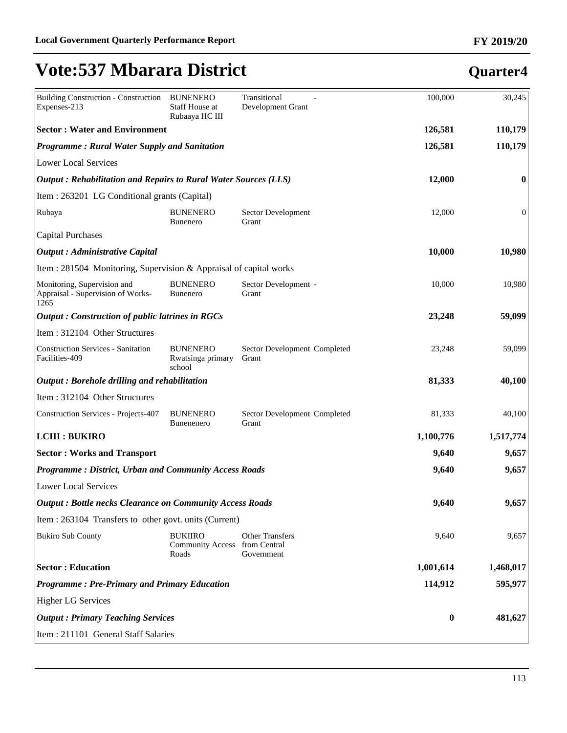# Vote:537 Mbarara District

## Quarter4

| | | | | | |
|---|---|---|---|---|---|
| Building Construction - Construction Expenses-213 | BUNENERO Staff House at Rubaaya HC III | Transitional Development Grant | - | 100,000 | 30,245 |
| **Sector : Water and Environment** | | | | **126,581** | **110,179** |
| ***Programme : Rural Water Supply and Sanitation*** | | | | **126,581** | **110,179** |
| Lower Local Services | | | | | |
| ***Output : Rehabilitation and Repairs to Rural Water Sources (LLS)*** | | | | **12,000** | **0** |
| Item : 263201 LG Conditional grants (Capital) | | | | | |
| Rubaya | BUNENERO Bunenero | Sector Development Grant | | 12,000 | 0 |
| Capital Purchases | | | | | |
| ***Output : Administrative Capital*** | | | | **10,000** | **10,980** |
| Item : 281504 Monitoring, Supervision & Appraisal of capital works | | | | | |
| Monitoring, Supervision and Appraisal - Supervision of Works-1265 | BUNENERO Bunenero | Sector Development Grant | - | 10,000 | 10,980 |
| ***Output : Construction of public latrines in RGCs*** | | | | **23,248** | **59,099** |
| Item : 312104 Other Structures | | | | | |
| Construction Services - Sanitation Facilities-409 | BUNENERO Rwatsinga primary school | Sector Development Grant | Completed | 23,248 | 59,099 |
| ***Output : Borehole drilling and rehabilitation*** | | | | **81,333** | **40,100** |
| Item : 312104 Other Structures | | | | | |
| Construction Services - Projects-407 | BUNENERO Bunenenero | Sector Development Grant | Completed | 81,333 | 40,100 |
| **LCIII : BUKIRO** | | | | **1,100,776** | **1,517,774** |
| **Sector : Works and Transport** | | | | **9,640** | **9,657** |
| ***Programme : District, Urban and Community Access Roads*** | | | | **9,640** | **9,657** |
| Lower Local Services | | | | | |
| ***Output : Bottle necks Clearance on Community Access Roads*** | | | | **9,640** | **9,657** |
| Item : 263104 Transfers to other govt. units (Current) | | | | | |
| Bukiro Sub County | BUKIIRO Community Access Roads | Other Transfers from Central Government | | 9,640 | 9,657 |
| **Sector : Education** | | | | **1,001,614** | **1,468,017** |
| ***Programme : Pre-Primary and Primary Education*** | | | | **114,912** | **595,977** |
| Higher LG Services | | | | | |
| ***Output : Primary Teaching Services*** | | | | **0** | **481,627** |
| Item : 211101 General Staff Salaries | | | | | |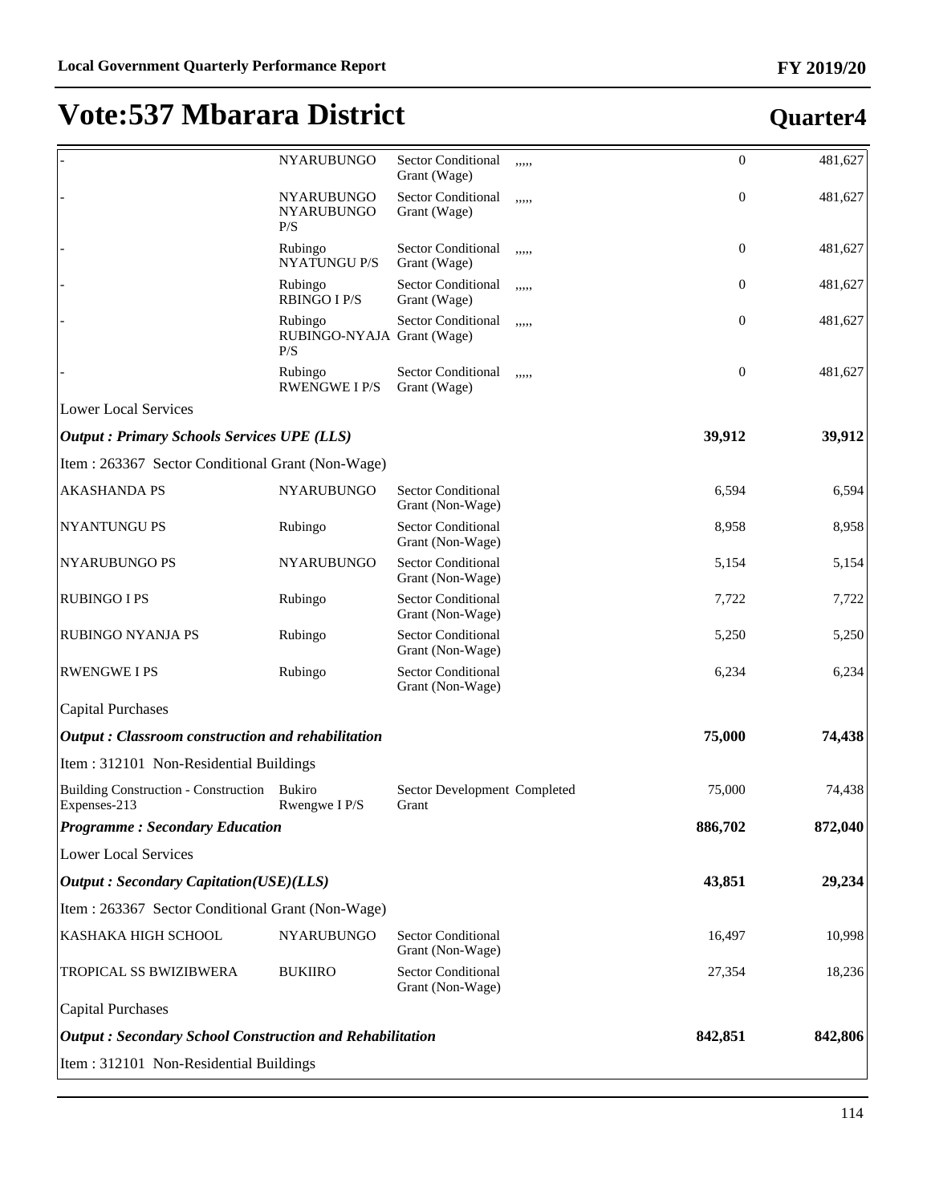# Vote:537 Mbarara District

## Quarter4

| | | | | | |
|---|---|---|---|---|---|
| - | NYARUBUNGO | Sector Conditional Grant (Wage) | ,,,,, | 0 | 481,627 |
| - | NYARUBUNGO NYARUBUNGO P/S | Sector Conditional Grant (Wage) | ,,,,, | 0 | 481,627 |
| - | Rubingo NYATUNGU P/S | Sector Conditional Grant (Wage) | ,,,,, | 0 | 481,627 |
| - | Rubingo RBINGO I P/S | Sector Conditional Grant (Wage) | ,,,,, | 0 | 481,627 |
| - | Rubingo RUBINGO-NYAJA P/S | Sector Conditional Grant (Wage) | ,,,,, | 0 | 481,627 |
| - | Rubingo RWENGWE I P/S | Sector Conditional Grant (Wage) | ,,,,, | 0 | 481,627 |
| Lower Local Services | | | | | |
| ***Output : Primary Schools Services UPE (LLS)*** | | | | **39,912** | **39,912** |
| Item : 263367 Sector Conditional Grant (Non-Wage) | | | | | |
| AKASHANDA PS | NYARUBUNGO | Sector Conditional Grant (Non-Wage) | | 6,594 | 6,594 |
| NYANTUNGU PS | Rubingo | Sector Conditional Grant (Non-Wage) | | 8,958 | 8,958 |
| NYARUBUNGO PS | NYARUBUNGO | Sector Conditional Grant (Non-Wage) | | 5,154 | 5,154 |
| RUBINGO I PS | Rubingo | Sector Conditional Grant (Non-Wage) | | 7,722 | 7,722 |
| RUBINGO NYANJA PS | Rubingo | Sector Conditional Grant (Non-Wage) | | 5,250 | 5,250 |
| RWENGWE I PS | Rubingo | Sector Conditional Grant (Non-Wage) | | 6,234 | 6,234 |
| Capital Purchases | | | | | |
| ***Output : Classroom construction and rehabilitation*** | | | | **75,000** | **74,438** |
| Item : 312101 Non-Residential Buildings | | | | | |
| Building Construction - Construction Expenses-213 | Bukiro Rwengwe I P/S | Sector Development Grant | Completed | 75,000 | 74,438 |
| ***Programme : Secondary Education*** | | | | **886,702** | **872,040** |
| Lower Local Services | | | | | |
| ***Output : Secondary Capitation(USE)(LLS)*** | | | | **43,851** | **29,234** |
| Item : 263367 Sector Conditional Grant (Non-Wage) | | | | | |
| KASHAKA HIGH SCHOOL | NYARUBUNGO | Sector Conditional Grant (Non-Wage) | | 16,497 | 10,998 |
| TROPICAL SS BWIZIBWERA | BUKIIRO | Sector Conditional Grant (Non-Wage) | | 27,354 | 18,236 |
| Capital Purchases | | | | | |
| ***Output : Secondary School Construction and Rehabilitation*** | | | | **842,851** | **842,806** |
| Item : 312101 Non-Residential Buildings | | | | | |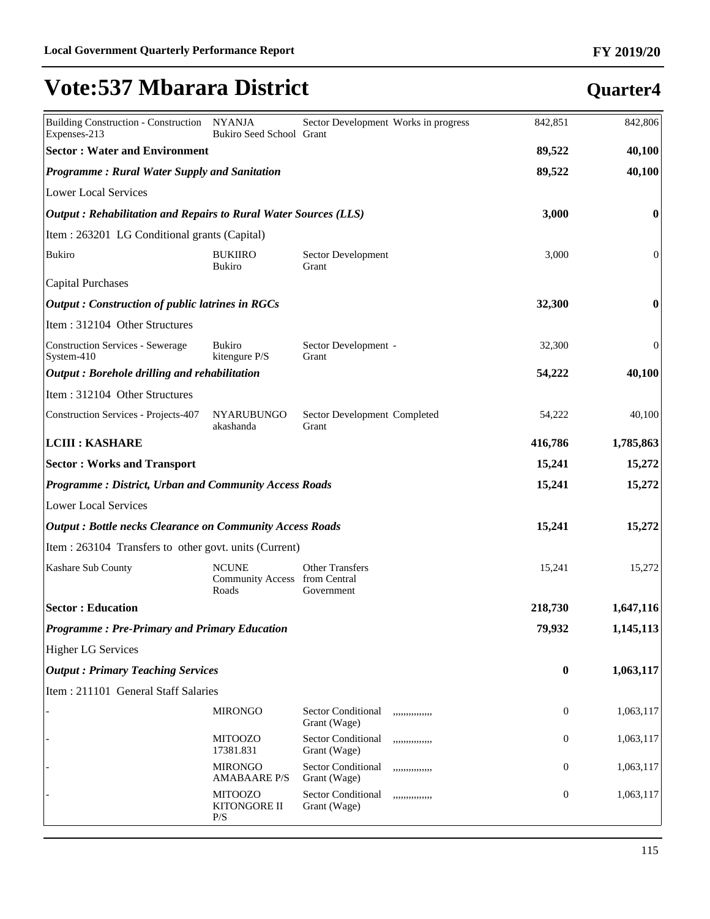# Vote:537 Mbarara District

## Quarter4

| | | | | | |
|---|---|---|---|---|---|
| Building Construction - Construction Expenses-213 | NYANJA Bukiro Seed School | Sector Development Grant | Works in progress | 842,851 | 842,806 |
| **Sector : Water and Environment** | | | | **89,522** | **40,100** |
| ***Programme : Rural Water Supply and Sanitation*** | | | | **89,522** | **40,100** |
| Lower Local Services | | | | | |
| ***Output : Rehabilitation and Repairs to Rural Water Sources (LLS)*** | | | | **3,000** | **0** |
| Item : 263201 LG Conditional grants (Capital) | | | | | |
| Bukiro | BUKIIRO Bukiro | Sector Development Grant | | 3,000 | 0 |
| Capital Purchases | | | | | |
| ***Output : Construction of public latrines in RGCs*** | | | | **32,300** | **0** |
| Item : 312104 Other Structures | | | | | |
| Construction Services - Sewerage System-410 | Bukiro kitengure P/S | Sector Development Grant | - | 32,300 | 0 |
| ***Output : Borehole drilling and rehabilitation*** | | | | **54,222** | **40,100** |
| Item : 312104 Other Structures | | | | | |
| Construction Services - Projects-407 | NYARUBUNGO akashanda | Sector Development Grant | Completed | 54,222 | 40,100 |
| **LCIII : KASHARE** | | | | **416,786** | **1,785,863** |
| **Sector : Works and Transport** | | | | **15,241** | **15,272** |
| ***Programme : District, Urban and Community Access Roads*** | | | | **15,241** | **15,272** |
| Lower Local Services | | | | | |
| ***Output : Bottle necks Clearance on Community Access Roads*** | | | | **15,241** | **15,272** |
| Item : 263104 Transfers to other govt. units (Current) | | | | | |
| Kashare Sub County | NCUNE Community Access Roads | Other Transfers from Central Government | | 15,241 | 15,272 |
| **Sector : Education** | | | | **218,730** | **1,647,116** |
| ***Programme : Pre-Primary and Primary Education*** | | | | **79,932** | **1,145,113** |
| Higher LG Services | | | | | |
| ***Output : Primary Teaching Services*** | | | | **0** | **1,063,117** |
| Item : 211101 General Staff Salaries | | | | | |
| - | MIRONGO | Sector Conditional Grant (Wage) | ,,,,,,,,,,,,,, | 0 | 1,063,117 |
| - | MITOOZO 17381.831 | Sector Conditional Grant (Wage) | ,,,,,,,,,,,,,, | 0 | 1,063,117 |
| - | MIRONGO AMABAARE P/S | Sector Conditional Grant (Wage) | ,,,,,,,,,,,,,, | 0 | 1,063,117 |
| - | MITOOZO KITONGORE II P/S | Sector Conditional Grant (Wage) | ,,,,,,,,,,,,,, | 0 | 1,063,117 |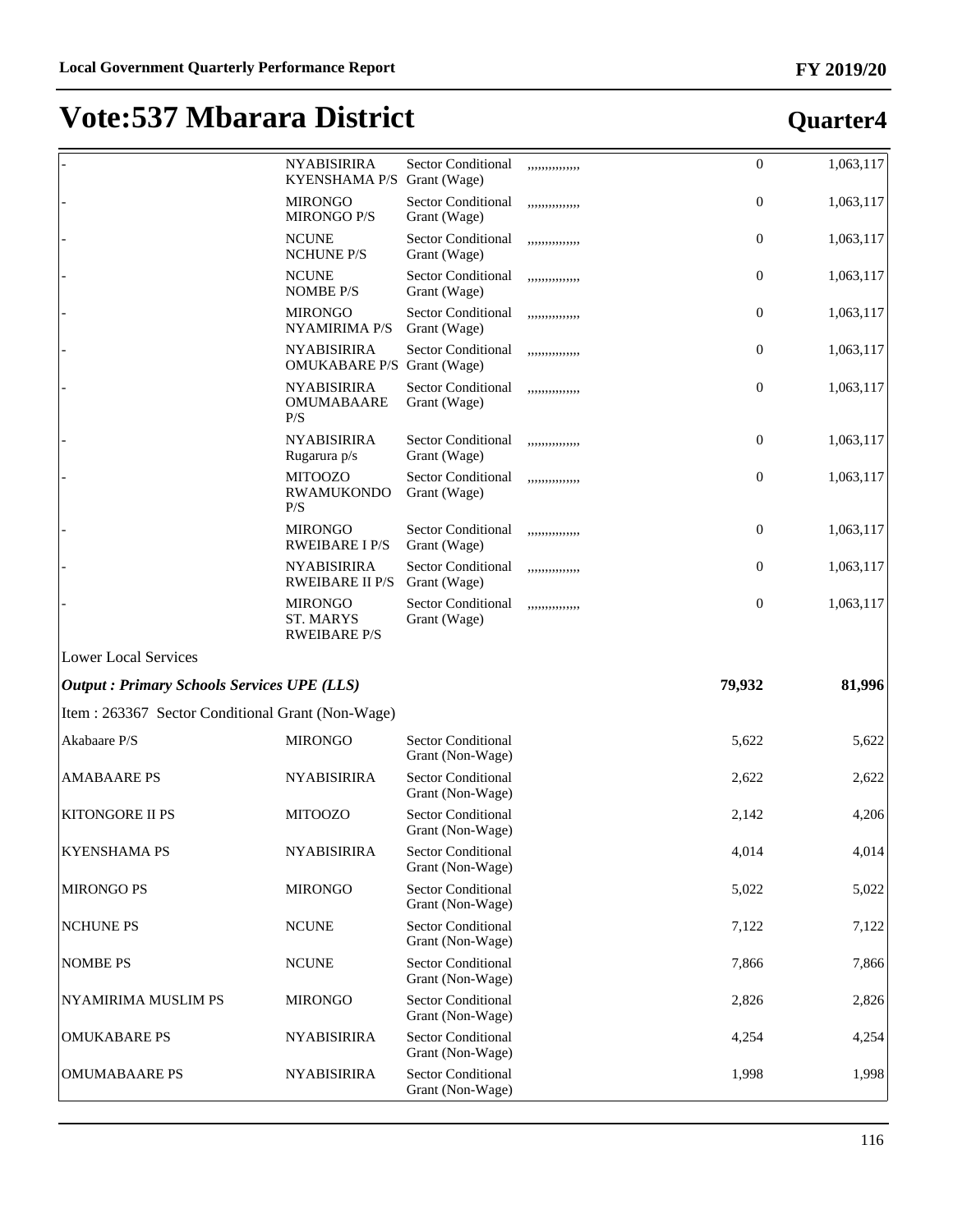# Vote:537 Mbarara District

## Quarter4

| | | | | | |
|---|---|---|---|---|---|
| - | NYABISIRIRA KYENSHAMA P/S | Sector Conditional Grant (Wage) | ,,,,,,,,,,,,,, | 0 | 1,063,117 |
| - | MIRONGO MIRONGO P/S | Sector Conditional Grant (Wage) | ,,,,,,,,,,,,,, | 0 | 1,063,117 |
| - | NCUNE NCHUNE P/S | Sector Conditional Grant (Wage) | ,,,,,,,,,,,,,, | 0 | 1,063,117 |
| - | NCUNE NOMBE P/S | Sector Conditional Grant (Wage) | ,,,,,,,,,,,,,, | 0 | 1,063,117 |
| - | MIRONGO NYAMIRIMA P/S | Sector Conditional Grant (Wage) | ,,,,,,,,,,,,,, | 0 | 1,063,117 |
| - | NYABISIRIRA OMUKABARE P/S | Sector Conditional Grant (Wage) | ,,,,,,,,,,,,,, | 0 | 1,063,117 |
| - | NYABISIRIRA OMUMABAARE P/S | Sector Conditional Grant (Wage) | ,,,,,,,,,,,,,, | 0 | 1,063,117 |
| - | NYABISIRIRA Rugarura p/s | Sector Conditional Grant (Wage) | ,,,,,,,,,,,,,, | 0 | 1,063,117 |
| - | MITOOZO RWAMUKONDO P/S | Sector Conditional Grant (Wage) | ,,,,,,,,,,,,,, | 0 | 1,063,117 |
| - | MIRONGO RWEIBARE I P/S | Sector Conditional Grant (Wage) | ,,,,,,,,,,,,,, | 0 | 1,063,117 |
| - | NYABISIRIRA RWEIBARE II P/S | Sector Conditional Grant (Wage) | ,,,,,,,,,,,,,, | 0 | 1,063,117 |
| - | MIRONGO ST. MARYS RWEIBARE P/S | Sector Conditional Grant (Wage) | ,,,,,,,,,,,,,, | 0 | 1,063,117 |
| Lower Local Services | | | | | |
| ***Output : Primary Schools Services UPE (LLS)*** | | | | **79,932** | **81,996** |
| Item : 263367 Sector Conditional Grant (Non-Wage) | | | | | |
| Akabaare P/S | MIRONGO | Sector Conditional Grant (Non-Wage) | | 5,622 | 5,622 |
| AMABAARE PS | NYABISIRIRA | Sector Conditional Grant (Non-Wage) | | 2,622 | 2,622 |
| KITONGORE II PS | MITOOZO | Sector Conditional Grant (Non-Wage) | | 2,142 | 4,206 |
| KYENSHAMA PS | NYABISIRIRA | Sector Conditional Grant (Non-Wage) | | 4,014 | 4,014 |
| MIRONGO PS | MIRONGO | Sector Conditional Grant (Non-Wage) | | 5,022 | 5,022 |
| NCHUNE PS | NCUNE | Sector Conditional Grant (Non-Wage) | | 7,122 | 7,122 |
| NOMBE PS | NCUNE | Sector Conditional Grant (Non-Wage) | | 7,866 | 7,866 |
| NYAMIRIMA MUSLIM PS | MIRONGO | Sector Conditional Grant (Non-Wage) | | 2,826 | 2,826 |
| OMUKABARE PS | NYABISIRIRA | Sector Conditional Grant (Non-Wage) | | 4,254 | 4,254 |
| OMUMABAARE PS | NYABISIRIRA | Sector Conditional Grant (Non-Wage) | | 1,998 | 1,998 |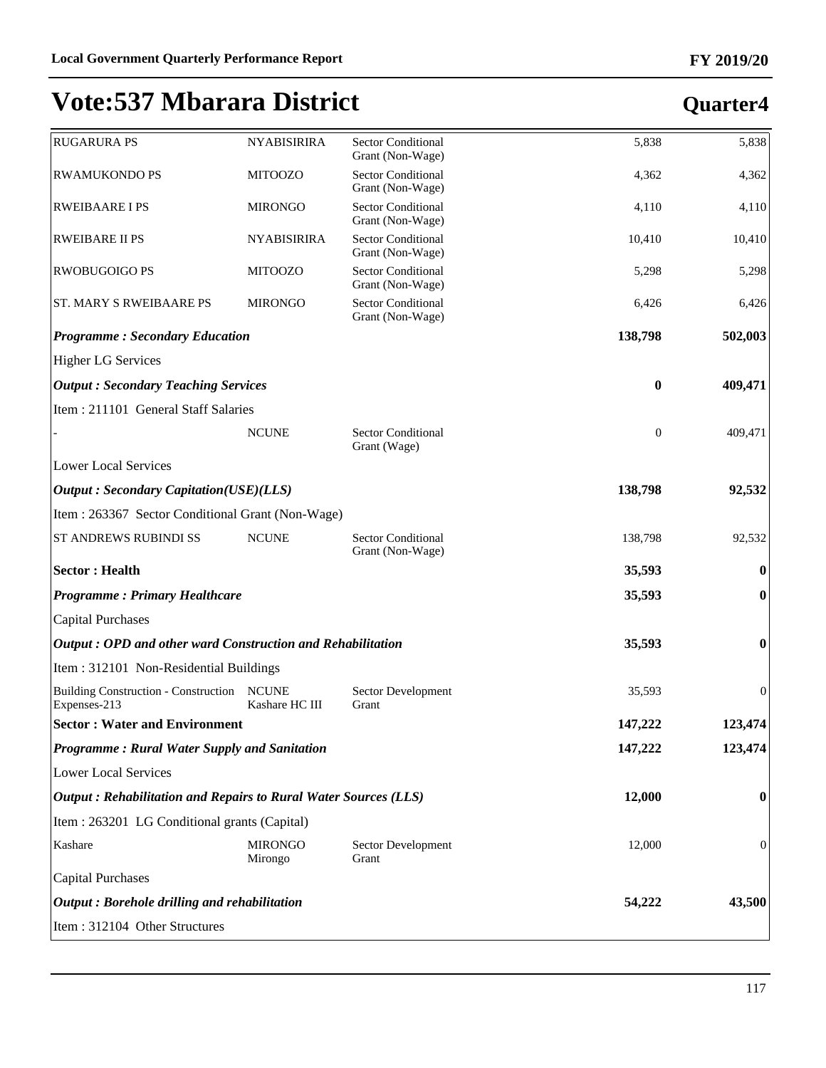# Vote:537 Mbarara District

## Quarter4

| | | | | |
|---|---|---|---|---|
| RUGARURA PS | NYABISIRIRA | Sector Conditional Grant (Non-Wage) | 5,838 | 5,838 |
| RWAMUKONDO PS | MITOOZO | Sector Conditional Grant (Non-Wage) | 4,362 | 4,362 |
| RWEIBAARE I PS | MIRONGO | Sector Conditional Grant (Non-Wage) | 4,110 | 4,110 |
| RWEIBARE II PS | NYABISIRIRA | Sector Conditional Grant (Non-Wage) | 10,410 | 10,410 |
| RWOBUGOIGO PS | MITOOZO | Sector Conditional Grant (Non-Wage) | 5,298 | 5,298 |
| ST. MARY S RWEIBAARE PS | MIRONGO | Sector Conditional Grant (Non-Wage) | 6,426 | 6,426 |
| ***Programme : Secondary Education*** | | | **138,798** | **502,003** |
| Higher LG Services | | | | |
| ***Output : Secondary Teaching Services*** | | | **0** | **409,471** |
| Item : 211101 General Staff Salaries | | | | |
| - | NCUNE | Sector Conditional Grant (Wage) | 0 | 409,471 |
| Lower Local Services | | | | |
| ***Output : Secondary Capitation(USE)(LLS)*** | | | **138,798** | **92,532** |
| Item : 263367 Sector Conditional Grant (Non-Wage) | | | | |
| ST ANDREWS RUBINDI SS | NCUNE | Sector Conditional Grant (Non-Wage) | 138,798 | 92,532 |
| **Sector : Health** | | | **35,593** | **0** |
| ***Programme : Primary Healthcare*** | | | **35,593** | **0** |
| Capital Purchases | | | | |
| ***Output : OPD and other ward Construction and Rehabilitation*** | | | **35,593** | **0** |
| Item : 312101 Non-Residential Buildings | | | | |
| Building Construction - Construction Expenses-213 | NCUNE Kashare HC III | Sector Development Grant | 35,593 | 0 |
| **Sector : Water and Environment** | | | **147,222** | **123,474** |
| ***Programme : Rural Water Supply and Sanitation*** | | | **147,222** | **123,474** |
| Lower Local Services | | | | |
| ***Output : Rehabilitation and Repairs to Rural Water Sources (LLS)*** | | | **12,000** | **0** |
| Item : 263201 LG Conditional grants (Capital) | | | | |
| Kashare | MIRONGO Mirongo | Sector Development Grant | 12,000 | 0 |
| Capital Purchases | | | | |
| ***Output : Borehole drilling and rehabilitation*** | | | **54,222** | **43,500** |
| Item : 312104 Other Structures | | | | |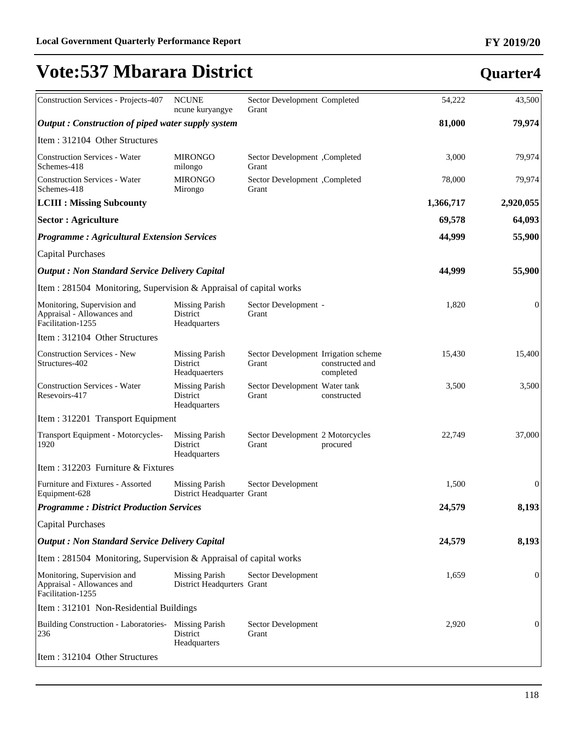# Vote:537 Mbarara District

## Quarter4

| | | | | | |
|---|---|---|---|---|---|
| Construction Services - Projects-407 | NCUNE ncune kuryangye | Sector Development Grant | Completed | 54,222 | 43,500 |
| ***Output : Construction of piped water supply system*** | | | | **81,000** | **79,974** |
| Item : 312104 Other Structures | | | | | |
| Construction Services - Water Schemes-418 | MIRONGO milongo | Sector Development Grant | ,Completed | 3,000 | 79,974 |
| Construction Services - Water Schemes-418 | MIRONGO Mirongo | Sector Development Grant | ,Completed | 78,000 | 79,974 |
| **LCIII : Missing Subcounty** | | | | **1,366,717** | **2,920,055** |
| **Sector : Agriculture** | | | | **69,578** | **64,093** |
| ***Programme : Agricultural Extension Services*** | | | | **44,999** | **55,900** |
| Capital Purchases | | | | | |
| ***Output : Non Standard Service Delivery Capital*** | | | | **44,999** | **55,900** |
| Item : 281504 Monitoring, Supervision & Appraisal of capital works | | | | | |
| Monitoring, Supervision and Appraisal - Allowances and Facilitation-1255 | Missing Parish District Headquarters | Sector Development Grant | - | 1,820 | 0 |
| Item : 312104 Other Structures | | | | | |
| Construction Services - New Structures-402 | Missing Parish District Headquaerters | Sector Development Grant | Irrigation scheme constructed and completed | 15,430 | 15,400 |
| Construction Services - Water Resevoirs-417 | Missing Parish District Headquarters | Sector Development Grant | Water tank constructed | 3,500 | 3,500 |
| Item : 312201 Transport Equipment | | | | | |
| Transport Equipment - Motorcycles-1920 | Missing Parish District Headquarters | Sector Development Grant | 2 Motorcycles procured | 22,749 | 37,000 |
| Item : 312203 Furniture & Fixtures | | | | | |
| Furniture and Fixtures - Assorted Equipment-628 | Missing Parish District Headquarter | Sector Development Grant | | 1,500 | 0 |
| ***Programme : District Production Services*** | | | | **24,579** | **8,193** |
| Capital Purchases | | | | | |
| ***Output : Non Standard Service Delivery Capital*** | | | | **24,579** | **8,193** |
| Item : 281504 Monitoring, Supervision & Appraisal of capital works | | | | | |
| Monitoring, Supervision and Appraisal - Allowances and Facilitation-1255 | Missing Parish District Headqurters | Sector Development Grant | | 1,659 | 0 |
| Item : 312101 Non-Residential Buildings | | | | | |
| Building Construction - Laboratories-236 | Missing Parish District Headquarters | Sector Development Grant | | 2,920 | 0 |
| Item : 312104 Other Structures | | | | | |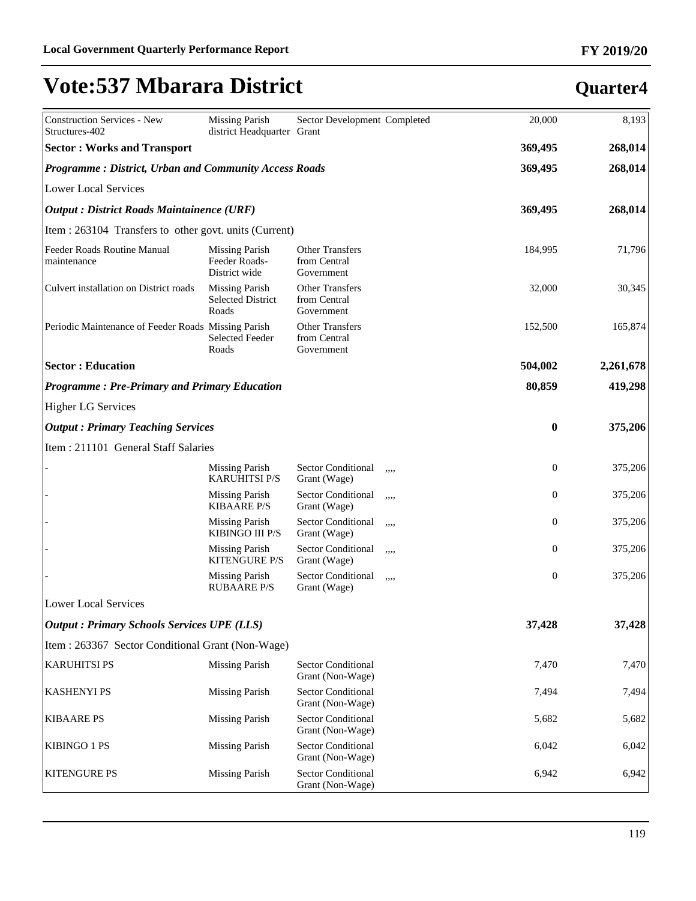# Vote:537 Mbarara District

**Quarter4**

| | | | | | |
|---|---|---|---|---|---|
| Construction Services - New Structures-402 | Missing Parish district Headquarter | Sector Development Grant | Completed | 20,000 | 8,193 |
| **Sector : Works and Transport** | | | | **369,495** | **268,014** |
| ***Programme : District, Urban and Community Access Roads*** | | | | **369,495** | **268,014** |
| Lower Local Services | | | | | |
| ***Output : District Roads Maintainence (URF)*** | | | | **369,495** | **268,014** |
| Item : 263104 Transfers to other govt. units (Current) | | | | | |
| Feeder Roads Routine Manual maintenance | Missing Parish Feeder Roads-District wide | Other Transfers from Central Government | | 184,995 | 71,796 |
| Culvert installation on District roads | Missing Parish Selected District Roads | Other Transfers from Central Government | | 32,000 | 30,345 |
| Periodic Maintenance of Feeder Roads | Missing Parish Selected Feeder Roads | Other Transfers from Central Government | | 152,500 | 165,874 |
| **Sector : Education** | | | | **504,002** | **2,261,678** |
| ***Programme : Pre-Primary and Primary Education*** | | | | **80,859** | **419,298** |
| Higher LG Services | | | | | |
| ***Output : Primary Teaching Services*** | | | | **0** | **375,206** |
| Item : 211101 General Staff Salaries | | | | | |
| - | Missing Parish KARUHITSI P/S | Sector Conditional Grant (Wage) | ,,,, | 0 | 375,206 |
| - | Missing Parish KIBAARE P/S | Sector Conditional Grant (Wage) | ,,,, | 0 | 375,206 |
| - | Missing Parish KIBINGO III P/S | Sector Conditional Grant (Wage) | ,,,, | 0 | 375,206 |
| - | Missing Parish KITENGURE P/S | Sector Conditional Grant (Wage) | ,,,, | 0 | 375,206 |
| - | Missing Parish RUBAARE P/S | Sector Conditional Grant (Wage) | ,,,, | 0 | 375,206 |
| Lower Local Services | | | | | |
| ***Output : Primary Schools Services UPE (LLS)*** | | | | **37,428** | **37,428** |
| Item : 263367 Sector Conditional Grant (Non-Wage) | | | | | |
| KARUHITSI PS | Missing Parish | Sector Conditional Grant (Non-Wage) | | 7,470 | 7,470 |
| KASHENYI PS | Missing Parish | Sector Conditional Grant (Non-Wage) | | 7,494 | 7,494 |
| KIBAARE PS | Missing Parish | Sector Conditional Grant (Non-Wage) | | 5,682 | 5,682 |
| KIBINGO 1 PS | Missing Parish | Sector Conditional Grant (Non-Wage) | | 6,042 | 6,042 |
| KITENGURE PS | Missing Parish | Sector Conditional Grant (Non-Wage) | | 6,942 | 6,942 |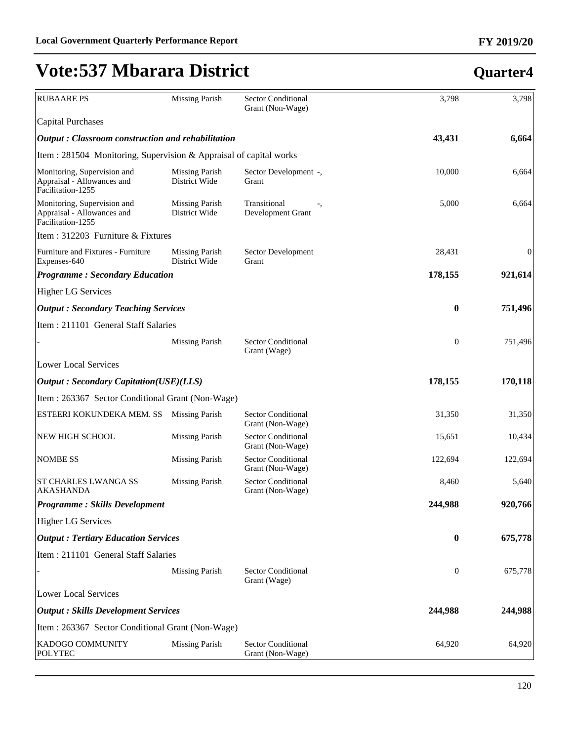# Vote:537 Mbarara District

## Quarter4

| | | | | |
|---|---|---|---|---|
| RUBAARE PS | Missing Parish | Sector Conditional Grant (Non-Wage) | 3,798 | 3,798 |
| Capital Purchases | | | | |
| ***Output : Classroom construction and rehabilitation*** | | | **43,431** | **6,664** |
| Item : 281504 Monitoring, Supervision & Appraisal of capital works | | | | |
| Monitoring, Supervision and Appraisal - Allowances and Facilitation-1255 | Missing Parish District Wide | Sector Development -, Grant | 10,000 | 6,664 |
| Monitoring, Supervision and Appraisal - Allowances and Facilitation-1255 | Missing Parish District Wide | Transitional -, Development Grant | 5,000 | 6,664 |
| Item : 312203 Furniture & Fixtures | | | | |
| Furniture and Fixtures - Furniture Expenses-640 | Missing Parish District Wide | Sector Development Grant | 28,431 | 0 |
| ***Programme : Secondary Education*** | | | **178,155** | **921,614** |
| Higher LG Services | | | | |
| ***Output : Secondary Teaching Services*** | | | **0** | **751,496** |
| Item : 211101 General Staff Salaries | | | | |
| - | Missing Parish | Sector Conditional Grant (Wage) | 0 | 751,496 |
| Lower Local Services | | | | |
| ***Output : Secondary Capitation(USE)(LLS)*** | | | **178,155** | **170,118** |
| Item : 263367 Sector Conditional Grant (Non-Wage) | | | | |
| ESTEERI KOKUNDEKA MEM. SS | Missing Parish | Sector Conditional Grant (Non-Wage) | 31,350 | 31,350 |
| NEW HIGH SCHOOL | Missing Parish | Sector Conditional Grant (Non-Wage) | 15,651 | 10,434 |
| NOMBE SS | Missing Parish | Sector Conditional Grant (Non-Wage) | 122,694 | 122,694 |
| ST CHARLES LWANGA SS AKASHANDA | Missing Parish | Sector Conditional Grant (Non-Wage) | 8,460 | 5,640 |
| ***Programme : Skills Development*** | | | **244,988** | **920,766** |
| Higher LG Services | | | | |
| ***Output : Tertiary Education Services*** | | | **0** | **675,778** |
| Item : 211101 General Staff Salaries | | | | |
| - | Missing Parish | Sector Conditional Grant (Wage) | 0 | 675,778 |
| Lower Local Services | | | | |
| ***Output : Skills Development Services*** | | | **244,988** | **244,988** |
| Item : 263367 Sector Conditional Grant (Non-Wage) | | | | |
| KADOGO COMMUNITY POLYTEC | Missing Parish | Sector Conditional Grant (Non-Wage) | 64,920 | 64,920 |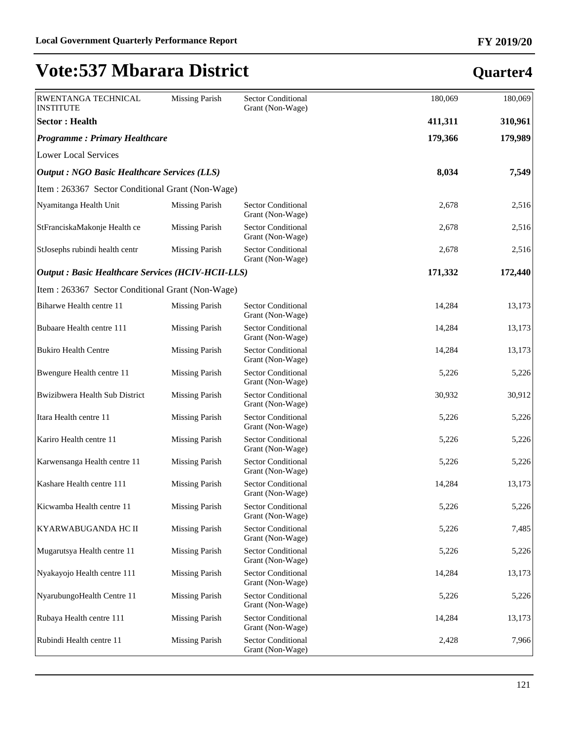# Vote:537 Mbarara District

## Quarter4

| | | | | |
|---|---|---|---|---|
| RWENTANGA TECHNICAL INSTITUTE | Missing Parish | Sector Conditional Grant (Non-Wage) | 180,069 | 180,069 |
| **Sector : Health** | | | **411,311** | **310,961** |
| ***Programme : Primary Healthcare*** | | | **179,366** | **179,989** |
| Lower Local Services | | | | |
| ***Output : NGO Basic Healthcare Services (LLS)*** | | | **8,034** | **7,549** |
| Item : 263367 Sector Conditional Grant (Non-Wage) | | | | |
| Nyamitanga Health Unit | Missing Parish | Sector Conditional Grant (Non-Wage) | 2,678 | 2,516 |
| StFranciskaMakonje Health ce | Missing Parish | Sector Conditional Grant (Non-Wage) | 2,678 | 2,516 |
| StJosephs rubindi health centr | Missing Parish | Sector Conditional Grant (Non-Wage) | 2,678 | 2,516 |
| ***Output : Basic Healthcare Services (HCIV-HCII-LLS)*** | | | **171,332** | **172,440** |
| Item : 263367 Sector Conditional Grant (Non-Wage) | | | | |
| Biharwe Health centre 11 | Missing Parish | Sector Conditional Grant (Non-Wage) | 14,284 | 13,173 |
| Bubaare Health centre 111 | Missing Parish | Sector Conditional Grant (Non-Wage) | 14,284 | 13,173 |
| Bukiro Health Centre | Missing Parish | Sector Conditional Grant (Non-Wage) | 14,284 | 13,173 |
| Bwengure Health centre 11 | Missing Parish | Sector Conditional Grant (Non-Wage) | 5,226 | 5,226 |
| Bwizibwera Health Sub District | Missing Parish | Sector Conditional Grant (Non-Wage) | 30,932 | 30,912 |
| Itara Health centre 11 | Missing Parish | Sector Conditional Grant (Non-Wage) | 5,226 | 5,226 |
| Kariro Health centre 11 | Missing Parish | Sector Conditional Grant (Non-Wage) | 5,226 | 5,226 |
| Karwensanga Health centre 11 | Missing Parish | Sector Conditional Grant (Non-Wage) | 5,226 | 5,226 |
| Kashare Health centre 111 | Missing Parish | Sector Conditional Grant (Non-Wage) | 14,284 | 13,173 |
| Kicwamba Health centre 11 | Missing Parish | Sector Conditional Grant (Non-Wage) | 5,226 | 5,226 |
| KYARWABUGANDA HC II | Missing Parish | Sector Conditional Grant (Non-Wage) | 5,226 | 7,485 |
| Mugarutsya Health centre 11 | Missing Parish | Sector Conditional Grant (Non-Wage) | 5,226 | 5,226 |
| Nyakayojo Health centre 111 | Missing Parish | Sector Conditional Grant (Non-Wage) | 14,284 | 13,173 |
| NyarubungoHealth Centre 11 | Missing Parish | Sector Conditional Grant (Non-Wage) | 5,226 | 5,226 |
| Rubaya Health centre 111 | Missing Parish | Sector Conditional Grant (Non-Wage) | 14,284 | 13,173 |
| Rubindi Health centre 11 | Missing Parish | Sector Conditional Grant (Non-Wage) | 2,428 | 7,966 |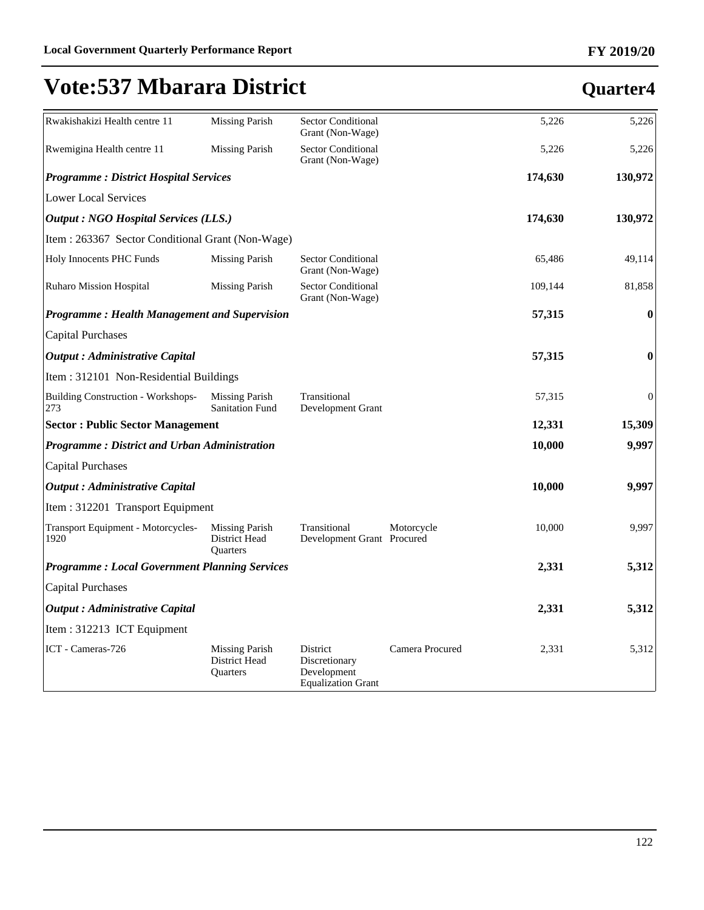# Vote:537 Mbarara District

## Quarter4

| | | | | | |
|---|---|---|---|---|---|
| Rwakishakizi Health centre 11 | Missing Parish | Sector Conditional Grant (Non-Wage) | | 5,226 | 5,226 |
| Rwemigina Health centre 11 | Missing Parish | Sector Conditional Grant (Non-Wage) | | 5,226 | 5,226 |
| ***Programme : District Hospital Services*** | | | | **174,630** | **130,972** |
| Lower Local Services | | | | | |
| ***Output : NGO Hospital Services (LLS.)*** | | | | **174,630** | **130,972** |
| Item : 263367 Sector Conditional Grant (Non-Wage) | | | | | |
| Holy Innocents PHC Funds | Missing Parish | Sector Conditional Grant (Non-Wage) | | 65,486 | 49,114 |
| Ruharo Mission Hospital | Missing Parish | Sector Conditional Grant (Non-Wage) | | 109,144 | 81,858 |
| ***Programme : Health Management and Supervision*** | | | | **57,315** | **0** |
| Capital Purchases | | | | | |
| ***Output : Administrative Capital*** | | | | **57,315** | **0** |
| Item : 312101 Non-Residential Buildings | | | | | |
| Building Construction - Workshops-273 | Missing Parish Sanitation Fund | Transitional Development Grant | | 57,315 | 0 |
| **Sector : Public Sector Management** | | | | **12,331** | **15,309** |
| ***Programme : District and Urban Administration*** | | | | **10,000** | **9,997** |
| Capital Purchases | | | | | |
| ***Output : Administrative Capital*** | | | | **10,000** | **9,997** |
| Item : 312201 Transport Equipment | | | | | |
| Transport Equipment - Motorcycles-1920 | Missing Parish District Head Quarters | Transitional Development Grant | Motorcycle Procured | 10,000 | 9,997 |
| ***Programme : Local Government Planning Services*** | | | | **2,331** | **5,312** |
| Capital Purchases | | | | | |
| ***Output : Administrative Capital*** | | | | **2,331** | **5,312** |
| Item : 312213 ICT Equipment | | | | | |
| ICT - Cameras-726 | Missing Parish District Head Quarters | District Discretionary Development Equalization Grant | Camera Procured | 2,331 | 5,312 |